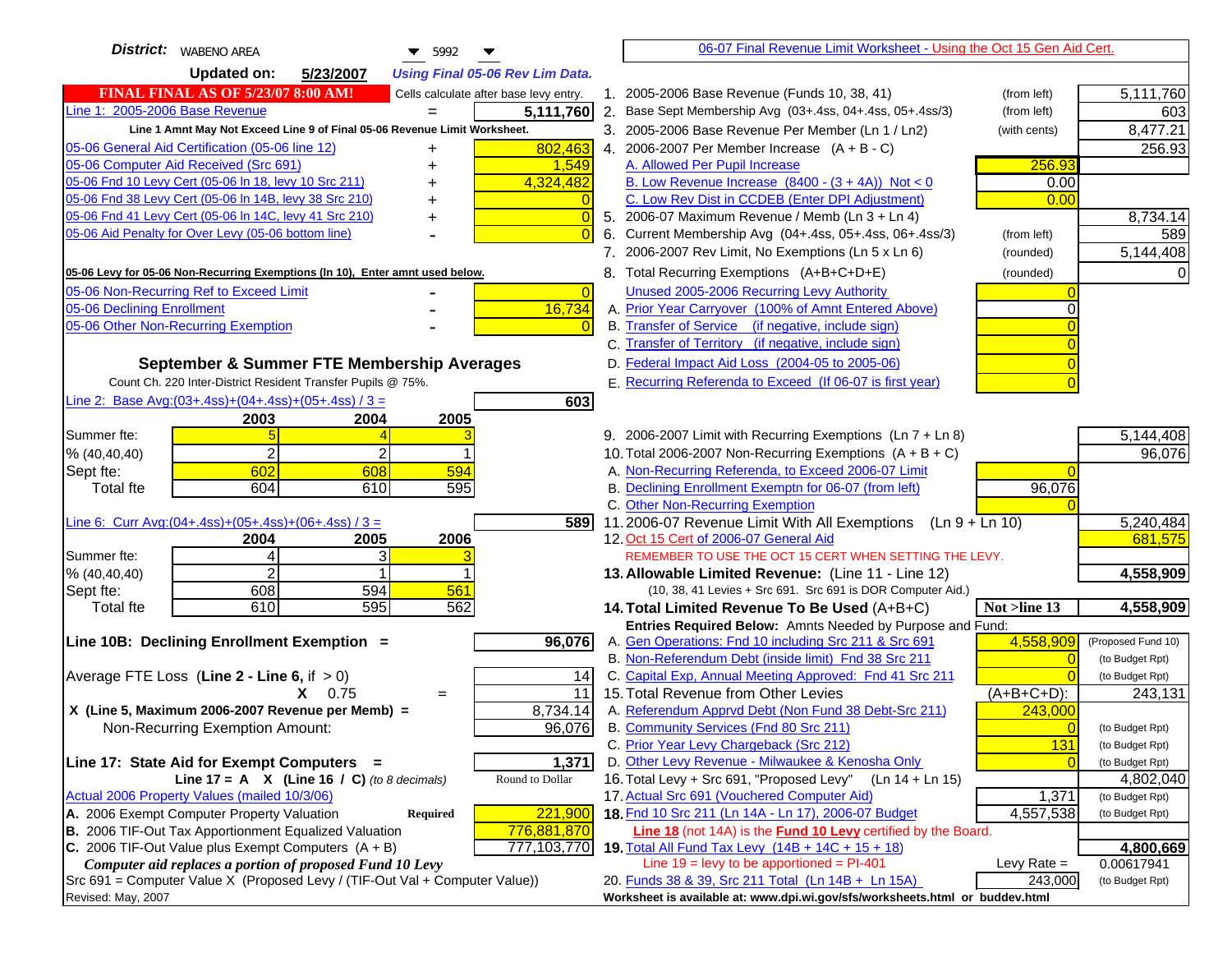**District:** WABENO AREA 5992

**Updated on:** 5/23/2007 *Using Final 05-06 Rev Lim Data.*

06-07 Final Revenue Limit Worksheet - Using the Oct 15 Gen Aid Cert.

**FINAL FINAL AS OF 5/23/07 8:00 AM!** Cells calculate after base levy entry.

| | | |
|---|---|---|
| Line 1: 2005-2006 Base Revenue | = | 5,111,760 |

Line 1 Amnt May Not Exceed Line 9 of Final 05-06 Revenue Limit Worksheet.

| | | |
|---|---|---|
| 05-06 General Aid Certification (05-06 line 12) | + | 802,463 |
| 05-06 Computer Aid Received (Src 691) | + | 1,549 |
| 05-06 Fnd 10 Levy Cert (05-06 ln 18, levy 10 Src 211) | + | 4,324,482 |
| 05-06 Fnd 38 Levy Cert (05-06 ln 14B, levy 38 Src 210) | + | 0 |
| 05-06 Fnd 41 Levy Cert (05-06 ln 14C, levy 41 Src 210) | + | 0 |
| 05-06 Aid Penalty for Over Levy (05-06 bottom line) | - | 0 |

**05-06 Levy for 05-06 Non-Recurring Exemptions (ln 10), Enter amnt used below.**

| | | |
|---|---|---|
| 05-06 Non-Recurring Ref to Exceed Limit | - | 0 |
| 05-06 Declining Enrollment | - | 16,734 |
| 05-06 Other Non-Recurring Exemption | - | 0 |

## September & Summer FTE Membership Averages

Count Ch. 220 Inter-District Resident Transfer Pupils @ 75%.

Line 2: Base Avg:(03+.4ss)+(04+.4ss)+(05+.4ss) / 3 = **603**

| | 2003 | 2004 | 2005 |
|---|---|---|---|
| Summer fte: | 5 | 4 | 3 |
| % (40,40,40) | 2 | 2 | 1 |
| Sept fte: | 602 | 608 | 594 |
| Total fte | 604 | 610 | 595 |

Line 6: Curr Avg:(04+.4ss)+(05+.4ss)+(06+.4ss) / 3 = **589**

| | 2004 | 2005 | 2006 |
|---|---|---|---|
| Summer fte: | 4 | 3 | 3 |
| % (40,40,40) | 2 | 1 | 1 |
| Sept fte: | 608 | 594 | 561 |
| Total fte | 610 | 595 | 562 |

**Line 10B: Declining Enrollment Exemption =** **96,076**

| | | |
|---|---|---|
| Average FTE Loss (**Line 2 - Line 6**, if > 0) | | 14 |
| X 0.75 | = | 11 |
| X (Line 5, Maximum 2006-2007 Revenue per Memb) = | | 8,734.14 |
| Non-Recurring Exemption Amount: | | 96,076 |

**Line 17: State Aid for Exempt Computers =** **1,371**

Line 17 = A X (Line 16 / C) *(to 8 decimals)* Round to Dollar

Actual 2006 Property Values (mailed 10/3/06)

| | | |
|---|---|---|
| A. 2006 Exempt Computer Property Valuation | **Required** | 221,900 |
| B. 2006 TIF-Out Tax Apportionment Equalized Valuation | | 776,881,870 |
| C. 2006 TIF-Out Value plus Exempt Computers (A + B) | | 777,103,770 |

***Computer aid replaces a portion of proposed Fund 10 Levy***

Src 691 = Computer Value X (Proposed Levy / (TIF-Out Val + Computer Value))

Revised: May, 2007

| | | | |
|---|---|---|---|
| 1. 2005-2006 Base Revenue (Funds 10, 38, 41) | (from left) | | 5,111,760 |
| 2. Base Sept Membership Avg (03+.4ss, 04+.4ss, 05+.4ss/3) | (from left) | | 603 |
| 3. 2005-2006 Base Revenue Per Member (Ln 1 / Ln2) | (with cents) | | 8,477.21 |
| 4. 2006-2007 Per Member Increase (A + B - C) | | | 256.93 |
| A. Allowed Per Pupil Increase | | 256.93 | |
| B. Low Revenue Increase (8400 - (3 + 4A)) Not < 0 | | 0.00 | |
| C. Low Rev Dist in CCDEB (Enter DPI Adjustment) | | 0.00 | |
| 5. 2006-07 Maximum Revenue / Memb (Ln 3 + Ln 4) | | | 8,734.14 |
| 6. Current Membership Avg (04+.4ss, 05+.4ss, 06+.4ss/3) | (from left) | | 589 |
| 7. 2006-2007 Rev Limit, No Exemptions (Ln 5 x Ln 6) | (rounded) | | 5,144,408 |
| 8. Total Recurring Exemptions (A+B+C+D+E) | (rounded) | | 0 |
| Unused 2005-2006 Recurring Levy Authority | | 0 | |
| A. Prior Year Carryover (100% of Amnt Entered Above) | | 0 | |
| B. Transfer of Service (if negative, include sign) | | 0 | |
| C. Transfer of Territory (if negative, include sign) | | 0 | |
| D. Federal Impact Aid Loss (2004-05 to 2005-06) | | 0 | |
| E. Recurring Referenda to Exceed (If 06-07 is first year) | | 0 | |
| 9. 2006-2007 Limit with Recurring Exemptions (Ln 7 + Ln 8) | | | 5,144,408 |
| 10. Total 2006-2007 Non-Recurring Exemptions (A + B + C) | | | 96,076 |
| A. Non-Recurring Referenda, to Exceed 2006-07 Limit | | 0 | |
| B. Declining Enrollment Exemptn for 06-07 (from left) | | 96,076 | |
| C. Other Non-Recurring Exemption | | 0 | |
| 11. 2006-07 Revenue Limit With All Exemptions (Ln 9 + Ln 10) | | | 5,240,484 |
| 12. Oct 15 Cert of 2006-07 General Aid | | | 681,575 |
| REMEMBER TO USE THE OCT 15 CERT WHEN SETTING THE LEVY. | | | |
| **13. Allowable Limited Revenue:** (Line 11 - Line 12) | | | **4,558,909** |
| (10, 38, 41 Levies + Src 691. Src 691 is DOR Computer Aid.) | | | |
| **14. Total Limited Revenue To Be Used** (A+B+C) | | Not >line 13 | **4,558,909** |
| Entries Required Below: Amnts Needed by Purpose and Fund: | | | |
| A. Gen Operations: Fnd 10 including Src 211 & Src 691 | | 4,558,909 | (Proposed Fund 10) |
| B. Non-Referendum Debt (inside limit) Fnd 38 Src 211 | | 0 | (to Budget Rpt) |
| C. Capital Exp, Annual Meeting Approved: Fnd 41 Src 211 | | 0 | (to Budget Rpt) |
| 15. Total Revenue from Other Levies | | (A+B+C+D): | 243,131 |
| A. Referendum Apprvd Debt (Non Fund 38 Debt-Src 211) | | 243,000 | |
| B. Community Services (Fnd 80 Src 211) | | 0 | (to Budget Rpt) |
| C. Prior Year Levy Chargeback (Src 212) | | 131 | (to Budget Rpt) |
| D. Other Levy Revenue - Milwaukee & Kenosha Only | | 0 | (to Budget Rpt) |
| 16. Total Levy + Src 691, "Proposed Levy" (Ln 14 + Ln 15) | | | 4,802,040 |
| 17. Actual Src 691 (Vouchered Computer Aid) | | 1,371 | (to Budget Rpt) |
| **18.** Fnd 10 Src 211 (Ln 14A - Ln 17), 2006-07 Budget | | 4,557,538 | (to Budget Rpt) |
| Line 18 (not 14A) is the Fund 10 Levy certified by the Board. | | | |
| **19.** Total All Fund Tax Levy (14B + 14C + 15 + 18) | | | **4,800,669** |
| Line 19 = levy to be apportioned = PI-401 | | Levy Rate = | 0.00617941 |
| 20. Funds 38 & 39, Src 211 Total (Ln 14B + Ln 15A) | | 243,000 | (to Budget Rpt) |

Worksheet is available at: www.dpi.wi.gov/sfs/worksheets.html or buddev.html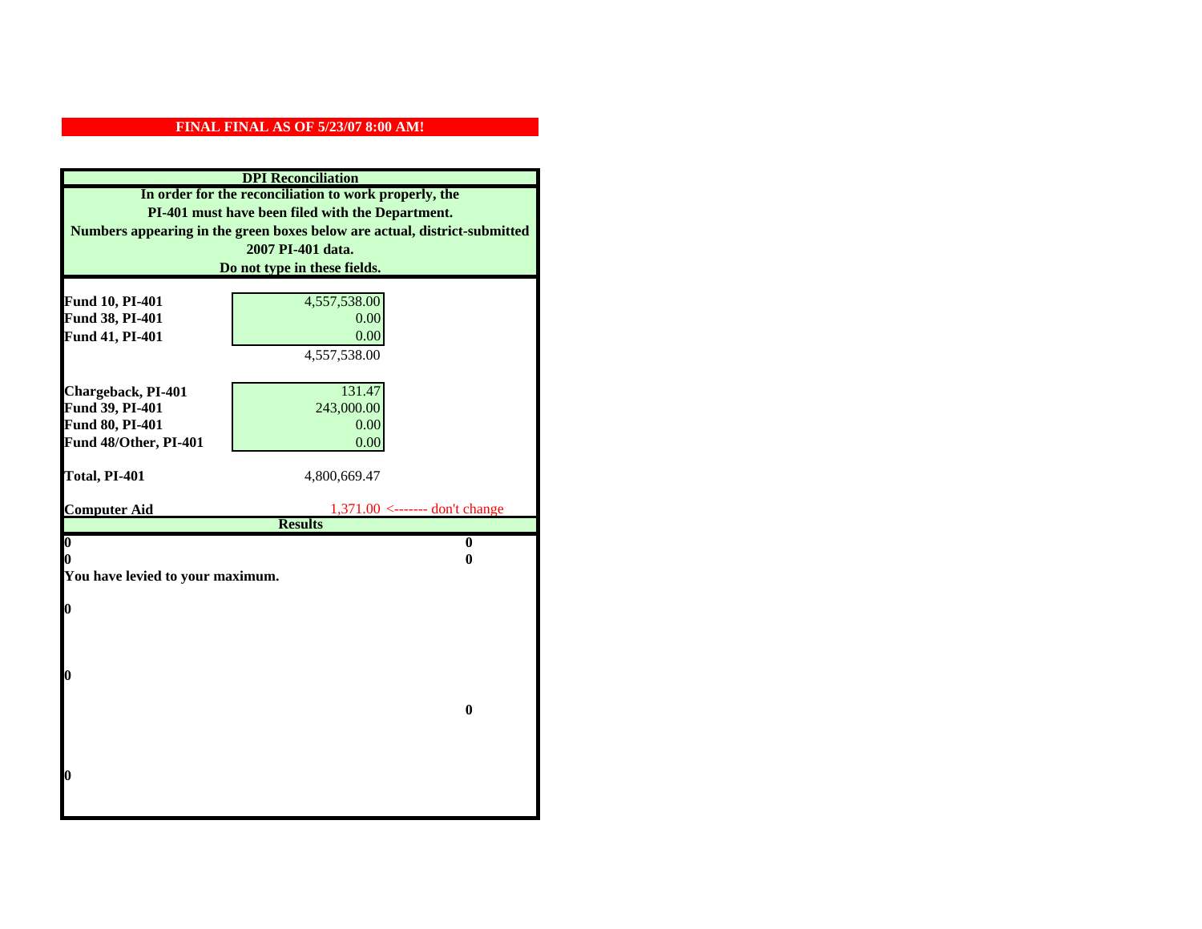**FINAL FINAL AS OF 5/23/07 8:00 AM!**

## DPI Reconciliation

**In order for the reconciliation to work properly, the PI-401 must have been filed with the Department. Numbers appearing in the green boxes below are actual, district-submitted 2007 PI-401 data. Do not type in these fields.**

| | | |
|---|---|---|
| **Fund 10, PI-401** | 4,557,538.00 | |
| **Fund 38, PI-401** | 0.00 | |
| **Fund 41, PI-401** | 0.00 | |
| | 4,557,538.00 | |
| **Chargeback, PI-401** | 131.47 | |
| **Fund 39, PI-401** | 243,000.00 | |
| **Fund 80, PI-401** | 0.00 | |
| **Fund 48/Other, PI-401** | 0.00 | |
| **Total, PI-401** | 4,800,669.47 | |
| **Computer Aid** | 1,371.00 | <------- don't change |

**Results**

| | |
|---|---|
| **0** | **0** |
| **0** | **0** |

**You have levied to your maximum.**

**0**

**0**

**0**

**0**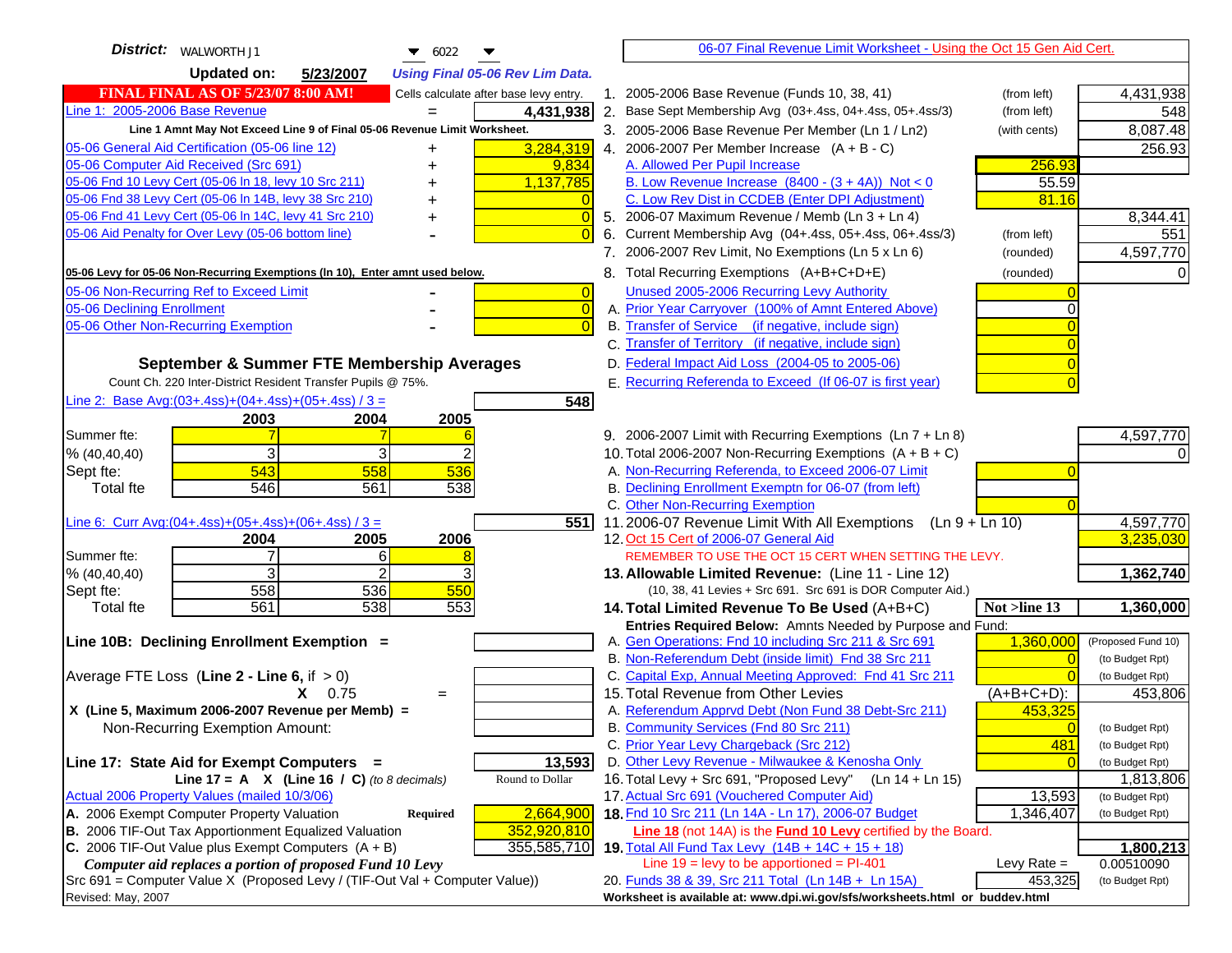**District:** WALWORTH J1 — 6022

**Updated on:** 5/23/2007 — *Using Final 05-06 Rev Lim Data.*

**FINAL FINAL AS OF 5/23/07 8:00 AM!** — Cells calculate after base levy entry.

| | | |
|---|---|---|
| Line 1: 2005-2006 Base Revenue | = | 4,431,938 |

Line 1 Amnt May Not Exceed Line 9 of Final 05-06 Revenue Limit Worksheet.

| | | |
|---|---|---|
| 05-06 General Aid Certification (05-06 line 12) | + | 3,284,319 |
| 05-06 Computer Aid Received (Src 691) | + | 9,834 |
| 05-06 Fnd 10 Levy Cert (05-06 ln 18, levy 10 Src 211) | + | 1,137,785 |
| 05-06 Fnd 38 Levy Cert (05-06 ln 14B, levy 38 Src 210) | + | 0 |
| 05-06 Fnd 41 Levy Cert (05-06 ln 14C, levy 41 Src 210) | + | 0 |
| 05-06 Aid Penalty for Over Levy (05-06 bottom line) | - | 0 |

05-06 Levy for 05-06 Non-Recurring Exemptions (ln 10), Enter amnt used below.

| | | |
|---|---|---|
| 05-06 Non-Recurring Ref to Exceed Limit | - | 0 |
| 05-06 Declining Enrollment | - | 0 |
| 05-06 Other Non-Recurring Exemption | - | 0 |

## September & Summer FTE Membership Averages

Count Ch. 220 Inter-District Resident Transfer Pupils @ 75%.

Line 2: Base Avg:(03+.4ss)+(04+.4ss)+(05+.4ss) / 3 = **548**

| | 2003 | 2004 | 2005 |
|---|---|---|---|
| Summer fte: | 7 | 7 | 6 |
| % (40,40,40) | 3 | 3 | 2 |
| Sept fte: | 543 | 558 | 536 |
| Total fte | 546 | 561 | 538 |

Line 6: Curr Avg:(04+.4ss)+(05+.4ss)+(06+.4ss) / 3 = **551**

| | 2004 | 2005 | 2006 |
|---|---|---|---|
| Summer fte: | 7 | 6 | 8 |
| % (40,40,40) | 3 | 2 | 3 |
| Sept fte: | 558 | 536 | 550 |
| Total fte | 561 | 538 | 553 |

**Line 10B: Declining Enrollment Exemption =**

Average FTE Loss (**Line 2 - Line 6**, if > 0) =
X 0.75 =
X (Line 5, Maximum 2006-2007 Revenue per Memb) =
Non-Recurring Exemption Amount:

**Line 17: State Aid for Exempt Computers =** **13,593**
Line 17 = A X (Line 16 / C) *(to 8 decimals)* — Round to Dollar

Actual 2006 Property Values (mailed 10/3/06)

| | | |
|---|---|---|
| A. 2006 Exempt Computer Property Valuation | Required | 2,664,900 |
| B. 2006 TIF-Out Tax Apportionment Equalized Valuation | | 352,920,810 |
| C. 2006 TIF-Out Value plus Exempt Computers (A + B) | | 355,585,710 |

*Computer aid replaces a portion of proposed Fund 10 Levy*
Src 691 = Computer Value X (Proposed Levy / (TIF-Out Val + Computer Value))

Revised: May, 2007

## 06-07 Final Revenue Limit Worksheet - Using the Oct 15 Gen Aid Cert.

| | | | |
|---|---|---|---|
| 1. 2005-2006 Base Revenue (Funds 10, 38, 41) | (from left) | | 4,431,938 |
| 2. Base Sept Membership Avg (03+.4ss, 04+.4ss, 05+.4ss/3) | (from left) | | 548 |
| 3. 2005-2006 Base Revenue Per Member (Ln 1 / Ln2) | (with cents) | | 8,087.48 |
| 4. 2006-2007 Per Member Increase (A + B - C) | | | 256.93 |
| A. Allowed Per Pupil Increase | | 256.93 | |
| B. Low Revenue Increase (8400 - (3 + 4A)) Not < 0 | | 55.59 | |
| C. Low Rev Dist in CCDEB (Enter DPI Adjustment) | | 81.16 | |
| 5. 2006-07 Maximum Revenue / Memb (Ln 3 + Ln 4) | | | 8,344.41 |
| 6. Current Membership Avg (04+.4ss, 05+.4ss, 06+.4ss/3) | (from left) | | 551 |
| 7. 2006-2007 Rev Limit, No Exemptions (Ln 5 x Ln 6) | (rounded) | | 4,597,770 |
| 8. Total Recurring Exemptions (A+B+C+D+E) | (rounded) | | 0 |
| Unused 2005-2006 Recurring Levy Authority | | 0 | |
| A. Prior Year Carryover (100% of Amnt Entered Above) | | 0 | |
| B. Transfer of Service (if negative, include sign) | | 0 | |
| C. Transfer of Territory (if negative, include sign) | | 0 | |
| D. Federal Impact Aid Loss (2004-05 to 2005-06) | | 0 | |
| E. Recurring Referenda to Exceed (If 06-07 is first year) | | 0 | |
| 9. 2006-2007 Limit with Recurring Exemptions (Ln 7 + Ln 8) | | | 4,597,770 |
| 10. Total 2006-2007 Non-Recurring Exemptions (A + B + C) | | | 0 |
| A. Non-Recurring Referenda, to Exceed 2006-07 Limit | | 0 | |
| B. Declining Enrollment Exemptn for 06-07 (from left) | | | |
| C. Other Non-Recurring Exemption | | 0 | |
| 11. 2006-07 Revenue Limit With All Exemptions (Ln 9 + Ln 10) | | | 4,597,770 |
| 12. Oct 15 Cert of 2006-07 General Aid | | | 3,235,030 |
| REMEMBER TO USE THE OCT 15 CERT WHEN SETTING THE LEVY. | | | |
| **13. Allowable Limited Revenue:** (Line 11 - Line 12) (10, 38, 41 Levies + Src 691. Src 691 is DOR Computer Aid.) | | | **1,362,740** |
| **14. Total Limited Revenue To Be Used** (A+B+C) | | Not >line 13 | **1,360,000** |
| Entries Required Below: Amnts Needed by Purpose and Fund: | | | |
| A. Gen Operations: Fnd 10 including Src 211 & Src 691 | | 1,360,000 | (Proposed Fund 10) |
| B. Non-Referendum Debt (inside limit) Fnd 38 Src 211 | | 0 | (to Budget Rpt) |
| C. Capital Exp, Annual Meeting Approved: Fnd 41 Src 211 | | 0 | (to Budget Rpt) |
| 15. Total Revenue from Other Levies | | (A+B+C+D): | 453,806 |
| A. Referendum Apprvd Debt (Non Fund 38 Debt-Src 211) | | 453,325 | |
| B. Community Services (Fnd 80 Src 211) | | 0 | (to Budget Rpt) |
| C. Prior Year Levy Chargeback (Src 212) | | 481 | (to Budget Rpt) |
| D. Other Levy Revenue - Milwaukee & Kenosha Only | | 0 | (to Budget Rpt) |
| 16. Total Levy + Src 691, "Proposed Levy" (Ln 14 + Ln 15) | | | 1,813,806 |
| 17. Actual Src 691 (Vouchered Computer Aid) | | 13,593 | (to Budget Rpt) |
| **18.** Fnd 10 Src 211 (Ln 14A - Ln 17), 2006-07 Budget | | 1,346,407 | (to Budget Rpt) |
| **Line 18** (not 14A) is the **Fund 10 Levy** certified by the Board. | | | |
| **19.** Total All Fund Tax Levy (14B + 14C + 15 + 18) | | | **1,800,213** |
| Line 19 = levy to be apportioned = PI-401 | | Levy Rate = | 0.00510090 |
| 20. Funds 38 & 39, Src 211 Total (Ln 14B + Ln 15A) | | 453,325 | (to Budget Rpt) |

Worksheet is available at: www.dpi.wi.gov/sfs/worksheets.html or buddev.html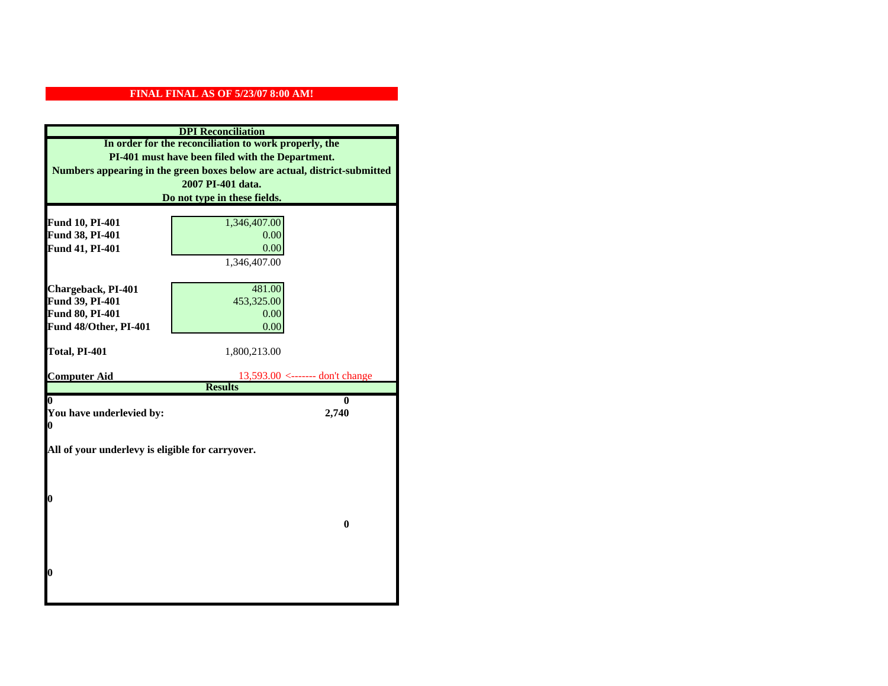**FINAL FINAL AS OF 5/23/07 8:00 AM!**

**DPI Reconciliation**

**In order for the reconciliation to work properly, the PI-401 must have been filed with the Department. Numbers appearing in the green boxes below are actual, district-submitted 2007 PI-401 data. Do not type in these fields.**

| | |
|---|---|
| **Fund 10, PI-401** | 1,346,407.00 |
| **Fund 38, PI-401** | 0.00 |
| **Fund 41, PI-401** | 0.00 |
| | 1,346,407.00 |
| **Chargeback, PI-401** | 481.00 |
| **Fund 39, PI-401** | 453,325.00 |
| **Fund 80, PI-401** | 0.00 |
| **Fund 48/Other, PI-401** | 0.00 |
| **Total, PI-401** | 1,800,213.00 |
| **Computer Aid** | 13,593.00 <------- don't change |

**Results**

| | |
|---|---|
| **0** | **0** |
| **You have underlevied by:** | **2,740** |
| **0** | |

**All of your underlevy is eligible for carryover.**

**0**

**0**

**0**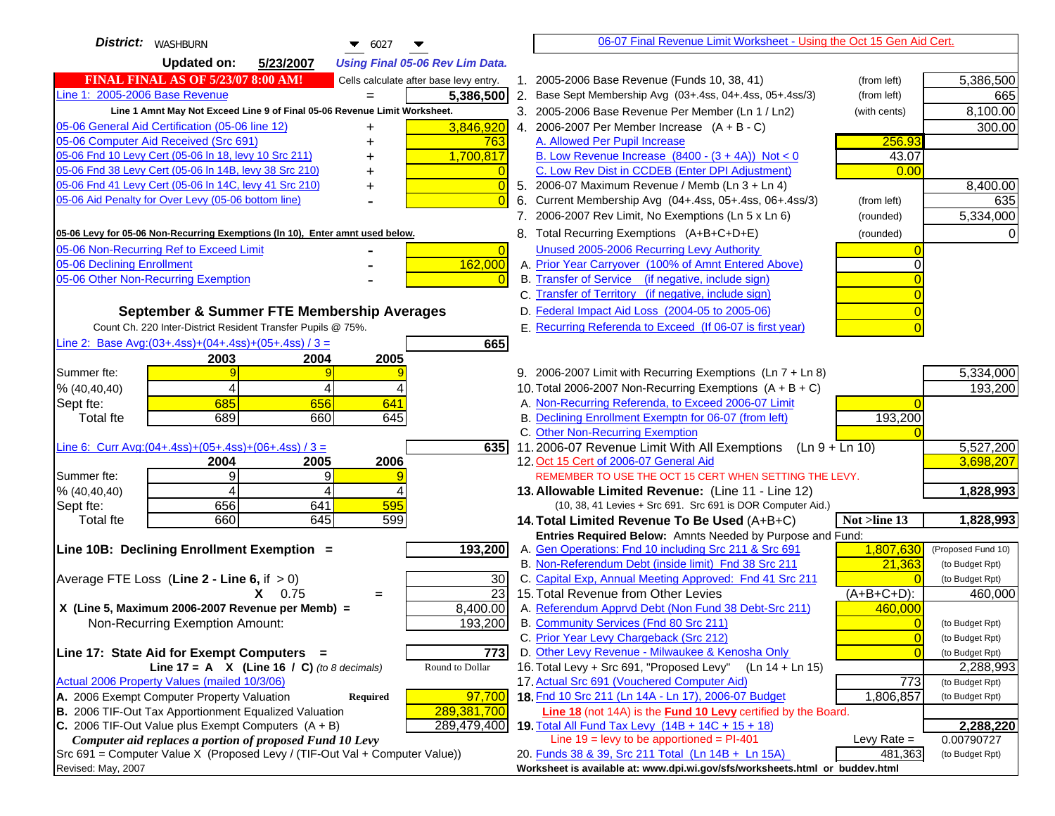**District:** WASHBURN 6027

**Updated on:** 5/23/2007 *Using Final 05-06 Rev Lim Data.*

**FINAL FINAL AS OF 5/23/07 8:00 AM!** Cells calculate after base levy entry.

| | | |
|---|---|---|
| Line 1: 2005-2006 Base Revenue | = | 5,386,500 |
| Line 1 Amnt May Not Exceed Line 9 of Final 05-06 Revenue Limit Worksheet. | | |
| 05-06 General Aid Certification (05-06 line 12) | + | 3,846,920 |
| 05-06 Computer Aid Received (Src 691) | + | 763 |
| 05-06 Fnd 10 Levy Cert (05-06 ln 18, levy 10 Src 211) | + | 1,700,817 |
| 05-06 Fnd 38 Levy Cert (05-06 ln 14B, levy 38 Src 210) | + | 0 |
| 05-06 Fnd 41 Levy Cert (05-06 ln 14C, levy 41 Src 210) | + | 0 |
| 05-06 Aid Penalty for Over Levy (05-06 bottom line) | - | 0 |
| **05-06 Levy for 05-06 Non-Recurring Exemptions (ln 10), Enter amnt used below.** | | |
| 05-06 Non-Recurring Ref to Exceed Limit | - | 0 |
| 05-06 Declining Enrollment | - | 162,000 |
| 05-06 Other Non-Recurring Exemption | - | 0 |

**September & Summer FTE Membership Averages**

Count Ch. 220 Inter-District Resident Transfer Pupils @ 75%.

Line 2: Base Avg:(03+.4ss)+(04+.4ss)+(05+.4ss) / 3 = **665**

| | 2003 | 2004 | 2005 |
|---|---|---|---|
| Summer fte: | 9 | 9 | 9 |
| % (40,40,40) | 4 | 4 | 4 |
| Sept fte: | 685 | 656 | 641 |
| Total fte | 689 | 660 | 645 |

Line 6: Curr Avg:(04+.4ss)+(05+.4ss)+(06+.4ss) / 3 = **635**

| | 2004 | 2005 | 2006 |
|---|---|---|---|
| Summer fte: | 9 | 9 | 9 |
| % (40,40,40) | 4 | 4 | 4 |
| Sept fte: | 656 | 641 | 595 |
| Total fte | 660 | 645 | 599 |

**Line 10B: Declining Enrollment Exemption =** **193,200**

| | | |
|---|---|---|
| Average FTE Loss (**Line 2 - Line 6**, if > 0) | | 30 |
| X 0.75 | = | 23 |
| X (Line 5, Maximum 2006-2007 Revenue per Memb) = | | 8,400.00 |
| Non-Recurring Exemption Amount: | | 193,200 |

**Line 17: State Aid for Exempt Computers =** **773**

**Line 17 = A X (Line 16 / C)** *(to 8 decimals)* Round to Dollar

| | | |
|---|---|---|
| Actual 2006 Property Values (mailed 10/3/06) | | |
| A. 2006 Exempt Computer Property Valuation | **Required** | 97,700 |
| B. 2006 TIF-Out Tax Apportionment Equalized Valuation | | 289,381,700 |
| C. 2006 TIF-Out Value plus Exempt Computers (A + B) | | 289,479,400 |

*Computer aid replaces a portion of proposed Fund 10 Levy*

Src 691 = Computer Value X (Proposed Levy / (TIF-Out Val + Computer Value))

Revised: May, 2007

## 06-07 Final Revenue Limit Worksheet - Using the Oct 15 Gen Aid Cert.

| | | | |
|---|---|---|---|
| 1. 2005-2006 Base Revenue (Funds 10, 38, 41) | (from left) | | 5,386,500 |
| 2. Base Sept Membership Avg (03+.4ss, 04+.4ss, 05+.4ss/3) | (from left) | | 665 |
| 3. 2005-2006 Base Revenue Per Member (Ln 1 / Ln2) | (with cents) | | 8,100.00 |
| 4. 2006-2007 Per Member Increase (A + B - C) | | | 300.00 |
| A. Allowed Per Pupil Increase | | 256.93 | |
| B. Low Revenue Increase (8400 - (3 + 4A)) Not < 0 | | 43.07 | |
| C. Low Rev Dist in CCDEB (Enter DPI Adjustment) | | 0.00 | |
| 5. 2006-07 Maximum Revenue / Memb (Ln 3 + Ln 4) | | | 8,400.00 |
| 6. Current Membership Avg (04+.4ss, 05+.4ss, 06+.4ss/3) | (from left) | | 635 |
| 7. 2006-2007 Rev Limit, No Exemptions (Ln 5 x Ln 6) | (rounded) | | 5,334,000 |
| 8. Total Recurring Exemptions (A+B+C+D+E) | (rounded) | | 0 |
| Unused 2005-2006 Recurring Levy Authority | | 0 | |
| A. Prior Year Carryover (100% of Amnt Entered Above) | | 0 | |
| B. Transfer of Service (if negative, include sign) | | 0 | |
| C. Transfer of Territory (if negative, include sign) | | 0 | |
| D. Federal Impact Aid Loss (2004-05 to 2005-06) | | 0 | |
| E. Recurring Referenda to Exceed (If 06-07 is first year) | | 0 | |
| 9. 2006-2007 Limit with Recurring Exemptions (Ln 7 + Ln 8) | | | 5,334,000 |
| 10. Total 2006-2007 Non-Recurring Exemptions (A + B + C) | | | 193,200 |
| A. Non-Recurring Referenda, to Exceed 2006-07 Limit | | 0 | |
| B. Declining Enrollment Exemptn for 06-07 (from left) | | 193,200 | |
| C. Other Non-Recurring Exemption | | 0 | |
| 11. 2006-07 Revenue Limit With All Exemptions (Ln 9 + Ln 10) | | | 5,527,200 |
| 12. Oct 15 Cert of 2006-07 General Aid | | | 3,698,207 |
| REMEMBER TO USE THE OCT 15 CERT WHEN SETTING THE LEVY. | | | |
| **13. Allowable Limited Revenue:** (Line 11 - Line 12) | | | **1,828,993** |
| (10, 38, 41 Levies + Src 691. Src 691 is DOR Computer Aid.) | | | |
| **14. Total Limited Revenue To Be Used** (A+B+C) | | **Not >line 13** | **1,828,993** |
| Entries Required Below: Amnts Needed by Purpose and Fund: | | | |
| A. Gen Operations: Fnd 10 including Src 211 & Src 691 | | 1,807,630 | (Proposed Fund 10) |
| B. Non-Referendum Debt (inside limit) Fnd 38 Src 211 | | 21,363 | (to Budget Rpt) |
| C. Capital Exp, Annual Meeting Approved: Fnd 41 Src 211 | | 0 | (to Budget Rpt) |
| 15. Total Revenue from Other Levies | | (A+B+C+D): | 460,000 |
| A. Referendum Apprvd Debt (Non Fund 38 Debt-Src 211) | | 460,000 | |
| B. Community Services (Fnd 80 Src 211) | | 0 | (to Budget Rpt) |
| C. Prior Year Levy Chargeback (Src 212) | | 0 | (to Budget Rpt) |
| D. Other Levy Revenue - Milwaukee & Kenosha Only | | 0 | (to Budget Rpt) |
| 16. Total Levy + Src 691, "Proposed Levy" (Ln 14 + Ln 15) | | | 2,288,993 |
| 17. Actual Src 691 (Vouchered Computer Aid) | | 773 | (to Budget Rpt) |
| **18.** Fnd 10 Src 211 (Ln 14A - Ln 17), 2006-07 Budget | | 1,806,857 | (to Budget Rpt) |
| **Line 18** (not 14A) is the **Fund 10 Levy** certified by the Board. | | | |
| **19.** Total All Fund Tax Levy (14B + 14C + 15 + 18) | | | **2,288,220** |
| Line 19 = levy to be apportioned = PI-401 | | Levy Rate = | 0.00790727 |
| 20. Funds 38 & 39, Src 211 Total (Ln 14B + Ln 15A) | | 481,363 | (to Budget Rpt) |

**Worksheet is available at: www.dpi.wi.gov/sfs/worksheets.html or buddev.html**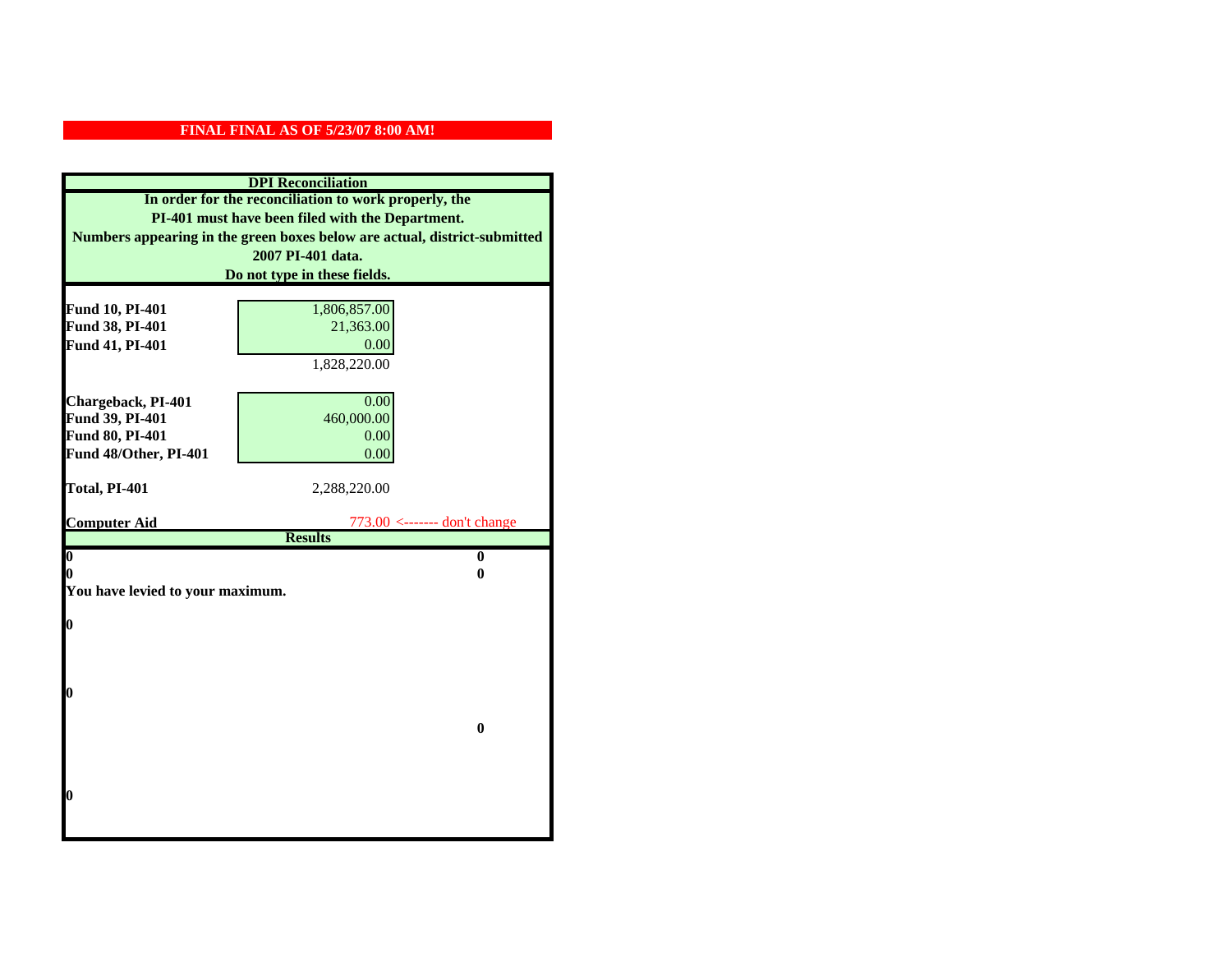**FINAL FINAL AS OF 5/23/07 8:00 AM!**

**DPI Reconciliation**

**In order for the reconciliation to work properly, the PI-401 must have been filed with the Department. Numbers appearing in the green boxes below are actual, district-submitted 2007 PI-401 data. Do not type in these fields.**

| | | |
|---|---|---|
| **Fund 10, PI-401** | 1,806,857.00 | |
| **Fund 38, PI-401** | 21,363.00 | |
| **Fund 41, PI-401** | 0.00 | |
| | 1,828,220.00 | |
| **Chargeback, PI-401** | 0.00 | |
| **Fund 39, PI-401** | 460,000.00 | |
| **Fund 80, PI-401** | 0.00 | |
| **Fund 48/Other, PI-401** | 0.00 | |
| **Total, PI-401** | 2,288,220.00 | |
| **Computer Aid** | 773.00 | <------- don't change |

**Results**

| | |
|---|---|
| **0** | **0** |
| **0** | **0** |

**You have levied to your maximum.**

**0**

**0**

**0**

**0**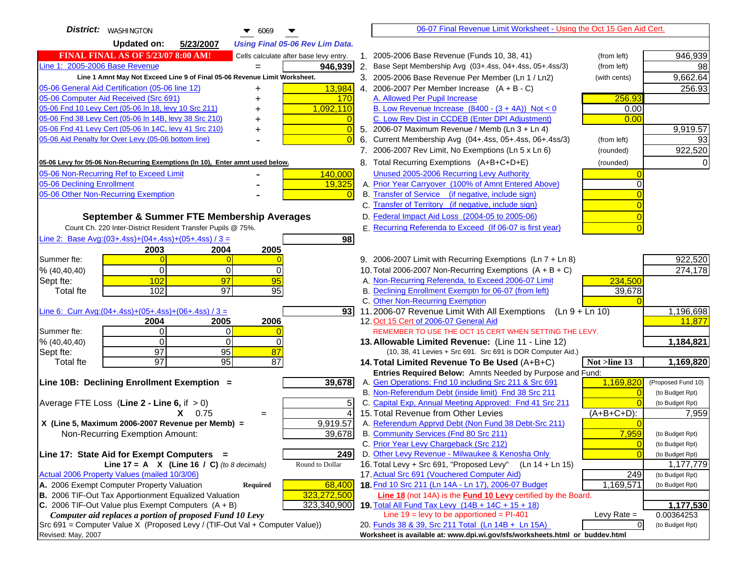**District:** WASHINGTON 6069

**Updated on:** 5/23/2007 *Using Final 05-06 Rev Lim Data.*

**FINAL FINAL AS OF 5/23/07 8:00 AM!** Cells calculate after base levy entry.

| | | |
|---|---|---|
| Line 1: 2005-2006 Base Revenue | = | 946,939 |

**Line 1 Amnt May Not Exceed Line 9 of Final 05-06 Revenue Limit Worksheet.**

| | | |
|---|---|---|
| 05-06 General Aid Certification (05-06 line 12) | + | 13,984 |
| 05-06 Computer Aid Received (Src 691) | + | 170 |
| 05-06 Fnd 10 Levy Cert (05-06 ln 18, levy 10 Src 211) | + | 1,092,110 |
| 05-06 Fnd 38 Levy Cert (05-06 ln 14B, levy 38 Src 210) | + | 0 |
| 05-06 Fnd 41 Levy Cert (05-06 ln 14C, levy 41 Src 210) | + | 0 |
| 05-06 Aid Penalty for Over Levy (05-06 bottom line) | - | 0 |

**05-06 Levy for 05-06 Non-Recurring Exemptions (ln 10), Enter amnt used below.**

| | | |
|---|---|---|
| 05-06 Non-Recurring Ref to Exceed Limit | - | 140,000 |
| 05-06 Declining Enrollment | - | 19,325 |
| 05-06 Other Non-Recurring Exemption | - | 0 |

## September & Summer FTE Membership Averages

Count Ch. 220 Inter-District Resident Transfer Pupils @ 75%.

Line 2: Base Avg:(03+.4ss)+(04+.4ss)+(05+.4ss) / 3 = **98**

| | 2003 | 2004 | 2005 |
|---|---|---|---|
| Summer fte: | 0 | 0 | 0 |
| % (40,40,40) | 0 | 0 | 0 |
| Sept fte: | 102 | 97 | 95 |
| Total fte | 102 | 97 | 95 |

Line 6: Curr Avg:(04+.4ss)+(05+.4ss)+(06+.4ss) / 3 = **93**

| | 2004 | 2005 | 2006 |
|---|---|---|---|
| Summer fte: | 0 | 0 | 0 |
| % (40,40,40) | 0 | 0 | 0 |
| Sept fte: | 97 | 95 | 87 |
| Total fte | 97 | 95 | 87 |

**Line 10B: Declining Enrollment Exemption =** **39,678**

| | | |
|---|---|---|
| Average FTE Loss (**Line 2 - Line 6**, if > 0) | | 5 |
| **X** 0.75 | = | 4 |
| **X (Line 5, Maximum 2006-2007 Revenue per Memb) =** | | 9,919.57 |
| Non-Recurring Exemption Amount: | | 39,678 |

**Line 17: State Aid for Exempt Computers =** **249**

**Line 17 = A X (Line 16 / C)** *(to 8 decimals)* Round to Dollar

Actual 2006 Property Values (mailed 10/3/06)

| | | |
|---|---|---|
| A. 2006 Exempt Computer Property Valuation | **Required** | 68,400 |
| B. 2006 TIF-Out Tax Apportionment Equalized Valuation | | 323,272,500 |
| C. 2006 TIF-Out Value plus Exempt Computers (A + B) | | 323,340,900 |

***Computer aid replaces a portion of proposed Fund 10 Levy***

Src 691 = Computer Value X (Proposed Levy / (TIF-Out Val + Computer Value))

Revised: May, 2007

---

**06-07 Final Revenue Limit Worksheet - Using the Oct 15 Gen Aid Cert.**

| | | | |
|---|---|---|---|
| 1. 2005-2006 Base Revenue (Funds 10, 38, 41) | (from left) | | 946,939 |
| 2. Base Sept Membership Avg (03+.4ss, 04+.4ss, 05+.4ss/3) | (from left) | | 98 |
| 3. 2005-2006 Base Revenue Per Member (Ln 1 / Ln2) | (with cents) | | 9,662.64 |
| 4. 2006-2007 Per Member Increase (A + B - C) | | | 256.93 |
| A. Allowed Per Pupil Increase | | 256.93 | |
| B. Low Revenue Increase (8400 - (3 + 4A)) Not < 0 | | 0.00 | |
| C. Low Rev Dist in CCDEB (Enter DPI Adjustment) | | 0.00 | |
| 5. 2006-07 Maximum Revenue / Memb (Ln 3 + Ln 4) | | | 9,919.57 |
| 6. Current Membership Avg (04+.4ss, 05+.4ss, 06+.4ss/3) | (from left) | | 93 |
| 7. 2006-2007 Rev Limit, No Exemptions (Ln 5 x Ln 6) | (rounded) | | 922,520 |
| 8. Total Recurring Exemptions (A+B+C+D+E) | (rounded) | | 0 |
| Unused 2005-2006 Recurring Levy Authority | | 0 | |
| A. Prior Year Carryover (100% of Amnt Entered Above) | | 0 | |
| B. Transfer of Service (if negative, include sign) | | 0 | |
| C. Transfer of Territory (if negative, include sign) | | 0 | |
| D. Federal Impact Aid Loss (2004-05 to 2005-06) | | 0 | |
| E. Recurring Referenda to Exceed (If 06-07 is first year) | | 0 | |
| 9. 2006-2007 Limit with Recurring Exemptions (Ln 7 + Ln 8) | | | 922,520 |
| 10. Total 2006-2007 Non-Recurring Exemptions (A + B + C) | | | 274,178 |
| A. Non-Recurring Referenda, to Exceed 2006-07 Limit | | 234,500 | |
| B. Declining Enrollment Exemptn for 06-07 (from left) | | 39,678 | |
| C. Other Non-Recurring Exemption | | 0 | |
| 11. 2006-07 Revenue Limit With All Exemptions (Ln 9 + Ln 10) | | | 1,196,698 |
| 12. Oct 15 Cert of 2006-07 General Aid | | | 11,877 |

REMEMBER TO USE THE OCT 15 CERT WHEN SETTING THE LEVY.

| | | | |
|---|---|---|---|
| **13. Allowable Limited Revenue:** (Line 11 - Line 12) | | | **1,184,821** |
| (10, 38, 41 Levies + Src 691. Src 691 is DOR Computer Aid.) | | | |
| **14. Total Limited Revenue To Be Used** (A+B+C) | | **Not >line 13** | **1,169,820** |
| **Entries Required Below:** Amnts Needed by Purpose and Fund: | | | |
| A. Gen Operations: Fnd 10 including Src 211 & Src 691 | | 1,169,820 | (Proposed Fund 10) |
| B. Non-Referendum Debt (inside limit) Fnd 38 Src 211 | | 0 | (to Budget Rpt) |
| C. Capital Exp, Annual Meeting Approved: Fnd 41 Src 211 | | 0 | (to Budget Rpt) |
| 15. Total Revenue from Other Levies | | (A+B+C+D): | 7,959 |
| A. Referendum Apprvd Debt (Non Fund 38 Debt-Src 211) | | 0 | |
| B. Community Services (Fnd 80 Src 211) | | 7,959 | (to Budget Rpt) |
| C. Prior Year Levy Chargeback (Src 212) | | 0 | (to Budget Rpt) |
| D. Other Levy Revenue - Milwaukee & Kenosha Only | | 0 | (to Budget Rpt) |
| 16. Total Levy + Src 691, "Proposed Levy" (Ln 14 + Ln 15) | | | 1,177,779 |
| 17. Actual Src 691 (Vouchered Computer Aid) | | 249 | (to Budget Rpt) |
| **18.** Fnd 10 Src 211 (Ln 14A - Ln 17), 2006-07 Budget | | 1,169,571 | (to Budget Rpt) |
| **Line 18** (not 14A) is the **Fund 10 Levy** certified by the Board. | | | |
| **19.** Total All Fund Tax Levy (14B + 14C + 15 + 18) | | | **1,177,530** |
| Line 19 = levy to be apportioned = PI-401 | | Levy Rate = | 0.00364253 |
| 20. Funds 38 & 39, Src 211 Total (Ln 14B + Ln 15A) | | 0 | (to Budget Rpt) |

**Worksheet is available at: www.dpi.wi.gov/sfs/worksheets.html or buddev.html**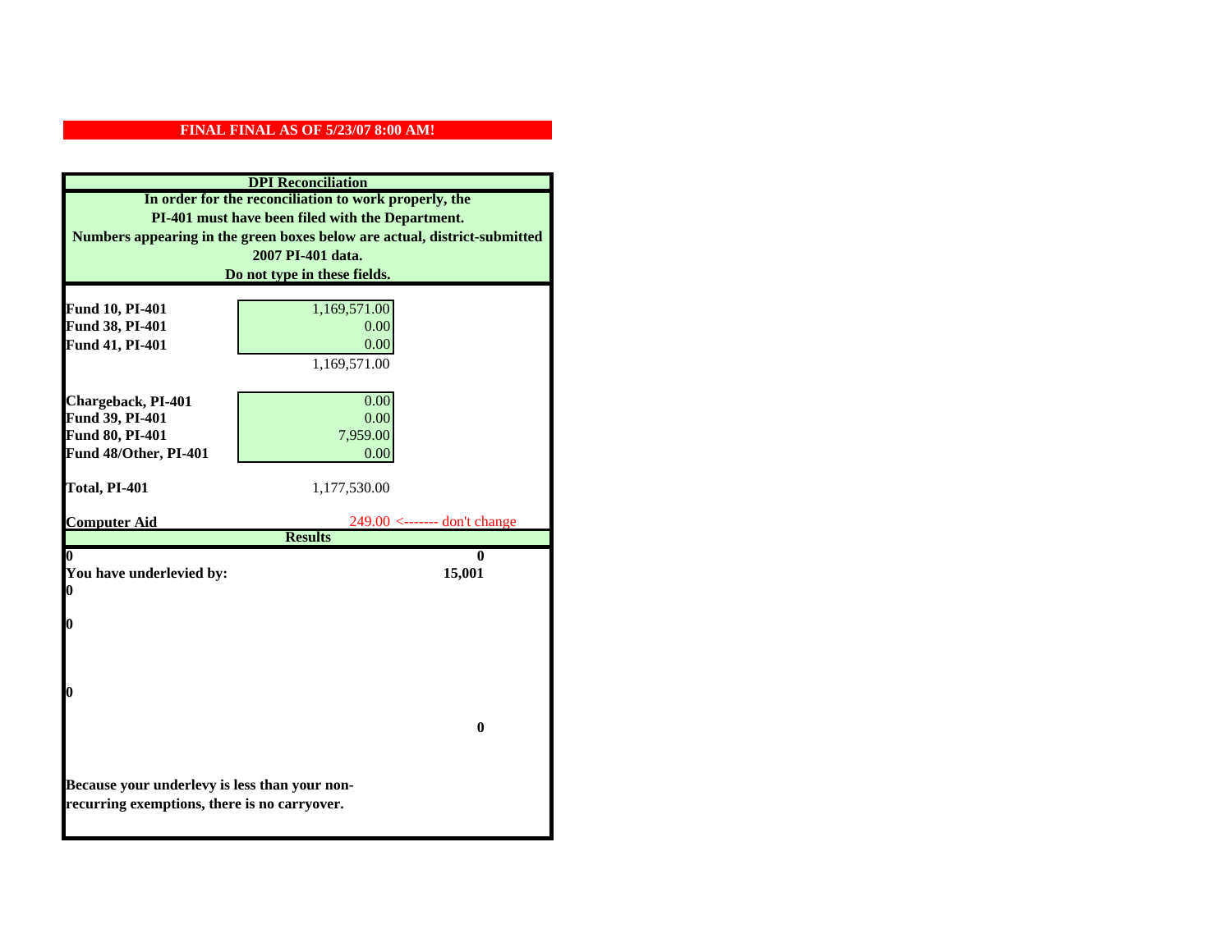**FINAL FINAL AS OF 5/23/07 8:00 AM!**

**DPI Reconciliation**

**In order for the reconciliation to work properly, the PI-401 must have been filed with the Department. Numbers appearing in the green boxes below are actual, district-submitted 2007 PI-401 data. Do not type in these fields.**

| | | |
|---|---|---|
| **Fund 10, PI-401** | 1,169,571.00 | |
| **Fund 38, PI-401** | 0.00 | |
| **Fund 41, PI-401** | 0.00 | |
| | 1,169,571.00 | |
| | | |
| **Chargeback, PI-401** | 0.00 | |
| **Fund 39, PI-401** | 0.00 | |
| **Fund 80, PI-401** | 7,959.00 | |
| **Fund 48/Other, PI-401** | 0.00 | |
| | | |
| **Total, PI-401** | 1,177,530.00 | |
| | | |
| **Computer Aid** | 249.00 | <------- don't change |

**Results**

| | |
|---|---|
| **0** | **0** |
| **You have underlevied by:** | **15,001** |
| **0** | |
| **0** | |
| **0** | |
| | **0** |

**Because your underlevy is less than your non-recurring exemptions, there is no carryover.**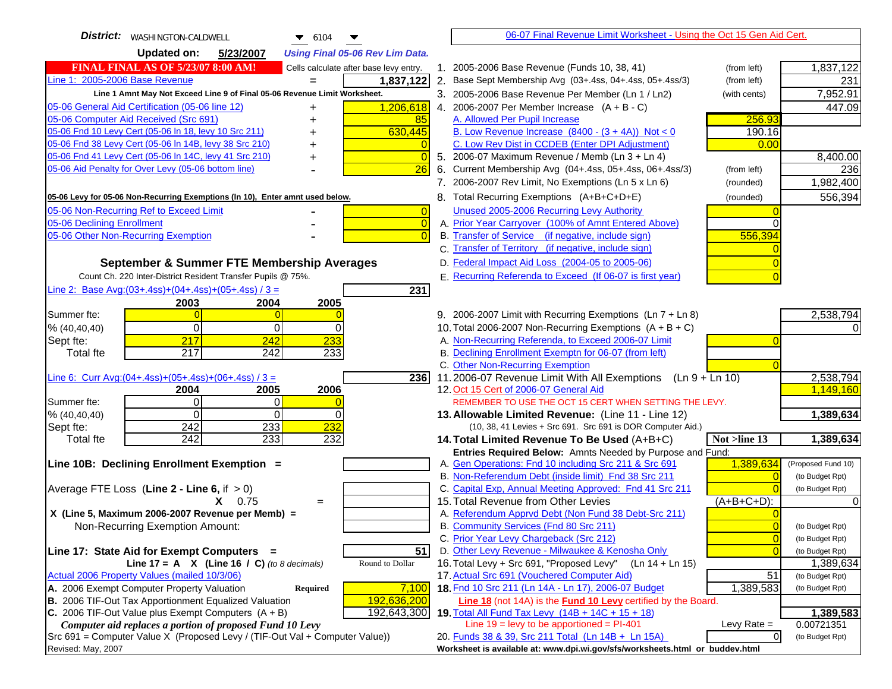**District:** WASHINGTON-CALDWELL 6104

**Updated on:** 5/23/2007 *Using Final 05-06 Rev Lim Data.*

**FINAL FINAL AS OF 5/23/07 8:00 AM!** Cells calculate after base levy entry.

| Line 1: 2005-2006 Base Revenue | = | 1,837,122 |
|---|---|---|
| Line 1 Amnt May Not Exceed Line 9 of Final 05-06 Revenue Limit Worksheet. | | |
| 05-06 General Aid Certification (05-06 line 12) | + | 1,206,618 |
| 05-06 Computer Aid Received (Src 691) | + | 85 |
| 05-06 Fnd 10 Levy Cert (05-06 ln 18, levy 10 Src 211) | + | 630,445 |
| 05-06 Fnd 38 Levy Cert (05-06 ln 14B, levy 38 Src 210) | + | 0 |
| 05-06 Fnd 41 Levy Cert (05-06 ln 14C, levy 41 Src 210) | + | 0 |
| 05-06 Aid Penalty for Over Levy (05-06 bottom line) | - | 26 |

**05-06 Levy for 05-06 Non-Recurring Exemptions (ln 10), Enter amnt used below.**

| | | |
|---|---|---|
| 05-06 Non-Recurring Ref to Exceed Limit | - | 0 |
| 05-06 Declining Enrollment | - | 0 |
| 05-06 Other Non-Recurring Exemption | - | 0 |

## September & Summer FTE Membership Averages

Count Ch. 220 Inter-District Resident Transfer Pupils @ 75%.

Line 2: Base Avg:(03+.4ss)+(04+.4ss)+(05+.4ss) / 3 = **231**

| | 2003 | 2004 | 2005 |
|---|---|---|---|
| Summer fte: | 0 | 0 | 0 |
| % (40,40,40) | 0 | 0 | 0 |
| Sept fte: | 217 | 242 | 233 |
| Total fte | 217 | 242 | 233 |

Line 6: Curr Avg:(04+.4ss)+(05+.4ss)+(06+.4ss) / 3 = **236**

| | 2004 | 2005 | 2006 |
|---|---|---|---|
| Summer fte: | 0 | 0 | 0 |
| % (40,40,40) | 0 | 0 | 0 |
| Sept fte: | 242 | 233 | 232 |
| Total fte | 242 | 233 | 232 |

**Line 10B: Declining Enrollment Exemption =**

Average FTE Loss (**Line 2 - Line 6**, if > 0)

X 0.75 =

**X (Line 5, Maximum 2006-2007 Revenue per Memb) =**

Non-Recurring Exemption Amount:

**Line 17: State Aid for Exempt Computers =** 51

**Line 17 = A X (Line 16 / C)** *(to 8 decimals)* Round to Dollar

Actual 2006 Property Values (mailed 10/3/06)

| | | |
|---|---|---|
| A. 2006 Exempt Computer Property Valuation | **Required** | 7,100 |
| B. 2006 TIF-Out Tax Apportionment Equalized Valuation | | 192,636,200 |
| C. 2006 TIF-Out Value plus Exempt Computers (A + B) | | 192,643,300 |

***Computer aid replaces a portion of proposed Fund 10 Levy***

Src 691 = Computer Value X (Proposed Levy / (TIF-Out Val + Computer Value))

Revised: May, 2007

---

06-07 Final Revenue Limit Worksheet - Using the Oct 15 Gen Aid Cert.

| | | | |
|---|---|---|---|
| 1. 2005-2006 Base Revenue (Funds 10, 38, 41) | (from left) | | 1,837,122 |
| 2. Base Sept Membership Avg (03+.4ss, 04+.4ss, 05+.4ss/3) | (from left) | | 231 |
| 3. 2005-2006 Base Revenue Per Member (Ln 1 / Ln2) | (with cents) | | 7,952.91 |
| 4. 2006-2007 Per Member Increase (A + B - C) | | | 447.09 |
| A. Allowed Per Pupil Increase | | 256.93 | |
| B. Low Revenue Increase (8400 - (3 + 4A)) Not < 0 | | 190.16 | |
| C. Low Rev Dist in CCDEB (Enter DPI Adjustment) | | 0.00 | |
| 5. 2006-07 Maximum Revenue / Memb (Ln 3 + Ln 4) | | | 8,400.00 |
| 6. Current Membership Avg (04+.4ss, 05+.4ss, 06+.4ss/3) | (from left) | | 236 |
| 7. 2006-2007 Rev Limit, No Exemptions (Ln 5 x Ln 6) | (rounded) | | 1,982,400 |
| 8. Total Recurring Exemptions (A+B+C+D+E) | (rounded) | | 556,394 |
| Unused 2005-2006 Recurring Levy Authority | | 0 | |
| A. Prior Year Carryover (100% of Amnt Entered Above) | | 0 | |
| B. Transfer of Service (if negative, include sign) | | 556,394 | |
| C. Transfer of Territory (if negative, include sign) | | 0 | |
| D. Federal Impact Aid Loss (2004-05 to 2005-06) | | 0 | |
| E. Recurring Referenda to Exceed (If 06-07 is first year) | | 0 | |
| 9. 2006-2007 Limit with Recurring Exemptions (Ln 7 + Ln 8) | | | 2,538,794 |
| 10. Total 2006-2007 Non-Recurring Exemptions (A + B + C) | | | 0 |
| A. Non-Recurring Referenda, to Exceed 2006-07 Limit | | 0 | |
| B. Declining Enrollment Exemptn for 06-07 (from left) | | | |
| C. Other Non-Recurring Exemption | | 0 | |
| 11. 2006-07 Revenue Limit With All Exemptions (Ln 9 + Ln 10) | | | 2,538,794 |
| 12. Oct 15 Cert of 2006-07 General Aid | | | 1,149,160 |
| REMEMBER TO USE THE OCT 15 CERT WHEN SETTING THE LEVY. | | | |
| **13. Allowable Limited Revenue:** (Line 11 - Line 12) | | | **1,389,634** |
| (10, 38, 41 Levies + Src 691. Src 691 is DOR Computer Aid.) | | | |
| **14. Total Limited Revenue To Be Used** (A+B+C) | | **Not >line 13** | **1,389,634** |
| **Entries Required Below:** Amnts Needed by Purpose and Fund: | | | |
| A. Gen Operations: Fnd 10 including Src 211 & Src 691 | | 1,389,634 | (Proposed Fund 10) |
| B. Non-Referendum Debt (inside limit) Fnd 38 Src 211 | | 0 | (to Budget Rpt) |
| C. Capital Exp, Annual Meeting Approved: Fnd 41 Src 211 | | 0 | (to Budget Rpt) |
| 15. Total Revenue from Other Levies | | (A+B+C+D): | 0 |
| A. Referendum Apprvd Debt (Non Fund 38 Debt-Src 211) | | 0 | |
| B. Community Services (Fnd 80 Src 211) | | 0 | (to Budget Rpt) |
| C. Prior Year Levy Chargeback (Src 212) | | 0 | (to Budget Rpt) |
| D. Other Levy Revenue - Milwaukee & Kenosha Only | | 0 | (to Budget Rpt) |
| 16. Total Levy + Src 691, "Proposed Levy" (Ln 14 + Ln 15) | | | 1,389,634 |
| 17. Actual Src 691 (Vouchered Computer Aid) | | 51 | (to Budget Rpt) |
| **18.** Fnd 10 Src 211 (Ln 14A - Ln 17), 2006-07 Budget | | 1,389,583 | (to Budget Rpt) |
| Line 18 (not 14A) is the **Fund 10 Levy** certified by the Board. | | | |
| **19.** Total All Fund Tax Levy (14B + 14C + 15 + 18) | | | **1,389,583** |
| Line 19 = levy to be apportioned = PI-401 | | Levy Rate = | 0.00721351 |
| 20. Funds 38 & 39, Src 211 Total (Ln 14B + Ln 15A) | | 0 | (to Budget Rpt) |

**Worksheet is available at: www.dpi.wi.gov/sfs/worksheets.html or buddev.html**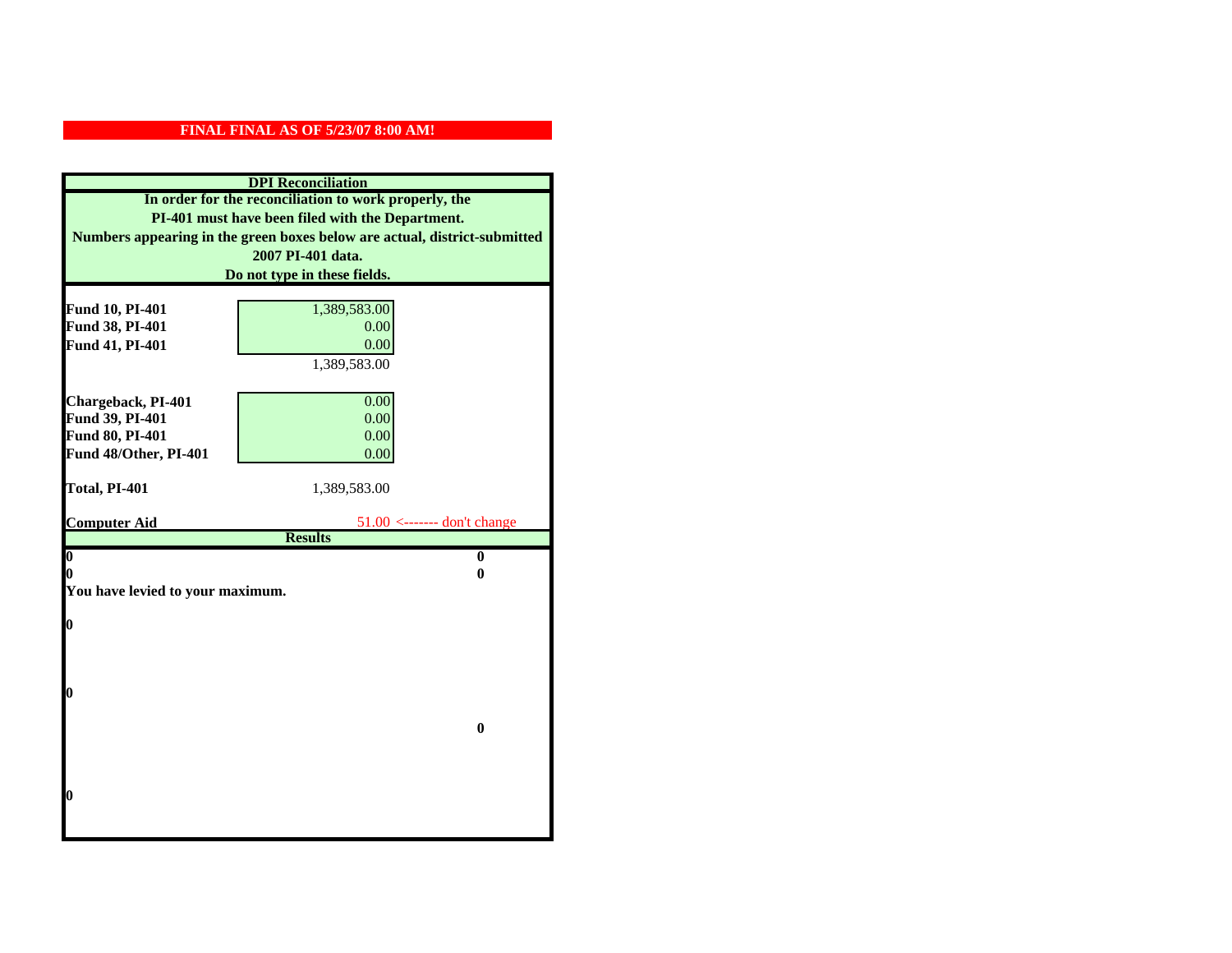**FINAL FINAL AS OF 5/23/07 8:00 AM!**

**DPI Reconciliation**

**In order for the reconciliation to work properly, the PI-401 must have been filed with the Department. Numbers appearing in the green boxes below are actual, district-submitted 2007 PI-401 data. Do not type in these fields.**

| | | |
|---|---|---|
| **Fund 10, PI-401** | 1,389,583.00 | |
| **Fund 38, PI-401** | 0.00 | |
| **Fund 41, PI-401** | 0.00 | |
| | 1,389,583.00 | |
| **Chargeback, PI-401** | 0.00 | |
| **Fund 39, PI-401** | 0.00 | |
| **Fund 80, PI-401** | 0.00 | |
| **Fund 48/Other, PI-401** | 0.00 | |
| **Total, PI-401** | 1,389,583.00 | |
| **Computer Aid** | 51.00 | <------- don't change |

**Results**

| | |
|---|---|
| **0** | **0** |
| **0** | **0** |

**You have levied to your maximum.**

**0**

**0**

**0**

**0**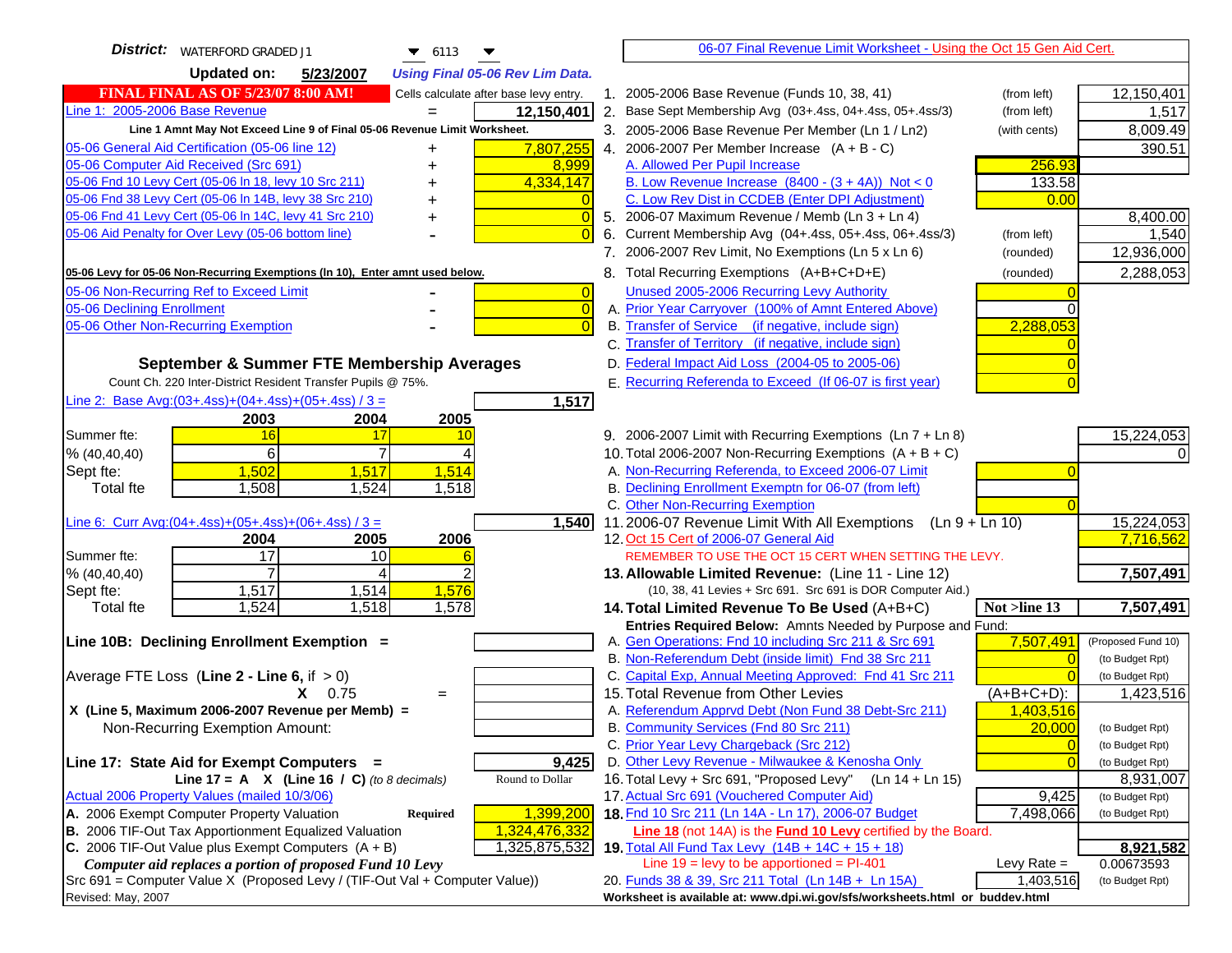**District:** WATERFORD GRADED J1 | 6113

**Updated on:** 5/23/2007 | *Using Final 05-06 Rev Lim Data.*

**FINAL FINAL AS OF 5/23/07 8:00 AM!** Cells calculate after base levy entry.

| | | |
|---|---|---|
| Line 1: 2005-2006 Base Revenue | = | 12,150,401 |
| **Line 1 Amnt May Not Exceed Line 9 of Final 05-06 Revenue Limit Worksheet.** | | |
| 05-06 General Aid Certification (05-06 line 12) | + | 7,807,255 |
| 05-06 Computer Aid Received (Src 691) | + | 8,999 |
| 05-06 Fnd 10 Levy Cert (05-06 ln 18, levy 10 Src 211) | + | 4,334,147 |
| 05-06 Fnd 38 Levy Cert (05-06 ln 14B, levy 38 Src 210) | + | 0 |
| 05-06 Fnd 41 Levy Cert (05-06 ln 14C, levy 41 Src 210) | + | 0 |
| 05-06 Aid Penalty for Over Levy (05-06 bottom line) | - | 0 |

**05-06 Levy for 05-06 Non-Recurring Exemptions (ln 10), Enter amnt used below.**

| | | |
|---|---|---|
| 05-06 Non-Recurring Ref to Exceed Limit | - | 0 |
| 05-06 Declining Enrollment | - | 0 |
| 05-06 Other Non-Recurring Exemption | - | 0 |

### September & Summer FTE Membership Averages

Count Ch. 220 Inter-District Resident Transfer Pupils @ 75%.

Line 2: Base Avg:(03+.4ss)+(04+.4ss)+(05+.4ss) / 3 = **1,517**

| | 2003 | 2004 | 2005 |
|---|---|---|---|
| Summer fte: | 16 | 17 | 10 |
| % (40,40,40) | 6 | 7 | 4 |
| Sept fte: | 1,502 | 1,517 | 1,514 |
| Total fte | 1,508 | 1,524 | 1,518 |

Line 6: Curr Avg:(04+.4ss)+(05+.4ss)+(06+.4ss) / 3 = **1,540**

| | 2004 | 2005 | 2006 |
|---|---|---|---|
| Summer fte: | 17 | 10 | 6 |
| % (40,40,40) | 7 | 4 | 2 |
| Sept fte: | 1,517 | 1,514 | 1,576 |
| Total fte | 1,524 | 1,518 | 1,578 |

**Line 10B: Declining Enrollment Exemption =**

Average FTE Loss (**Line 2 - Line 6**, if > 0)

X 0.75 =

**X (Line 5, Maximum 2006-2007 Revenue per Memb) =**

Non-Recurring Exemption Amount:

**Line 17: State Aid for Exempt Computers =** **9,425**

**Line 17 = A X (Line 16 / C)** *(to 8 decimals)* Round to Dollar

Actual 2006 Property Values (mailed 10/3/06)

| | | |
|---|---|---|
| A. 2006 Exempt Computer Property Valuation | **Required** | 1,399,200 |
| B. 2006 TIF-Out Tax Apportionment Equalized Valuation | | 1,324,476,332 |
| C. 2006 TIF-Out Value plus Exempt Computers (A + B) | | 1,325,875,532 |

***Computer aid replaces a portion of proposed Fund 10 Levy***

Src 691 = Computer Value X (Proposed Levy / (TIF-Out Val + Computer Value))

Revised: May, 2007

## 06-07 Final Revenue Limit Worksheet - Using the Oct 15 Gen Aid Cert.

| | | | |
|---|---|---|---|
| 1. 2005-2006 Base Revenue (Funds 10, 38, 41) | (from left) | | 12,150,401 |
| 2. Base Sept Membership Avg (03+.4ss, 04+.4ss, 05+.4ss/3) | (from left) | | 1,517 |
| 3. 2005-2006 Base Revenue Per Member (Ln 1 / Ln2) | (with cents) | | 8,009.49 |
| 4. 2006-2007 Per Member Increase (A + B - C) | | | 390.51 |
| A. Allowed Per Pupil Increase | | 256.93 | |
| B. Low Revenue Increase (8400 - (3 + 4A)) Not < 0 | | 133.58 | |
| C. Low Rev Dist in CCDEB (Enter DPI Adjustment) | | 0.00 | |
| 5. 2006-07 Maximum Revenue / Memb (Ln 3 + Ln 4) | | | 8,400.00 |
| 6. Current Membership Avg (04+.4ss, 05+.4ss, 06+.4ss/3) | (from left) | | 1,540 |
| 7. 2006-2007 Rev Limit, No Exemptions (Ln 5 x Ln 6) | (rounded) | | 12,936,000 |
| 8. Total Recurring Exemptions (A+B+C+D+E) | (rounded) | | 2,288,053 |
| Unused 2005-2006 Recurring Levy Authority | | 0 | |
| A. Prior Year Carryover (100% of Amnt Entered Above) | | 0 | |
| B. Transfer of Service (if negative, include sign) | | 2,288,053 | |
| C. Transfer of Territory (if negative, include sign) | | 0 | |
| D. Federal Impact Aid Loss (2004-05 to 2005-06) | | 0 | |
| E. Recurring Referenda to Exceed (If 06-07 is first year) | | 0 | |
| 9. 2006-2007 Limit with Recurring Exemptions (Ln 7 + Ln 8) | | | 15,224,053 |
| 10. Total 2006-2007 Non-Recurring Exemptions (A + B + C) | | | 0 |
| A. Non-Recurring Referenda, to Exceed 2006-07 Limit | | 0 | |
| B. Declining Enrollment Exemptn for 06-07 (from left) | | | |
| C. Other Non-Recurring Exemption | | 0 | |
| 11. 2006-07 Revenue Limit With All Exemptions (Ln 9 + Ln 10) | | | 15,224,053 |
| 12. Oct 15 Cert of 2006-07 General Aid | | | 7,716,562 |
| REMEMBER TO USE THE OCT 15 CERT WHEN SETTING THE LEVY. | | | |
| **13. Allowable Limited Revenue:** (Line 11 - Line 12) | | | **7,507,491** |
| (10, 38, 41 Levies + Src 691. Src 691 is DOR Computer Aid.) | | | |
| **14. Total Limited Revenue To Be Used** (A+B+C) | | **Not >line 13** | **7,507,491** |
| **Entries Required Below:** Amnts Needed by Purpose and Fund: | | | |
| A. Gen Operations: Fnd 10 including Src 211 & Src 691 | | 7,507,491 | (Proposed Fund 10) |
| B. Non-Referendum Debt (inside limit) Fnd 38 Src 211 | | 0 | (to Budget Rpt) |
| C. Capital Exp, Annual Meeting Approved: Fnd 41 Src 211 | | 0 | (to Budget Rpt) |
| 15. Total Revenue from Other Levies | | (A+B+C+D): | 1,423,516 |
| A. Referendum Apprvd Debt (Non Fund 38 Debt-Src 211) | | 1,403,516 | |
| B. Community Services (Fnd 80 Src 211) | | 20,000 | (to Budget Rpt) |
| C. Prior Year Levy Chargeback (Src 212) | | 0 | (to Budget Rpt) |
| D. Other Levy Revenue - Milwaukee & Kenosha Only | | 0 | (to Budget Rpt) |
| 16. Total Levy + Src 691, "Proposed Levy" (Ln 14 + Ln 15) | | | 8,931,007 |
| 17. Actual Src 691 (Vouchered Computer Aid) | | 9,425 | (to Budget Rpt) |
| **18.** Fnd 10 Src 211 (Ln 14A - Ln 17), 2006-07 Budget | | 7,498,066 | (to Budget Rpt) |
| **Line 18** (not 14A) is the **Fund 10 Levy** certified by the Board. | | | |
| **19.** Total All Fund Tax Levy (14B + 14C + 15 + 18) | | | **8,921,582** |
| Line 19 = levy to be apportioned = PI-401 | | Levy Rate = | 0.00673593 |
| 20. Funds 38 & 39, Src 211 Total (Ln 14B + Ln 15A) | | 1,403,516 | (to Budget Rpt) |

**Worksheet is available at: www.dpi.wi.gov/sfs/worksheets.html or buddev.html**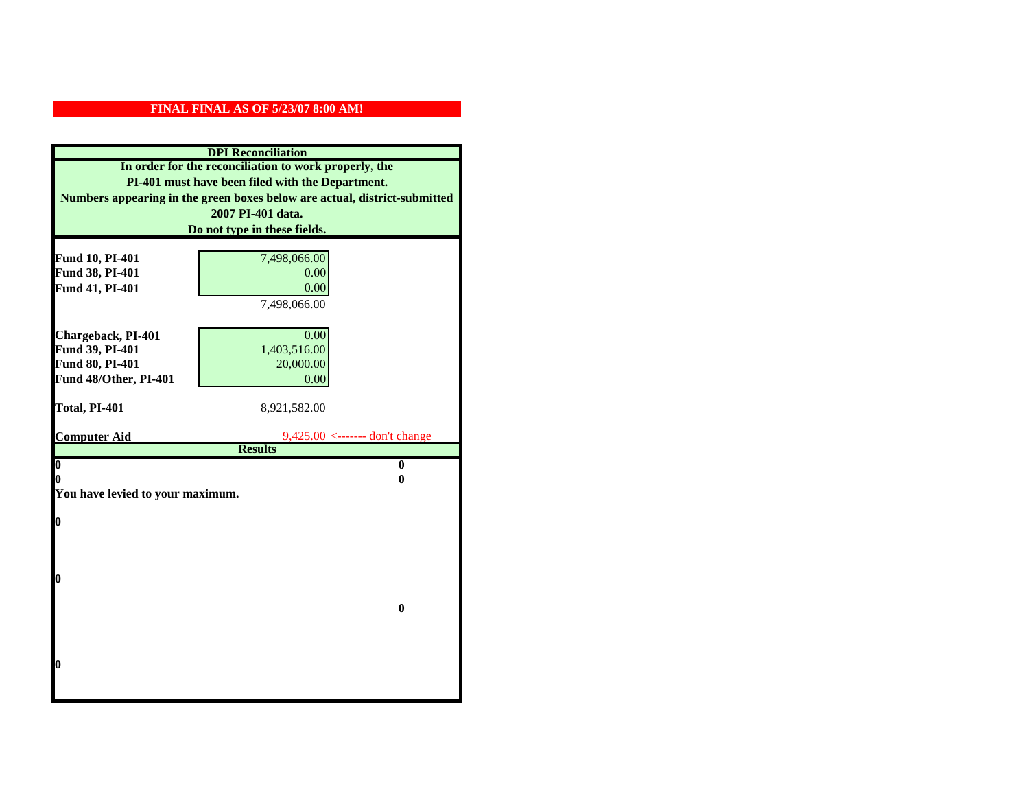**FINAL FINAL AS OF 5/23/07 8:00 AM!**

**DPI Reconciliation**

**In order for the reconciliation to work properly, the PI-401 must have been filed with the Department. Numbers appearing in the green boxes below are actual, district-submitted 2007 PI-401 data. Do not type in these fields.**

| | | |
|---|---|---|
| **Fund 10, PI-401** | 7,498,066.00 | |
| **Fund 38, PI-401** | 0.00 | |
| **Fund 41, PI-401** | 0.00 | |
| | 7,498,066.00 | |
| **Chargeback, PI-401** | 0.00 | |
| **Fund 39, PI-401** | 1,403,516.00 | |
| **Fund 80, PI-401** | 20,000.00 | |
| **Fund 48/Other, PI-401** | 0.00 | |
| **Total, PI-401** | 8,921,582.00 | |
| **Computer Aid** | 9,425.00 | <------- don't change |

**Results**

| | |
|---|---|
| **0** | **0** |
| **0** | **0** |

**You have levied to your maximum.**

**0**

**0**

**0**

**0**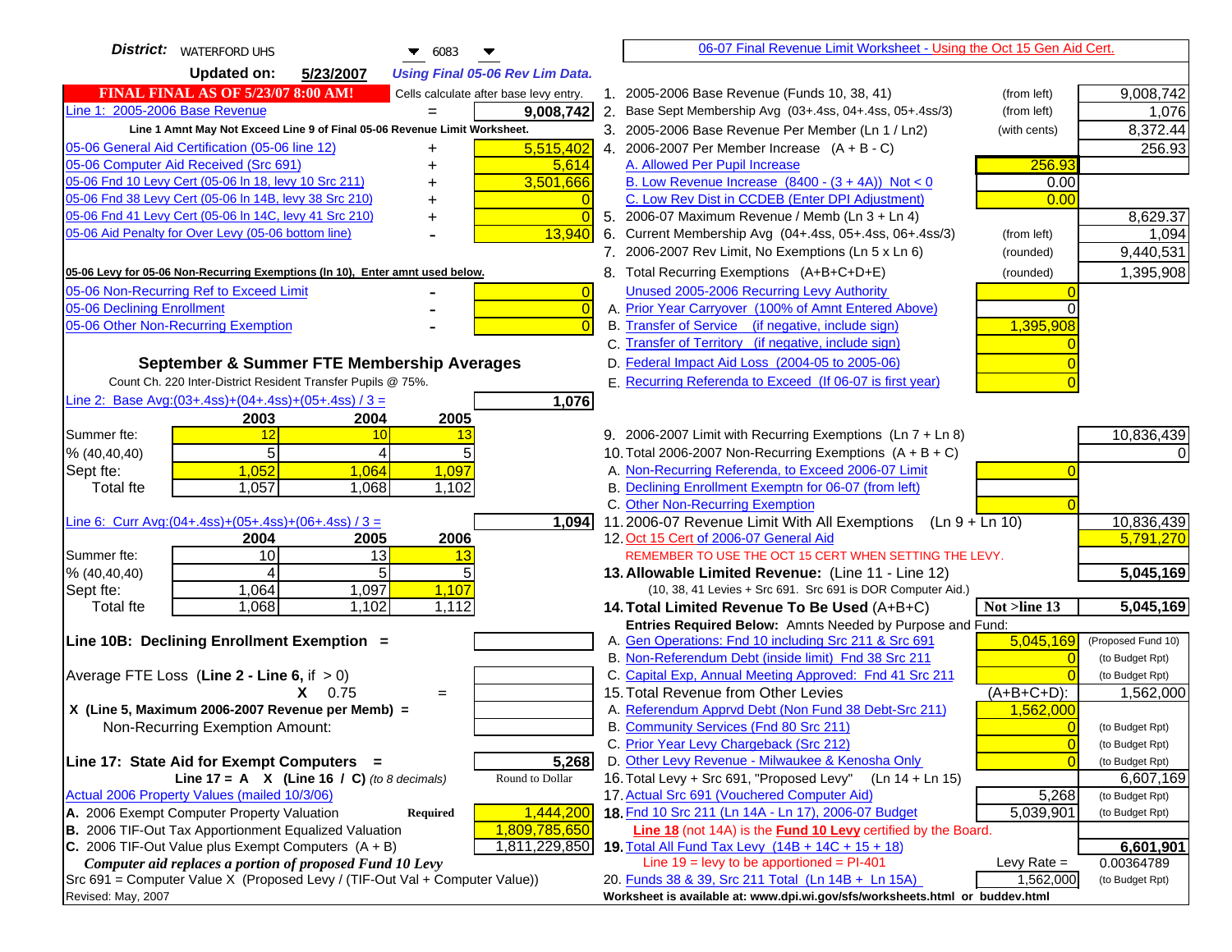**District:** WATERFORD UHS 6083

**Updated on:** 5/23/2007 *Using Final 05-06 Rev Lim Data.*

**FINAL FINAL AS OF 5/23/07 8:00 AM!** Cells calculate after base levy entry.

[06-07 Final Revenue Limit Worksheet - Using the Oct 15 Gen Aid Cert.]

| Line 1: 2005-2006 Base Revenue | = | 9,008,742 |
|---|---|---|
| **Line 1 Amnt May Not Exceed Line 9 of Final 05-06 Revenue Limit Worksheet.** | | |
| 05-06 General Aid Certification (05-06 line 12) | + | 5,515,402 |
| 05-06 Computer Aid Received (Src 691) | + | 5,614 |
| 05-06 Fnd 10 Levy Cert (05-06 ln 18, levy 10 Src 211) | + | 3,501,666 |
| 05-06 Fnd 38 Levy Cert (05-06 ln 14B, levy 38 Src 210) | + | 0 |
| 05-06 Fnd 41 Levy Cert (05-06 ln 14C, levy 41 Src 210) | + | 0 |
| 05-06 Aid Penalty for Over Levy (05-06 bottom line) | - | 13,940 |

**05-06 Levy for 05-06 Non-Recurring Exemptions (ln 10), Enter amnt used below.**

| 05-06 Non-Recurring Ref to Exceed Limit | - | 0 |
|---|---|---|
| 05-06 Declining Enrollment | - | 0 |
| 05-06 Other Non-Recurring Exemption | - | 0 |

### September & Summer FTE Membership Averages

Count Ch. 220 Inter-District Resident Transfer Pupils @ 75%.

Line 2: Base Avg:(03+.4ss)+(04+.4ss)+(05+.4ss) / 3 = **1,076**

| | 2003 | 2004 | 2005 |
|---|---|---|---|
| Summer fte: | 12 | 10 | 13 |
| % (40,40,40) | 5 | 4 | 5 |
| Sept fte: | 1,052 | 1,064 | 1,097 |
| Total fte | 1,057 | 1,068 | 1,102 |

Line 6: Curr Avg:(04+.4ss)+(05+.4ss)+(06+.4ss) / 3 = **1,094**

| | 2004 | 2005 | 2006 |
|---|---|---|---|
| Summer fte: | 10 | 13 | 13 |
| % (40,40,40) | 4 | 5 | 5 |
| Sept fte: | 1,064 | 1,097 | 1,107 |
| Total fte | 1,068 | 1,102 | 1,112 |

**Line 10B: Declining Enrollment Exemption =**

Average FTE Loss (**Line 2 - Line 6**, if > 0)

X 0.75 =

X (Line 5, Maximum 2006-2007 Revenue per Memb) =

Non-Recurring Exemption Amount:

**Line 17: State Aid for Exempt Computers =** **5,268**

Line 17 = A X (Line 16 / C) *(to 8 decimals)* Round to Dollar

Actual 2006 Property Values (mailed 10/3/06)

| A. 2006 Exempt Computer Property Valuation | Required | 1,444,200 |
|---|---|---|
| B. 2006 TIF-Out Tax Apportionment Equalized Valuation | | 1,809,785,650 |
| C. 2006 TIF-Out Value plus Exempt Computers (A + B) | | 1,811,229,850 |

*Computer aid replaces a portion of proposed Fund 10 Levy*

Src 691 = Computer Value X (Proposed Levy / (TIF-Out Val + Computer Value))

Revised: May, 2007

| Line | Description | | | Amount |
|---|---|---|---|---|
| 1. | 2005-2006 Base Revenue (Funds 10, 38, 41) | (from left) | | 9,008,742 |
| 2. | Base Sept Membership Avg (03+.4ss, 04+.4ss, 05+.4ss/3) | (from left) | | 1,076 |
| 3. | 2005-2006 Base Revenue Per Member (Ln 1 / Ln2) | (with cents) | | 8,372.44 |
| 4. | 2006-2007 Per Member Increase (A + B - C) | | | 256.93 |
| | A. Allowed Per Pupil Increase | | 256.93 | |
| | B. Low Revenue Increase (8400 - (3 + 4A)) Not < 0 | | 0.00 | |
| | C. Low Rev Dist in CCDEB (Enter DPI Adjustment) | | 0.00 | |
| 5. | 2006-07 Maximum Revenue / Memb (Ln 3 + Ln 4) | | | 8,629.37 |
| 6. | Current Membership Avg (04+.4ss, 05+.4ss, 06+.4ss/3) | (from left) | | 1,094 |
| 7. | 2006-2007 Rev Limit, No Exemptions (Ln 5 x Ln 6) | (rounded) | | 9,440,531 |
| 8. | Total Recurring Exemptions (A+B+C+D+E) | (rounded) | | 1,395,908 |
| | Unused 2005-2006 Recurring Levy Authority | | 0 | |
| | A. Prior Year Carryover (100% of Amnt Entered Above) | | 0 | |
| | B. Transfer of Service (if negative, include sign) | | 1,395,908 | |
| | C. Transfer of Territory (if negative, include sign) | | 0 | |
| | D. Federal Impact Aid Loss (2004-05 to 2005-06) | | 0 | |
| | E. Recurring Referenda to Exceed (If 06-07 is first year) | | 0 | |
| 9. | 2006-2007 Limit with Recurring Exemptions (Ln 7 + Ln 8) | | | 10,836,439 |
| 10. | Total 2006-2007 Non-Recurring Exemptions (A + B + C) | | | 0 |
| | A. Non-Recurring Referenda, to Exceed 2006-07 Limit | | 0 | |
| | B. Declining Enrollment Exemptn for 06-07 (from left) | | | |
| | C. Other Non-Recurring Exemption | | 0 | |
| 11. | 2006-07 Revenue Limit With All Exemptions (Ln 9 + Ln 10) | | | 10,836,439 |
| 12. | Oct 15 Cert of 2006-07 General Aid | | | 5,791,270 |
| | REMEMBER TO USE THE OCT 15 CERT WHEN SETTING THE LEVY. | | | |
| **13.** | **Allowable Limited Revenue:** (Line 11 - Line 12) | | | **5,045,169** |
| | (10, 38, 41 Levies + Src 691. Src 691 is DOR Computer Aid.) | | | |
| **14.** | **Total Limited Revenue To Be Used** (A+B+C) | | **Not >line 13** | **5,045,169** |
| | **Entries Required Below:** Amnts Needed by Purpose and Fund: | | | |
| | A. Gen Operations: Fnd 10 including Src 211 & Src 691 | | 5,045,169 | (Proposed Fund 10) |
| | B. Non-Referendum Debt (inside limit) Fnd 38 Src 211 | | 0 | (to Budget Rpt) |
| | C. Capital Exp, Annual Meeting Approved: Fnd 41 Src 211 | | 0 | (to Budget Rpt) |
| 15. | Total Revenue from Other Levies | | (A+B+C+D): | 1,562,000 |
| | A. Referendum Apprvd Debt (Non Fund 38 Debt-Src 211) | | 1,562,000 | |
| | B. Community Services (Fnd 80 Src 211) | | 0 | (to Budget Rpt) |
| | C. Prior Year Levy Chargeback (Src 212) | | 0 | (to Budget Rpt) |
| | D. Other Levy Revenue - Milwaukee & Kenosha Only | | 0 | (to Budget Rpt) |
| 16. | Total Levy + Src 691, "Proposed Levy" (Ln 14 + Ln 15) | | | 6,607,169 |
| 17. | Actual Src 691 (Vouchered Computer Aid) | | 5,268 | (to Budget Rpt) |
| **18.** | Fnd 10 Src 211 (Ln 14A - Ln 17), 2006-07 Budget | | 5,039,901 | (to Budget Rpt) |
| | **Line 18** (not 14A) is the **Fund 10 Levy** certified by the Board. | | | |
| **19.** | Total All Fund Tax Levy (14B + 14C + 15 + 18) | | | **6,601,901** |
| | Line 19 = levy to be apportioned = PI-401 | | Levy Rate = | 0.00364789 |
| 20. | Funds 38 & 39, Src 211 Total (Ln 14B + Ln 15A) | | 1,562,000 | (to Budget Rpt) |

**Worksheet is available at: www.dpi.wi.gov/sfs/worksheets.html or buddev.html**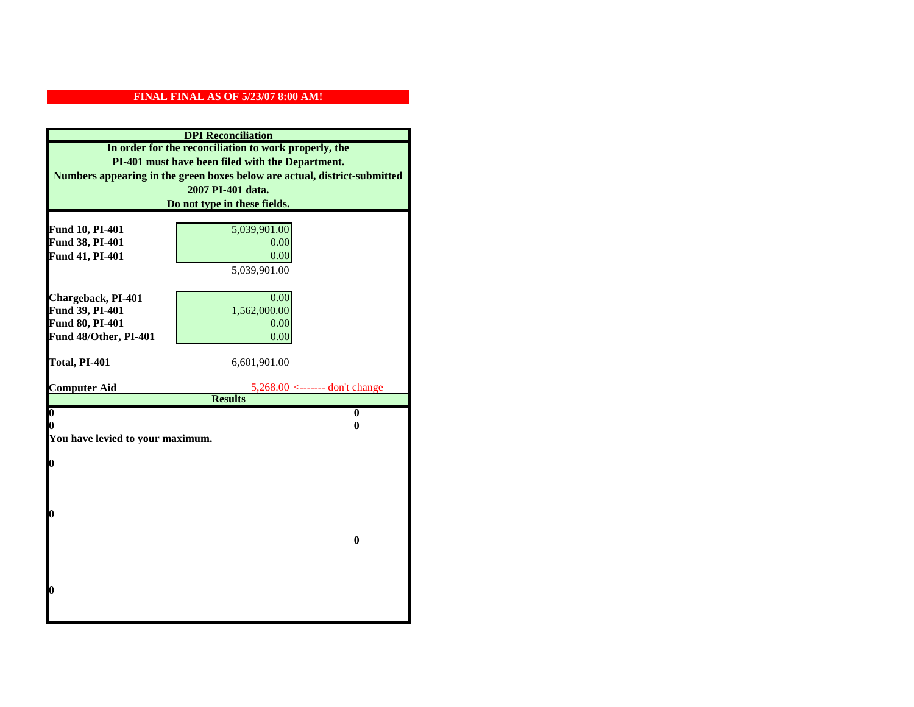**FINAL FINAL AS OF 5/23/07 8:00 AM!**

**DPI Reconciliation**

**In order for the reconciliation to work properly, the PI-401 must have been filed with the Department. Numbers appearing in the green boxes below are actual, district-submitted 2007 PI-401 data. Do not type in these fields.**

| | | |
|---|---|---|
| **Fund 10, PI-401** | 5,039,901.00 | |
| **Fund 38, PI-401** | 0.00 | |
| **Fund 41, PI-401** | 0.00 | |
| | 5,039,901.00 | |
| **Chargeback, PI-401** | 0.00 | |
| **Fund 39, PI-401** | 1,562,000.00 | |
| **Fund 80, PI-401** | 0.00 | |
| **Fund 48/Other, PI-401** | 0.00 | |
| **Total, PI-401** | 6,601,901.00 | |
| **Computer Aid** | 5,268.00 | <------- don't change |

**Results**

| | |
|---|---|
| **0** | **0** |
| **0** | **0** |

**You have levied to your maximum.**

**0**

**0**

**0**

**0**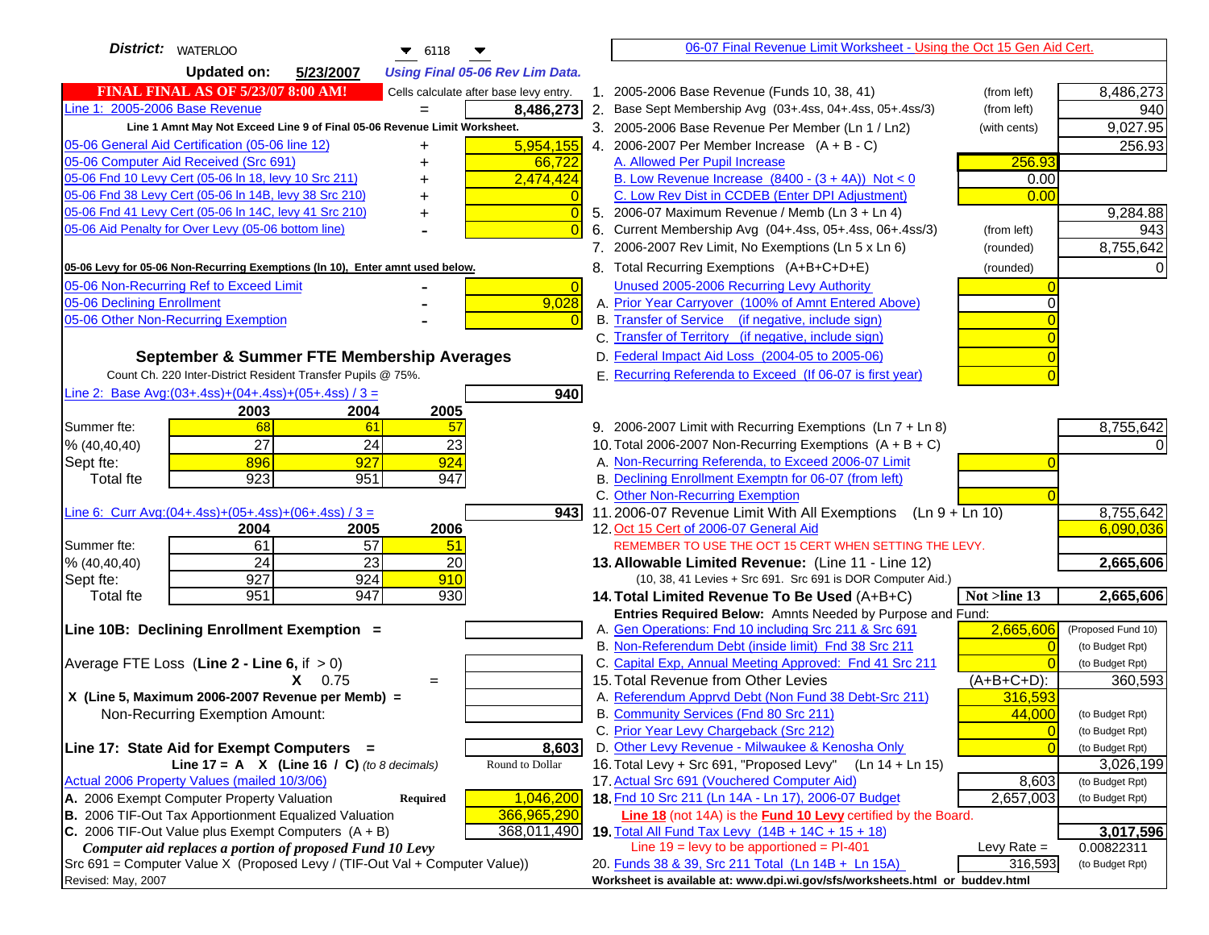**District:** WATERLOO 6118

**Updated on:** 5/23/2007 *Using Final 05-06 Rev Lim Data.*

**FINAL FINAL AS OF 5/23/07 8:00 AM!** Cells calculate after base levy entry.

| | | |
|---|---|---|
| Line 1: 2005-2006 Base Revenue | = | 8,486,273 |
| Line 1 Amnt May Not Exceed Line 9 of Final 05-06 Revenue Limit Worksheet. | | |
| 05-06 General Aid Certification (05-06 line 12) | + | 5,954,155 |
| 05-06 Computer Aid Received (Src 691) | + | 66,722 |
| 05-06 Fnd 10 Levy Cert (05-06 ln 18, levy 10 Src 211) | + | 2,474,424 |
| 05-06 Fnd 38 Levy Cert (05-06 ln 14B, levy 38 Src 210) | + | 0 |
| 05-06 Fnd 41 Levy Cert (05-06 ln 14C, levy 41 Src 210) | + | 0 |
| 05-06 Aid Penalty for Over Levy (05-06 bottom line) | - | 0 |
| 05-06 Levy for 05-06 Non-Recurring Exemptions (ln 10), Enter amnt used below. | | |
| 05-06 Non-Recurring Ref to Exceed Limit | - | 0 |
| 05-06 Declining Enrollment | - | 9,028 |
| 05-06 Other Non-Recurring Exemption | - | 0 |

## September & Summer FTE Membership Averages

Count Ch. 220 Inter-District Resident Transfer Pupils @ 75%.

Line 2: Base Avg:(03+.4ss)+(04+.4ss)+(05+.4ss) / 3 = **940**

| | 2003 | 2004 | 2005 |
|---|---|---|---|
| Summer fte: | 68 | 61 | 57 |
| % (40,40,40) | 27 | 24 | 23 |
| Sept fte: | 896 | 927 | 924 |
| Total fte | 923 | 951 | 947 |

Line 6: Curr Avg:(04+.4ss)+(05+.4ss)+(06+.4ss) / 3 = **943**

| | 2004 | 2005 | 2006 |
|---|---|---|---|
| Summer fte: | 61 | 57 | 51 |
| % (40,40,40) | 24 | 23 | 20 |
| Sept fte: | 927 | 924 | 910 |
| Total fte | 951 | 947 | 930 |

**Line 10B: Declining Enrollment Exemption =**

Average FTE Loss (**Line 2 - Line 6**, if > 0) X 0.75 =

X (Line 5, Maximum 2006-2007 Revenue per Memb) =

Non-Recurring Exemption Amount:

**Line 17: State Aid for Exempt Computers =** **8,603**

Line 17 = A X (Line 16 / C) *(to 8 decimals)* Round to Dollar

Actual 2006 Property Values (mailed 10/3/06)

| | | |
|---|---|---|
| A. 2006 Exempt Computer Property Valuation | **Required** | 1,046,200 |
| B. 2006 TIF-Out Tax Apportionment Equalized Valuation | | 366,965,290 |
| C. 2006 TIF-Out Value plus Exempt Computers (A + B) | | 368,011,490 |

*Computer aid replaces a portion of proposed Fund 10 Levy*

Src 691 = Computer Value X (Proposed Levy / (TIF-Out Val + Computer Value))

Revised: May, 2007

---

06-07 Final Revenue Limit Worksheet - Using the Oct 15 Gen Aid Cert.

| | | | |
|---|---|---|---|
| 1. 2005-2006 Base Revenue (Funds 10, 38, 41) | (from left) | | 8,486,273 |
| 2. Base Sept Membership Avg (03+.4ss, 04+.4ss, 05+.4ss/3) | (from left) | | 940 |
| 3. 2005-2006 Base Revenue Per Member (Ln 1 / Ln2) | (with cents) | | 9,027.95 |
| 4. 2006-2007 Per Member Increase (A + B - C) | | | 256.93 |
| A. Allowed Per Pupil Increase | | 256.93 | |
| B. Low Revenue Increase (8400 - (3 + 4A)) Not < 0 | | 0.00 | |
| C. Low Rev Dist in CCDEB (Enter DPI Adjustment) | | 0.00 | |
| 5. 2006-07 Maximum Revenue / Memb (Ln 3 + Ln 4) | | | 9,284.88 |
| 6. Current Membership Avg (04+.4ss, 05+.4ss, 06+.4ss/3) | (from left) | | 943 |
| 7. 2006-2007 Rev Limit, No Exemptions (Ln 5 x Ln 6) | (rounded) | | 8,755,642 |
| 8. Total Recurring Exemptions (A+B+C+D+E) | (rounded) | | 0 |
| Unused 2005-2006 Recurring Levy Authority | | 0 | |
| A. Prior Year Carryover (100% of Amnt Entered Above) | | 0 | |
| B. Transfer of Service (if negative, include sign) | | 0 | |
| C. Transfer of Territory (if negative, include sign) | | 0 | |
| D. Federal Impact Aid Loss (2004-05 to 2005-06) | | 0 | |
| E. Recurring Referenda to Exceed (If 06-07 is first year) | | 0 | |
| 9. 2006-2007 Limit with Recurring Exemptions (Ln 7 + Ln 8) | | | 8,755,642 |
| 10. Total 2006-2007 Non-Recurring Exemptions (A + B + C) | | | 0 |
| A. Non-Recurring Referenda, to Exceed 2006-07 Limit | | 0 | |
| B. Declining Enrollment Exemptn for 06-07 (from left) | | | |
| C. Other Non-Recurring Exemption | | 0 | |
| 11. 2006-07 Revenue Limit With All Exemptions (Ln 9 + Ln 10) | | | 8,755,642 |
| 12. Oct 15 Cert of 2006-07 General Aid | | | 6,090,036 |
| REMEMBER TO USE THE OCT 15 CERT WHEN SETTING THE LEVY. | | | |
| **13. Allowable Limited Revenue:** (Line 11 - Line 12) | | | **2,665,606** |
| (10, 38, 41 Levies + Src 691. Src 691 is DOR Computer Aid.) | | | |
| **14. Total Limited Revenue To Be Used** (A+B+C) | | **Not >line 13** | **2,665,606** |
| Entries Required Below: Amnts Needed by Purpose and Fund: | | | |
| A. Gen Operations: Fnd 10 including Src 211 & Src 691 | | 2,665,606 | (Proposed Fund 10) |
| B. Non-Referendum Debt (inside limit) Fnd 38 Src 211 | | 0 | (to Budget Rpt) |
| C. Capital Exp, Annual Meeting Approved: Fnd 41 Src 211 | | 0 | (to Budget Rpt) |
| 15. Total Revenue from Other Levies | | (A+B+C+D): | 360,593 |
| A. Referendum Apprvd Debt (Non Fund 38 Debt-Src 211) | | 316,593 | |
| B. Community Services (Fnd 80 Src 211) | | 44,000 | (to Budget Rpt) |
| C. Prior Year Levy Chargeback (Src 212) | | 0 | (to Budget Rpt) |
| D. Other Levy Revenue - Milwaukee & Kenosha Only | | 0 | (to Budget Rpt) |
| 16. Total Levy + Src 691, "Proposed Levy" (Ln 14 + Ln 15) | | | 3,026,199 |
| 17. Actual Src 691 (Vouchered Computer Aid) | | 8,603 | (to Budget Rpt) |
| **18.** Fnd 10 Src 211 (Ln 14A - Ln 17), 2006-07 Budget | | 2,657,003 | (to Budget Rpt) |
| Line 18 (not 14A) is the **Fund 10 Levy** certified by the Board. | | | |
| **19.** Total All Fund Tax Levy (14B + 14C + 15 + 18) | | | **3,017,596** |
| Line 19 = levy to be apportioned = PI-401 | | Levy Rate = | 0.00822311 |
| 20. Funds 38 & 39, Src 211 Total (Ln 14B + Ln 15A) | | 316,593 | (to Budget Rpt) |

**Worksheet is available at: www.dpi.wi.gov/sfs/worksheets.html or buddev.html**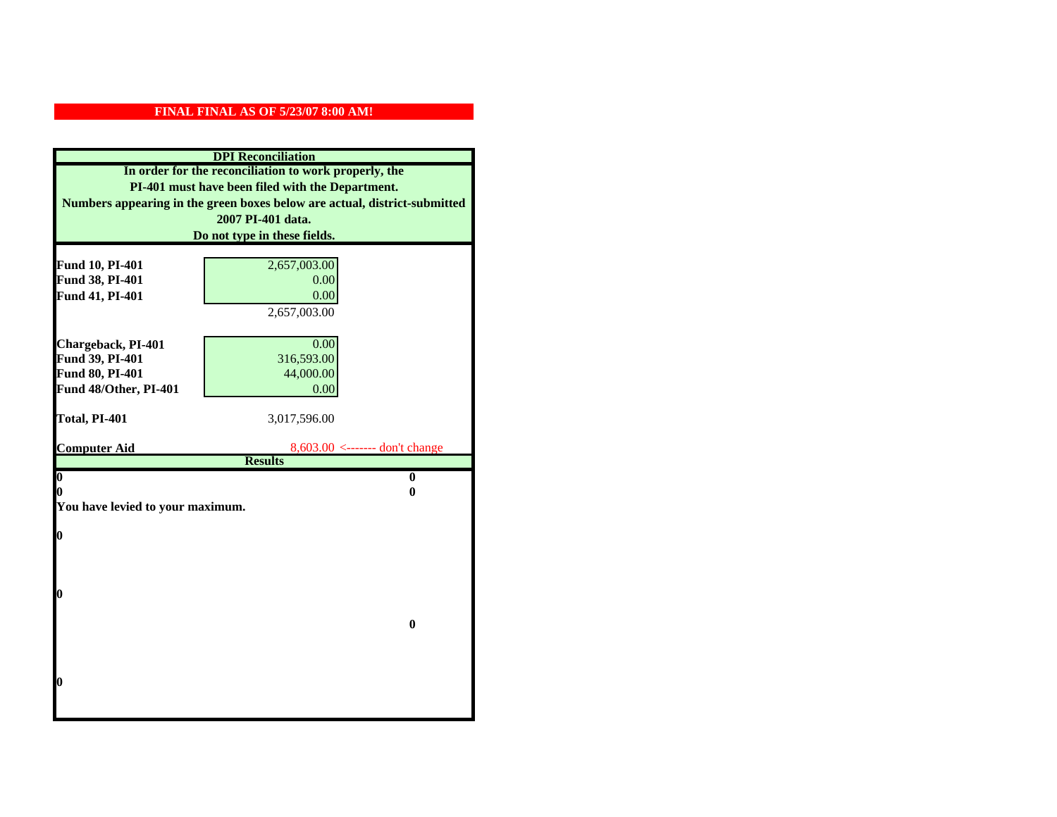**FINAL FINAL AS OF 5/23/07 8:00 AM!**

## DPI Reconciliation

**In order for the reconciliation to work properly, the PI-401 must have been filed with the Department. Numbers appearing in the green boxes below are actual, district-submitted 2007 PI-401 data. Do not type in these fields.**

| | | |
|---|---|---|
| **Fund 10, PI-401** | 2,657,003.00 | |
| **Fund 38, PI-401** | 0.00 | |
| **Fund 41, PI-401** | 0.00 | |
| | 2,657,003.00 | |
| | | |
| **Chargeback, PI-401** | 0.00 | |
| **Fund 39, PI-401** | 316,593.00 | |
| **Fund 80, PI-401** | 44,000.00 | |
| **Fund 48/Other, PI-401** | 0.00 | |
| | | |
| **Total, PI-401** | 3,017,596.00 | |
| | | |
| **Computer Aid** | 8,603.00 | <------- don't change |

## Results

| | |
|---|---|
| **0** | **0** |
| **0** | **0** |

**You have levied to your maximum.**

**0**

**0**

**0**

**0**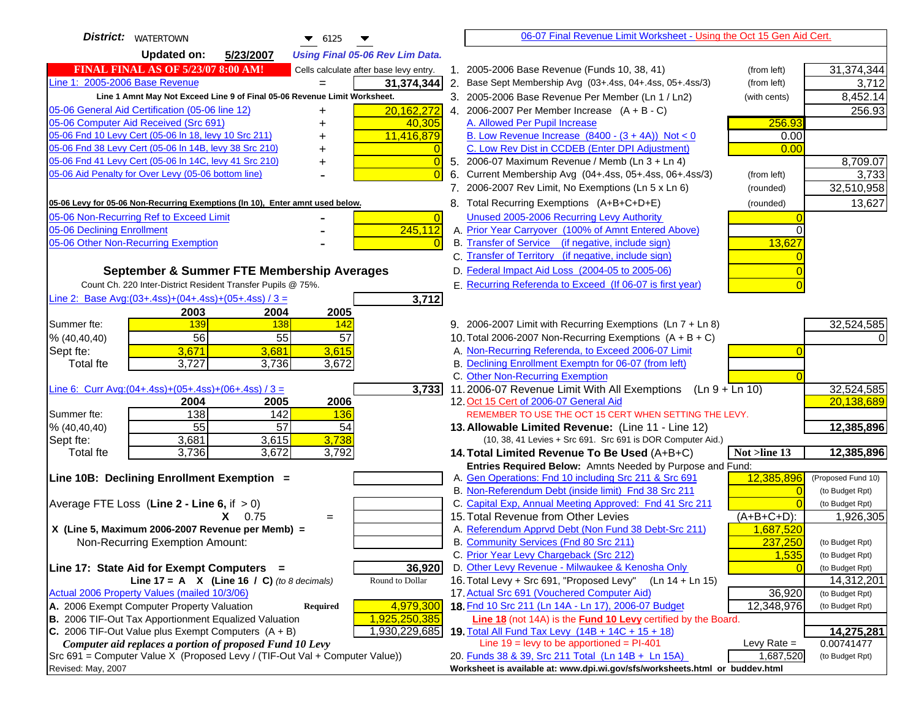**District:** WATERTOWN 6125

**Updated on:** 5/23/2007 *Using Final 05-06 Rev Lim Data.*

**FINAL FINAL AS OF 5/23/07 8:00 AM!** Cells calculate after base levy entry.

| | | |
|---|---|---|
| Line 1: 2005-2006 Base Revenue | = | 31,374,344 |

**Line 1 Amnt May Not Exceed Line 9 of Final 05-06 Revenue Limit Worksheet.**

| | | |
|---|---|---|
| 05-06 General Aid Certification (05-06 line 12) | + | 20,162,272 |
| 05-06 Computer Aid Received (Src 691) | + | 40,305 |
| 05-06 Fnd 10 Levy Cert (05-06 ln 18, levy 10 Src 211) | + | 11,416,879 |
| 05-06 Fnd 38 Levy Cert (05-06 ln 14B, levy 38 Src 210) | + | 0 |
| 05-06 Fnd 41 Levy Cert (05-06 ln 14C, levy 41 Src 210) | + | 0 |
| 05-06 Aid Penalty for Over Levy (05-06 bottom line) | - | 0 |

**05-06 Levy for 05-06 Non-Recurring Exemptions (ln 10), Enter amnt used below.**

| | | |
|---|---|---|
| 05-06 Non-Recurring Ref to Exceed Limit | - | 0 |
| 05-06 Declining Enrollment | - | 245,112 |
| 05-06 Other Non-Recurring Exemption | - | 0 |

## September & Summer FTE Membership Averages

Count Ch. 220 Inter-District Resident Transfer Pupils @ 75%.

Line 2: Base Avg:(03+.4ss)+(04+.4ss)+(05+.4ss) / 3 = **3,712**

| | 2003 | 2004 | 2005 |
|---|---|---|---|
| Summer fte: | 139 | 138 | 142 |
| % (40,40,40) | 56 | 55 | 57 |
| Sept fte: | 3,671 | 3,681 | 3,615 |
| Total fte | 3,727 | 3,736 | 3,672 |

Line 6: Curr Avg:(04+.4ss)+(05+.4ss)+(06+.4ss) / 3 = **3,733**

| | 2004 | 2005 | 2006 |
|---|---|---|---|
| Summer fte: | 138 | 142 | 136 |
| % (40,40,40) | 55 | 57 | 54 |
| Sept fte: | 3,681 | 3,615 | 3,738 |
| Total fte | 3,736 | 3,672 | 3,792 |

**Line 10B: Declining Enrollment Exemption =**

Average FTE Loss (**Line 2 - Line 6**, if > 0)

X 0.75 =

**X (Line 5, Maximum 2006-2007 Revenue per Memb) =**

Non-Recurring Exemption Amount:

**Line 17: State Aid for Exempt Computers =** **36,920**

**Line 17 = A X (Line 16 / C)** *(to 8 decimals)* Round to Dollar

Actual 2006 Property Values (mailed 10/3/06)

| | | |
|---|---|---|
| A. 2006 Exempt Computer Property Valuation | Required | 4,979,300 |
| B. 2006 TIF-Out Tax Apportionment Equalized Valuation | | 1,925,250,385 |
| C. 2006 TIF-Out Value plus Exempt Computers (A + B) | | 1,930,229,685 |

*Computer aid replaces a portion of proposed Fund 10 Levy*

Src 691 = Computer Value X (Proposed Levy / (TIF-Out Val + Computer Value))

Revised: May, 2007

## 06-07 Final Revenue Limit Worksheet - Using the Oct 15 Gen Aid Cert.

| | | | |
|---|---|---|---|
| 1. 2005-2006 Base Revenue (Funds 10, 38, 41) | (from left) | | 31,374,344 |
| 2. Base Sept Membership Avg (03+.4ss, 04+.4ss, 05+.4ss/3) | (from left) | | 3,712 |
| 3. 2005-2006 Base Revenue Per Member (Ln 1 / Ln2) | (with cents) | | 8,452.14 |
| 4. 2006-2007 Per Member Increase (A + B - C) | | | 256.93 |
| A. Allowed Per Pupil Increase | | 256.93 | |
| B. Low Revenue Increase (8400 - (3 + 4A)) Not < 0 | | 0.00 | |
| C. Low Rev Dist in CCDEB (Enter DPI Adjustment) | | 0.00 | |
| 5. 2006-07 Maximum Revenue / Memb (Ln 3 + Ln 4) | | | 8,709.07 |
| 6. Current Membership Avg (04+.4ss, 05+.4ss, 06+.4ss/3) | (from left) | | 3,733 |
| 7. 2006-2007 Rev Limit, No Exemptions (Ln 5 x Ln 6) | (rounded) | | 32,510,958 |
| 8. Total Recurring Exemptions (A+B+C+D+E) | (rounded) | | 13,627 |
| Unused 2005-2006 Recurring Levy Authority | | 0 | |
| A. Prior Year Carryover (100% of Amnt Entered Above) | | 0 | |
| B. Transfer of Service (if negative, include sign) | | 13,627 | |
| C. Transfer of Territory (if negative, include sign) | | 0 | |
| D. Federal Impact Aid Loss (2004-05 to 2005-06) | | 0 | |
| E. Recurring Referenda to Exceed (If 06-07 is first year) | | 0 | |
| 9. 2006-2007 Limit with Recurring Exemptions (Ln 7 + Ln 8) | | | 32,524,585 |
| 10. Total 2006-2007 Non-Recurring Exemptions (A + B + C) | | | 0 |
| A. Non-Recurring Referenda, to Exceed 2006-07 Limit | | 0 | |
| B. Declining Enrollment Exemptn for 06-07 (from left) | | | |
| C. Other Non-Recurring Exemption | | 0 | |
| 11. 2006-07 Revenue Limit With All Exemptions (Ln 9 + Ln 10) | | | 32,524,585 |
| 12. Oct 15 Cert of 2006-07 General Aid | | | 20,138,689 |

REMEMBER TO USE THE OCT 15 CERT WHEN SETTING THE LEVY.

| | | | |
|---|---|---|---|
| **13. Allowable Limited Revenue:** (Line 11 - Line 12) | | | **12,385,896** |
| (10, 38, 41 Levies + Src 691. Src 691 is DOR Computer Aid.) | | | |
| **14. Total Limited Revenue To Be Used** (A+B+C) | | **Not >line 13** | **12,385,896** |
| **Entries Required Below:** Amnts Needed by Purpose and Fund: | | | |
| A. Gen Operations: Fnd 10 including Src 211 & Src 691 | | 12,385,896 | (Proposed Fund 10) |
| B. Non-Referendum Debt (inside limit) Fnd 38 Src 211 | | 0 | (to Budget Rpt) |
| C. Capital Exp, Annual Meeting Approved: Fnd 41 Src 211 | | 0 | (to Budget Rpt) |
| 15. Total Revenue from Other Levies | | (A+B+C+D): | 1,926,305 |
| A. Referendum Apprvd Debt (Non Fund 38 Debt-Src 211) | | 1,687,520 | |
| B. Community Services (Fnd 80 Src 211) | | 237,250 | (to Budget Rpt) |
| C. Prior Year Levy Chargeback (Src 212) | | 1,535 | (to Budget Rpt) |
| D. Other Levy Revenue - Milwaukee & Kenosha Only | | 0 | (to Budget Rpt) |
| 16. Total Levy + Src 691, "Proposed Levy" (Ln 14 + Ln 15) | | | 14,312,201 |
| 17. Actual Src 691 (Vouchered Computer Aid) | | 36,920 | (to Budget Rpt) |
| **18.** Fnd 10 Src 211 (Ln 14A - Ln 17), 2006-07 Budget | | 12,348,976 | (to Budget Rpt) |
| **Line 18** (not 14A) is the **Fund 10 Levy** certified by the Board. | | | |
| **19.** Total All Fund Tax Levy (14B + 14C + 15 + 18) | | | **14,275,281** |
| Line 19 = levy to be apportioned = PI-401 | | Levy Rate = | 0.00741477 |
| 20. Funds 38 & 39, Src 211 Total (Ln 14B + Ln 15A) | | 1,687,520 | (to Budget Rpt) |

**Worksheet is available at: www.dpi.wi.gov/sfs/worksheets.html or buddev.html**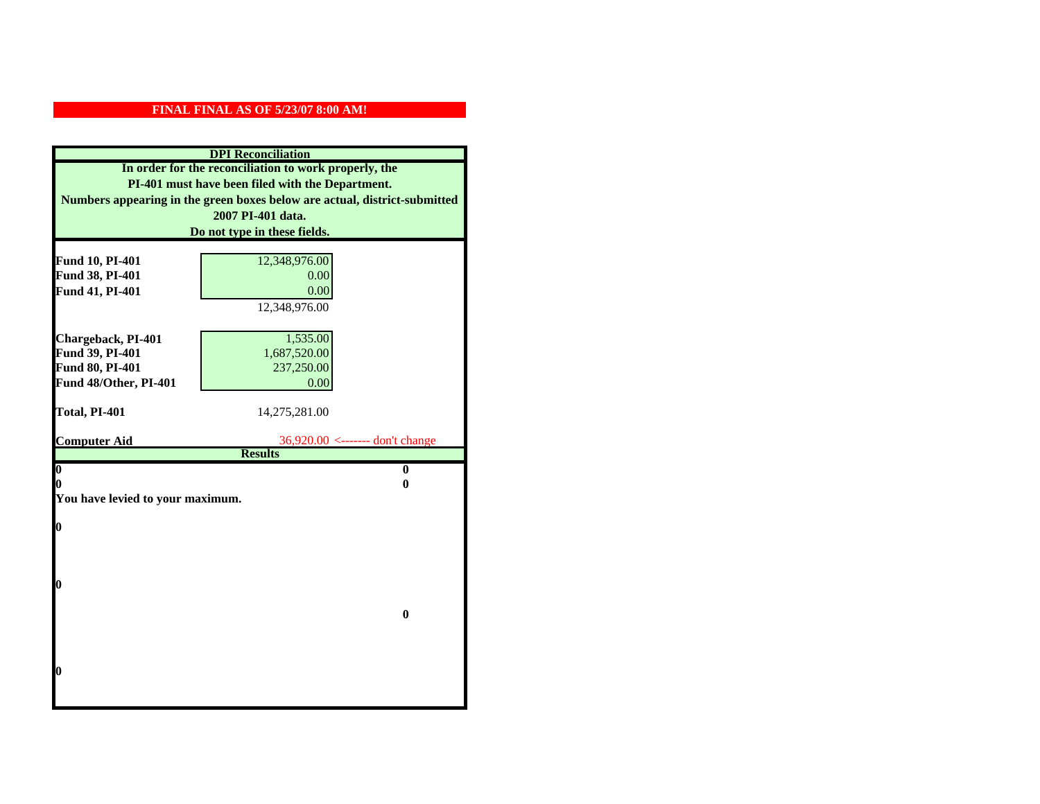**FINAL FINAL AS OF 5/23/07 8:00 AM!**

## DPI Reconciliation

**In order for the reconciliation to work properly, the PI-401 must have been filed with the Department. Numbers appearing in the green boxes below are actual, district-submitted 2007 PI-401 data. Do not type in these fields.**

| | | |
|---|---|---|
| **Fund 10, PI-401** | 12,348,976.00 | |
| **Fund 38, PI-401** | 0.00 | |
| **Fund 41, PI-401** | 0.00 | |
| | 12,348,976.00 | |
| **Chargeback, PI-401** | 1,535.00 | |
| **Fund 39, PI-401** | 1,687,520.00 | |
| **Fund 80, PI-401** | 237,250.00 | |
| **Fund 48/Other, PI-401** | 0.00 | |
| **Total, PI-401** | 14,275,281.00 | |
| **Computer Aid** | 36,920.00 | <------- don't change |

**Results**

| | |
|---|---|
| **0** | **0** |
| **0** | **0** |

**You have levied to your maximum.**

**0**

**0**

**0**

**0**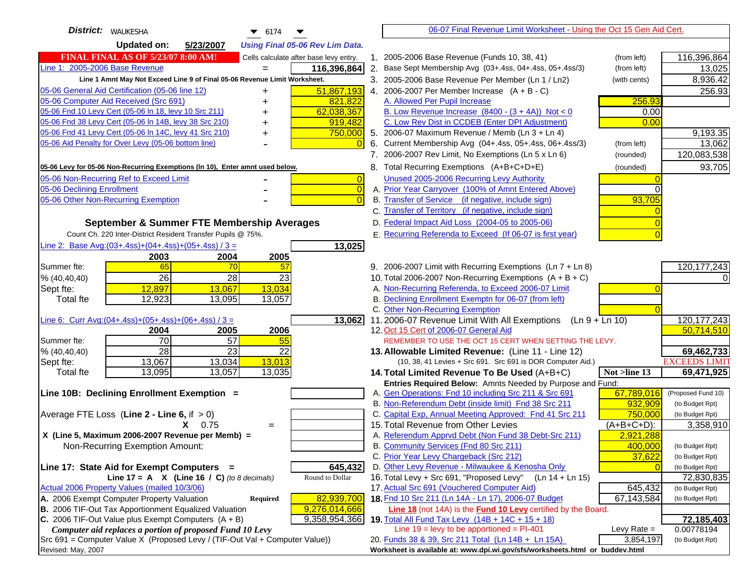**District:** WAUKESHA 6174

**Updated on:** 5/23/2007 *Using Final 05-06 Rev Lim Data.*

**FINAL FINAL AS OF 5/23/07 8:00 AM!** Cells calculate after base levy entry.

06-07 Final Revenue Limit Worksheet - Using the Oct 15 Gen Aid Cert.

| | | |
|---|---|---|
| Line 1: 2005-2006 Base Revenue | = | 116,396,864 |
| Line 1 Amnt May Not Exceed Line 9 of Final 05-06 Revenue Limit Worksheet. | | |
| 05-06 General Aid Certification (05-06 line 12) | + | 51,867,193 |
| 05-06 Computer Aid Received (Src 691) | + | 821,822 |
| 05-06 Fnd 10 Levy Cert (05-06 ln 18, levy 10 Src 211) | + | 62,038,367 |
| 05-06 Fnd 38 Levy Cert (05-06 ln 14B, levy 38 Src 210) | + | 919,482 |
| 05-06 Fnd 41 Levy Cert (05-06 ln 14C, levy 41 Src 210) | + | 750,000 |
| 05-06 Aid Penalty for Over Levy (05-06 bottom line) | - | 0 |
| **05-06 Levy for 05-06 Non-Recurring Exemptions (ln 10), Enter amnt used below.** | | |
| 05-06 Non-Recurring Ref to Exceed Limit | - | 0 |
| 05-06 Declining Enrollment | - | 0 |
| 05-06 Other Non-Recurring Exemption | - | 0 |

**September & Summer FTE Membership Averages**

Count Ch. 220 Inter-District Resident Transfer Pupils @ 75%.

Line 2: Base Avg:(03+.4ss)+(04+.4ss)+(05+.4ss) / 3 = **13,025**

| | 2003 | 2004 | 2005 |
|---|---|---|---|
| Summer fte: | 65 | 70 | 57 |
| % (40,40,40) | 26 | 28 | 23 |
| Sept fte: | 12,897 | 13,067 | 13,034 |
| Total fte | 12,923 | 13,095 | 13,057 |

Line 6: Curr Avg:(04+.4ss)+(05+.4ss)+(06+.4ss) / 3 = **13,062**

| | 2004 | 2005 | 2006 |
|---|---|---|---|
| Summer fte: | 70 | 57 | 55 |
| % (40,40,40) | 28 | 23 | 22 |
| Sept fte: | 13,067 | 13,034 | 13,013 |
| Total fte | 13,095 | 13,057 | 13,035 |

**Line 10B: Declining Enrollment Exemption =**

Average FTE Loss (**Line 2 - Line 6**, if > 0)

X 0.75 =

X (Line 5, Maximum 2006-2007 Revenue per Memb) =

Non-Recurring Exemption Amount:

**Line 17: State Aid for Exempt Computers =** **645,432**

Line 17 = A X (Line 16 / C) *(to 8 decimals)* Round to Dollar

Actual 2006 Property Values (mailed 10/3/06)

| | | |
|---|---|---|
| A. 2006 Exempt Computer Property Valuation | Required | 82,939,700 |
| B. 2006 TIF-Out Tax Apportionment Equalized Valuation | | 9,276,014,666 |
| C. 2006 TIF-Out Value plus Exempt Computers (A + B) | | 9,358,954,366 |

*Computer aid replaces a portion of proposed Fund 10 Levy*

Src 691 = Computer Value X (Proposed Levy / (TIF-Out Val + Computer Value))

Revised: May, 2007

| | | | |
|---|---|---|---|
| 1. 2005-2006 Base Revenue (Funds 10, 38, 41) | (from left) | | 116,396,864 |
| 2. Base Sept Membership Avg (03+.4ss, 04+.4ss, 05+.4ss/3) | (from left) | | 13,025 |
| 3. 2005-2006 Base Revenue Per Member (Ln 1 / Ln2) | (with cents) | | 8,936.42 |
| 4. 2006-2007 Per Member Increase (A + B - C) | | | 256.93 |
| A. Allowed Per Pupil Increase | | 256.93 | |
| B. Low Revenue Increase (8400 - (3 + 4A)) Not < 0 | | 0.00 | |
| C. Low Rev Dist in CCDEB (Enter DPI Adjustment) | | 0.00 | |
| 5. 2006-07 Maximum Revenue / Memb (Ln 3 + Ln 4) | | | 9,193.35 |
| 6. Current Membership Avg (04+.4ss, 05+.4ss, 06+.4ss/3) | (from left) | | 13,062 |
| 7. 2006-2007 Rev Limit, No Exemptions (Ln 5 x Ln 6) | (rounded) | | 120,083,538 |
| 8. Total Recurring Exemptions (A+B+C+D+E) | (rounded) | | 93,705 |
| Unused 2005-2006 Recurring Levy Authority | | 0 | |
| A. Prior Year Carryover (100% of Amnt Entered Above) | | 0 | |
| B. Transfer of Service (if negative, include sign) | | 93,705 | |
| C. Transfer of Territory (if negative, include sign) | | 0 | |
| D. Federal Impact Aid Loss (2004-05 to 2005-06) | | 0 | |
| E. Recurring Referenda to Exceed (If 06-07 is first year) | | 0 | |
| 9. 2006-2007 Limit with Recurring Exemptions (Ln 7 + Ln 8) | | | 120,177,243 |
| 10. Total 2006-2007 Non-Recurring Exemptions (A + B + C) | | | 0 |
| A. Non-Recurring Referenda, to Exceed 2006-07 Limit | | 0 | |
| B. Declining Enrollment Exemptn for 06-07 (from left) | | | |
| C. Other Non-Recurring Exemption | | 0 | |
| 11. 2006-07 Revenue Limit With All Exemptions (Ln 9 + Ln 10) | | | 120,177,243 |
| 12. Oct 15 Cert of 2006-07 General Aid | | | 50,714,510 |
| REMEMBER TO USE THE OCT 15 CERT WHEN SETTING THE LEVY. | | | |
| **13. Allowable Limited Revenue:** (Line 11 - Line 12) | | | **69,462,733** |
| (10, 38, 41 Levies + Src 691. Src 691 is DOR Computer Aid.) | | | EXCEEDS LIMIT |
| **14. Total Limited Revenue To Be Used** (A+B+C) | | Not >line 13 | **69,471,925** |
| Entries Required Below: Amnts Needed by Purpose and Fund: | | | |
| A. Gen Operations: Fnd 10 including Src 211 & Src 691 | | 67,789,016 | (Proposed Fund 10) |
| B. Non-Referendum Debt (inside limit) Fnd 38 Src 211 | | 932,909 | (to Budget Rpt) |
| C. Capital Exp, Annual Meeting Approved: Fnd 41 Src 211 | | 750,000 | (to Budget Rpt) |
| 15. Total Revenue from Other Levies | | (A+B+C+D): | 3,358,910 |
| A. Referendum Apprvd Debt (Non Fund 38 Debt-Src 211) | | 2,921,288 | |
| B. Community Services (Fnd 80 Src 211) | | 400,000 | (to Budget Rpt) |
| C. Prior Year Levy Chargeback (Src 212) | | 37,622 | (to Budget Rpt) |
| D. Other Levy Revenue - Milwaukee & Kenosha Only | | 0 | (to Budget Rpt) |
| 16. Total Levy + Src 691, "Proposed Levy" (Ln 14 + Ln 15) | | | 72,830,835 |
| 17. Actual Src 691 (Vouchered Computer Aid) | | 645,432 | (to Budget Rpt) |
| **18.** Fnd 10 Src 211 (Ln 14A - Ln 17), 2006-07 Budget | | 67,143,584 | (to Budget Rpt) |
| **Line 18** (not 14A) is the **Fund 10 Levy** certified by the Board. | | | |
| **19.** Total All Fund Tax Levy (14B + 14C + 15 + 18) | | | **72,185,403** |
| Line 19 = levy to be apportioned = PI-401 | | Levy Rate = | 0.00778194 |
| 20. Funds 38 & 39, Src 211 Total (Ln 14B + Ln 15A) | | 3,854,197 | (to Budget Rpt) |

Worksheet is available at: www.dpi.wi.gov/sfs/worksheets.html or buddev.html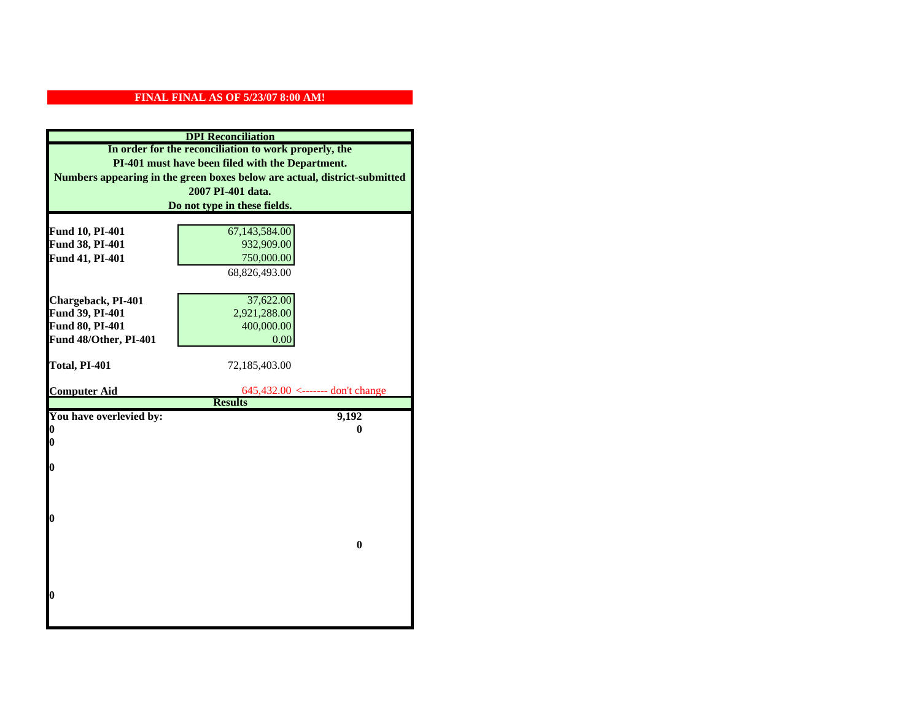**FINAL FINAL AS OF 5/23/07 8:00 AM!**

| DPI Reconciliation | | |
|---|---|---|
| In order for the reconciliation to work properly, the PI-401 must have been filed with the Department. Numbers appearing in the green boxes below are actual, district-submitted 2007 PI-401 data. Do not type in these fields. | | |
| **Fund 10, PI-401** | 67,143,584.00 | |
| **Fund 38, PI-401** | 932,909.00 | |
| **Fund 41, PI-401** | 750,000.00 | |
| | 68,826,493.00 | |
| **Chargeback, PI-401** | 37,622.00 | |
| **Fund 39, PI-401** | 2,921,288.00 | |
| **Fund 80, PI-401** | 400,000.00 | |
| **Fund 48/Other, PI-401** | 0.00 | |
| **Total, PI-401** | 72,185,403.00 | |
| **Computer Aid** | 645,432.00 | <------- don't change |
| **Results** | | |
| **You have overlevied by:** | | **9,192** |
| **0** | | **0** |
| **0** | | |
| **0** | | |
| **0** | | |
| | | **0** |
| **0** | | |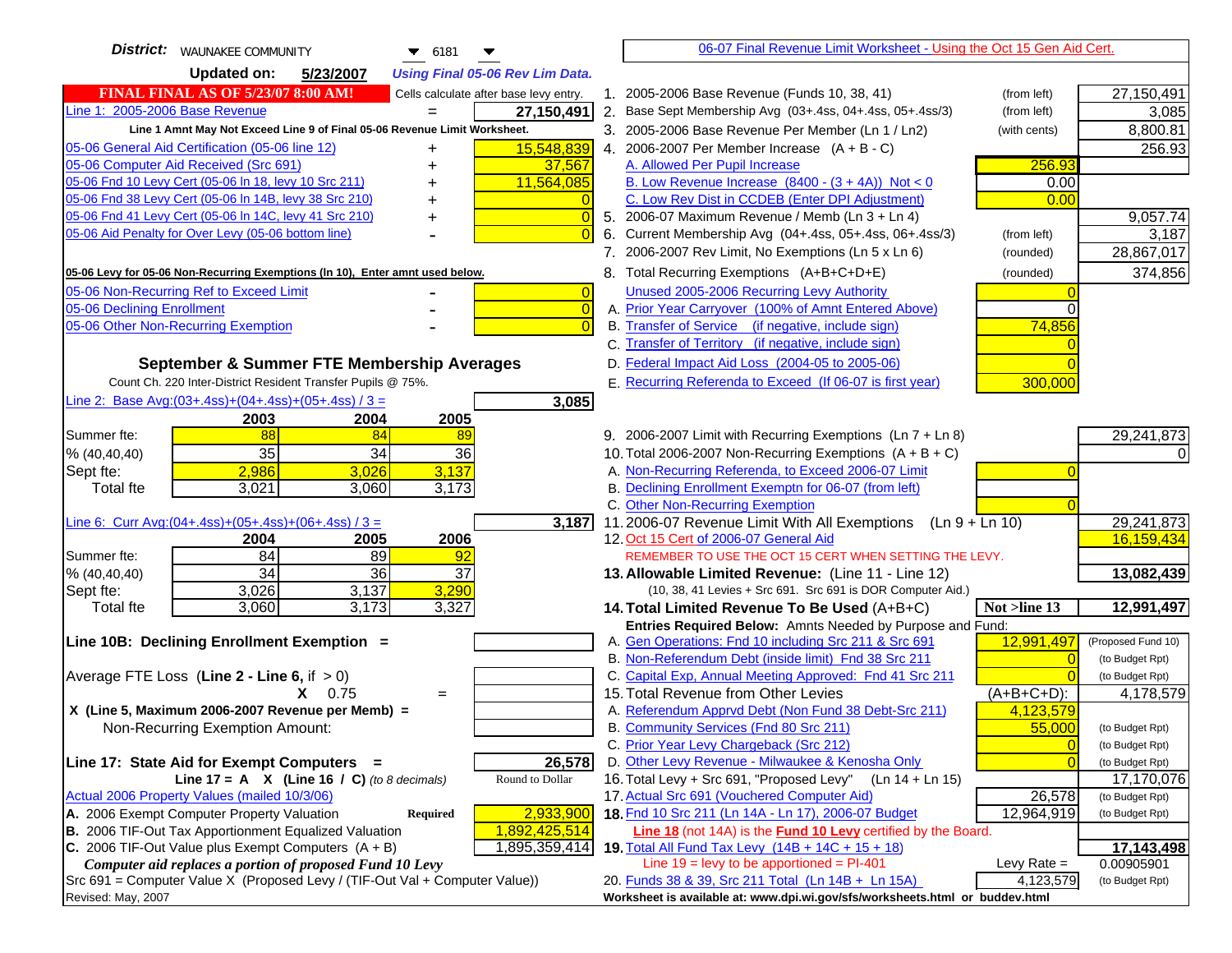**District:** WAUNAKEE COMMUNITY 6181

**Updated on:** 5/23/2007 *Using Final 05-06 Rev Lim Data.*

**FINAL FINAL AS OF 5/23/07 8:00 AM!** Cells calculate after base levy entry.

| | | |
|---|---|---|
| Line 1: 2005-2006 Base Revenue | = | 27,150,491 |

Line 1 Amnt May Not Exceed Line 9 of Final 05-06 Revenue Limit Worksheet.

| | | |
|---|---|---|
| 05-06 General Aid Certification (05-06 line 12) | + | 15,548,839 |
| 05-06 Computer Aid Received (Src 691) | + | 37,567 |
| 05-06 Fnd 10 Levy Cert (05-06 ln 18, levy 10 Src 211) | + | 11,564,085 |
| 05-06 Fnd 38 Levy Cert (05-06 ln 14B, levy 38 Src 210) | + | 0 |
| 05-06 Fnd 41 Levy Cert (05-06 ln 14C, levy 41 Src 210) | + | 0 |
| 05-06 Aid Penalty for Over Levy (05-06 bottom line) | - | 0 |

**05-06 Levy for 05-06 Non-Recurring Exemptions (ln 10), Enter amnt used below.**

| | | |
|---|---|---|
| 05-06 Non-Recurring Ref to Exceed Limit | - | 0 |
| 05-06 Declining Enrollment | - | 0 |
| 05-06 Other Non-Recurring Exemption | - | 0 |

## September & Summer FTE Membership Averages

Count Ch. 220 Inter-District Resident Transfer Pupils @ 75%.

Line 2: Base Avg:(03+.4ss)+(04+.4ss)+(05+.4ss) / 3 = **3,085**

| | 2003 | 2004 | 2005 |
|---|---|---|---|
| Summer fte: | 88 | 84 | 89 |
| % (40,40,40) | 35 | 34 | 36 |
| Sept fte: | 2,986 | 3,026 | 3,137 |
| Total fte | 3,021 | 3,060 | 3,173 |

Line 6: Curr Avg:(04+.4ss)+(05+.4ss)+(06+.4ss) / 3 = **3,187**

| | 2004 | 2005 | 2006 |
|---|---|---|---|
| Summer fte: | 84 | 89 | 92 |
| % (40,40,40) | 34 | 36 | 37 |
| Sept fte: | 3,026 | 3,137 | 3,290 |
| Total fte | 3,060 | 3,173 | 3,327 |

**Line 10B: Declining Enrollment Exemption =**

Average FTE Loss (**Line 2 - Line 6**, if > 0)

X 0.75 =

X (Line 5, Maximum 2006-2007 Revenue per Memb) =

Non-Recurring Exemption Amount:

**Line 17: State Aid for Exempt Computers =** **26,578**

Line 17 = A X (Line 16 / C) *(to 8 decimals)* Round to Dollar

Actual 2006 Property Values (mailed 10/3/06)

| | | |
|---|---|---|
| A. 2006 Exempt Computer Property Valuation | Required | 2,933,900 |
| B. 2006 TIF-Out Tax Apportionment Equalized Valuation | | 1,892,425,514 |
| C. 2006 TIF-Out Value plus Exempt Computers (A + B) | | 1,895,359,414 |

*Computer aid replaces a portion of proposed Fund 10 Levy*

Src 691 = Computer Value X (Proposed Levy / (TIF-Out Val + Computer Value))

Revised: May, 2007

06-07 Final Revenue Limit Worksheet - Using the Oct 15 Gen Aid Cert.

| | | | |
|---|---|---|---|
| 1. 2005-2006 Base Revenue (Funds 10, 38, 41) | (from left) | | 27,150,491 |
| 2. Base Sept Membership Avg (03+.4ss, 04+.4ss, 05+.4ss/3) | (from left) | | 3,085 |
| 3. 2005-2006 Base Revenue Per Member (Ln 1 / Ln2) | (with cents) | | 8,800.81 |
| 4. 2006-2007 Per Member Increase (A + B - C) | | | 256.93 |
| A. Allowed Per Pupil Increase | | 256.93 | |
| B. Low Revenue Increase (8400 - (3 + 4A)) Not < 0 | | 0.00 | |
| C. Low Rev Dist in CCDEB (Enter DPI Adjustment) | | 0.00 | |
| 5. 2006-07 Maximum Revenue / Memb (Ln 3 + Ln 4) | | | 9,057.74 |
| 6. Current Membership Avg (04+.4ss, 05+.4ss, 06+.4ss/3) | (from left) | | 3,187 |
| 7. 2006-2007 Rev Limit, No Exemptions (Ln 5 x Ln 6) | (rounded) | | 28,867,017 |
| 8. Total Recurring Exemptions (A+B+C+D+E) | (rounded) | | 374,856 |
| Unused 2005-2006 Recurring Levy Authority | | 0 | |
| A. Prior Year Carryover (100% of Amnt Entered Above) | | 0 | |
| B. Transfer of Service (if negative, include sign) | | 74,856 | |
| C. Transfer of Territory (if negative, include sign) | | 0 | |
| D. Federal Impact Aid Loss (2004-05 to 2005-06) | | 0 | |
| E. Recurring Referenda to Exceed (If 06-07 is first year) | | 300,000 | |
| 9. 2006-2007 Limit with Recurring Exemptions (Ln 7 + Ln 8) | | | 29,241,873 |
| 10. Total 2006-2007 Non-Recurring Exemptions (A + B + C) | | | 0 |
| A. Non-Recurring Referenda, to Exceed 2006-07 Limit | | 0 | |
| B. Declining Enrollment Exemptn for 06-07 (from left) | | | |
| C. Other Non-Recurring Exemption | | 0 | |
| 11. 2006-07 Revenue Limit With All Exemptions (Ln 9 + Ln 10) | | | 29,241,873 |
| 12. Oct 15 Cert of 2006-07 General Aid | | | 16,159,434 |

REMEMBER TO USE THE OCT 15 CERT WHEN SETTING THE LEVY.

| | | | |
|---|---|---|---|
| **13. Allowable Limited Revenue:** (Line 11 - Line 12) | | | **13,082,439** |

(10, 38, 41 Levies + Src 691. Src 691 is DOR Computer Aid.)

| | | | |
|---|---|---|---|
| **14. Total Limited Revenue To Be Used** (A+B+C) | | **Not >line 13** | **12,991,497** |
| Entries Required Below: Amnts Needed by Purpose and Fund: | | | |
| A. Gen Operations: Fnd 10 including Src 211 & Src 691 | | 12,991,497 | (Proposed Fund 10) |
| B. Non-Referendum Debt (inside limit) Fnd 38 Src 211 | | 0 | (to Budget Rpt) |
| C. Capital Exp, Annual Meeting Approved: Fnd 41 Src 211 | | 0 | (to Budget Rpt) |
| 15. Total Revenue from Other Levies | | (A+B+C+D): | 4,178,579 |
| A. Referendum Apprvd Debt (Non Fund 38 Debt-Src 211) | | 4,123,579 | |
| B. Community Services (Fnd 80 Src 211) | | 55,000 | (to Budget Rpt) |
| C. Prior Year Levy Chargeback (Src 212) | | 0 | (to Budget Rpt) |
| D. Other Levy Revenue - Milwaukee & Kenosha Only | | 0 | (to Budget Rpt) |
| 16. Total Levy + Src 691, "Proposed Levy" (Ln 14 + Ln 15) | | | 17,170,076 |
| 17. Actual Src 691 (Vouchered Computer Aid) | | 26,578 | (to Budget Rpt) |
| **18.** Fnd 10 Src 211 (Ln 14A - Ln 17), 2006-07 Budget | | 12,964,919 | (to Budget Rpt) |

**Line 18** (not 14A) is the **Fund 10 Levy** certified by the Board.

| | | | |
|---|---|---|---|
| **19.** Total All Fund Tax Levy (14B + 14C + 15 + 18) | | | **17,143,498** |
| Line 19 = levy to be apportioned = PI-401 | | Levy Rate = | 0.00905901 |
| 20. Funds 38 & 39, Src 211 Total (Ln 14B + Ln 15A) | | 4,123,579 | (to Budget Rpt) |

Worksheet is available at: www.dpi.wi.gov/sfs/worksheets.html or buddev.html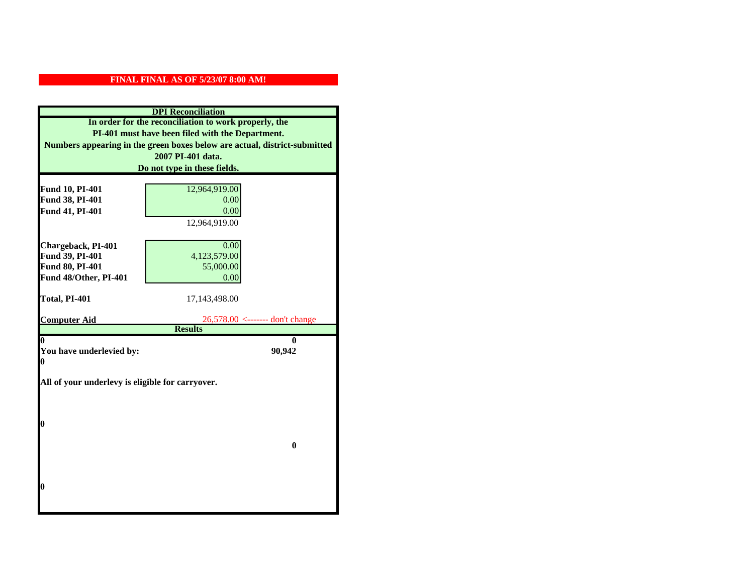**FINAL FINAL AS OF 5/23/07 8:00 AM!**

**DPI Reconciliation**

**In order for the reconciliation to work properly, the PI-401 must have been filed with the Department. Numbers appearing in the green boxes below are actual, district-submitted 2007 PI-401 data. Do not type in these fields.**

| | | |
|---|---|---|
| **Fund 10, PI-401** | 12,964,919.00 | |
| **Fund 38, PI-401** | 0.00 | |
| **Fund 41, PI-401** | 0.00 | |
| | 12,964,919.00 | |
| **Chargeback, PI-401** | 0.00 | |
| **Fund 39, PI-401** | 4,123,579.00 | |
| **Fund 80, PI-401** | 55,000.00 | |
| **Fund 48/Other, PI-401** | 0.00 | |
| **Total, PI-401** | 17,143,498.00 | |
| **Computer Aid** | 26,578.00 | <------- don't change |

**Results**

| | |
|---|---|
| **0** | **0** |
| **You have underlevied by:** | **90,942** |
| **0** | |

**All of your underlevy is eligible for carryover.**

**0**

**0**

**0**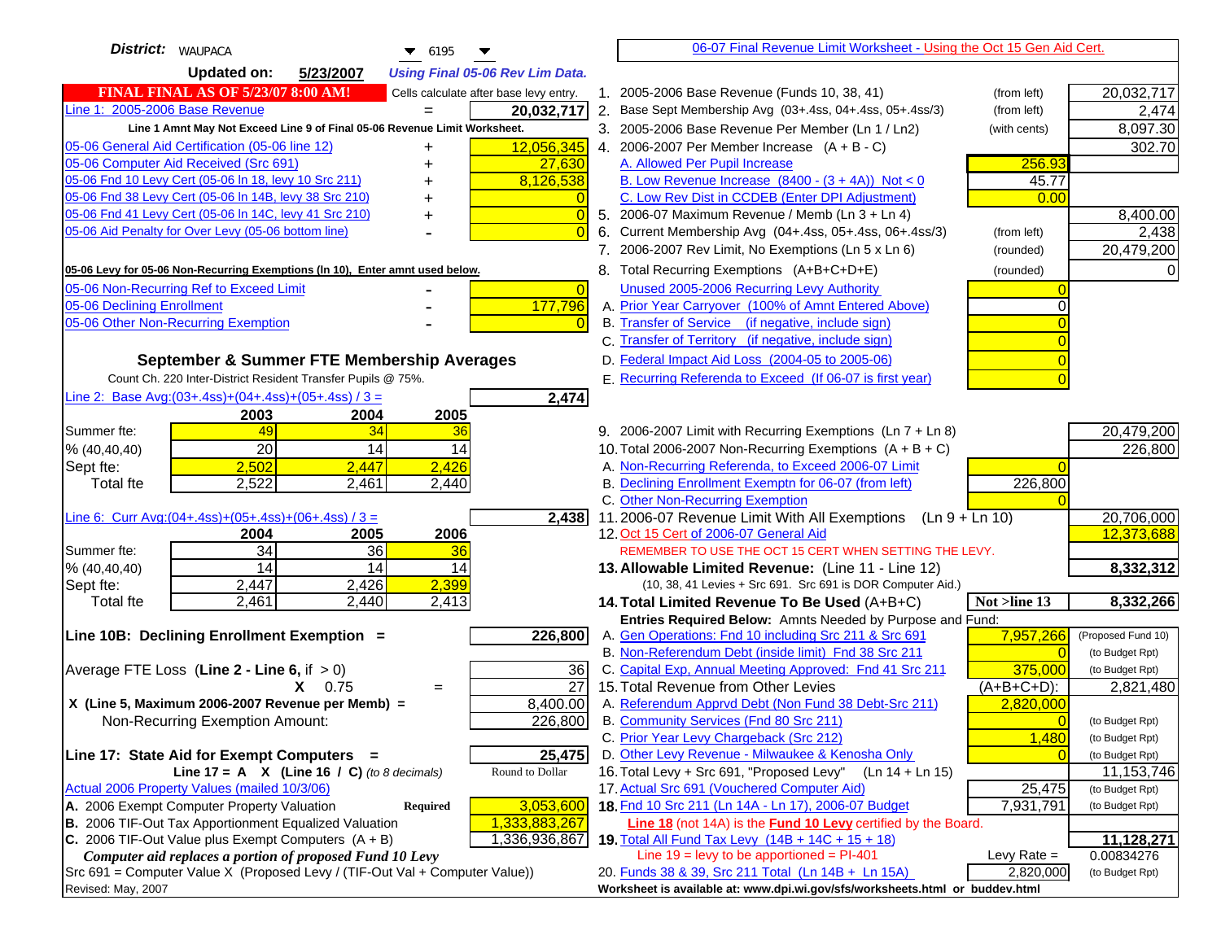**District:** WAUPACA 6195

**Updated on:** 5/23/2007 *Using Final 05-06 Rev Lim Data.*

**FINAL FINAL AS OF 5/23/07 8:00 AM!** Cells calculate after base levy entry.

| | | |
|---|---|---|
| Line 1: 2005-2006 Base Revenue | = | **20,032,717** |
| **Line 1 Amnt May Not Exceed Line 9 of Final 05-06 Revenue Limit Worksheet.** | | |
| 05-06 General Aid Certification (05-06 line 12) | + | 12,056,345 |
| 05-06 Computer Aid Received (Src 691) | + | 27,630 |
| 05-06 Fnd 10 Levy Cert (05-06 ln 18, levy 10 Src 211) | + | 8,126,538 |
| 05-06 Fnd 38 Levy Cert (05-06 ln 14B, levy 38 Src 210) | + | 0 |
| 05-06 Fnd 41 Levy Cert (05-06 ln 14C, levy 41 Src 210) | + | 0 |
| 05-06 Aid Penalty for Over Levy (05-06 bottom line) | - | 0 |

**05-06 Levy for 05-06 Non-Recurring Exemptions (ln 10), Enter amnt used below.**

| | | |
|---|---|---|
| 05-06 Non-Recurring Ref to Exceed Limit | - | 0 |
| 05-06 Declining Enrollment | - | 177,796 |
| 05-06 Other Non-Recurring Exemption | - | 0 |

## September & Summer FTE Membership Averages

Count Ch. 220 Inter-District Resident Transfer Pupils @ 75%.

Line 2: Base Avg:(03+.4ss)+(04+.4ss)+(05+.4ss) / 3 = **2,474**

| | 2003 | 2004 | 2005 |
|---|---|---|---|
| Summer fte: | 49 | 34 | 36 |
| % (40,40,40) | 20 | 14 | 14 |
| Sept fte: | 2,502 | 2,447 | 2,426 |
| Total fte | 2,522 | 2,461 | 2,440 |

Line 6: Curr Avg:(04+.4ss)+(05+.4ss)+(06+.4ss) / 3 = **2,438**

| | 2004 | 2005 | 2006 |
|---|---|---|---|
| Summer fte: | 34 | 36 | 36 |
| % (40,40,40) | 14 | 14 | 14 |
| Sept fte: | 2,447 | 2,426 | 2,399 |
| Total fte | 2,461 | 2,440 | 2,413 |

**Line 10B: Declining Enrollment Exemption =** **226,800**

| | | |
|---|---|---|
| Average FTE Loss (Line 2 - Line 6, if > 0) | | 36 |
| X 0.75 | = | 27 |
| X (Line 5, Maximum 2006-2007 Revenue per Memb) = | | 8,400.00 |
| Non-Recurring Exemption Amount: | | 226,800 |

**Line 17: State Aid for Exempt Computers =** **25,475**

Line 17 = A X (Line 16 / C) *(to 8 decimals)* Round to Dollar

Actual 2006 Property Values (mailed 10/3/06)

| | | |
|---|---|---|
| A. 2006 Exempt Computer Property Valuation | Required | 3,053,600 |
| B. 2006 TIF-Out Tax Apportionment Equalized Valuation | | 1,333,883,267 |
| C. 2006 TIF-Out Value plus Exempt Computers (A + B) | | 1,336,936,867 |

*Computer aid replaces a portion of proposed Fund 10 Levy*

Src 691 = Computer Value X (Proposed Levy / (TIF-Out Val + Computer Value))

Revised: May, 2007

## 06-07 Final Revenue Limit Worksheet - Using the Oct 15 Gen Aid Cert.

| | | | |
|---|---|---|---|
| 1. 2005-2006 Base Revenue (Funds 10, 38, 41) | (from left) | | 20,032,717 |
| 2. Base Sept Membership Avg (03+.4ss, 04+.4ss, 05+.4ss/3) | (from left) | | 2,474 |
| 3. 2005-2006 Base Revenue Per Member (Ln 1 / Ln2) | (with cents) | | 8,097.30 |
| 4. 2006-2007 Per Member Increase (A + B - C) | | | 302.70 |
| A. Allowed Per Pupil Increase | | 256.93 | |
| B. Low Revenue Increase (8400 - (3 + 4A)) Not < 0 | | 45.77 | |
| C. Low Rev Dist in CCDEB (Enter DPI Adjustment) | | 0.00 | |
| 5. 2006-07 Maximum Revenue / Memb (Ln 3 + Ln 4) | | | 8,400.00 |
| 6. Current Membership Avg (04+.4ss, 05+.4ss, 06+.4ss/3) | (from left) | | 2,438 |
| 7. 2006-2007 Rev Limit, No Exemptions (Ln 5 x Ln 6) | (rounded) | | 20,479,200 |
| 8. Total Recurring Exemptions (A+B+C+D+E) | (rounded) | | 0 |
| Unused 2005-2006 Recurring Levy Authority | | 0 | |
| A. Prior Year Carryover (100% of Amnt Entered Above) | | 0 | |
| B. Transfer of Service (if negative, include sign) | | 0 | |
| C. Transfer of Territory (if negative, include sign) | | 0 | |
| D. Federal Impact Aid Loss (2004-05 to 2005-06) | | 0 | |
| E. Recurring Referenda to Exceed (If 06-07 is first year) | | 0 | |
| 9. 2006-2007 Limit with Recurring Exemptions (Ln 7 + Ln 8) | | | 20,479,200 |
| 10. Total 2006-2007 Non-Recurring Exemptions (A + B + C) | | | 226,800 |
| A. Non-Recurring Referenda, to Exceed 2006-07 Limit | | 0 | |
| B. Declining Enrollment Exemptn for 06-07 (from left) | | 226,800 | |
| C. Other Non-Recurring Exemption | | 0 | |
| 11. 2006-07 Revenue Limit With All Exemptions (Ln 9 + Ln 10) | | | 20,706,000 |
| 12. Oct 15 Cert of 2006-07 General Aid | | | 12,373,688 |
| REMEMBER TO USE THE OCT 15 CERT WHEN SETTING THE LEVY. | | | |
| **13. Allowable Limited Revenue:** (Line 11 - Line 12) | | | **8,332,312** |
| (10, 38, 41 Levies + Src 691. Src 691 is DOR Computer Aid.) | | | |
| **14. Total Limited Revenue To Be Used** (A+B+C) | | **Not >line 13** | **8,332,266** |
| **Entries Required Below: Amnts Needed by Purpose and Fund:** | | | |
| A. Gen Operations: Fnd 10 including Src 211 & Src 691 | | 7,957,266 | (Proposed Fund 10) |
| B. Non-Referendum Debt (inside limit) Fnd 38 Src 211 | | 0 | (to Budget Rpt) |
| C. Capital Exp, Annual Meeting Approved: Fnd 41 Src 211 | | 375,000 | (to Budget Rpt) |
| 15. Total Revenue from Other Levies | | (A+B+C+D): | 2,821,480 |
| A. Referendum Apprvd Debt (Non Fund 38 Debt-Src 211) | | 2,820,000 | |
| B. Community Services (Fnd 80 Src 211) | | 0 | (to Budget Rpt) |
| C. Prior Year Levy Chargeback (Src 212) | | 1,480 | (to Budget Rpt) |
| D. Other Levy Revenue - Milwaukee & Kenosha Only | | 0 | (to Budget Rpt) |
| 16. Total Levy + Src 691, "Proposed Levy" (Ln 14 + Ln 15) | | | 11,153,746 |
| 17. Actual Src 691 (Vouchered Computer Aid) | | 25,475 | (to Budget Rpt) |
| **18.** Fnd 10 Src 211 (Ln 14A - Ln 17), 2006-07 Budget | | 7,931,791 | (to Budget Rpt) |
| **Line 18** (not 14A) is the **Fund 10 Levy** certified by the Board. | | | |
| **19.** Total All Fund Tax Levy (14B + 14C + 15 + 18) | | | **11,128,271** |
| Line 19 = levy to be apportioned = PI-401 | | Levy Rate = | 0.00834276 |
| 20. Funds 38 & 39, Src 211 Total (Ln 14B + Ln 15A) | | 2,820,000 | (to Budget Rpt) |

Worksheet is available at: www.dpi.wi.gov/sfs/worksheets.html or buddev.html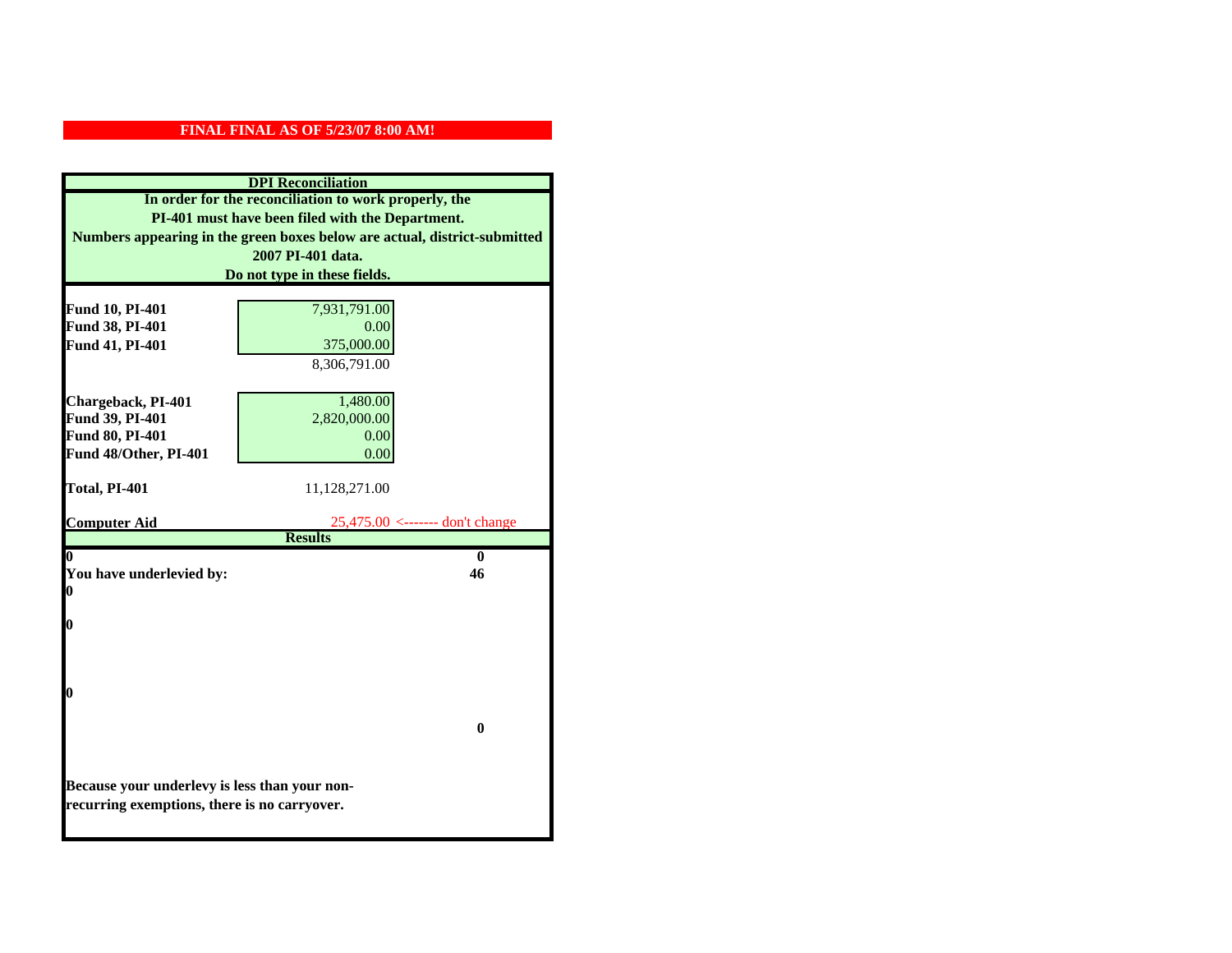**FINAL FINAL AS OF 5/23/07 8:00 AM!**

## DPI Reconciliation

**In order for the reconciliation to work properly, the PI-401 must have been filed with the Department. Numbers appearing in the green boxes below are actual, district-submitted 2007 PI-401 data. Do not type in these fields.**

| | | |
|---|---|---|
| **Fund 10, PI-401** | 7,931,791.00 | |
| **Fund 38, PI-401** | 0.00 | |
| **Fund 41, PI-401** | 375,000.00 | |
| | 8,306,791.00 | |
| **Chargeback, PI-401** | 1,480.00 | |
| **Fund 39, PI-401** | 2,820,000.00 | |
| **Fund 80, PI-401** | 0.00 | |
| **Fund 48/Other, PI-401** | 0.00 | |
| **Total, PI-401** | 11,128,271.00 | |
| **Computer Aid** | 25,475.00 | <------- don't change |

## Results

| | |
|---|---|
| **0** | **0** |
| **You have underlevied by:** | **46** |
| **0** | |
| **0** | |
| **0** | |
| | **0** |

**Because your underlevy is less than your non-recurring exemptions, there is no carryover.**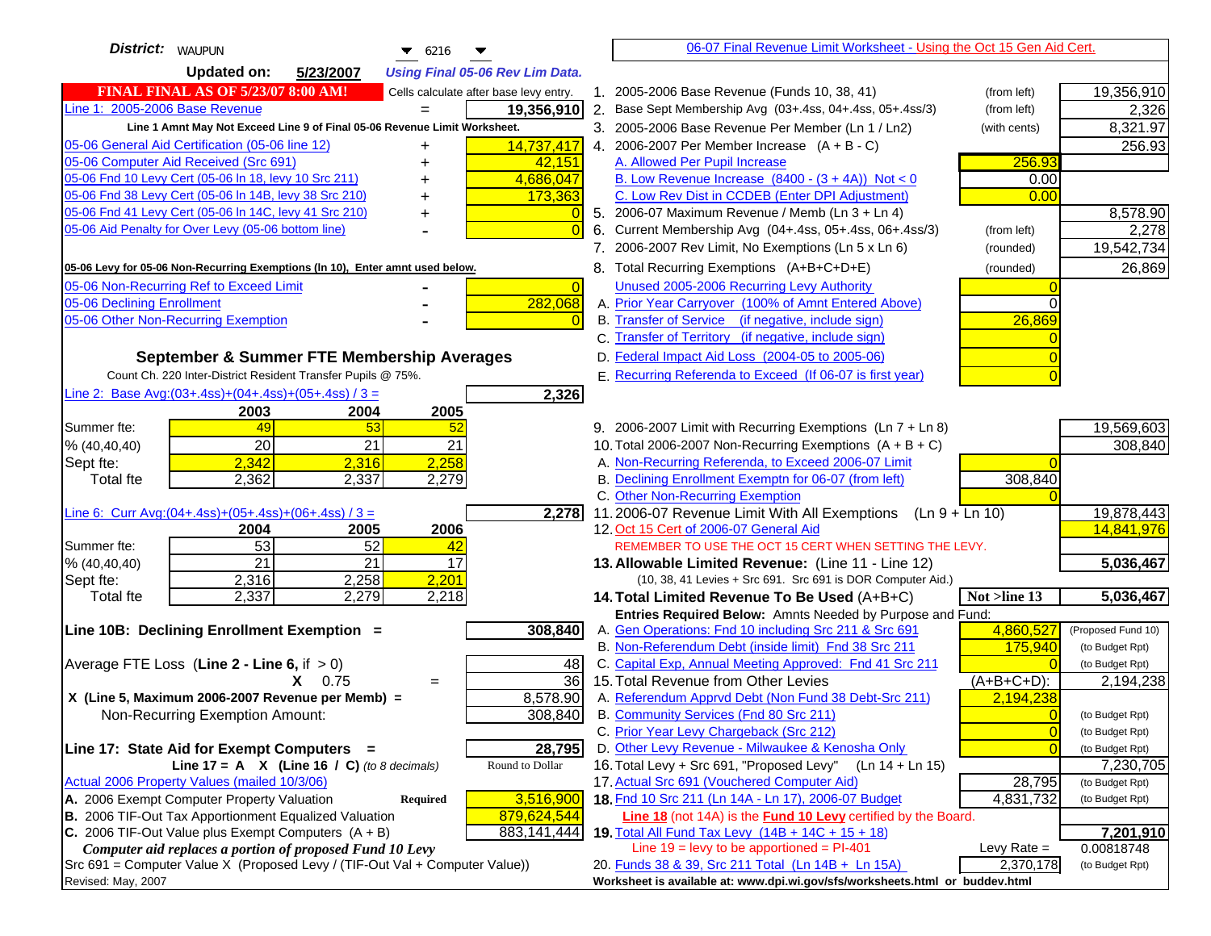**District:** WAUPUN 6216

**Updated on:** 5/23/2007 *Using Final 05-06 Rev Lim Data.*

**FINAL FINAL AS OF 5/23/07 8:00 AM!** Cells calculate after base levy entry.

| | | |
|---|---|---|
| Line 1: 2005-2006 Base Revenue | = | 19,356,910 |

Line 1 Amnt May Not Exceed Line 9 of Final 05-06 Revenue Limit Worksheet.

| | | |
|---|---|---|
| 05-06 General Aid Certification (05-06 line 12) | + | 14,737,417 |
| 05-06 Computer Aid Received (Src 691) | + | 42,151 |
| 05-06 Fnd 10 Levy Cert (05-06 ln 18, levy 10 Src 211) | + | 4,686,047 |
| 05-06 Fnd 38 Levy Cert (05-06 ln 14B, levy 38 Src 210) | + | 173,363 |
| 05-06 Fnd 41 Levy Cert (05-06 ln 14C, levy 41 Src 210) | + | 0 |
| 05-06 Aid Penalty for Over Levy (05-06 bottom line) | - | 0 |

**05-06 Levy for 05-06 Non-Recurring Exemptions (ln 10), Enter amnt used below.**

| | | |
|---|---|---|
| 05-06 Non-Recurring Ref to Exceed Limit | - | 0 |
| 05-06 Declining Enrollment | - | 282,068 |
| 05-06 Other Non-Recurring Exemption | - | 0 |

### September & Summer FTE Membership Averages

Count Ch. 220 Inter-District Resident Transfer Pupils @ 75%.

Line 2: Base Avg:(03+.4ss)+(04+.4ss)+(05+.4ss) / 3 = **2,326**

| | 2003 | 2004 | 2005 |
|---|---|---|---|
| Summer fte: | 49 | 53 | 52 |
| % (40,40,40) | 20 | 21 | 21 |
| Sept fte: | 2,342 | 2,316 | 2,258 |
| Total fte | 2,362 | 2,337 | 2,279 |

Line 6: Curr Avg:(04+.4ss)+(05+.4ss)+(06+.4ss) / 3 = **2,278**

| | 2004 | 2005 | 2006 |
|---|---|---|---|
| Summer fte: | 53 | 52 | 42 |
| % (40,40,40) | 21 | 21 | 17 |
| Sept fte: | 2,316 | 2,258 | 2,201 |
| Total fte | 2,337 | 2,279 | 2,218 |

**Line 10B: Declining Enrollment Exemption =** **308,840**

| | |
|---|---|
| Average FTE Loss (Line 2 - Line 6, if > 0) | 48 |
| X 0.75 = | 36 |
| X (Line 5, Maximum 2006-2007 Revenue per Memb) = | 8,578.90 |
| Non-Recurring Exemption Amount: | 308,840 |

**Line 17: State Aid for Exempt Computers =** **28,795**

Line 17 = A X (Line 16 / C) *(to 8 decimals)* Round to Dollar

Actual 2006 Property Values (mailed 10/3/06)

| | | |
|---|---|---|
| A. 2006 Exempt Computer Property Valuation | Required | 3,516,900 |
| B. 2006 TIF-Out Tax Apportionment Equalized Valuation | | 879,624,544 |
| C. 2006 TIF-Out Value plus Exempt Computers (A + B) | | 883,141,444 |

*Computer aid replaces a portion of proposed Fund 10 Levy*

Src 691 = Computer Value X (Proposed Levy / (TIF-Out Val + Computer Value))

Revised: May, 2007

06-07 Final Revenue Limit Worksheet - Using the Oct 15 Gen Aid Cert.

| | | | |
|---|---|---|---|
| 1. 2005-2006 Base Revenue (Funds 10, 38, 41) | (from left) | | 19,356,910 |
| 2. Base Sept Membership Avg (03+.4ss, 04+.4ss, 05+.4ss/3) | (from left) | | 2,326 |
| 3. 2005-2006 Base Revenue Per Member (Ln 1 / Ln2) | (with cents) | | 8,321.97 |
| 4. 2006-2007 Per Member Increase (A + B - C) | | | 256.93 |
| A. Allowed Per Pupil Increase | | 256.93 | |
| B. Low Revenue Increase (8400 - (3 + 4A)) Not < 0 | | 0.00 | |
| C. Low Rev Dist in CCDEB (Enter DPI Adjustment) | | 0.00 | |
| 5. 2006-07 Maximum Revenue / Memb (Ln 3 + Ln 4) | | | 8,578.90 |
| 6. Current Membership Avg (04+.4ss, 05+.4ss, 06+.4ss/3) | (from left) | | 2,278 |
| 7. 2006-2007 Rev Limit, No Exemptions (Ln 5 x Ln 6) | (rounded) | | 19,542,734 |
| 8. Total Recurring Exemptions (A+B+C+D+E) | (rounded) | | 26,869 |
| Unused 2005-2006 Recurring Levy Authority | | 0 | |
| A. Prior Year Carryover (100% of Amnt Entered Above) | | 0 | |
| B. Transfer of Service (if negative, include sign) | | 26,869 | |
| C. Transfer of Territory (if negative, include sign) | | 0 | |
| D. Federal Impact Aid Loss (2004-05 to 2005-06) | | 0 | |
| E. Recurring Referenda to Exceed (If 06-07 is first year) | | 0 | |
| 9. 2006-2007 Limit with Recurring Exemptions (Ln 7 + Ln 8) | | | 19,569,603 |
| 10. Total 2006-2007 Non-Recurring Exemptions (A + B + C) | | | 308,840 |
| A. Non-Recurring Referenda, to Exceed 2006-07 Limit | | 0 | |
| B. Declining Enrollment Exemptn for 06-07 (from left) | | 308,840 | |
| C. Other Non-Recurring Exemption | | 0 | |
| 11. 2006-07 Revenue Limit With All Exemptions (Ln 9 + Ln 10) | | | 19,878,443 |
| 12. Oct 15 Cert of 2006-07 General Aid | | | 14,841,976 |

REMEMBER TO USE THE OCT 15 CERT WHEN SETTING THE LEVY.

| | | | |
|---|---|---|---|
| **13. Allowable Limited Revenue:** (Line 11 - Line 12) | | | **5,036,467** |
| (10, 38, 41 Levies + Src 691. Src 691 is DOR Computer Aid.) | | | |
| **14. Total Limited Revenue To Be Used** (A+B+C) | | Not >line 13 | **5,036,467** |
| **Entries Required Below:** Amnts Needed by Purpose and Fund: | | | |
| A. Gen Operations: Fnd 10 including Src 211 & Src 691 | | 4,860,527 | (Proposed Fund 10) |
| B. Non-Referendum Debt (inside limit) Fnd 38 Src 211 | | 175,940 | (to Budget Rpt) |
| C. Capital Exp, Annual Meeting Approved: Fnd 41 Src 211 | | 0 | (to Budget Rpt) |
| 15. Total Revenue from Other Levies | | (A+B+C+D): | 2,194,238 |
| A. Referendum Apprvd Debt (Non Fund 38 Debt-Src 211) | | 2,194,238 | |
| B. Community Services (Fnd 80 Src 211) | | 0 | (to Budget Rpt) |
| C. Prior Year Levy Chargeback (Src 212) | | 0 | (to Budget Rpt) |
| D. Other Levy Revenue - Milwaukee & Kenosha Only | | 0 | (to Budget Rpt) |
| 16. Total Levy + Src 691, "Proposed Levy" (Ln 14 + Ln 15) | | | 7,230,705 |
| 17. Actual Src 691 (Vouchered Computer Aid) | | 28,795 | (to Budget Rpt) |
| **18.** Fnd 10 Src 211 (Ln 14A - Ln 17), 2006-07 Budget | | 4,831,732 | (to Budget Rpt) |

Line 18 (not 14A) is the **Fund 10 Levy** certified by the Board.

| | | |
|---|---|---|
| **19.** Total All Fund Tax Levy (14B + 14C + 15 + 18) | | **7,201,910** |
| Line 19 = levy to be apportioned = PI-401 | Levy Rate = | 0.00818748 |
| 20. Funds 38 & 39, Src 211 Total (Ln 14B + Ln 15A) | 2,370,178 | (to Budget Rpt) |

Worksheet is available at: www.dpi.wi.gov/sfs/worksheets.html or buddev.html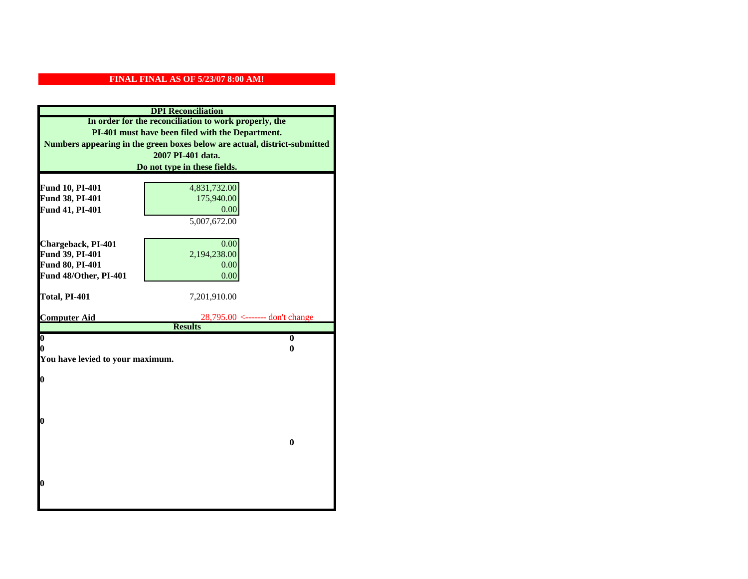**FINAL FINAL AS OF 5/23/07 8:00 AM!**

## DPI Reconciliation

**In order for the reconciliation to work properly, the PI-401 must have been filed with the Department. Numbers appearing in the green boxes below are actual, district-submitted 2007 PI-401 data. Do not type in these fields.**

| | | |
|---|---|---|
| **Fund 10, PI-401** | 4,831,732.00 | |
| **Fund 38, PI-401** | 175,940.00 | |
| **Fund 41, PI-401** | 0.00 | |
| | 5,007,672.00 | |
| **Chargeback, PI-401** | 0.00 | |
| **Fund 39, PI-401** | 2,194,238.00 | |
| **Fund 80, PI-401** | 0.00 | |
| **Fund 48/Other, PI-401** | 0.00 | |
| **Total, PI-401** | 7,201,910.00 | |
| **Computer Aid** | 28,795.00 | <------- don't change |

## Results

| | |
|---|---|
| **0** | **0** |
| **0** | **0** |

**You have levied to your maximum.**

**0**

**0**

**0**

**0**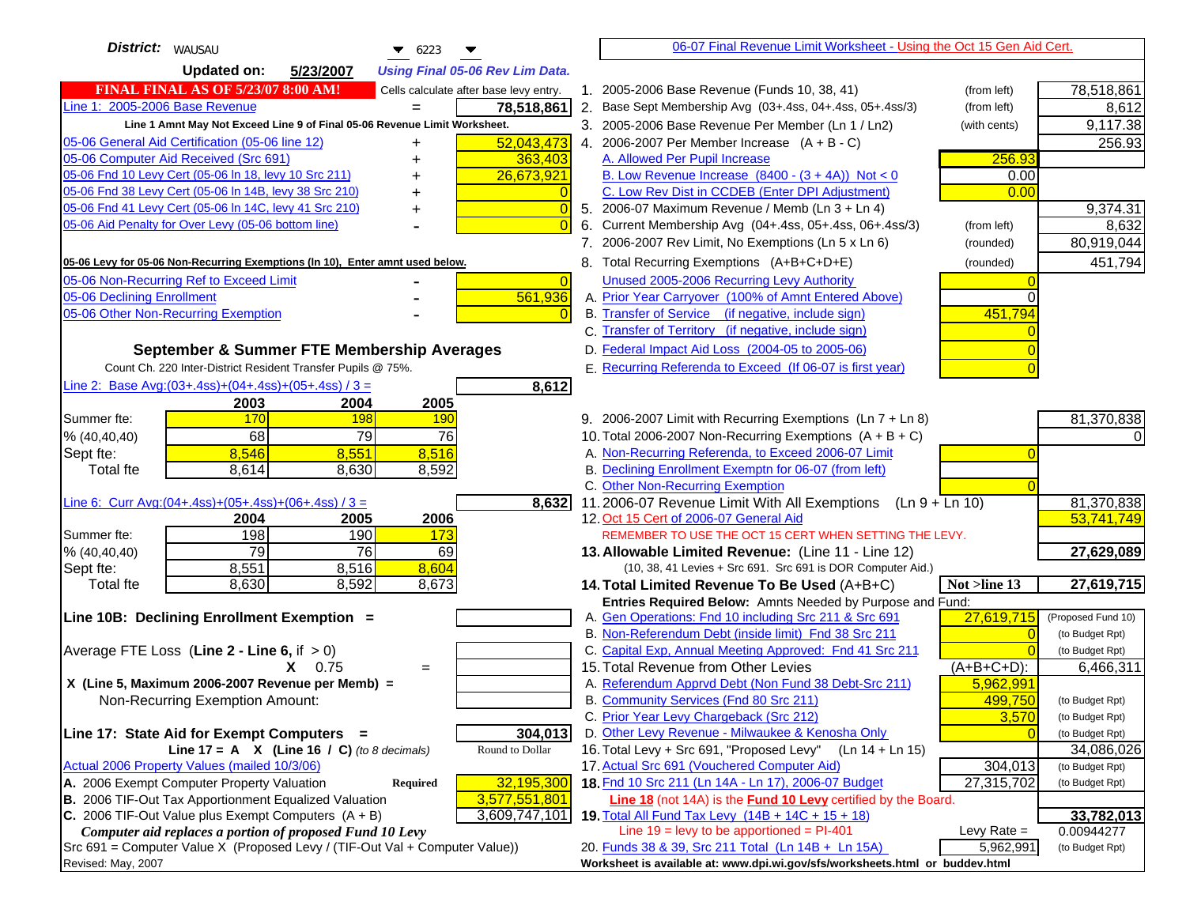**District:** WAUSAU 6223

**Updated on:** 5/23/2007 *Using Final 05-06 Rev Lim Data.*

**FINAL FINAL AS OF 5/23/07 8:00 AM!** Cells calculate after base levy entry.

| | | |
|---|---|---|
| Line 1: 2005-2006 Base Revenue | = | 78,518,861 |
| Line 1 Amnt May Not Exceed Line 9 of Final 05-06 Revenue Limit Worksheet. | | |
| 05-06 General Aid Certification (05-06 line 12) | + | 52,043,473 |
| 05-06 Computer Aid Received (Src 691) | + | 363,403 |
| 05-06 Fnd 10 Levy Cert (05-06 ln 18, levy 10 Src 211) | + | 26,673,921 |
| 05-06 Fnd 38 Levy Cert (05-06 ln 14B, levy 38 Src 210) | + | 0 |
| 05-06 Fnd 41 Levy Cert (05-06 ln 14C, levy 41 Src 210) | + | 0 |
| 05-06 Aid Penalty for Over Levy (05-06 bottom line) | - | 0 |

**05-06 Levy for 05-06 Non-Recurring Exemptions (ln 10), Enter amnt used below.**

| | | |
|---|---|---|
| 05-06 Non-Recurring Ref to Exceed Limit | - | 0 |
| 05-06 Declining Enrollment | - | 561,936 |
| 05-06 Other Non-Recurring Exemption | - | 0 |

**September & Summer FTE Membership Averages**

Count Ch. 220 Inter-District Resident Transfer Pupils @ 75%.

Line 2: Base Avg:(03+.4ss)+(04+.4ss)+(05+.4ss) / 3 = **8,612**

| | 2003 | 2004 | 2005 |
|---|---|---|---|
| Summer fte: | 170 | 198 | 190 |
| % (40,40,40) | 68 | 79 | 76 |
| Sept fte: | 8,546 | 8,551 | 8,516 |
| Total fte | 8,614 | 8,630 | 8,592 |

Line 6: Curr Avg:(04+.4ss)+(05+.4ss)+(06+.4ss) / 3 = **8,632**

| | 2004 | 2005 | 2006 |
|---|---|---|---|
| Summer fte: | 198 | 190 | 173 |
| % (40,40,40) | 79 | 76 | 69 |
| Sept fte: | 8,551 | 8,516 | 8,604 |
| Total fte | 8,630 | 8,592 | 8,673 |

**Line 10B: Declining Enrollment Exemption =**

Average FTE Loss (**Line 2 - Line 6**, if > 0)

X 0.75 =

X (Line 5, Maximum 2006-2007 Revenue per Memb) =

Non-Recurring Exemption Amount:

**Line 17: State Aid for Exempt Computers =** **304,013**

Line 17 = A X (Line 16 / C) *(to 8 decimals)* — Round to Dollar

Actual 2006 Property Values (mailed 10/3/06)

| | | |
|---|---|---|
| A. 2006 Exempt Computer Property Valuation | Required | 32,195,300 |
| B. 2006 TIF-Out Tax Apportionment Equalized Valuation | | 3,577,551,801 |
| C. 2006 TIF-Out Value plus Exempt Computers (A + B) | | 3,609,747,101 |

*Computer aid replaces a portion of proposed Fund 10 Levy*

Src 691 = Computer Value X (Proposed Levy / (TIF-Out Val + Computer Value))

Revised: May, 2007

---

**06-07 Final Revenue Limit Worksheet - Using the Oct 15 Gen Aid Cert.**

| | | | |
|---|---|---|---|
| 1. 2005-2006 Base Revenue (Funds 10, 38, 41) | (from left) | | 78,518,861 |
| 2. Base Sept Membership Avg (03+.4ss, 04+.4ss, 05+.4ss/3) | (from left) | | 8,612 |
| 3. 2005-2006 Base Revenue Per Member (Ln 1 / Ln2) | (with cents) | | 9,117.38 |
| 4. 2006-2007 Per Member Increase (A + B - C) | | | 256.93 |
| A. Allowed Per Pupil Increase | | 256.93 | |
| B. Low Revenue Increase (8400 - (3 + 4A)) Not < 0 | | 0.00 | |
| C. Low Rev Dist in CCDEB (Enter DPI Adjustment) | | 0.00 | |
| 5. 2006-07 Maximum Revenue / Memb (Ln 3 + Ln 4) | | | 9,374.31 |
| 6. Current Membership Avg (04+.4ss, 05+.4ss, 06+.4ss/3) | (from left) | | 8,632 |
| 7. 2006-2007 Rev Limit, No Exemptions (Ln 5 x Ln 6) | (rounded) | | 80,919,044 |
| 8. Total Recurring Exemptions (A+B+C+D+E) | (rounded) | | 451,794 |
| Unused 2005-2006 Recurring Levy Authority | | 0 | |
| A. Prior Year Carryover (100% of Amnt Entered Above) | | 0 | |
| B. Transfer of Service (if negative, include sign) | | 451,794 | |
| C. Transfer of Territory (if negative, include sign) | | 0 | |
| D. Federal Impact Aid Loss (2004-05 to 2005-06) | | 0 | |
| E. Recurring Referenda to Exceed (If 06-07 is first year) | | 0 | |
| 9. 2006-2007 Limit with Recurring Exemptions (Ln 7 + Ln 8) | | | 81,370,838 |
| 10. Total 2006-2007 Non-Recurring Exemptions (A + B + C) | | | 0 |
| A. Non-Recurring Referenda, to Exceed 2006-07 Limit | | 0 | |
| B. Declining Enrollment Exemptn for 06-07 (from left) | | | |
| C. Other Non-Recurring Exemption | | 0 | |
| 11. 2006-07 Revenue Limit With All Exemptions (Ln 9 + Ln 10) | | | 81,370,838 |
| 12. Oct 15 Cert of 2006-07 General Aid | | | 53,741,749 |
| REMEMBER TO USE THE OCT 15 CERT WHEN SETTING THE LEVY. | | | |
| **13. Allowable Limited Revenue:** (Line 11 - Line 12) | | | **27,629,089** |
| (10, 38, 41 Levies + Src 691. Src 691 is DOR Computer Aid.) | | | |
| **14. Total Limited Revenue To Be Used** (A+B+C) | | Not >line 13 | **27,619,715** |
| Entries Required Below: Amnts Needed by Purpose and Fund: | | | |
| A. Gen Operations: Fnd 10 including Src 211 & Src 691 | | 27,619,715 | (Proposed Fund 10) |
| B. Non-Referendum Debt (inside limit) Fnd 38 Src 211 | | 0 | (to Budget Rpt) |
| C. Capital Exp, Annual Meeting Approved: Fnd 41 Src 211 | | 0 | (to Budget Rpt) |
| 15. Total Revenue from Other Levies | | (A+B+C+D): | 6,466,311 |
| A. Referendum Apprvd Debt (Non Fund 38 Debt-Src 211) | | 5,962,991 | |
| B. Community Services (Fnd 80 Src 211) | | 499,750 | (to Budget Rpt) |
| C. Prior Year Levy Chargeback (Src 212) | | 3,570 | (to Budget Rpt) |
| D. Other Levy Revenue - Milwaukee & Kenosha Only | | 0 | (to Budget Rpt) |
| 16. Total Levy + Src 691, "Proposed Levy" (Ln 14 + Ln 15) | | | 34,086,026 |
| 17. Actual Src 691 (Vouchered Computer Aid) | | 304,013 | (to Budget Rpt) |
| **18.** Fnd 10 Src 211 (Ln 14A - Ln 17), 2006-07 Budget | | 27,315,702 | (to Budget Rpt) |
| Line 18 (not 14A) is the Fund 10 Levy certified by the Board. | | | |
| **19.** Total All Fund Tax Levy (14B + 14C + 15 + 18) | | | **33,782,013** |
| Line 19 = levy to be apportioned = PI-401 | | Levy Rate = | 0.00944277 |
| 20. Funds 38 & 39, Src 211 Total (Ln 14B + Ln 15A) | | 5,962,991 | (to Budget Rpt) |

Worksheet is available at: www.dpi.wi.gov/sfs/worksheets.html or buddev.html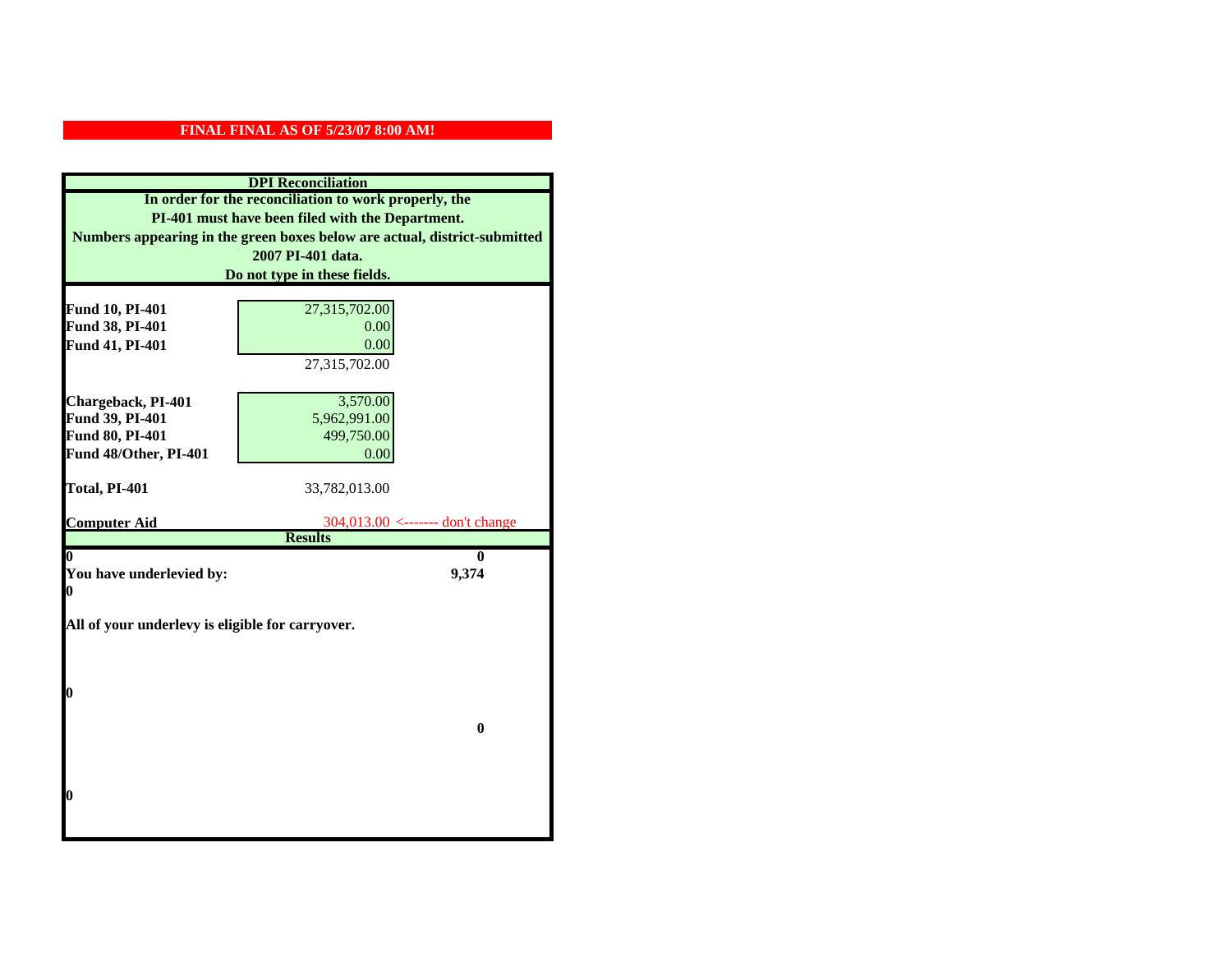**FINAL FINAL AS OF 5/23/07 8:00 AM!**

**DPI Reconciliation**

**In order for the reconciliation to work properly, the PI-401 must have been filed with the Department. Numbers appearing in the green boxes below are actual, district-submitted 2007 PI-401 data. Do not type in these fields.**

| | |
|---|---|
| **Fund 10, PI-401** | 27,315,702.00 |
| **Fund 38, PI-401** | 0.00 |
| **Fund 41, PI-401** | 0.00 |
| | 27,315,702.00 |
| **Chargeback, PI-401** | 3,570.00 |
| **Fund 39, PI-401** | 5,962,991.00 |
| **Fund 80, PI-401** | 499,750.00 |
| **Fund 48/Other, PI-401** | 0.00 |
| **Total, PI-401** | 33,782,013.00 |
| **Computer Aid** | 304,013.00 <------- don't change |

**Results**

| | |
|---|---|
| **0** | **0** |
| **You have underlevied by:** | **9,374** |
| **0** | |

**All of your underlevy is eligible for carryover.**

**0**

**0**

**0**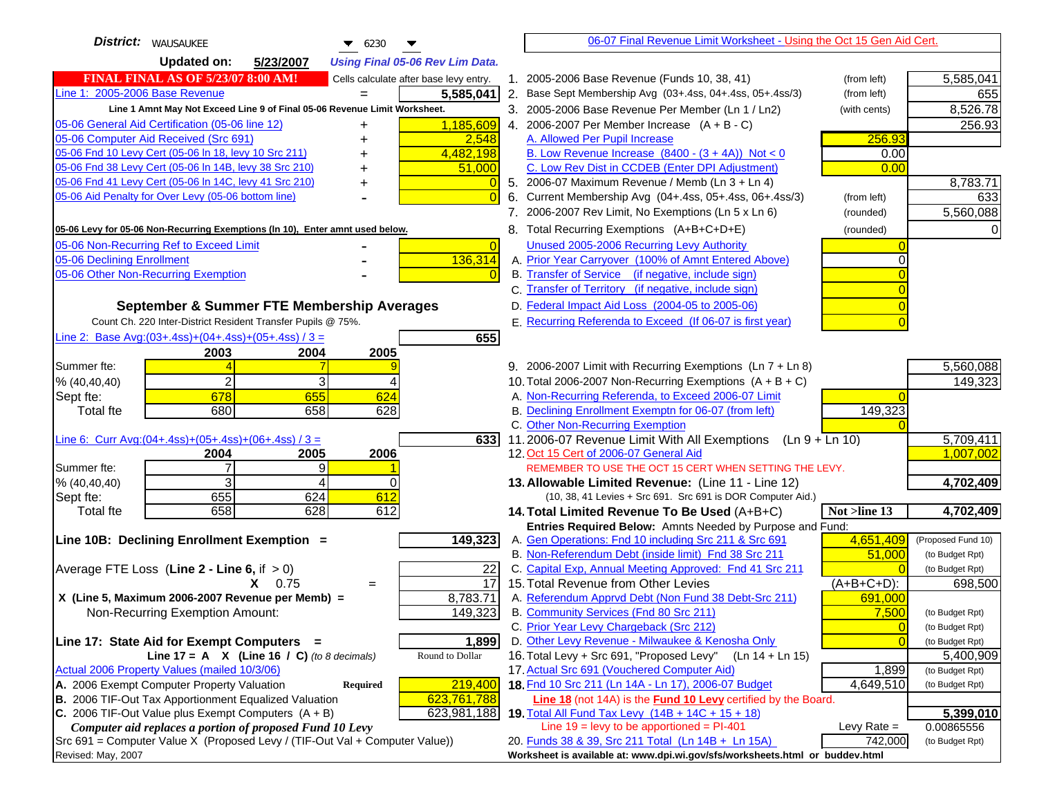**District:** WAUSAUKEE 6230

**Updated on:** 5/23/2007 *Using Final 05-06 Rev Lim Data.*

**FINAL FINAL AS OF 5/23/07 8:00 AM!** Cells calculate after base levy entry.

[06-07 Final Revenue Limit Worksheet - Using the Oct 15 Gen Aid Cert.]

| | | |
|---|---|---|
| Line 1: 2005-2006 Base Revenue | = | 5,585,041 |

Line 1 Amnt May Not Exceed Line 9 of Final 05-06 Revenue Limit Worksheet.

| | | |
|---|---|---|
| 05-06 General Aid Certification (05-06 line 12) | + | 1,185,609 |
| 05-06 Computer Aid Received (Src 691) | + | 2,548 |
| 05-06 Fnd 10 Levy Cert (05-06 ln 18, levy 10 Src 211) | + | 4,482,198 |
| 05-06 Fnd 38 Levy Cert (05-06 ln 14B, levy 38 Src 210) | + | 51,000 |
| 05-06 Fnd 41 Levy Cert (05-06 ln 14C, levy 41 Src 210) | + | 0 |
| 05-06 Aid Penalty for Over Levy (05-06 bottom line) | - | 0 |

**05-06 Levy for 05-06 Non-Recurring Exemptions (ln 10), Enter amnt used below.**

| | | |
|---|---|---|
| 05-06 Non-Recurring Ref to Exceed Limit | - | 0 |
| 05-06 Declining Enrollment | - | 136,314 |
| 05-06 Other Non-Recurring Exemption | - | 0 |

### September & Summer FTE Membership Averages

Count Ch. 220 Inter-District Resident Transfer Pupils @ 75%.

Line 2: Base Avg:(03+.4ss)+(04+.4ss)+(05+.4ss) / 3 = **655**

| | 2003 | 2004 | 2005 |
|---|---|---|---|
| Summer fte: | 4 | 7 | 9 |
| % (40,40,40) | 2 | 3 | 4 |
| Sept fte: | 678 | 655 | 624 |
| Total fte | 680 | 658 | 628 |

Line 6: Curr Avg:(04+.4ss)+(05+.4ss)+(06+.4ss) / 3 = **633**

| | 2004 | 2005 | 2006 |
|---|---|---|---|
| Summer fte: | 7 | 9 | 1 |
| % (40,40,40) | 3 | 4 | 0 |
| Sept fte: | 655 | 624 | 612 |
| Total fte | 658 | 628 | 612 |

**Line 10B: Declining Enrollment Exemption =** **149,323**

| | | |
|---|---|---|
| Average FTE Loss (**Line 2 - Line 6**, if > 0) | | 22 |
| X 0.75 | = | 17 |
| X (Line 5, Maximum 2006-2007 Revenue per Memb) = | | 8,783.71 |
| Non-Recurring Exemption Amount: | | 149,323 |

**Line 17: State Aid for Exempt Computers =** **1,899**

**Line 17 = A X (Line 16 / C)** *(to 8 decimals)* Round to Dollar

Actual 2006 Property Values (mailed 10/3/06)

| | | |
|---|---|---|
| A. 2006 Exempt Computer Property Valuation | **Required** | 219,400 |
| B. 2006 TIF-Out Tax Apportionment Equalized Valuation | | 623,761,788 |
| C. 2006 TIF-Out Value plus Exempt Computers (A + B) | | 623,981,188 |

***Computer aid replaces a portion of proposed Fund 10 Levy***

Src 691 = Computer Value X (Proposed Levy / (TIF-Out Val + Computer Value))

Revised: May, 2007

| | | | |
|---|---|---|---|
| 1. 2005-2006 Base Revenue (Funds 10, 38, 41) | (from left) | | 5,585,041 |
| 2. Base Sept Membership Avg (03+.4ss, 04+.4ss, 05+.4ss/3) | (from left) | | 655 |
| 3. 2005-2006 Base Revenue Per Member (Ln 1 / Ln2) | (with cents) | | 8,526.78 |
| 4. 2006-2007 Per Member Increase (A + B - C) | | | 256.93 |
| A. Allowed Per Pupil Increase | | 256.93 | |
| B. Low Revenue Increase (8400 - (3 + 4A)) Not < 0 | | 0.00 | |
| C. Low Rev Dist in CCDEB (Enter DPI Adjustment) | | 0.00 | |
| 5. 2006-07 Maximum Revenue / Memb (Ln 3 + Ln 4) | | | 8,783.71 |
| 6. Current Membership Avg (04+.4ss, 05+.4ss, 06+.4ss/3) | (from left) | | 633 |
| 7. 2006-2007 Rev Limit, No Exemptions (Ln 5 x Ln 6) | (rounded) | | 5,560,088 |
| 8. Total Recurring Exemptions (A+B+C+D+E) | (rounded) | | 0 |
| Unused 2005-2006 Recurring Levy Authority | | 0 | |
| A. Prior Year Carryover (100% of Amnt Entered Above) | | 0 | |
| B. Transfer of Service (if negative, include sign) | | 0 | |
| C. Transfer of Territory (if negative, include sign) | | 0 | |
| D. Federal Impact Aid Loss (2004-05 to 2005-06) | | 0 | |
| E. Recurring Referenda to Exceed (If 06-07 is first year) | | 0 | |
| 9. 2006-2007 Limit with Recurring Exemptions (Ln 7 + Ln 8) | | | 5,560,088 |
| 10. Total 2006-2007 Non-Recurring Exemptions (A + B + C) | | | 149,323 |
| A. Non-Recurring Referenda, to Exceed 2006-07 Limit | | 0 | |
| B. Declining Enrollment Exemptn for 06-07 (from left) | | 149,323 | |
| C. Other Non-Recurring Exemption | | 0 | |
| 11. 2006-07 Revenue Limit With All Exemptions (Ln 9 + Ln 10) | | | 5,709,411 |
| 12. Oct 15 Cert of 2006-07 General Aid | | | 1,007,002 |
| REMEMBER TO USE THE OCT 15 CERT WHEN SETTING THE LEVY. | | | |
| **13. Allowable Limited Revenue:** (Line 11 - Line 12) | | | **4,702,409** |
| (10, 38, 41 Levies + Src 691. Src 691 is DOR Computer Aid.) | | | |
| **14. Total Limited Revenue To Be Used** (A+B+C) | | **Not >line 13** | **4,702,409** |
| **Entries Required Below:** Amnts Needed by Purpose and Fund: | | | |
| A. Gen Operations: Fnd 10 including Src 211 & Src 691 | | 4,651,409 | (Proposed Fund 10) |
| B. Non-Referendum Debt (inside limit) Fnd 38 Src 211 | | 51,000 | (to Budget Rpt) |
| C. Capital Exp, Annual Meeting Approved: Fnd 41 Src 211 | | 0 | (to Budget Rpt) |
| 15. Total Revenue from Other Levies | | (A+B+C+D): | 698,500 |
| A. Referendum Apprvd Debt (Non Fund 38 Debt-Src 211) | | 691,000 | |
| B. Community Services (Fnd 80 Src 211) | | 7,500 | (to Budget Rpt) |
| C. Prior Year Levy Chargeback (Src 212) | | 0 | (to Budget Rpt) |
| D. Other Levy Revenue - Milwaukee & Kenosha Only | | 0 | (to Budget Rpt) |
| 16. Total Levy + Src 691, "Proposed Levy" (Ln 14 + Ln 15) | | | 5,400,909 |
| 17. Actual Src 691 (Vouchered Computer Aid) | | 1,899 | (to Budget Rpt) |
| **18.** Fnd 10 Src 211 (Ln 14A - Ln 17), 2006-07 Budget | | 4,649,510 | (to Budget Rpt) |
| **Line 18** (not 14A) is the **Fund 10 Levy** certified by the Board. | | | |
| **19.** Total All Fund Tax Levy (14B + 14C + 15 + 18) | | | **5,399,010** |
| Line 19 = levy to be apportioned = PI-401 | | Levy Rate = | 0.00865556 |
| 20. Funds 38 & 39, Src 211 Total (Ln 14B + Ln 15A) | | 742,000 | (to Budget Rpt) |

**Worksheet is available at: www.dpi.wi.gov/sfs/worksheets.html or buddev.html**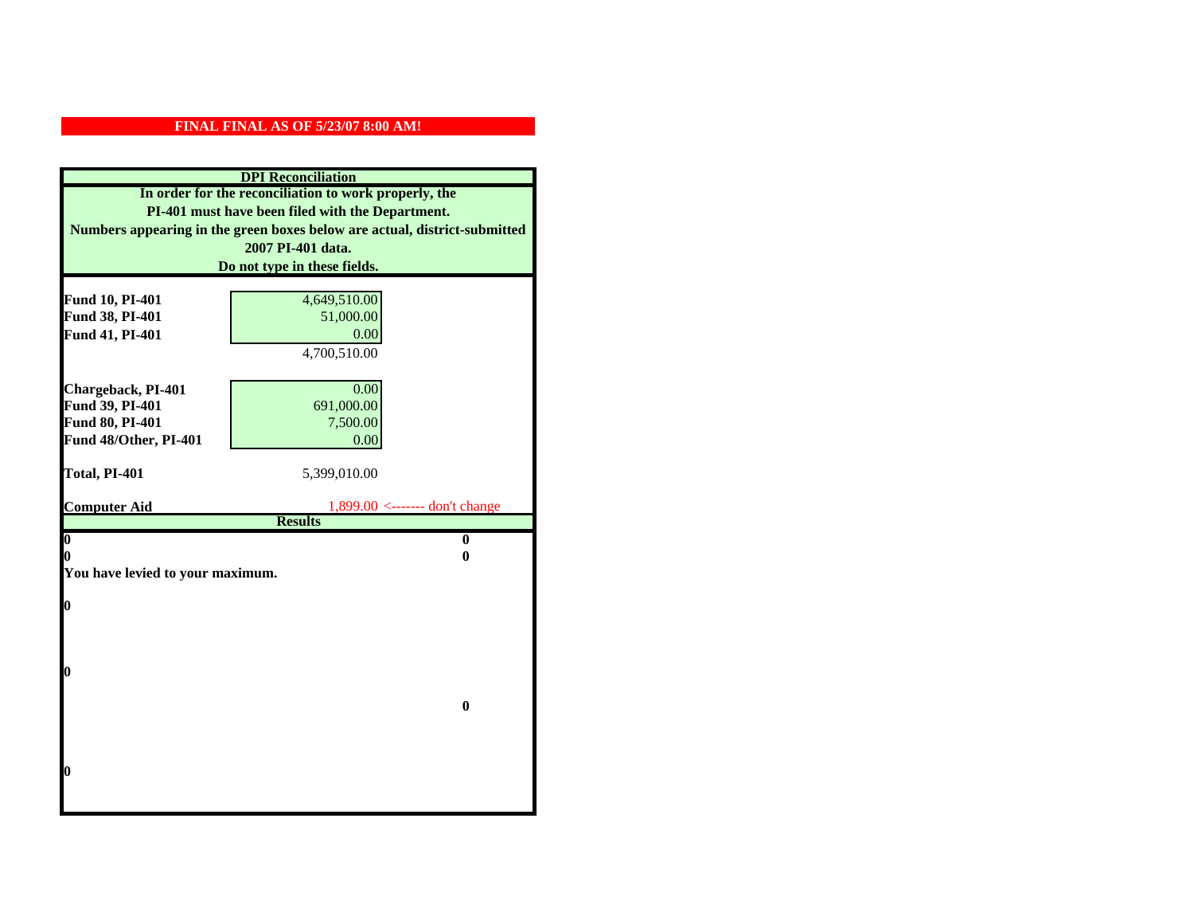**FINAL FINAL AS OF 5/23/07 8:00 AM!**

## DPI Reconciliation

**In order for the reconciliation to work properly, the PI-401 must have been filed with the Department. Numbers appearing in the green boxes below are actual, district-submitted 2007 PI-401 data. Do not type in these fields.**

| | | |
|---|---|---|
| **Fund 10, PI-401** | 4,649,510.00 | |
| **Fund 38, PI-401** | 51,000.00 | |
| **Fund 41, PI-401** | 0.00 | |
| | 4,700,510.00 | |
| **Chargeback, PI-401** | 0.00 | |
| **Fund 39, PI-401** | 691,000.00 | |
| **Fund 80, PI-401** | 7,500.00 | |
| **Fund 48/Other, PI-401** | 0.00 | |
| **Total, PI-401** | 5,399,010.00 | |
| **Computer Aid** | 1,899.00 | <------- don't change |

**Results**

| | |
|---|---|
| **0** | **0** |
| **0** | **0** |

**You have levied to your maximum.**

**0**

**0**

**0**

**0**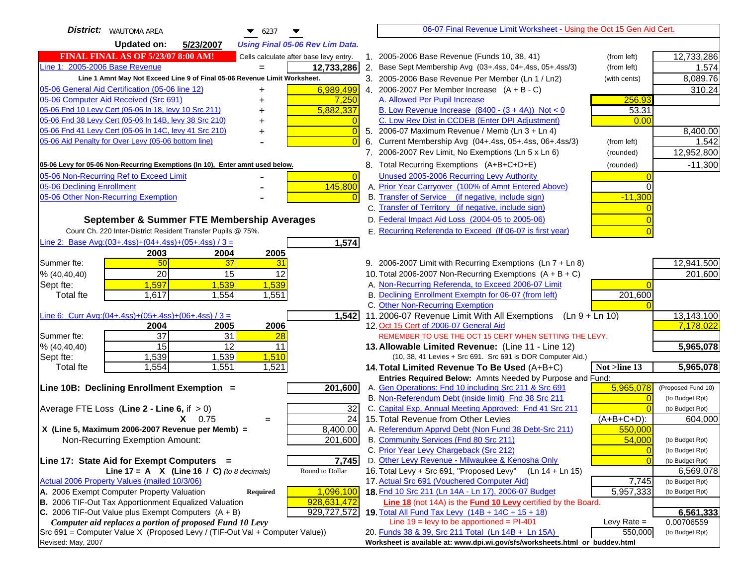**District:** WAUTOMA AREA 6237

**Updated on:** 5/23/2007 *Using Final 05-06 Rev Lim Data.*

**FINAL FINAL AS OF 5/23/07 8:00 AM!** Cells calculate after base levy entry.

| Item | | Amount |
|---|---|---|
| Line 1: 2005-2006 Base Revenue | = | 12,733,286 |

**Line 1 Amnt May Not Exceed Line 9 of Final 05-06 Revenue Limit Worksheet.**

| Item | | Amount |
|---|---|---|
| 05-06 General Aid Certification (05-06 line 12) | + | 6,989,499 |
| 05-06 Computer Aid Received (Src 691) | + | 7,250 |
| 05-06 Fnd 10 Levy Cert (05-06 ln 18, levy 10 Src 211) | + | 5,882,337 |
| 05-06 Fnd 38 Levy Cert (05-06 ln 14B, levy 38 Src 210) | + | 0 |
| 05-06 Fnd 41 Levy Cert (05-06 ln 14C, levy 41 Src 210) | + | 0 |
| 05-06 Aid Penalty for Over Levy (05-06 bottom line) | - | 0 |

**05-06 Levy for 05-06 Non-Recurring Exemptions (ln 10), Enter amnt used below.**

| Item | | Amount |
|---|---|---|
| 05-06 Non-Recurring Ref to Exceed Limit | - | 0 |
| 05-06 Declining Enrollment | - | 145,800 |
| 05-06 Other Non-Recurring Exemption | - | 0 |

## September & Summer FTE Membership Averages

Count Ch. 220 Inter-District Resident Transfer Pupils @ 75%.

Line 2: Base Avg:(03+.4ss)+(04+.4ss)+(05+.4ss) / 3 = **1,574**

| | 2003 | 2004 | 2005 |
|---|---|---|---|
| Summer fte: | 50 | 37 | 31 |
| % (40,40,40) | 20 | 15 | 12 |
| Sept fte: | 1,597 | 1,539 | 1,539 |
| Total fte | 1,617 | 1,554 | 1,551 |

Line 6: Curr Avg:(04+.4ss)+(05+.4ss)+(06+.4ss) / 3 = **1,542**

| | 2004 | 2005 | 2006 |
|---|---|---|---|
| Summer fte: | 37 | 31 | 28 |
| % (40,40,40) | 15 | 12 | 11 |
| Sept fte: | 1,539 | 1,539 | 1,510 |
| Total fte | 1,554 | 1,551 | 1,521 |

**Line 10B: Declining Enrollment Exemption = 201,600**

| Item | | Amount |
|---|---|---|
| Average FTE Loss (Line 2 - Line 6, if > 0) | | 32 |
| X 0.75 | = | 24 |
| X (Line 5, Maximum 2006-2007 Revenue per Memb) = | | 8,400.00 |
| Non-Recurring Exemption Amount: | | 201,600 |

**Line 17: State Aid for Exempt Computers = 7,745**

Line 17 = A X (Line 16 / C) *(to 8 decimals)* Round to Dollar

| Actual 2006 Property Values (mailed 10/3/06) | | |
|---|---|---|
| A. 2006 Exempt Computer Property Valuation | Required | 1,096,100 |
| B. 2006 TIF-Out Tax Apportionment Equalized Valuation | | 928,631,472 |
| C. 2006 TIF-Out Value plus Exempt Computers (A + B) | | 929,727,572 |

*Computer aid replaces a portion of proposed Fund 10 Levy*

Src 691 = Computer Value X (Proposed Levy / (TIF-Out Val + Computer Value))

Revised: May, 2007

## 06-07 Final Revenue Limit Worksheet - Using the Oct 15 Gen Aid Cert.

| Line | Description | | | Amount |
|---|---|---|---|---|
| 1. | 2005-2006 Base Revenue (Funds 10, 38, 41) | (from left) | | 12,733,286 |
| 2. | Base Sept Membership Avg (03+.4ss, 04+.4ss, 05+.4ss/3) | (from left) | | 1,574 |
| 3. | 2005-2006 Base Revenue Per Member (Ln 1 / Ln2) | (with cents) | | 8,089.76 |
| 4. | 2006-2007 Per Member Increase (A + B - C) | | | 310.24 |
| | A. Allowed Per Pupil Increase | | 256.93 | |
| | B. Low Revenue Increase (8400 - (3 + 4A)) Not < 0 | | 53.31 | |
| | C. Low Rev Dist in CCDEB (Enter DPI Adjustment) | | 0.00 | |
| 5. | 2006-07 Maximum Revenue / Memb (Ln 3 + Ln 4) | | | 8,400.00 |
| 6. | Current Membership Avg (04+.4ss, 05+.4ss, 06+.4ss/3) | (from left) | | 1,542 |
| 7. | 2006-2007 Rev Limit, No Exemptions (Ln 5 x Ln 6) | (rounded) | | 12,952,800 |
| 8. | Total Recurring Exemptions (A+B+C+D+E) | (rounded) | | -11,300 |
| | Unused 2005-2006 Recurring Levy Authority | | 0 | |
| | A. Prior Year Carryover (100% of Amnt Entered Above) | | 0 | |
| | B. Transfer of Service (if negative, include sign) | | -11,300 | |
| | C. Transfer of Territory (if negative, include sign) | | 0 | |
| | D. Federal Impact Aid Loss (2004-05 to 2005-06) | | 0 | |
| | E. Recurring Referenda to Exceed (If 06-07 is first year) | | 0 | |
| 9. | 2006-2007 Limit with Recurring Exemptions (Ln 7 + Ln 8) | | | 12,941,500 |
| 10. | Total 2006-2007 Non-Recurring Exemptions (A + B + C) | | | 201,600 |
| | A. Non-Recurring Referenda, to Exceed 2006-07 Limit | | 0 | |
| | B. Declining Enrollment Exemptn for 06-07 (from left) | | 201,600 | |
| | C. Other Non-Recurring Exemption | | 0 | |
| 11. | 2006-07 Revenue Limit With All Exemptions (Ln 9 + Ln 10) | | | 13,143,100 |
| 12. | Oct 15 Cert of 2006-07 General Aid | | | 7,178,022 |
| | REMEMBER TO USE THE OCT 15 CERT WHEN SETTING THE LEVY. | | | |
| **13.** | **Allowable Limited Revenue: (Line 11 - Line 12)** (10, 38, 41 Levies + Src 691. Src 691 is DOR Computer Aid.) | | | **5,965,078** |
| **14.** | **Total Limited Revenue To Be Used (A+B+C)** | | **Not >line 13** | **5,965,078** |
| | Entries Required Below: Amnts Needed by Purpose and Fund: | | | |
| | A. Gen Operations: Fnd 10 including Src 211 & Src 691 | | 5,965,078 | (Proposed Fund 10) |
| | B. Non-Referendum Debt (inside limit) Fnd 38 Src 211 | | 0 | (to Budget Rpt) |
| | C. Capital Exp, Annual Meeting Approved: Fnd 41 Src 211 | | 0 | (to Budget Rpt) |
| 15. | Total Revenue from Other Levies | | (A+B+C+D): | 604,000 |
| | A. Referendum Apprvd Debt (Non Fund 38 Debt-Src 211) | | 550,000 | |
| | B. Community Services (Fnd 80 Src 211) | | 54,000 | (to Budget Rpt) |
| | C. Prior Year Levy Chargeback (Src 212) | | 0 | (to Budget Rpt) |
| | D. Other Levy Revenue - Milwaukee & Kenosha Only | | 0 | (to Budget Rpt) |
| 16. | Total Levy + Src 691, "Proposed Levy" (Ln 14 + Ln 15) | | | 6,569,078 |
| 17. | Actual Src 691 (Vouchered Computer Aid) | | 7,745 | (to Budget Rpt) |
| **18.** | Fnd 10 Src 211 (Ln 14A - Ln 17), 2006-07 Budget | | 5,957,333 | (to Budget Rpt) |
| | Line 18 (not 14A) is the **Fund 10 Levy** certified by the Board. | | | |
| **19.** | Total All Fund Tax Levy (14B + 14C + 15 + 18) | | | **6,561,333** |
| | Line 19 = levy to be apportioned = PI-401 | | Levy Rate = | 0.00706559 |
| 20. | Funds 38 & 39, Src 211 Total (Ln 14B + Ln 15A) | | 550,000 | (to Budget Rpt) |

Worksheet is available at: www.dpi.wi.gov/sfs/worksheets.html or buddev.html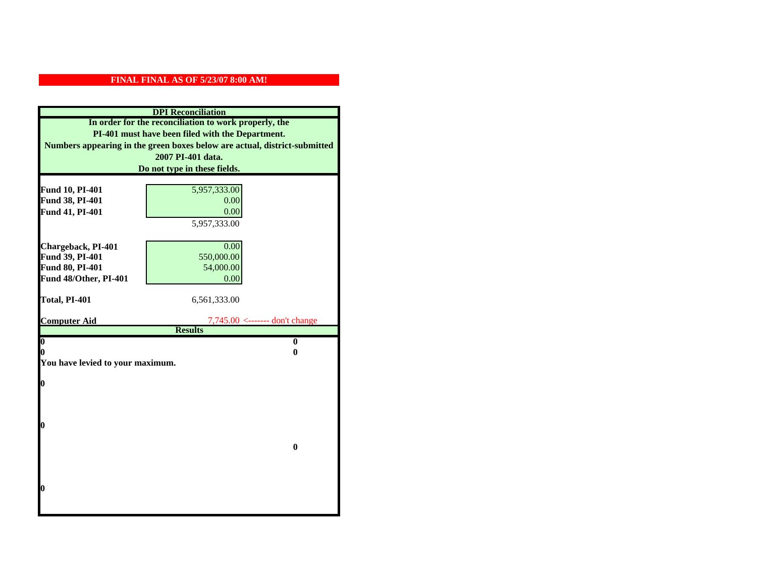**FINAL FINAL AS OF 5/23/07 8:00 AM!**

## DPI Reconciliation

**In order for the reconciliation to work properly, the PI-401 must have been filed with the Department. Numbers appearing in the green boxes below are actual, district-submitted 2007 PI-401 data. Do not type in these fields.**

| | | |
|---|---|---|
| **Fund 10, PI-401** | 5,957,333.00 | |
| **Fund 38, PI-401** | 0.00 | |
| **Fund 41, PI-401** | 0.00 | |
| | 5,957,333.00 | |
| | | |
| **Chargeback, PI-401** | 0.00 | |
| **Fund 39, PI-401** | 550,000.00 | |
| **Fund 80, PI-401** | 54,000.00 | |
| **Fund 48/Other, PI-401** | 0.00 | |
| | | |
| **Total, PI-401** | 6,561,333.00 | |
| | | |
| **Computer Aid** | 7,745.00 | <------- don't change |

## Results

| | |
|---|---|
| **0** | **0** |
| **0** | **0** |

**You have levied to your maximum.**

**0**

**0**

**0**

**0**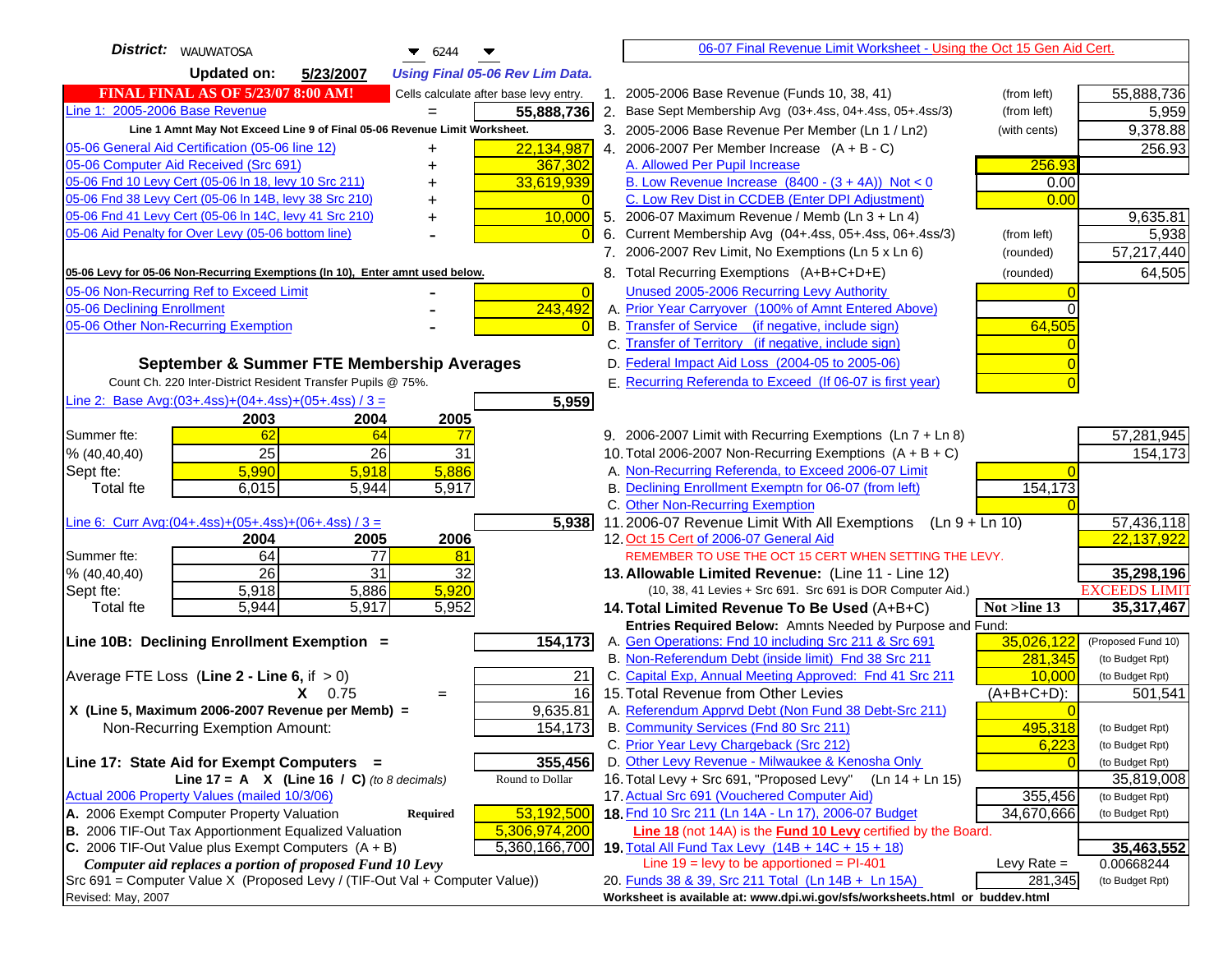**District:** WAUWATOSA 6244

**Updated on:** 5/23/2007 *Using Final 05-06 Rev Lim Data.*

**FINAL FINAL AS OF 5/23/07 8:00 AM!** Cells calculate after base levy entry.

| | | |
|---|---|---|
| Line 1: 2005-2006 Base Revenue | = | 55,888,736 |

Line 1 Amnt May Not Exceed Line 9 of Final 05-06 Revenue Limit Worksheet.

| | | |
|---|---|---|
| 05-06 General Aid Certification (05-06 line 12) | + | 22,134,987 |
| 05-06 Computer Aid Received (Src 691) | + | 367,302 |
| 05-06 Fnd 10 Levy Cert (05-06 ln 18, levy 10 Src 211) | + | 33,619,939 |
| 05-06 Fnd 38 Levy Cert (05-06 ln 14B, levy 38 Src 210) | + | 0 |
| 05-06 Fnd 41 Levy Cert (05-06 ln 14C, levy 41 Src 210) | + | 10,000 |
| 05-06 Aid Penalty for Over Levy (05-06 bottom line) | - | 0 |

**05-06 Levy for 05-06 Non-Recurring Exemptions (ln 10), Enter amnt used below.**

| | | |
|---|---|---|
| 05-06 Non-Recurring Ref to Exceed Limit | - | 0 |
| 05-06 Declining Enrollment | - | 243,492 |
| 05-06 Other Non-Recurring Exemption | - | 0 |

### September & Summer FTE Membership Averages

Count Ch. 220 Inter-District Resident Transfer Pupils @ 75%.

Line 2: Base Avg:(03+.4ss)+(04+.4ss)+(05+.4ss) / 3 = **5,959**

| | 2003 | 2004 | 2005 |
|---|---|---|---|
| Summer fte: | 62 | 64 | 77 |
| % (40,40,40) | 25 | 26 | 31 |
| Sept fte: | 5,990 | 5,918 | 5,886 |
| Total fte | 6,015 | 5,944 | 5,917 |

Line 6: Curr Avg:(04+.4ss)+(05+.4ss)+(06+.4ss) / 3 = **5,938**

| | 2004 | 2005 | 2006 |
|---|---|---|---|
| Summer fte: | 64 | 77 | 81 |
| % (40,40,40) | 26 | 31 | 32 |
| Sept fte: | 5,918 | 5,886 | 5,920 |
| Total fte | 5,944 | 5,917 | 5,952 |

**Line 10B: Declining Enrollment Exemption =** **154,173**

| | |
|---|---|
| Average FTE Loss (**Line 2 - Line 6**, if > 0) | 21 |
| X 0.75 = | 16 |
| X (Line 5, Maximum 2006-2007 Revenue per Memb) = | 9,635.81 |
| Non-Recurring Exemption Amount: | 154,173 |

**Line 17: State Aid for Exempt Computers =** **355,456**

**Line 17 = A X (Line 16 / C)** *(to 8 decimals)* Round to Dollar

Actual 2006 Property Values (mailed 10/3/06)

| | | |
|---|---|---|
| A. 2006 Exempt Computer Property Valuation | Required | 53,192,500 |
| B. 2006 TIF-Out Tax Apportionment Equalized Valuation | | 5,306,974,200 |
| C. 2006 TIF-Out Value plus Exempt Computers (A + B) | | 5,360,166,700 |

***Computer aid replaces a portion of proposed Fund 10 Levy***

Src 691 = Computer Value X (Proposed Levy / (TIF-Out Val + Computer Value))

Revised: May, 2007

---

## 06-07 Final Revenue Limit Worksheet - Using the Oct 15 Gen Aid Cert.

| | | | |
|---|---|---|---|
| 1. 2005-2006 Base Revenue (Funds 10, 38, 41) | (from left) | | 55,888,736 |
| 2. Base Sept Membership Avg (03+.4ss, 04+.4ss, 05+.4ss/3) | (from left) | | 5,959 |
| 3. 2005-2006 Base Revenue Per Member (Ln 1 / Ln2) | (with cents) | | 9,378.88 |
| 4. 2006-2007 Per Member Increase (A + B - C) | | | 256.93 |
| A. Allowed Per Pupil Increase | | 256.93 | |
| B. Low Revenue Increase (8400 - (3 + 4A)) Not < 0 | | 0.00 | |
| C. Low Rev Dist in CCDEB (Enter DPI Adjustment) | | 0.00 | |
| 5. 2006-07 Maximum Revenue / Memb (Ln 3 + Ln 4) | | | 9,635.81 |
| 6. Current Membership Avg (04+.4ss, 05+.4ss, 06+.4ss/3) | (from left) | | 5,938 |
| 7. 2006-2007 Rev Limit, No Exemptions (Ln 5 x Ln 6) | (rounded) | | 57,217,440 |
| 8. Total Recurring Exemptions (A+B+C+D+E) | (rounded) | | 64,505 |
| Unused 2005-2006 Recurring Levy Authority | | 0 | |
| A. Prior Year Carryover (100% of Amnt Entered Above) | | 0 | |
| B. Transfer of Service (if negative, include sign) | | 64,505 | |
| C. Transfer of Territory (if negative, include sign) | | 0 | |
| D. Federal Impact Aid Loss (2004-05 to 2005-06) | | 0 | |
| E. Recurring Referenda to Exceed (If 06-07 is first year) | | 0 | |
| 9. 2006-2007 Limit with Recurring Exemptions (Ln 7 + Ln 8) | | | 57,281,945 |
| 10. Total 2006-2007 Non-Recurring Exemptions (A + B + C) | | | 154,173 |
| A. Non-Recurring Referenda, to Exceed 2006-07 Limit | | 0 | |
| B. Declining Enrollment Exemptn for 06-07 (from left) | | 154,173 | |
| C. Other Non-Recurring Exemption | | 0 | |
| 11. 2006-07 Revenue Limit With All Exemptions (Ln 9 + Ln 10) | | | 57,436,118 |
| 12. Oct 15 Cert of 2006-07 General Aid | | | 22,137,922 |

REMEMBER TO USE THE OCT 15 CERT WHEN SETTING THE LEVY.

| | | | |
|---|---|---|---|
| **13. Allowable Limited Revenue:** (Line 11 - Line 12) | | | **35,298,196** |
| (10, 38, 41 Levies + Src 691. Src 691 is DOR Computer Aid.) | | | EXCEEDS LIMIT |
| **14. Total Limited Revenue To Be Used** (A+B+C) | | Not >line 13 | **35,317,467** |

Entries Required Below: Amnts Needed by Purpose and Fund:

| | | | |
|---|---|---|---|
| A. Gen Operations: Fnd 10 including Src 211 & Src 691 | 35,026,122 | (Proposed Fund 10) | |
| B. Non-Referendum Debt (inside limit) Fnd 38 Src 211 | 281,345 | (to Budget Rpt) | |
| C. Capital Exp, Annual Meeting Approved: Fnd 41 Src 211 | 10,000 | (to Budget Rpt) | |
| 15. Total Revenue from Other Levies | (A+B+C+D): | | 501,541 |
| A. Referendum Apprvd Debt (Non Fund 38 Debt-Src 211) | 0 | | |
| B. Community Services (Fnd 80 Src 211) | 495,318 | (to Budget Rpt) | |
| C. Prior Year Levy Chargeback (Src 212) | 6,223 | (to Budget Rpt) | |
| D. Other Levy Revenue - Milwaukee & Kenosha Only | 0 | (to Budget Rpt) | |
| 16. Total Levy + Src 691, "Proposed Levy" (Ln 14 + Ln 15) | | | 35,819,008 |
| 17. Actual Src 691 (Vouchered Computer Aid) | 355,456 | (to Budget Rpt) | |
| **18.** Fnd 10 Src 211 (Ln 14A - Ln 17), 2006-07 Budget | 34,670,666 | (to Budget Rpt) | |

**Line 18** (not 14A) is the **Fund 10 Levy** certified by the Board.

| | | | |
|---|---|---|---|
| **19.** Total All Fund Tax Levy (14B + 14C + 15 + 18) | | | **35,463,552** |
| Line 19 = levy to be apportioned = PI-401 | Levy Rate = | | 0.00668244 |
| 20. Funds 38 & 39, Src 211 Total (Ln 14B + Ln 15A) | 281,345 | (to Budget Rpt) | |

Worksheet is available at: www.dpi.wi.gov/sfs/worksheets.html or buddev.html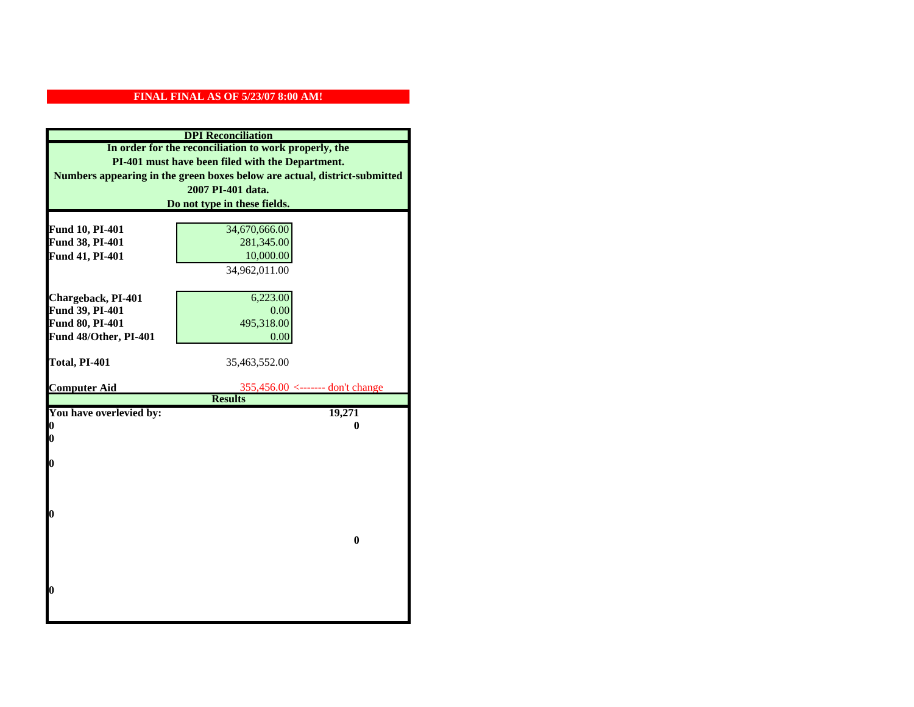**FINAL FINAL AS OF 5/23/07 8:00 AM!**

**DPI Reconciliation**

**In order for the reconciliation to work properly, the PI-401 must have been filed with the Department. Numbers appearing in the green boxes below are actual, district-submitted 2007 PI-401 data. Do not type in these fields.**

| | | |
|---|---|---|
| **Fund 10, PI-401** | 34,670,666.00 | |
| **Fund 38, PI-401** | 281,345.00 | |
| **Fund 41, PI-401** | 10,000.00 | |
| | 34,962,011.00 | |
| **Chargeback, PI-401** | 6,223.00 | |
| **Fund 39, PI-401** | 0.00 | |
| **Fund 80, PI-401** | 495,318.00 | |
| **Fund 48/Other, PI-401** | 0.00 | |
| **Total, PI-401** | 35,463,552.00 | |
| **Computer Aid** | 355,456.00 | <------- don't change |

**Results**

| | |
|---|---|
| **You have overlevied by:** | **19,271** |
| **0** | **0** |
| **0** | |
| **0** | |
| **0** | |
| | **0** |
| **0** | |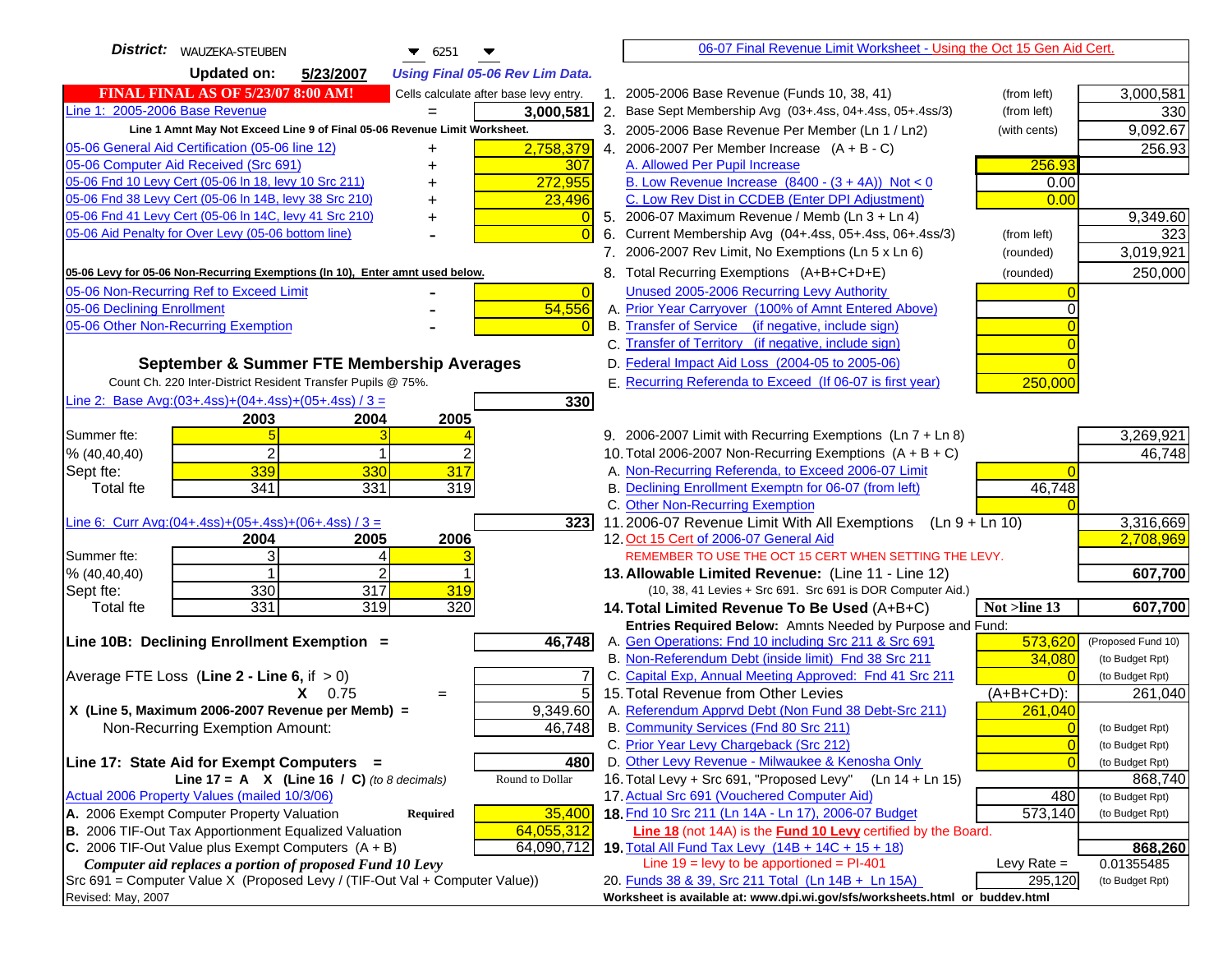**District:** WAUZEKA-STEUBEN 6251

**Updated on:** 5/23/2007 *Using Final 05-06 Rev Lim Data.*

06-07 Final Revenue Limit Worksheet - Using the Oct 15 Gen Aid Cert.

**FINAL FINAL AS OF 5/23/07 8:00 AM!** Cells calculate after base levy entry.

| Item | | Amount |
|---|---|---|
| Line 1: 2005-2006 Base Revenue | = | 3,000,581 |
| Line 1 Amnt May Not Exceed Line 9 of Final 05-06 Revenue Limit Worksheet. | | |
| 05-06 General Aid Certification (05-06 line 12) | + | 2,758,379 |
| 05-06 Computer Aid Received (Src 691) | + | 307 |
| 05-06 Fnd 10 Levy Cert (05-06 ln 18, levy 10 Src 211) | + | 272,955 |
| 05-06 Fnd 38 Levy Cert (05-06 ln 14B, levy 38 Src 210) | + | 23,496 |
| 05-06 Fnd 41 Levy Cert (05-06 ln 14C, levy 41 Src 210) | + | 0 |
| 05-06 Aid Penalty for Over Levy (05-06 bottom line) | - | 0 |

**05-06 Levy for 05-06 Non-Recurring Exemptions (ln 10), Enter amnt used below.**

| Item | | Amount |
|---|---|---|
| 05-06 Non-Recurring Ref to Exceed Limit | - | 0 |
| 05-06 Declining Enrollment | - | 54,556 |
| 05-06 Other Non-Recurring Exemption | - | 0 |

### September & Summer FTE Membership Averages

Count Ch. 220 Inter-District Resident Transfer Pupils @ 75%.

Line 2: Base Avg:(03+.4ss)+(04+.4ss)+(05+.4ss) / 3 = **330**

| | 2003 | 2004 | 2005 |
|---|---|---|---|
| Summer fte: | 5 | 3 | 4 |
| % (40,40,40) | 2 | 1 | 2 |
| Sept fte: | 339 | 330 | 317 |
| Total fte | 341 | 331 | 319 |

Line 6: Curr Avg:(04+.4ss)+(05+.4ss)+(06+.4ss) / 3 = **323**

| | 2004 | 2005 | 2006 |
|---|---|---|---|
| Summer fte: | 3 | 4 | 3 |
| % (40,40,40) | 1 | 2 | 1 |
| Sept fte: | 330 | 317 | 319 |
| Total fte | 331 | 319 | 320 |

**Line 10B: Declining Enrollment Exemption =** **46,748**

| | | |
|---|---|---|
| Average FTE Loss (Line 2 - Line 6, if > 0) | | 7 |
| X 0.75 | = | 5 |
| X (Line 5, Maximum 2006-2007 Revenue per Memb) = | | 9,349.60 |
| Non-Recurring Exemption Amount: | | 46,748 |

**Line 17: State Aid for Exempt Computers =** **480**

Line 17 = A X (Line 16 / C) *(to 8 decimals)* Round to Dollar

Actual 2006 Property Values (mailed 10/3/06)

| | | |
|---|---|---|
| A. 2006 Exempt Computer Property Valuation | Required | 35,400 |
| B. 2006 TIF-Out Tax Apportionment Equalized Valuation | | 64,055,312 |
| C. 2006 TIF-Out Value plus Exempt Computers (A + B) | | 64,090,712 |

*Computer aid replaces a portion of proposed Fund 10 Levy*

Src 691 = Computer Value X (Proposed Levy / (TIF-Out Val + Computer Value))

Revised: May, 2007

| Line | Description | | Amount |
|---|---|---|---|
| 1. | 2005-2006 Base Revenue (Funds 10, 38, 41) | (from left) | 3,000,581 |
| 2. | Base Sept Membership Avg (03+.4ss, 04+.4ss, 05+.4ss/3) | (from left) | 330 |
| 3. | 2005-2006 Base Revenue Per Member (Ln 1 / Ln2) | (with cents) | 9,092.67 |
| 4. | 2006-2007 Per Member Increase (A + B - C) | | 256.93 |
| | A. Allowed Per Pupil Increase | 256.93 | |
| | B. Low Revenue Increase (8400 - (3 + 4A)) Not < 0 | 0.00 | |
| | C. Low Rev Dist in CCDEB (Enter DPI Adjustment) | 0.00 | |
| 5. | 2006-07 Maximum Revenue / Memb (Ln 3 + Ln 4) | | 9,349.60 |
| 6. | Current Membership Avg (04+.4ss, 05+.4ss, 06+.4ss/3) | (from left) | 323 |
| 7. | 2006-2007 Rev Limit, No Exemptions (Ln 5 x Ln 6) | (rounded) | 3,019,921 |
| 8. | Total Recurring Exemptions (A+B+C+D+E) | (rounded) | 250,000 |
| | Unused 2005-2006 Recurring Levy Authority | 0 | |
| | A. Prior Year Carryover (100% of Amnt Entered Above) | 0 | |
| | B. Transfer of Service (if negative, include sign) | 0 | |
| | C. Transfer of Territory (if negative, include sign) | 0 | |
| | D. Federal Impact Aid Loss (2004-05 to 2005-06) | 0 | |
| | E. Recurring Referenda to Exceed (If 06-07 is first year) | 250,000 | |
| 9. | 2006-2007 Limit with Recurring Exemptions (Ln 7 + Ln 8) | | 3,269,921 |
| 10. | Total 2006-2007 Non-Recurring Exemptions (A + B + C) | | 46,748 |
| | A. Non-Recurring Referenda, to Exceed 2006-07 Limit | 0 | |
| | B. Declining Enrollment Exemptn for 06-07 (from left) | 46,748 | |
| | C. Other Non-Recurring Exemption | 0 | |
| 11. | 2006-07 Revenue Limit With All Exemptions (Ln 9 + Ln 10) | | 3,316,669 |
| 12. | Oct 15 Cert of 2006-07 General Aid | | 2,708,969 |
| | REMEMBER TO USE THE OCT 15 CERT WHEN SETTING THE LEVY. | | |
| 13. | **Allowable Limited Revenue:** (Line 11 - Line 12) (10, 38, 41 Levies + Src 691. Src 691 is DOR Computer Aid.) | | **607,700** |
| 14. | **Total Limited Revenue To Be Used** (A+B+C) | Not >line 13 | **607,700** |
| | Entries Required Below: Amnts Needed by Purpose and Fund: | | |
| | A. Gen Operations: Fnd 10 including Src 211 & Src 691 | 573,620 | (Proposed Fund 10) |
| | B. Non-Referendum Debt (inside limit) Fnd 38 Src 211 | 34,080 | (to Budget Rpt) |
| | C. Capital Exp, Annual Meeting Approved: Fnd 41 Src 211 | 0 | (to Budget Rpt) |
| 15. | Total Revenue from Other Levies | (A+B+C+D): | 261,040 |
| | A. Referendum Apprvd Debt (Non Fund 38 Debt-Src 211) | 261,040 | |
| | B. Community Services (Fnd 80 Src 211) | 0 | (to Budget Rpt) |
| | C. Prior Year Levy Chargeback (Src 212) | 0 | (to Budget Rpt) |
| | D. Other Levy Revenue - Milwaukee & Kenosha Only | 0 | (to Budget Rpt) |
| 16. | Total Levy + Src 691, "Proposed Levy" (Ln 14 + Ln 15) | | 868,740 |
| 17. | Actual Src 691 (Vouchered Computer Aid) | 480 | (to Budget Rpt) |
| 18. | Fnd 10 Src 211 (Ln 14A - Ln 17), 2006-07 Budget | 573,140 | (to Budget Rpt) |
| | Line 18 (not 14A) is the **Fund 10 Levy** certified by the Board. | | |
| 19. | Total All Fund Tax Levy (14B + 14C + 15 + 18) | | **868,260** |
| | Line 19 = levy to be apportioned = PI-401 | Levy Rate = | 0.01355485 |
| 20. | Funds 38 & 39, Src 211 Total (Ln 14B + Ln 15A) | 295,120 | (to Budget Rpt) |

Worksheet is available at: www.dpi.wi.gov/sfs/worksheets.html or buddev.html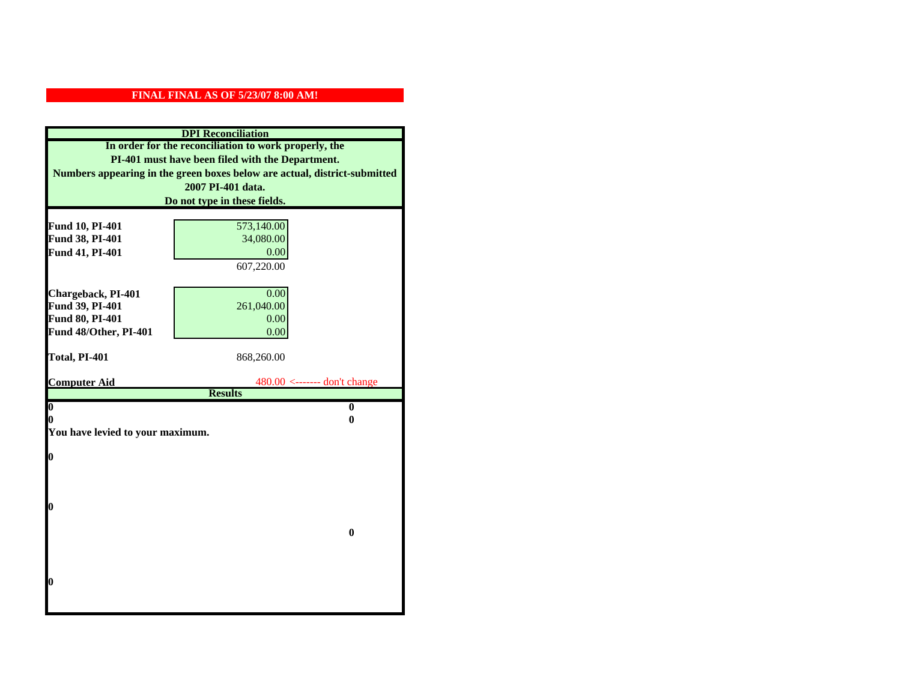**FINAL FINAL AS OF 5/23/07 8:00 AM!**

**DPI Reconciliation**

**In order for the reconciliation to work properly, the PI-401 must have been filed with the Department. Numbers appearing in the green boxes below are actual, district-submitted 2007 PI-401 data. Do not type in these fields.**

| | | |
|---|---|---|
| **Fund 10, PI-401** | 573,140.00 | |
| **Fund 38, PI-401** | 34,080.00 | |
| **Fund 41, PI-401** | 0.00 | |
| | 607,220.00 | |
| **Chargeback, PI-401** | 0.00 | |
| **Fund 39, PI-401** | 261,040.00 | |
| **Fund 80, PI-401** | 0.00 | |
| **Fund 48/Other, PI-401** | 0.00 | |
| **Total, PI-401** | 868,260.00 | |
| **Computer Aid** | 480.00 | <------- don't change |

**Results**

| | |
|---|---|
| **0** | **0** |
| **0** | **0** |

**You have levied to your maximum.**

**0**

**0**

**0**

**0**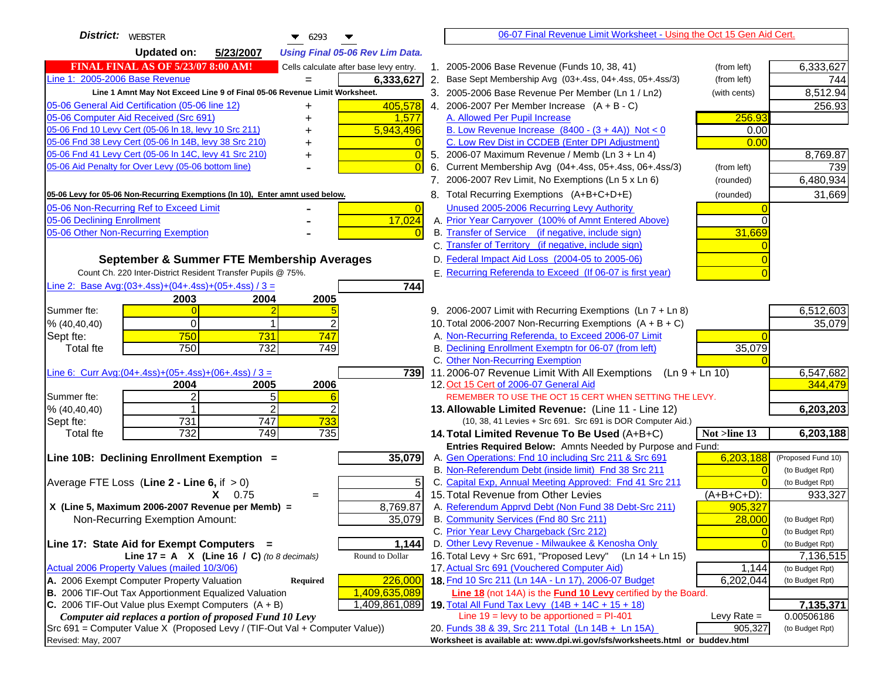**District:** WEBSTER 6293

**Updated on:** 5/23/2007 *Using Final 05-06 Rev Lim Data.*

**FINAL FINAL AS OF 5/23/07 8:00 AM!** Cells calculate after base levy entry.

| | | |
|---|---|---|
| Line 1: 2005-2006 Base Revenue | = | 6,333,627 |

Line 1 Amnt May Not Exceed Line 9 of Final 05-06 Revenue Limit Worksheet.

| | | |
|---|---|---|
| 05-06 General Aid Certification (05-06 line 12) | + | 405,578 |
| 05-06 Computer Aid Received (Src 691) | + | 1,577 |
| 05-06 Fnd 10 Levy Cert (05-06 ln 18, levy 10 Src 211) | + | 5,943,496 |
| 05-06 Fnd 38 Levy Cert (05-06 ln 14B, levy 38 Src 210) | + | 0 |
| 05-06 Fnd 41 Levy Cert (05-06 ln 14C, levy 41 Src 210) | + | 0 |
| 05-06 Aid Penalty for Over Levy (05-06 bottom line) | - | 0 |

**05-06 Levy for 05-06 Non-Recurring Exemptions (ln 10), Enter amnt used below.**

| | | |
|---|---|---|
| 05-06 Non-Recurring Ref to Exceed Limit | - | 0 |
| 05-06 Declining Enrollment | - | 17,024 |
| 05-06 Other Non-Recurring Exemption | - | 0 |

## September & Summer FTE Membership Averages

Count Ch. 220 Inter-District Resident Transfer Pupils @ 75%.

Line 2: Base Avg:(03+.4ss)+(04+.4ss)+(05+.4ss) / 3 = **744**

| | 2003 | 2004 | 2005 |
|---|---|---|---|
| Summer fte: | 0 | 2 | 5 |
| % (40,40,40) | 0 | 1 | 2 |
| Sept fte: | 750 | 731 | 747 |
| Total fte | 750 | 732 | 749 |

Line 6: Curr Avg:(04+.4ss)+(05+.4ss)+(06+.4ss) / 3 = **739**

| | 2004 | 2005 | 2006 |
|---|---|---|---|
| Summer fte: | 2 | 5 | 6 |
| % (40,40,40) | 1 | 2 | 2 |
| Sept fte: | 731 | 747 | 733 |
| Total fte | 732 | 749 | 735 |

**Line 10B: Declining Enrollment Exemption =** **35,079**

| | | |
|---|---|---|
| Average FTE Loss (Line 2 - Line 6, if > 0) | | 5 |
| X 0.75 | = | 4 |
| X (Line 5, Maximum 2006-2007 Revenue per Memb) = | | 8,769.87 |
| Non-Recurring Exemption Amount: | | 35,079 |

**Line 17: State Aid for Exempt Computers =** **1,144**

Line 17 = A X (Line 16 / C) *(to 8 decimals)* Round to Dollar

Actual 2006 Property Values (mailed 10/3/06)

| | | |
|---|---|---|
| A. 2006 Exempt Computer Property Valuation | Required | 226,000 |
| B. 2006 TIF-Out Tax Apportionment Equalized Valuation | | 1,409,635,089 |
| C. 2006 TIF-Out Value plus Exempt Computers (A + B) | | 1,409,861,089 |

*Computer aid replaces a portion of proposed Fund 10 Levy*

Src 691 = Computer Value X (Proposed Levy / (TIF-Out Val + Computer Value))

Revised: May, 2007

## 06-07 Final Revenue Limit Worksheet - Using the Oct 15 Gen Aid Cert.

| | | | |
|---|---|---|---|
| 1. 2005-2006 Base Revenue (Funds 10, 38, 41) | (from left) | | 6,333,627 |
| 2. Base Sept Membership Avg (03+.4ss, 04+.4ss, 05+.4ss/3) | (from left) | | 744 |
| 3. 2005-2006 Base Revenue Per Member (Ln 1 / Ln2) | (with cents) | | 8,512.94 |
| 4. 2006-2007 Per Member Increase (A + B - C) | | | 256.93 |
| A. Allowed Per Pupil Increase | | 256.93 | |
| B. Low Revenue Increase (8400 - (3 + 4A)) Not < 0 | | 0.00 | |
| C. Low Rev Dist in CCDEB (Enter DPI Adjustment) | | 0.00 | |
| 5. 2006-07 Maximum Revenue / Memb (Ln 3 + Ln 4) | | | 8,769.87 |
| 6. Current Membership Avg (04+.4ss, 05+.4ss, 06+.4ss/3) | (from left) | | 739 |
| 7. 2006-2007 Rev Limit, No Exemptions (Ln 5 x Ln 6) | (rounded) | | 6,480,934 |
| 8. Total Recurring Exemptions (A+B+C+D+E) | (rounded) | | 31,669 |
| Unused 2005-2006 Recurring Levy Authority | | 0 | |
| A. Prior Year Carryover (100% of Amnt Entered Above) | | 0 | |
| B. Transfer of Service (if negative, include sign) | | 31,669 | |
| C. Transfer of Territory (if negative, include sign) | | 0 | |
| D. Federal Impact Aid Loss (2004-05 to 2005-06) | | 0 | |
| E. Recurring Referenda to Exceed (If 06-07 is first year) | | 0 | |
| 9. 2006-2007 Limit with Recurring Exemptions (Ln 7 + Ln 8) | | | 6,512,603 |
| 10. Total 2006-2007 Non-Recurring Exemptions (A + B + C) | | | 35,079 |
| A. Non-Recurring Referenda, to Exceed 2006-07 Limit | | 0 | |
| B. Declining Enrollment Exemptn for 06-07 (from left) | | 35,079 | |
| C. Other Non-Recurring Exemption | | 0 | |
| 11. 2006-07 Revenue Limit With All Exemptions (Ln 9 + Ln 10) | | | 6,547,682 |
| 12. Oct 15 Cert of 2006-07 General Aid | | | 344,479 |
| REMEMBER TO USE THE OCT 15 CERT WHEN SETTING THE LEVY. | | | |
| **13. Allowable Limited Revenue:** (Line 11 - Line 12) | | | **6,203,203** |
| (10, 38, 41 Levies + Src 691. Src 691 is DOR Computer Aid.) | | | |
| **14. Total Limited Revenue To Be Used** (A+B+C) | | Not >line 13 | **6,203,188** |
| Entries Required Below: Amnts Needed by Purpose and Fund: | | | |
| A. Gen Operations: Fnd 10 including Src 211 & Src 691 | | 6,203,188 | (Proposed Fund 10) |
| B. Non-Referendum Debt (inside limit) Fnd 38 Src 211 | | 0 | (to Budget Rpt) |
| C. Capital Exp, Annual Meeting Approved: Fnd 41 Src 211 | | 0 | (to Budget Rpt) |
| 15. Total Revenue from Other Levies | | (A+B+C+D): | 933,327 |
| A. Referendum Apprvd Debt (Non Fund 38 Debt-Src 211) | | 905,327 | |
| B. Community Services (Fnd 80 Src 211) | | 28,000 | (to Budget Rpt) |
| C. Prior Year Levy Chargeback (Src 212) | | 0 | (to Budget Rpt) |
| D. Other Levy Revenue - Milwaukee & Kenosha Only | | 0 | (to Budget Rpt) |
| 16. Total Levy + Src 691, "Proposed Levy" (Ln 14 + Ln 15) | | | 7,136,515 |
| 17. Actual Src 691 (Vouchered Computer Aid) | | 1,144 | (to Budget Rpt) |
| **18.** Fnd 10 Src 211 (Ln 14A - Ln 17), 2006-07 Budget | | 6,202,044 | (to Budget Rpt) |
| Line 18 (not 14A) is the Fund 10 Levy certified by the Board. | | | |
| **19.** Total All Fund Tax Levy (14B + 14C + 15 + 18) | | | **7,135,371** |
| Line 19 = levy to be apportioned = PI-401 | | Levy Rate = | 0.00506186 |
| 20. Funds 38 & 39, Src 211 Total (Ln 14B + Ln 15A) | | 905,327 | (to Budget Rpt) |

Worksheet is available at: www.dpi.wi.gov/sfs/worksheets.html or buddev.html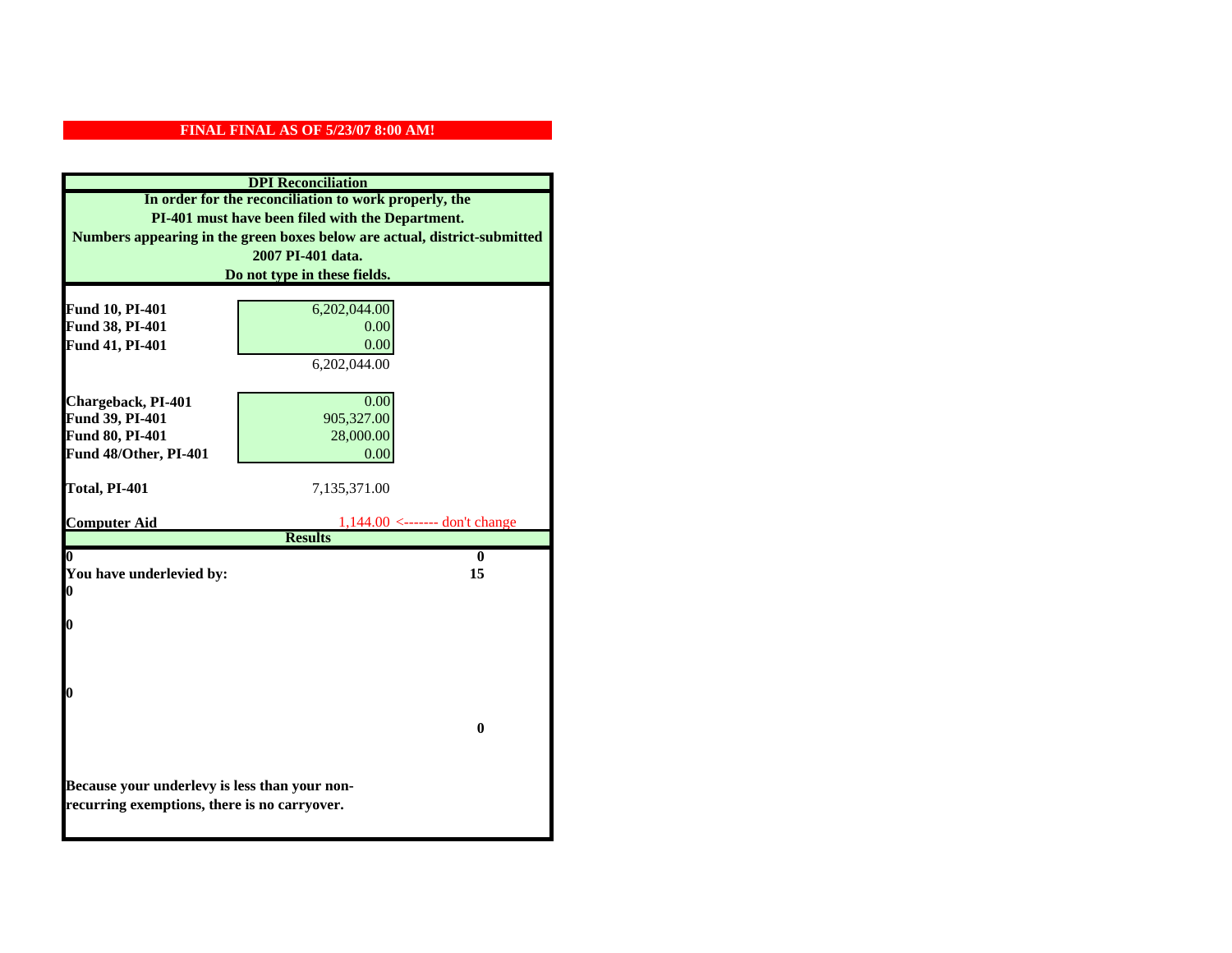**FINAL FINAL AS OF 5/23/07 8:00 AM!**

## DPI Reconciliation

**In order for the reconciliation to work properly, the PI-401 must have been filed with the Department. Numbers appearing in the green boxes below are actual, district-submitted 2007 PI-401 data. Do not type in these fields.**

| | | |
|---|---|---|
| **Fund 10, PI-401** | 6,202,044.00 | |
| **Fund 38, PI-401** | 0.00 | |
| **Fund 41, PI-401** | 0.00 | |
| | 6,202,044.00 | |
| | | |
| **Chargeback, PI-401** | 0.00 | |
| **Fund 39, PI-401** | 905,327.00 | |
| **Fund 80, PI-401** | 28,000.00 | |
| **Fund 48/Other, PI-401** | 0.00 | |
| | | |
| **Total, PI-401** | 7,135,371.00 | |
| | | |
| **Computer Aid** | 1,144.00 | <------- don't change |

## Results

| | |
|---|---|
| **0** | **0** |
| **You have underlevied by:** | **15** |
| **0** | |
| **0** | |
| **0** | |
| | **0** |

**Because your underlevy is less than your non-recurring exemptions, there is no carryover.**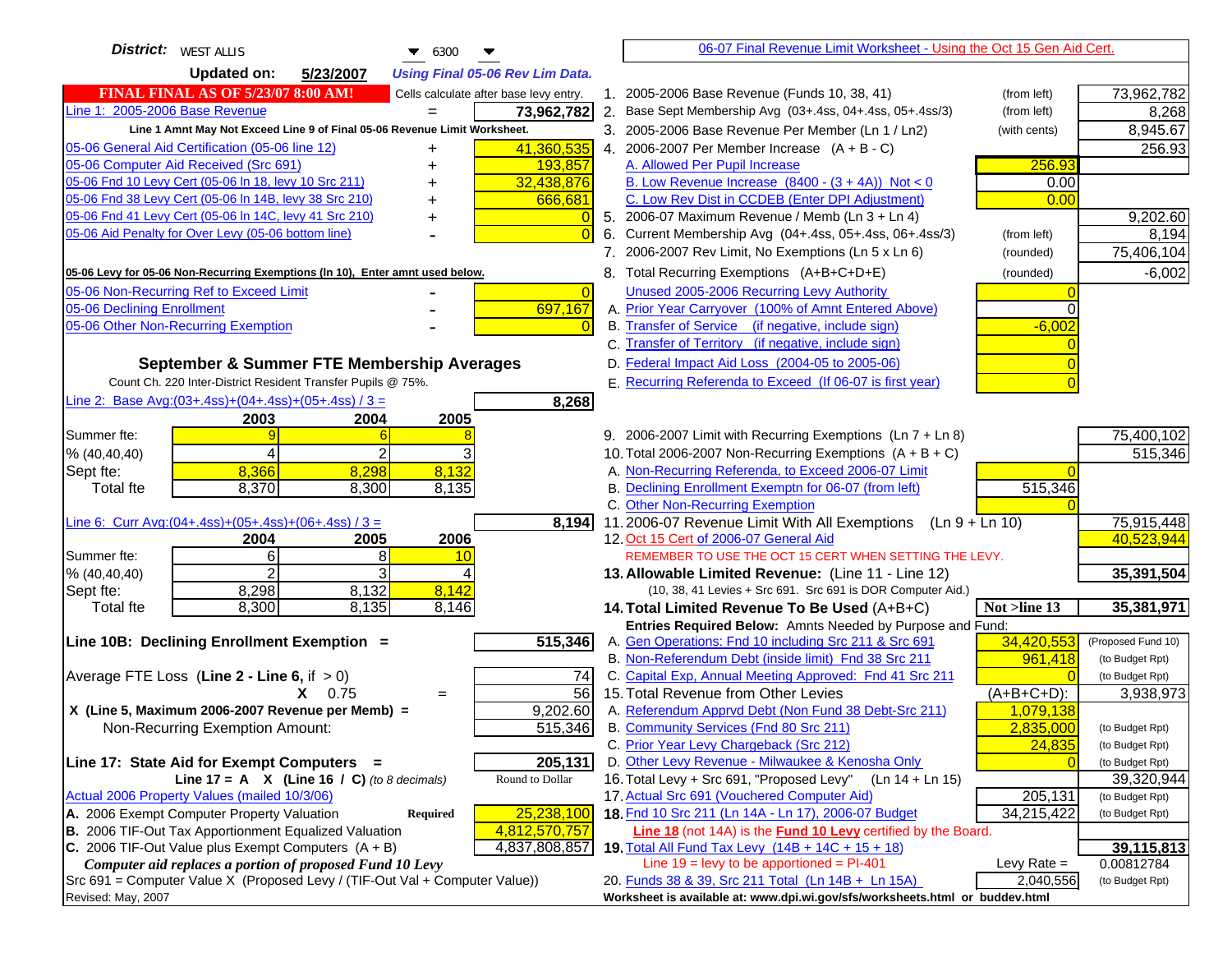**District:** WEST ALLIS 6300

**Updated on:** 5/23/2007 *Using Final 05-06 Rev Lim Data.*

**FINAL FINAL AS OF 5/23/07 8:00 AM!** Cells calculate after base levy entry.

06-07 Final Revenue Limit Worksheet - Using the Oct 15 Gen Aid Cert.

| Item | | Amount |
|---|---|---|
| Line 1: 2005-2006 Base Revenue | = | 73,962,782 |

Line 1 Amnt May Not Exceed Line 9 of Final 05-06 Revenue Limit Worksheet.

| Item | | Amount |
|---|---|---|
| 05-06 General Aid Certification (05-06 line 12) | + | 41,360,535 |
| 05-06 Computer Aid Received (Src 691) | + | 193,857 |
| 05-06 Fnd 10 Levy Cert (05-06 ln 18, levy 10 Src 211) | + | 32,438,876 |
| 05-06 Fnd 38 Levy Cert (05-06 ln 14B, levy 38 Src 210) | + | 666,681 |
| 05-06 Fnd 41 Levy Cert (05-06 ln 14C, levy 41 Src 210) | + | 0 |
| 05-06 Aid Penalty for Over Levy (05-06 bottom line) | - | 0 |

**05-06 Levy for 05-06 Non-Recurring Exemptions (ln 10), Enter amnt used below.**

| Item | | Amount |
|---|---|---|
| 05-06 Non-Recurring Ref to Exceed Limit | - | 0 |
| 05-06 Declining Enrollment | - | 697,167 |
| 05-06 Other Non-Recurring Exemption | - | 0 |

### September & Summer FTE Membership Averages

Count Ch. 220 Inter-District Resident Transfer Pupils @ 75%.

Line 2: Base Avg:(03+.4ss)+(04+.4ss)+(05+.4ss) / 3 = **8,268**

| | 2003 | 2004 | 2005 |
|---|---|---|---|
| Summer fte: | 9 | 6 | 8 |
| % (40,40,40) | 4 | 2 | 3 |
| Sept fte: | 8,366 | 8,298 | 8,132 |
| Total fte | 8,370 | 8,300 | 8,135 |

Line 6: Curr Avg:(04+.4ss)+(05+.4ss)+(06+.4ss) / 3 = **8,194**

| | 2004 | 2005 | 2006 |
|---|---|---|---|
| Summer fte: | 6 | 8 | 10 |
| % (40,40,40) | 2 | 3 | 4 |
| Sept fte: | 8,298 | 8,132 | 8,142 |
| Total fte | 8,300 | 8,135 | 8,146 |

**Line 10B: Declining Enrollment Exemption =** **515,346**

| | | |
|---|---|---|
| Average FTE Loss (**Line 2 - Line 6**, if > 0) | | 74 |
| X 0.75 | = | 56 |
| X (Line 5, Maximum 2006-2007 Revenue per Memb) = | | 9,202.60 |
| Non-Recurring Exemption Amount: | | 515,346 |

**Line 17: State Aid for Exempt Computers =** **205,131**

Line 17 = A X (Line 16 / C) *(to 8 decimals)* Round to Dollar

Actual 2006 Property Values (mailed 10/3/06)

| | | |
|---|---|---|
| A. 2006 Exempt Computer Property Valuation | Required | 25,238,100 |
| B. 2006 TIF-Out Tax Apportionment Equalized Valuation | | 4,812,570,757 |
| C. 2006 TIF-Out Value plus Exempt Computers (A + B) | | 4,837,808,857 |

*Computer aid replaces a portion of proposed Fund 10 Levy*

Src 691 = Computer Value X (Proposed Levy / (TIF-Out Val + Computer Value))

Revised: May, 2007

| Line | Description | | Amount |
|---|---|---|---|
| 1. | 2005-2006 Base Revenue (Funds 10, 38, 41) | (from left) | 73,962,782 |
| 2. | Base Sept Membership Avg (03+.4ss, 04+.4ss, 05+.4ss/3) | (from left) | 8,268 |
| 3. | 2005-2006 Base Revenue Per Member (Ln 1 / Ln2) | (with cents) | 8,945.67 |
| 4. | 2006-2007 Per Member Increase (A + B - C) | | 256.93 |
| | A. Allowed Per Pupil Increase | 256.93 | |
| | B. Low Revenue Increase (8400 - (3 + 4A)) Not < 0 | 0.00 | |
| | C. Low Rev Dist in CCDEB (Enter DPI Adjustment) | 0.00 | |
| 5. | 2006-07 Maximum Revenue / Memb (Ln 3 + Ln 4) | | 9,202.60 |
| 6. | Current Membership Avg (04+.4ss, 05+.4ss, 06+.4ss/3) | (from left) | 8,194 |
| 7. | 2006-2007 Rev Limit, No Exemptions (Ln 5 x Ln 6) | (rounded) | 75,406,104 |
| 8. | Total Recurring Exemptions (A+B+C+D+E) | (rounded) | -6,002 |
| | Unused 2005-2006 Recurring Levy Authority | 0 | |
| | A. Prior Year Carryover (100% of Amnt Entered Above) | 0 | |
| | B. Transfer of Service (if negative, include sign) | -6,002 | |
| | C. Transfer of Territory (if negative, include sign) | 0 | |
| | D. Federal Impact Aid Loss (2004-05 to 2005-06) | 0 | |
| | E. Recurring Referenda to Exceed (If 06-07 is first year) | 0 | |
| 9. | 2006-2007 Limit with Recurring Exemptions (Ln 7 + Ln 8) | | 75,400,102 |
| 10. | Total 2006-2007 Non-Recurring Exemptions (A + B + C) | | 515,346 |
| | A. Non-Recurring Referenda, to Exceed 2006-07 Limit | 0 | |
| | B. Declining Enrollment Exemptn for 06-07 (from left) | 515,346 | |
| | C. Other Non-Recurring Exemption | 0 | |
| 11. | 2006-07 Revenue Limit With All Exemptions (Ln 9 + Ln 10) | | 75,915,448 |
| 12. | Oct 15 Cert of 2006-07 General Aid | | 40,523,944 |
| | REMEMBER TO USE THE OCT 15 CERT WHEN SETTING THE LEVY. | | |
| **13.** | **Allowable Limited Revenue:** (Line 11 - Line 12) (10, 38, 41 Levies + Src 691. Src 691 is DOR Computer Aid.) | | **35,391,504** |
| **14.** | **Total Limited Revenue To Be Used** (A+B+C) | **Not >line 13** | **35,381,971** |
| | Entries Required Below: Amnts Needed by Purpose and Fund: | | |
| | A. Gen Operations: Fnd 10 including Src 211 & Src 691 | 34,420,553 | (Proposed Fund 10) |
| | B. Non-Referendum Debt (inside limit) Fnd 38 Src 211 | 961,418 | (to Budget Rpt) |
| | C. Capital Exp, Annual Meeting Approved: Fnd 41 Src 211 | 0 | (to Budget Rpt) |
| 15. | Total Revenue from Other Levies | (A+B+C+D): | 3,938,973 |
| | A. Referendum Apprvd Debt (Non Fund 38 Debt-Src 211) | 1,079,138 | |
| | B. Community Services (Fnd 80 Src 211) | 2,835,000 | (to Budget Rpt) |
| | C. Prior Year Levy Chargeback (Src 212) | 24,835 | (to Budget Rpt) |
| | D. Other Levy Revenue - Milwaukee & Kenosha Only | 0 | (to Budget Rpt) |
| 16. | Total Levy + Src 691, "Proposed Levy" (Ln 14 + Ln 15) | | 39,320,944 |
| 17. | Actual Src 691 (Vouchered Computer Aid) | 205,131 | (to Budget Rpt) |
| **18.** | Fnd 10 Src 211 (Ln 14A - Ln 17), 2006-07 Budget | 34,215,422 | (to Budget Rpt) |
| | **Line 18** (not 14A) is the **Fund 10 Levy** certified by the Board. | | |
| **19.** | Total All Fund Tax Levy (14B + 14C + 15 + 18) | | **39,115,813** |
| | Line 19 = levy to be apportioned = PI-401 | Levy Rate = | 0.00812784 |
| 20. | Funds 38 & 39, Src 211 Total (Ln 14B + Ln 15A) | 2,040,556 | (to Budget Rpt) |

Worksheet is available at: www.dpi.wi.gov/sfs/worksheets.html or buddev.html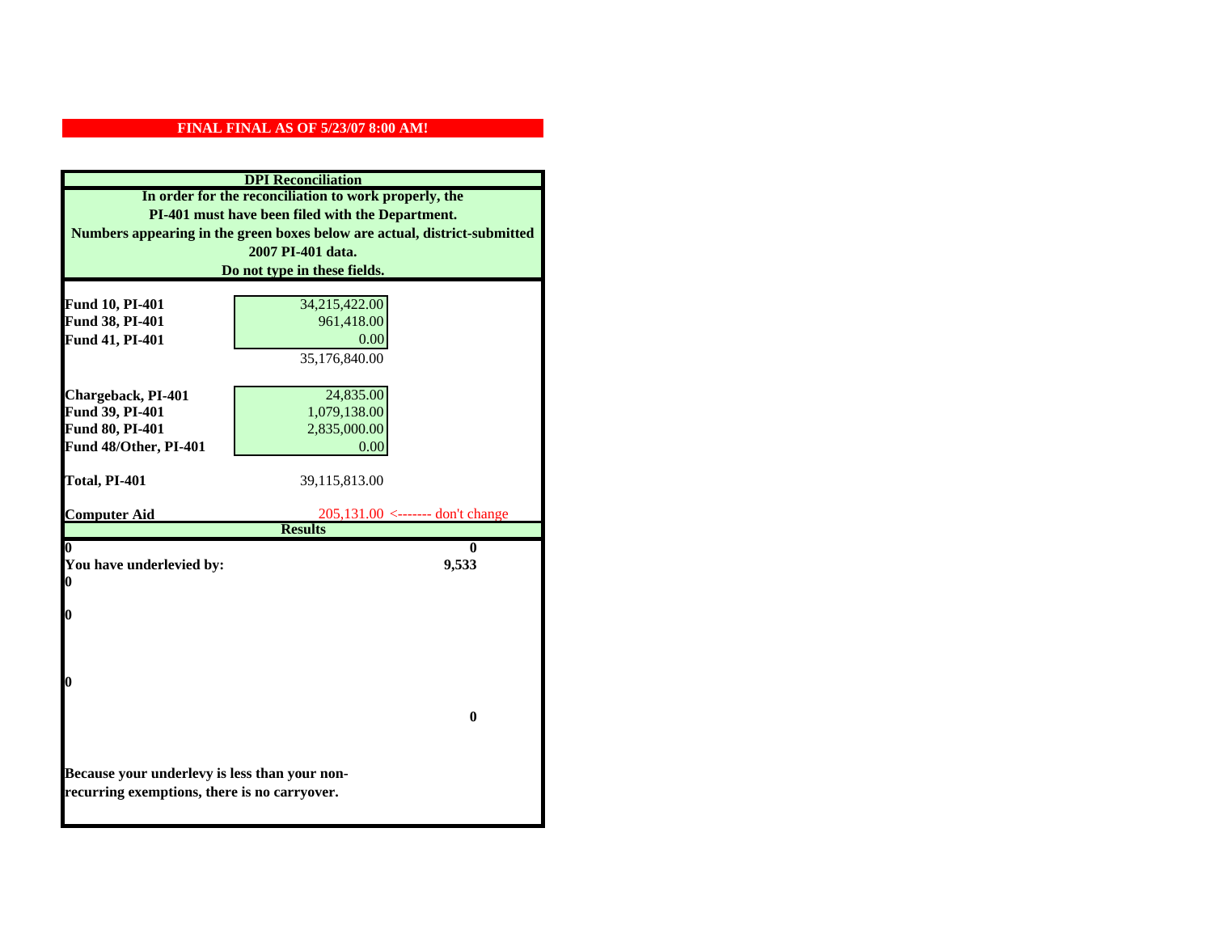**FINAL FINAL AS OF 5/23/07 8:00 AM!**

## DPI Reconciliation

**In order for the reconciliation to work properly, the PI-401 must have been filed with the Department. Numbers appearing in the green boxes below are actual, district-submitted 2007 PI-401 data. Do not type in these fields.**

| | | |
|---|---|---|
| **Fund 10, PI-401** | 34,215,422.00 | |
| **Fund 38, PI-401** | 961,418.00 | |
| **Fund 41, PI-401** | 0.00 | |
| | 35,176,840.00 | |
| **Chargeback, PI-401** | 24,835.00 | |
| **Fund 39, PI-401** | 1,079,138.00 | |
| **Fund 80, PI-401** | 2,835,000.00 | |
| **Fund 48/Other, PI-401** | 0.00 | |
| **Total, PI-401** | 39,115,813.00 | |
| **Computer Aid** | 205,131.00 | <------- don't change |

## Results

| | |
|---|---|
| **0** | **0** |
| **You have underlevied by:** | **9,533** |
| **0** | |
| **0** | |
| **0** | |
| | **0** |

**Because your underlevy is less than your non-recurring exemptions, there is no carryover.**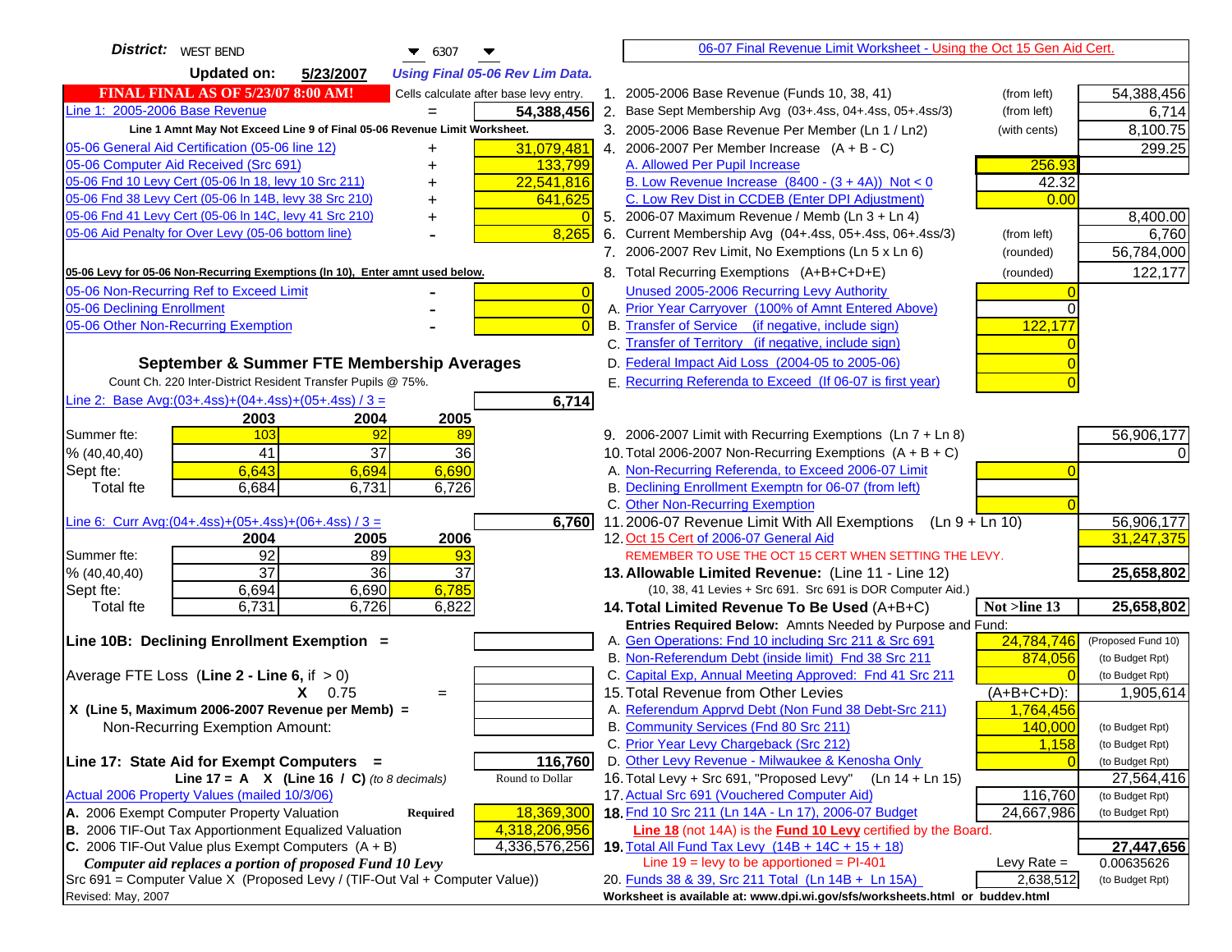**District:** WEST BEND 6307

**Updated on:** 5/23/2007 *Using Final 05-06 Rev Lim Data.*

**FINAL FINAL AS OF 5/23/07 8:00 AM!** Cells calculate after base levy entry.

| Item | | Amount |
|---|---|---|
| Line 1: 2005-2006 Base Revenue | = | 54,388,456 |

Line 1 Amnt May Not Exceed Line 9 of Final 05-06 Revenue Limit Worksheet.

| Item | | Amount |
|---|---|---|
| 05-06 General Aid Certification (05-06 line 12) | + | 31,079,481 |
| 05-06 Computer Aid Received (Src 691) | + | 133,799 |
| 05-06 Fnd 10 Levy Cert (05-06 ln 18, levy 10 Src 211) | + | 22,541,816 |
| 05-06 Fnd 38 Levy Cert (05-06 ln 14B, levy 38 Src 210) | + | 641,625 |
| 05-06 Fnd 41 Levy Cert (05-06 ln 14C, levy 41 Src 210) | + | 0 |
| 05-06 Aid Penalty for Over Levy (05-06 bottom line) | - | 8,265 |

**05-06 Levy for 05-06 Non-Recurring Exemptions (ln 10), Enter amnt used below.**

| Item | | Amount |
|---|---|---|
| 05-06 Non-Recurring Ref to Exceed Limit | - | 0 |
| 05-06 Declining Enrollment | - | 0 |
| 05-06 Other Non-Recurring Exemption | - | 0 |

## September & Summer FTE Membership Averages

Count Ch. 220 Inter-District Resident Transfer Pupils @ 75%.

Line 2: Base Avg:(03+.4ss)+(04+.4ss)+(05+.4ss) / 3 = **6,714**

| | 2003 | 2004 | 2005 |
|---|---|---|---|
| Summer fte: | 103 | 92 | 89 |
| % (40,40,40) | 41 | 37 | 36 |
| Sept fte: | 6,643 | 6,694 | 6,690 |
| Total fte | 6,684 | 6,731 | 6,726 |

Line 6: Curr Avg:(04+.4ss)+(05+.4ss)+(06+.4ss) / 3 = **6,760**

| | 2004 | 2005 | 2006 |
|---|---|---|---|
| Summer fte: | 92 | 89 | 93 |
| % (40,40,40) | 37 | 36 | 37 |
| Sept fte: | 6,694 | 6,690 | 6,785 |
| Total fte | 6,731 | 6,726 | 6,822 |

**Line 10B: Declining Enrollment Exemption =**

Average FTE Loss (**Line 2 - Line 6**, if > 0)

X 0.75 =

X (Line 5, Maximum 2006-2007 Revenue per Memb) =

Non-Recurring Exemption Amount:

**Line 17: State Aid for Exempt Computers =** **116,760**

Line 17 = A X (Line 16 / C) *(to 8 decimals)* Round to Dollar

Actual 2006 Property Values (mailed 10/3/06)

| Item | | Amount |
|---|---|---|
| A. 2006 Exempt Computer Property Valuation | **Required** | 18,369,300 |
| B. 2006 TIF-Out Tax Apportionment Equalized Valuation | | 4,318,206,956 |
| C. 2006 TIF-Out Value plus Exempt Computers (A + B) | | 4,336,576,256 |

*Computer aid replaces a portion of proposed Fund 10 Levy*

Src 691 = Computer Value X (Proposed Levy / (TIF-Out Val + Computer Value))

Revised: May, 2007

## 06-07 Final Revenue Limit Worksheet - Using the Oct 15 Gen Aid Cert.

| Line | Description | Note | Entry | Amount |
|---|---|---|---|---|
| 1. | 2005-2006 Base Revenue (Funds 10, 38, 41) | (from left) | | 54,388,456 |
| 2. | Base Sept Membership Avg (03+.4ss, 04+.4ss, 05+.4ss/3) | (from left) | | 6,714 |
| 3. | 2005-2006 Base Revenue Per Member (Ln 1 / Ln2) | (with cents) | | 8,100.75 |
| 4. | 2006-2007 Per Member Increase (A + B - C) | | | 299.25 |
| | A. Allowed Per Pupil Increase | | 256.93 | |
| | B. Low Revenue Increase (8400 - (3 + 4A)) Not < 0 | | 42.32 | |
| | C. Low Rev Dist in CCDEB (Enter DPI Adjustment) | | 0.00 | |
| 5. | 2006-07 Maximum Revenue / Memb (Ln 3 + Ln 4) | | | 8,400.00 |
| 6. | Current Membership Avg (04+.4ss, 05+.4ss, 06+.4ss/3) | (from left) | | 6,760 |
| 7. | 2006-2007 Rev Limit, No Exemptions (Ln 5 x Ln 6) | (rounded) | | 56,784,000 |
| 8. | Total Recurring Exemptions (A+B+C+D+E) | (rounded) | | 122,177 |
| | Unused 2005-2006 Recurring Levy Authority | | 0 | |
| | A. Prior Year Carryover (100% of Amnt Entered Above) | | 0 | |
| | B. Transfer of Service (if negative, include sign) | | 122,177 | |
| | C. Transfer of Territory (if negative, include sign) | | 0 | |
| | D. Federal Impact Aid Loss (2004-05 to 2005-06) | | 0 | |
| | E. Recurring Referenda to Exceed (If 06-07 is first year) | | 0 | |
| 9. | 2006-2007 Limit with Recurring Exemptions (Ln 7 + Ln 8) | | | 56,906,177 |
| 10. | Total 2006-2007 Non-Recurring Exemptions (A + B + C) | | | 0 |
| | A. Non-Recurring Referenda, to Exceed 2006-07 Limit | | 0 | |
| | B. Declining Enrollment Exemptn for 06-07 (from left) | | | |
| | C. Other Non-Recurring Exemption | | 0 | |
| 11. | 2006-07 Revenue Limit With All Exemptions (Ln 9 + Ln 10) | | | 56,906,177 |
| 12. | Oct 15 Cert of 2006-07 General Aid | | | 31,247,375 |
| | REMEMBER TO USE THE OCT 15 CERT WHEN SETTING THE LEVY. | | | |
| **13.** | **Allowable Limited Revenue:** (Line 11 - Line 12) (10, 38, 41 Levies + Src 691. Src 691 is DOR Computer Aid.) | | | **25,658,802** |
| **14.** | **Total Limited Revenue To Be Used** (A+B+C) | | Not >line 13 | **25,658,802** |
| | Entries Required Below: Amnts Needed by Purpose and Fund: | | | |
| | A. Gen Operations: Fnd 10 including Src 211 & Src 691 | | 24,784,746 | (Proposed Fund 10) |
| | B. Non-Referendum Debt (inside limit) Fnd 38 Src 211 | | 874,056 | (to Budget Rpt) |
| | C. Capital Exp, Annual Meeting Approved: Fnd 41 Src 211 | | 0 | (to Budget Rpt) |
| 15. | Total Revenue from Other Levies | | (A+B+C+D): | 1,905,614 |
| | A. Referendum Apprvd Debt (Non Fund 38 Debt-Src 211) | | 1,764,456 | |
| | B. Community Services (Fnd 80 Src 211) | | 140,000 | (to Budget Rpt) |
| | C. Prior Year Levy Chargeback (Src 212) | | 1,158 | (to Budget Rpt) |
| | D. Other Levy Revenue - Milwaukee & Kenosha Only | | 0 | (to Budget Rpt) |
| 16. | Total Levy + Src 691, "Proposed Levy" (Ln 14 + Ln 15) | | | 27,564,416 |
| 17. | Actual Src 691 (Vouchered Computer Aid) | | 116,760 | (to Budget Rpt) |
| **18.** | Fnd 10 Src 211 (Ln 14A - Ln 17), 2006-07 Budget | | 24,667,986 | (to Budget Rpt) |
| | **Line 18** (not 14A) is the **Fund 10 Levy** certified by the Board. | | | |
| **19.** | Total All Fund Tax Levy (14B + 14C + 15 + 18) | | | **27,447,656** |
| | Line 19 = levy to be apportioned = PI-401 | | Levy Rate = | 0.00635626 |
| 20. | Funds 38 & 39, Src 211 Total (Ln 14B + Ln 15A) | | 2,638,512 | (to Budget Rpt) |

**Worksheet is available at: www.dpi.wi.gov/sfs/worksheets.html or buddev.html**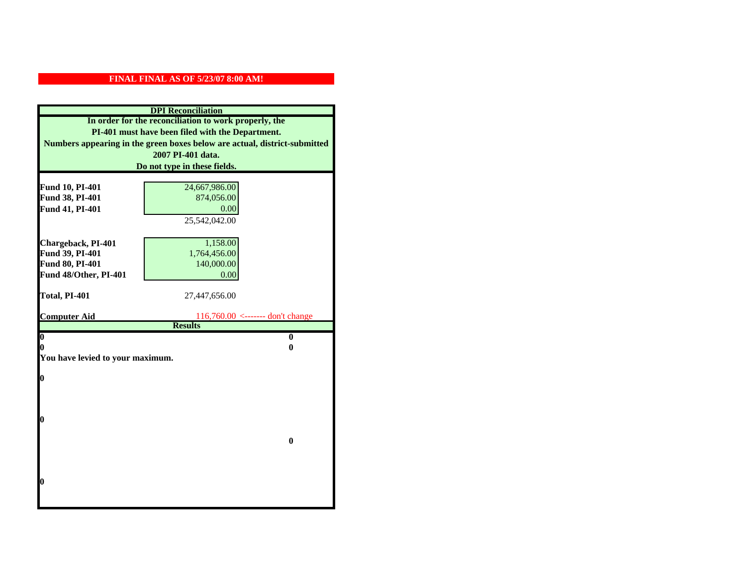**FINAL FINAL AS OF 5/23/07 8:00 AM!**

## DPI Reconciliation

**In order for the reconciliation to work properly, the PI-401 must have been filed with the Department. Numbers appearing in the green boxes below are actual, district-submitted 2007 PI-401 data. Do not type in these fields.**

| | | |
|---|---|---|
| **Fund 10, PI-401** | 24,667,986.00 | |
| **Fund 38, PI-401** | 874,056.00 | |
| **Fund 41, PI-401** | 0.00 | |
| | 25,542,042.00 | |
| **Chargeback, PI-401** | 1,158.00 | |
| **Fund 39, PI-401** | 1,764,456.00 | |
| **Fund 80, PI-401** | 140,000.00 | |
| **Fund 48/Other, PI-401** | 0.00 | |
| **Total, PI-401** | 27,447,656.00 | |
| **Computer Aid** | 116,760.00 | <------- don't change |

**Results**

| | |
|---|---|
| **0** | **0** |
| **0** | **0** |

**You have levied to your maximum.**

**0**

**0**

**0**

**0**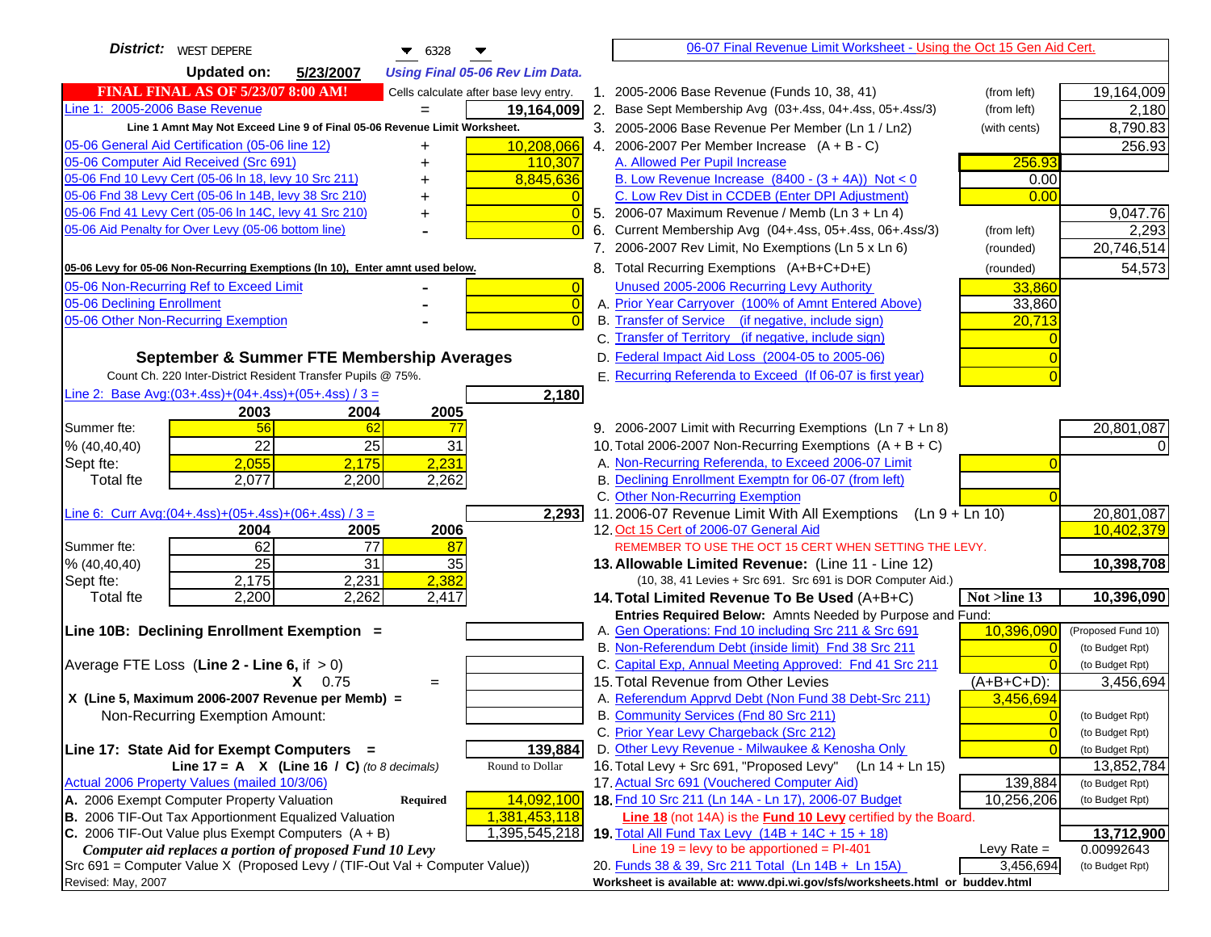**District:** WEST DEPERE 6328

**Updated on:** 5/23/2007 *Using Final 05-06 Rev Lim Data.*

**FINAL FINAL AS OF 5/23/07 8:00 AM!** Cells calculate after base levy entry.

| | | |
|---|---|---|
| Line 1: 2005-2006 Base Revenue | = | 19,164,009 |

Line 1 Amnt May Not Exceed Line 9 of Final 05-06 Revenue Limit Worksheet.

| | | |
|---|---|---|
| 05-06 General Aid Certification (05-06 line 12) | + | 10,208,066 |
| 05-06 Computer Aid Received (Src 691) | + | 110,307 |
| 05-06 Fnd 10 Levy Cert (05-06 ln 18, levy 10 Src 211) | + | 8,845,636 |
| 05-06 Fnd 38 Levy Cert (05-06 ln 14B, levy 38 Src 210) | + | 0 |
| 05-06 Fnd 41 Levy Cert (05-06 ln 14C, levy 41 Src 210) | + | 0 |
| 05-06 Aid Penalty for Over Levy (05-06 bottom line) | - | 0 |

05-06 Levy for 05-06 Non-Recurring Exemptions (ln 10), Enter amnt used below.

| | | |
|---|---|---|
| 05-06 Non-Recurring Ref to Exceed Limit | - | 0 |
| 05-06 Declining Enrollment | - | 0 |
| 05-06 Other Non-Recurring Exemption | - | 0 |

## September & Summer FTE Membership Averages

Count Ch. 220 Inter-District Resident Transfer Pupils @ 75%.

Line 2: Base Avg:(03+.4ss)+(04+.4ss)+(05+.4ss) / 3 = **2,180**

| | 2003 | 2004 | 2005 |
|---|---|---|---|
| Summer fte: | 56 | 62 | 77 |
| % (40,40,40) | 22 | 25 | 31 |
| Sept fte: | 2,055 | 2,175 | 2,231 |
| Total fte | 2,077 | 2,200 | 2,262 |

Line 6: Curr Avg:(04+.4ss)+(05+.4ss)+(06+.4ss) / 3 = **2,293**

| | 2004 | 2005 | 2006 |
|---|---|---|---|
| Summer fte: | 62 | 77 | 87 |
| % (40,40,40) | 25 | 31 | 35 |
| Sept fte: | 2,175 | 2,231 | 2,382 |
| Total fte | 2,200 | 2,262 | 2,417 |

**Line 10B: Declining Enrollment Exemption =**

Average FTE Loss (**Line 2 - Line 6**, if > 0)

X 0.75 =

X (Line 5, Maximum 2006-2007 Revenue per Memb) =

Non-Recurring Exemption Amount:

**Line 17: State Aid for Exempt Computers =** **139,884**

Line 17 = A X (Line 16 / C) *(to 8 decimals)* Round to Dollar

Actual 2006 Property Values (mailed 10/3/06)

| | | |
|---|---|---|
| A. 2006 Exempt Computer Property Valuation | Required | 14,092,100 |
| B. 2006 TIF-Out Tax Apportionment Equalized Valuation | | 1,381,453,118 |
| C. 2006 TIF-Out Value plus Exempt Computers (A + B) | | 1,395,545,218 |

*Computer aid replaces a portion of proposed Fund 10 Levy*

Src 691 = Computer Value X (Proposed Levy / (TIF-Out Val + Computer Value))

Revised: May, 2007

---

06-07 Final Revenue Limit Worksheet - Using the Oct 15 Gen Aid Cert.

| | | | |
|---|---|---|---|
| 1. 2005-2006 Base Revenue (Funds 10, 38, 41) | (from left) | | 19,164,009 |
| 2. Base Sept Membership Avg (03+.4ss, 04+.4ss, 05+.4ss/3) | (from left) | | 2,180 |
| 3. 2005-2006 Base Revenue Per Member (Ln 1 / Ln2) | (with cents) | | 8,790.83 |
| 4. 2006-2007 Per Member Increase (A + B - C) | | | 256.93 |
| A. Allowed Per Pupil Increase | | 256.93 | |
| B. Low Revenue Increase (8400 - (3 + 4A)) Not < 0 | | 0.00 | |
| C. Low Rev Dist in CCDEB (Enter DPI Adjustment) | | 0.00 | |
| 5. 2006-07 Maximum Revenue / Memb (Ln 3 + Ln 4) | | | 9,047.76 |
| 6. Current Membership Avg (04+.4ss, 05+.4ss, 06+.4ss/3) | (from left) | | 2,293 |
| 7. 2006-2007 Rev Limit, No Exemptions (Ln 5 x Ln 6) | (rounded) | | 20,746,514 |
| 8. Total Recurring Exemptions (A+B+C+D+E) | (rounded) | | 54,573 |
| Unused 2005-2006 Recurring Levy Authority | | 33,860 | |
| A. Prior Year Carryover (100% of Amnt Entered Above) | | 33,860 | |
| B. Transfer of Service (if negative, include sign) | | 20,713 | |
| C. Transfer of Territory (if negative, include sign) | | 0 | |
| D. Federal Impact Aid Loss (2004-05 to 2005-06) | | 0 | |
| E. Recurring Referenda to Exceed (If 06-07 is first year) | | 0 | |
| 9. 2006-2007 Limit with Recurring Exemptions (Ln 7 + Ln 8) | | | 20,801,087 |
| 10. Total 2006-2007 Non-Recurring Exemptions (A + B + C) | | | 0 |
| A. Non-Recurring Referenda, to Exceed 2006-07 Limit | | 0 | |
| B. Declining Enrollment Exemptn for 06-07 (from left) | | | |
| C. Other Non-Recurring Exemption | | 0 | |
| 11. 2006-07 Revenue Limit With All Exemptions (Ln 9 + Ln 10) | | | 20,801,087 |
| 12. Oct 15 Cert of 2006-07 General Aid | | | 10,402,379 |

REMEMBER TO USE THE OCT 15 CERT WHEN SETTING THE LEVY.

| | | | |
|---|---|---|---|
| **13. Allowable Limited Revenue:** (Line 11 - Line 12) | | | **10,398,708** |
| (10, 38, 41 Levies + Src 691. Src 691 is DOR Computer Aid.) | | | |
| **14. Total Limited Revenue To Be Used** (A+B+C) | | Not >line 13 | **10,396,090** |
| Entries Required Below: Amnts Needed by Purpose and Fund: | | | |
| A. Gen Operations: Fnd 10 including Src 211 & Src 691 | | 10,396,090 | (Proposed Fund 10) |
| B. Non-Referendum Debt (inside limit) Fnd 38 Src 211 | | 0 | (to Budget Rpt) |
| C. Capital Exp, Annual Meeting Approved: Fnd 41 Src 211 | | 0 | (to Budget Rpt) |
| 15. Total Revenue from Other Levies | | (A+B+C+D): | 3,456,694 |
| A. Referendum Apprvd Debt (Non Fund 38 Debt-Src 211) | | 3,456,694 | |
| B. Community Services (Fnd 80 Src 211) | | 0 | (to Budget Rpt) |
| C. Prior Year Levy Chargeback (Src 212) | | 0 | (to Budget Rpt) |
| D. Other Levy Revenue - Milwaukee & Kenosha Only | | 0 | (to Budget Rpt) |
| 16. Total Levy + Src 691, "Proposed Levy" (Ln 14 + Ln 15) | | | 13,852,784 |
| 17. Actual Src 691 (Vouchered Computer Aid) | | 139,884 | (to Budget Rpt) |
| **18.** Fnd 10 Src 211 (Ln 14A - Ln 17), 2006-07 Budget | | 10,256,206 | (to Budget Rpt) |

**Line 18** (not 14A) is the **Fund 10 Levy** certified by the Board.

| | | |
|---|---|---|
| **19.** Total All Fund Tax Levy (14B + 14C + 15 + 18) | | **13,712,900** |
| Line 19 = levy to be apportioned = PI-401 | Levy Rate = | 0.00992643 |
| 20. Funds 38 & 39, Src 211 Total (Ln 14B + Ln 15A) | 3,456,694 | (to Budget Rpt) |

**Worksheet is available at: www.dpi.wi.gov/sfs/worksheets.html or buddev.html**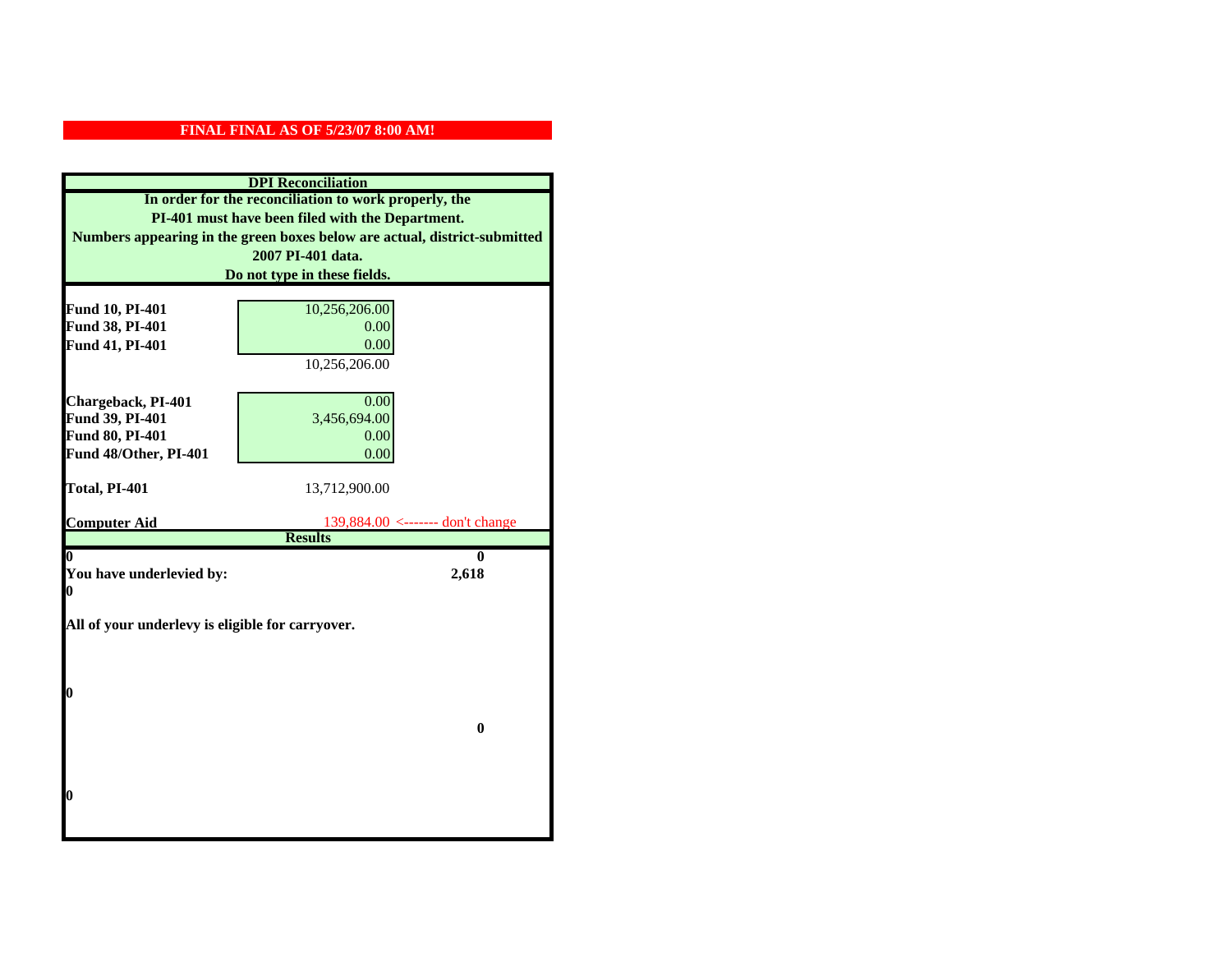**FINAL FINAL AS OF 5/23/07 8:00 AM!**

**DPI Reconciliation**

**In order for the reconciliation to work properly, the PI-401 must have been filed with the Department. Numbers appearing in the green boxes below are actual, district-submitted 2007 PI-401 data. Do not type in these fields.**

| | | |
|---|---|---|
| **Fund 10, PI-401** | 10,256,206.00 | |
| **Fund 38, PI-401** | 0.00 | |
| **Fund 41, PI-401** | 0.00 | |
| | 10,256,206.00 | |
| **Chargeback, PI-401** | 0.00 | |
| **Fund 39, PI-401** | 3,456,694.00 | |
| **Fund 80, PI-401** | 0.00 | |
| **Fund 48/Other, PI-401** | 0.00 | |
| **Total, PI-401** | 13,712,900.00 | |
| **Computer Aid** | 139,884.00 <------- don't change | |

**Results**

| | |
|---|---|
| **0** | **0** |
| **You have underlevied by:** | **2,618** |
| **0** | |

**All of your underlevy is eligible for carryover.**

**0**

**0**

**0**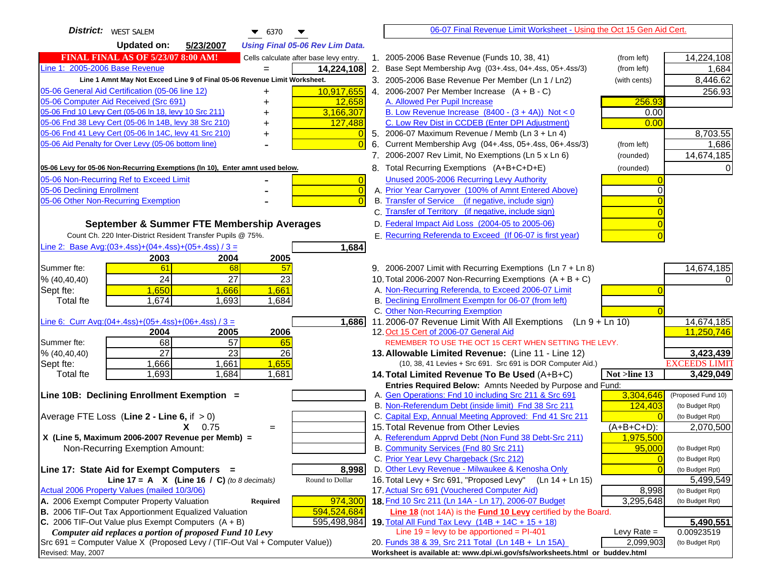**District:** WEST SALEM 6370

**Updated on:** 5/23/2007 *Using Final 05-06 Rev Lim Data.*

**FINAL FINAL AS OF 5/23/07 8:00 AM!** Cells calculate after base levy entry.

| | | |
|---|---|---|
| Line 1: 2005-2006 Base Revenue | = | 14,224,108 |

Line 1 Amnt May Not Exceed Line 9 of Final 05-06 Revenue Limit Worksheet.

| | | |
|---|---|---|
| 05-06 General Aid Certification (05-06 line 12) | + | 10,917,655 |
| 05-06 Computer Aid Received (Src 691) | + | 12,658 |
| 05-06 Fnd 10 Levy Cert (05-06 ln 18, levy 10 Src 211) | + | 3,166,307 |
| 05-06 Fnd 38 Levy Cert (05-06 ln 14B, levy 38 Src 210) | + | 127,488 |
| 05-06 Fnd 41 Levy Cert (05-06 ln 14C, levy 41 Src 210) | + | 0 |
| 05-06 Aid Penalty for Over Levy (05-06 bottom line) | - | 0 |

**05-06 Levy for 05-06 Non-Recurring Exemptions (ln 10), Enter amnt used below.**

| | | |
|---|---|---|
| 05-06 Non-Recurring Ref to Exceed Limit | - | 0 |
| 05-06 Declining Enrollment | - | 0 |
| 05-06 Other Non-Recurring Exemption | - | 0 |

## September & Summer FTE Membership Averages

Count Ch. 220 Inter-District Resident Transfer Pupils @ 75%.

Line 2: Base Avg:(03+.4ss)+(04+.4ss)+(05+.4ss) / 3 = **1,684**

| | 2003 | 2004 | 2005 |
|---|---|---|---|
| Summer fte: | 61 | 68 | 57 |
| % (40,40,40) | 24 | 27 | 23 |
| Sept fte: | 1,650 | 1,666 | 1,661 |
| Total fte | 1,674 | 1,693 | 1,684 |

Line 6: Curr Avg:(04+.4ss)+(05+.4ss)+(06+.4ss) / 3 = **1,686**

| | 2004 | 2005 | 2006 |
|---|---|---|---|
| Summer fte: | 68 | 57 | 65 |
| % (40,40,40) | 27 | 23 | 26 |
| Sept fte: | 1,666 | 1,661 | 1,655 |
| Total fte | 1,693 | 1,684 | 1,681 |

**Line 10B: Declining Enrollment Exemption =**

Average FTE Loss (Line 2 - Line 6, if > 0)

X 0.75 =

X (Line 5, Maximum 2006-2007 Revenue per Memb) =

Non-Recurring Exemption Amount:

**Line 17: State Aid for Exempt Computers = 8,998**

Line 17 = A X (Line 16 / C) *(to 8 decimals)* Round to Dollar

Actual 2006 Property Values (mailed 10/3/06)

| | | |
|---|---|---|
| A. 2006 Exempt Computer Property Valuation | Required | 974,300 |
| B. 2006 TIF-Out Tax Apportionment Equalized Valuation | | 594,524,684 |
| C. 2006 TIF-Out Value plus Exempt Computers (A + B) | | 595,498,984 |

*Computer aid replaces a portion of proposed Fund 10 Levy*

Src 691 = Computer Value X (Proposed Levy / (TIF-Out Val + Computer Value))

Revised: May, 2007

---

06-07 Final Revenue Limit Worksheet - Using the Oct 15 Gen Aid Cert.

| | | | |
|---|---|---|---|
| 1. 2005-2006 Base Revenue (Funds 10, 38, 41) | (from left) | | 14,224,108 |
| 2. Base Sept Membership Avg (03+.4ss, 04+.4ss, 05+.4ss/3) | (from left) | | 1,684 |
| 3. 2005-2006 Base Revenue Per Member (Ln 1 / Ln2) | (with cents) | | 8,446.62 |
| 4. 2006-2007 Per Member Increase (A + B - C) | | | 256.93 |
| A. Allowed Per Pupil Increase | | 256.93 | |
| B. Low Revenue Increase (8400 - (3 + 4A)) Not < 0 | | 0.00 | |
| C. Low Rev Dist in CCDEB (Enter DPI Adjustment) | | 0.00 | |
| 5. 2006-07 Maximum Revenue / Memb (Ln 3 + Ln 4) | | | 8,703.55 |
| 6. Current Membership Avg (04+.4ss, 05+.4ss, 06+.4ss/3) | (from left) | | 1,686 |
| 7. 2006-2007 Rev Limit, No Exemptions (Ln 5 x Ln 6) | (rounded) | | 14,674,185 |
| 8. Total Recurring Exemptions (A+B+C+D+E) | (rounded) | | 0 |
| Unused 2005-2006 Recurring Levy Authority | | 0 | |
| A. Prior Year Carryover (100% of Amnt Entered Above) | | 0 | |
| B. Transfer of Service (if negative, include sign) | | 0 | |
| C. Transfer of Territory (if negative, include sign) | | 0 | |
| D. Federal Impact Aid Loss (2004-05 to 2005-06) | | 0 | |
| E. Recurring Referenda to Exceed (If 06-07 is first year) | | 0 | |
| 9. 2006-2007 Limit with Recurring Exemptions (Ln 7 + Ln 8) | | | 14,674,185 |
| 10. Total 2006-2007 Non-Recurring Exemptions (A + B + C) | | | 0 |
| A. Non-Recurring Referenda, to Exceed 2006-07 Limit | | 0 | |
| B. Declining Enrollment Exemptn for 06-07 (from left) | | | |
| C. Other Non-Recurring Exemption | | 0 | |
| 11. 2006-07 Revenue Limit With All Exemptions (Ln 9 + Ln 10) | | | 14,674,185 |
| 12. Oct 15 Cert of 2006-07 General Aid | | | 11,250,746 |

REMEMBER TO USE THE OCT 15 CERT WHEN SETTING THE LEVY.

| | | | |
|---|---|---|---|
| **13. Allowable Limited Revenue:** (Line 11 - Line 12) | | | **3,423,439** |
| (10, 38, 41 Levies + Src 691. Src 691 is DOR Computer Aid.) | | | EXCEEDS LIMIT |
| **14. Total Limited Revenue To Be Used** (A+B+C) | | Not >line 13 | **3,429,049** |
| Entries Required Below: Amnts Needed by Purpose and Fund: | | | |
| A. Gen Operations: Fnd 10 including Src 211 & Src 691 | | 3,304,646 | (Proposed Fund 10) |
| B. Non-Referendum Debt (inside limit) Fnd 38 Src 211 | | 124,403 | (to Budget Rpt) |
| C. Capital Exp, Annual Meeting Approved: Fnd 41 Src 211 | | 0 | (to Budget Rpt) |
| 15. Total Revenue from Other Levies | | (A+B+C+D): | 2,070,500 |
| A. Referendum Apprvd Debt (Non Fund 38 Debt-Src 211) | | 1,975,500 | |
| B. Community Services (Fnd 80 Src 211) | | 95,000 | (to Budget Rpt) |
| C. Prior Year Levy Chargeback (Src 212) | | 0 | (to Budget Rpt) |
| D. Other Levy Revenue - Milwaukee & Kenosha Only | | 0 | (to Budget Rpt) |
| 16. Total Levy + Src 691, "Proposed Levy" (Ln 14 + Ln 15) | | | 5,499,549 |
| 17. Actual Src 691 (Vouchered Computer Aid) | | 8,998 | (to Budget Rpt) |
| **18.** Fnd 10 Src 211 (Ln 14A - Ln 17), 2006-07 Budget | | 3,295,648 | (to Budget Rpt) |
| **Line 18** (not 14A) is the **Fund 10 Levy** certified by the Board. | | | |
| **19.** Total All Fund Tax Levy (14B + 14C + 15 + 18) | | | **5,490,551** |
| Line 19 = levy to be apportioned = PI-401 | | Levy Rate = | 0.00923519 |
| 20. Funds 38 & 39, Src 211 Total (Ln 14B + Ln 15A) | | 2,099,903 | (to Budget Rpt) |

Worksheet is available at: www.dpi.wi.gov/sfs/worksheets.html or buddev.html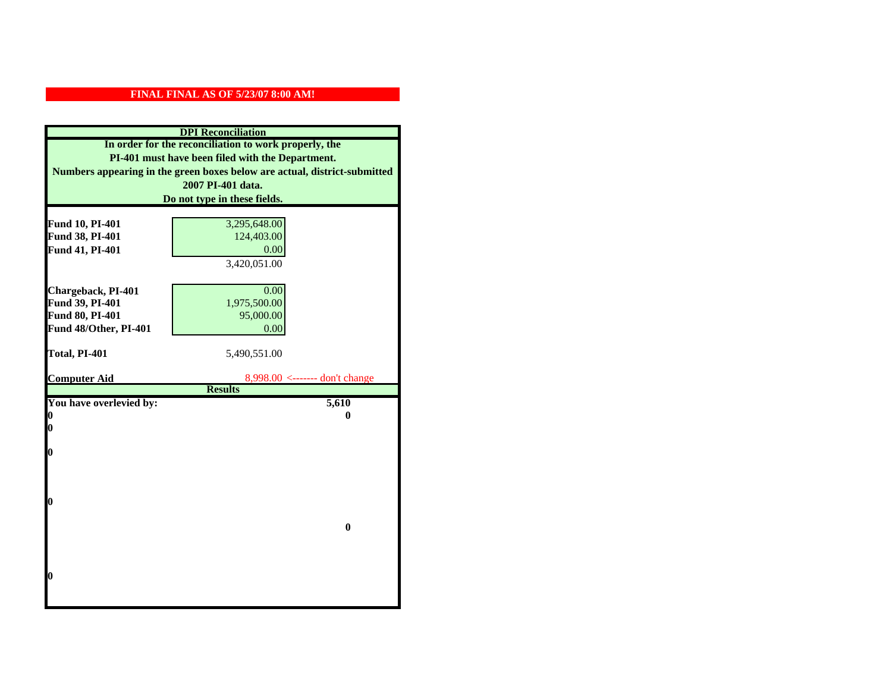**FINAL FINAL AS OF 5/23/07 8:00 AM!**

| DPI Reconciliation | | |
|---|---|---|
| **In order for the reconciliation to work properly, the PI-401 must have been filed with the Department. Numbers appearing in the green boxes below are actual, district-submitted 2007 PI-401 data. Do not type in these fields.** | | |
| **Fund 10, PI-401** | 3,295,648.00 | |
| **Fund 38, PI-401** | 124,403.00 | |
| **Fund 41, PI-401** | 0.00 | |
| | 3,420,051.00 | |
| **Chargeback, PI-401** | 0.00 | |
| **Fund 39, PI-401** | 1,975,500.00 | |
| **Fund 80, PI-401** | 95,000.00 | |
| **Fund 48/Other, PI-401** | 0.00 | |
| **Total, PI-401** | 5,490,551.00 | |
| **Computer Aid** | 8,998.00 <------- don't change | |
| **Results** | | |
| **You have overlevied by:** | | **5,610** |
| **0** | | **0** |
| **0** | | |
| **0** | | |
| **0** | | |
| | | **0** |
| **0** | | |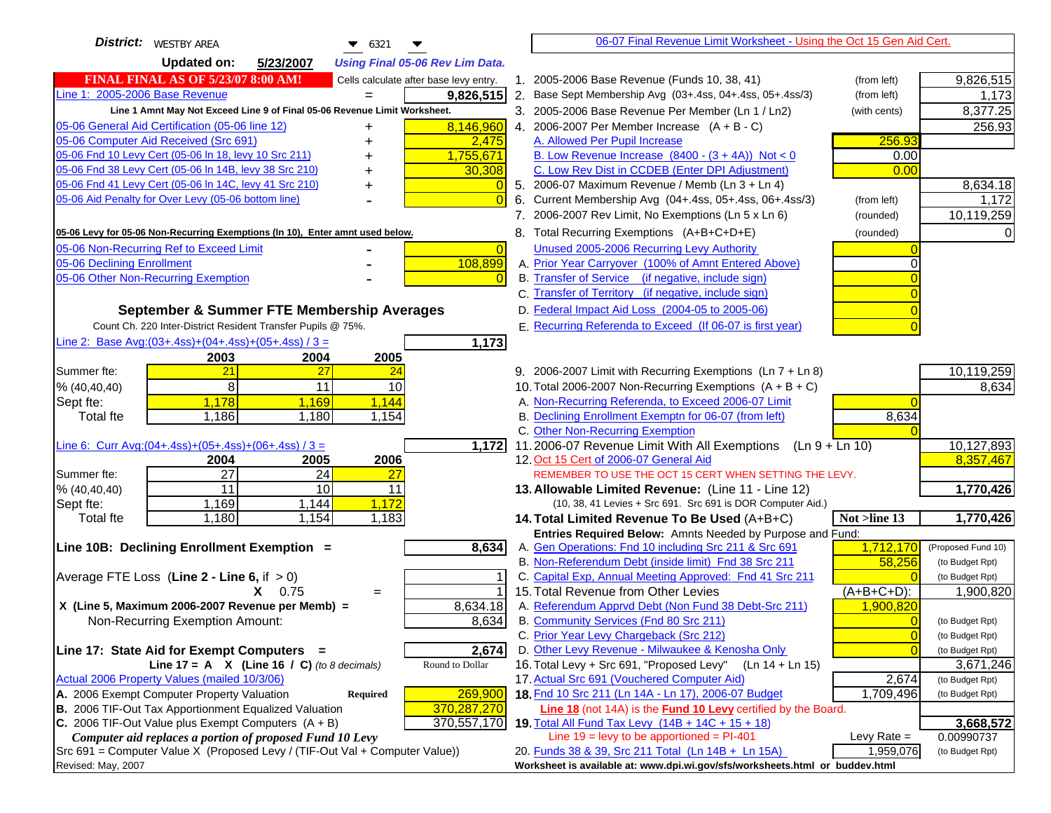**District:** WESTBY AREA 6321

**Updated on:** 5/23/2007 *Using Final 05-06 Rev Lim Data.*

**FINAL FINAL AS OF 5/23/07 8:00 AM!** Cells calculate after base levy entry.

| Item | | Amount |
|---|---|---|
| Line 1: 2005-2006 Base Revenue | = | 9,826,515 |

Line 1 Amnt May Not Exceed Line 9 of Final 05-06 Revenue Limit Worksheet.

| Item | | Amount |
|---|---|---|
| 05-06 General Aid Certification (05-06 line 12) | + | 8,146,960 |
| 05-06 Computer Aid Received (Src 691) | + | 2,475 |
| 05-06 Fnd 10 Levy Cert (05-06 ln 18, levy 10 Src 211) | + | 1,755,671 |
| 05-06 Fnd 38 Levy Cert (05-06 ln 14B, levy 38 Src 210) | + | 30,308 |
| 05-06 Fnd 41 Levy Cert (05-06 ln 14C, levy 41 Src 210) | + | 0 |
| 05-06 Aid Penalty for Over Levy (05-06 bottom line) | - | 0 |

**05-06 Levy for 05-06 Non-Recurring Exemptions (ln 10), Enter amnt used below.**

| Item | | Amount |
|---|---|---|
| 05-06 Non-Recurring Ref to Exceed Limit | - | 0 |
| 05-06 Declining Enrollment | - | 108,899 |
| 05-06 Other Non-Recurring Exemption | - | 0 |

## September & Summer FTE Membership Averages

Count Ch. 220 Inter-District Resident Transfer Pupils @ 75%.

Line 2: Base Avg:(03+.4ss)+(04+.4ss)+(05+.4ss) / 3 = **1,173**

| | 2003 | 2004 | 2005 |
|---|---|---|---|
| Summer fte: | 21 | 27 | 24 |
| % (40,40,40) | 8 | 11 | 10 |
| Sept fte: | 1,178 | 1,169 | 1,144 |
| Total fte | 1,186 | 1,180 | 1,154 |

Line 6: Curr Avg:(04+.4ss)+(05+.4ss)+(06+.4ss) / 3 = **1,172**

| | 2004 | 2005 | 2006 |
|---|---|---|---|
| Summer fte: | 27 | 24 | 27 |
| % (40,40,40) | 11 | 10 | 11 |
| Sept fte: | 1,169 | 1,144 | 1,172 |
| Total fte | 1,180 | 1,154 | 1,183 |

**Line 10B: Declining Enrollment Exemption =** **8,634**

| | | |
|---|---|---|
| Average FTE Loss (Line 2 - Line 6, if > 0) | | 1 |
| X 0.75 | = | 1 |
| X (Line 5, Maximum 2006-2007 Revenue per Memb) = | | 8,634.18 |
| Non-Recurring Exemption Amount: | | 8,634 |

**Line 17: State Aid for Exempt Computers =** **2,674**

Line 17 = A X (Line 16 / C) *(to 8 decimals)* — Round to Dollar

Actual 2006 Property Values (mailed 10/3/06)

| | | |
|---|---|---|
| A. 2006 Exempt Computer Property Valuation | Required | 269,900 |
| B. 2006 TIF-Out Tax Apportionment Equalized Valuation | | 370,287,270 |
| C. 2006 TIF-Out Value plus Exempt Computers (A + B) | | 370,557,170 |

*Computer aid replaces a portion of proposed Fund 10 Levy*

Src 691 = Computer Value X (Proposed Levy / (TIF-Out Val + Computer Value))

Revised: May, 2007

## 06-07 Final Revenue Limit Worksheet - Using the Oct 15 Gen Aid Cert.

| Line | Description | | Amount |
|---|---|---|---|
| 1. | 2005-2006 Base Revenue (Funds 10, 38, 41) | (from left) | 9,826,515 |
| 2. | Base Sept Membership Avg (03+.4ss, 04+.4ss, 05+.4ss/3) | (from left) | 1,173 |
| 3. | 2005-2006 Base Revenue Per Member (Ln 1 / Ln2) | (with cents) | 8,377.25 |
| 4. | 2006-2007 Per Member Increase (A + B - C) | | 256.93 |
| | A. Allowed Per Pupil Increase | 256.93 | |
| | B. Low Revenue Increase (8400 - (3 + 4A)) Not < 0 | 0.00 | |
| | C. Low Rev Dist in CCDEB (Enter DPI Adjustment) | 0.00 | |
| 5. | 2006-07 Maximum Revenue / Memb (Ln 3 + Ln 4) | | 8,634.18 |
| 6. | Current Membership Avg (04+.4ss, 05+.4ss, 06+.4ss/3) | (from left) | 1,172 |
| 7. | 2006-2007 Rev Limit, No Exemptions (Ln 5 x Ln 6) | (rounded) | 10,119,259 |
| 8. | Total Recurring Exemptions (A+B+C+D+E) | (rounded) | 0 |
| | Unused 2005-2006 Recurring Levy Authority | 0 | |
| | A. Prior Year Carryover (100% of Amnt Entered Above) | 0 | |
| | B. Transfer of Service (if negative, include sign) | 0 | |
| | C. Transfer of Territory (if negative, include sign) | 0 | |
| | D. Federal Impact Aid Loss (2004-05 to 2005-06) | 0 | |
| | E. Recurring Referenda to Exceed (If 06-07 is first year) | 0 | |
| 9. | 2006-2007 Limit with Recurring Exemptions (Ln 7 + Ln 8) | | 10,119,259 |
| 10. | Total 2006-2007 Non-Recurring Exemptions (A + B + C) | | 8,634 |
| | A. Non-Recurring Referenda, to Exceed 2006-07 Limit | 0 | |
| | B. Declining Enrollment Exemptn for 06-07 (from left) | 8,634 | |
| | C. Other Non-Recurring Exemption | 0 | |
| 11. | 2006-07 Revenue Limit With All Exemptions (Ln 9 + Ln 10) | | 10,127,893 |
| 12. | Oct 15 Cert of 2006-07 General Aid | | 8,357,467 |
| | REMEMBER TO USE THE OCT 15 CERT WHEN SETTING THE LEVY. | | |
| 13. | **Allowable Limited Revenue:** (Line 11 - Line 12) | | **1,770,426** |
| | (10, 38, 41 Levies + Src 691. Src 691 is DOR Computer Aid.) | | |
| 14. | **Total Limited Revenue To Be Used** (A+B+C) | Not >line 13 | **1,770,426** |
| | Entries Required Below: Amnts Needed by Purpose and Fund: | | |
| | A. Gen Operations: Fnd 10 including Src 211 & Src 691 | 1,712,170 | (Proposed Fund 10) |
| | B. Non-Referendum Debt (inside limit) Fnd 38 Src 211 | 58,256 | (to Budget Rpt) |
| | C. Capital Exp, Annual Meeting Approved: Fnd 41 Src 211 | 0 | (to Budget Rpt) |
| 15. | Total Revenue from Other Levies | (A+B+C+D): | 1,900,820 |
| | A. Referendum Apprvd Debt (Non Fund 38 Debt-Src 211) | 1,900,820 | |
| | B. Community Services (Fnd 80 Src 211) | 0 | (to Budget Rpt) |
| | C. Prior Year Levy Chargeback (Src 212) | 0 | (to Budget Rpt) |
| | D. Other Levy Revenue - Milwaukee & Kenosha Only | 0 | (to Budget Rpt) |
| 16. | Total Levy + Src 691, "Proposed Levy" (Ln 14 + Ln 15) | | 3,671,246 |
| 17. | Actual Src 691 (Vouchered Computer Aid) | 2,674 | (to Budget Rpt) |
| 18. | Fnd 10 Src 211 (Ln 14A - Ln 17), 2006-07 Budget | 1,709,496 | (to Budget Rpt) |
| | **Line 18** (not 14A) is the **Fund 10 Levy** certified by the Board. | | |
| 19. | Total All Fund Tax Levy (14B + 14C + 15 + 18) | | **3,668,572** |
| | Line 19 = levy to be apportioned = PI-401 | Levy Rate = | 0.00990737 |
| 20. | Funds 38 & 39, Src 211 Total (Ln 14B + Ln 15A) | 1,959,076 | (to Budget Rpt) |

Worksheet is available at: www.dpi.wi.gov/sfs/worksheets.html or buddev.html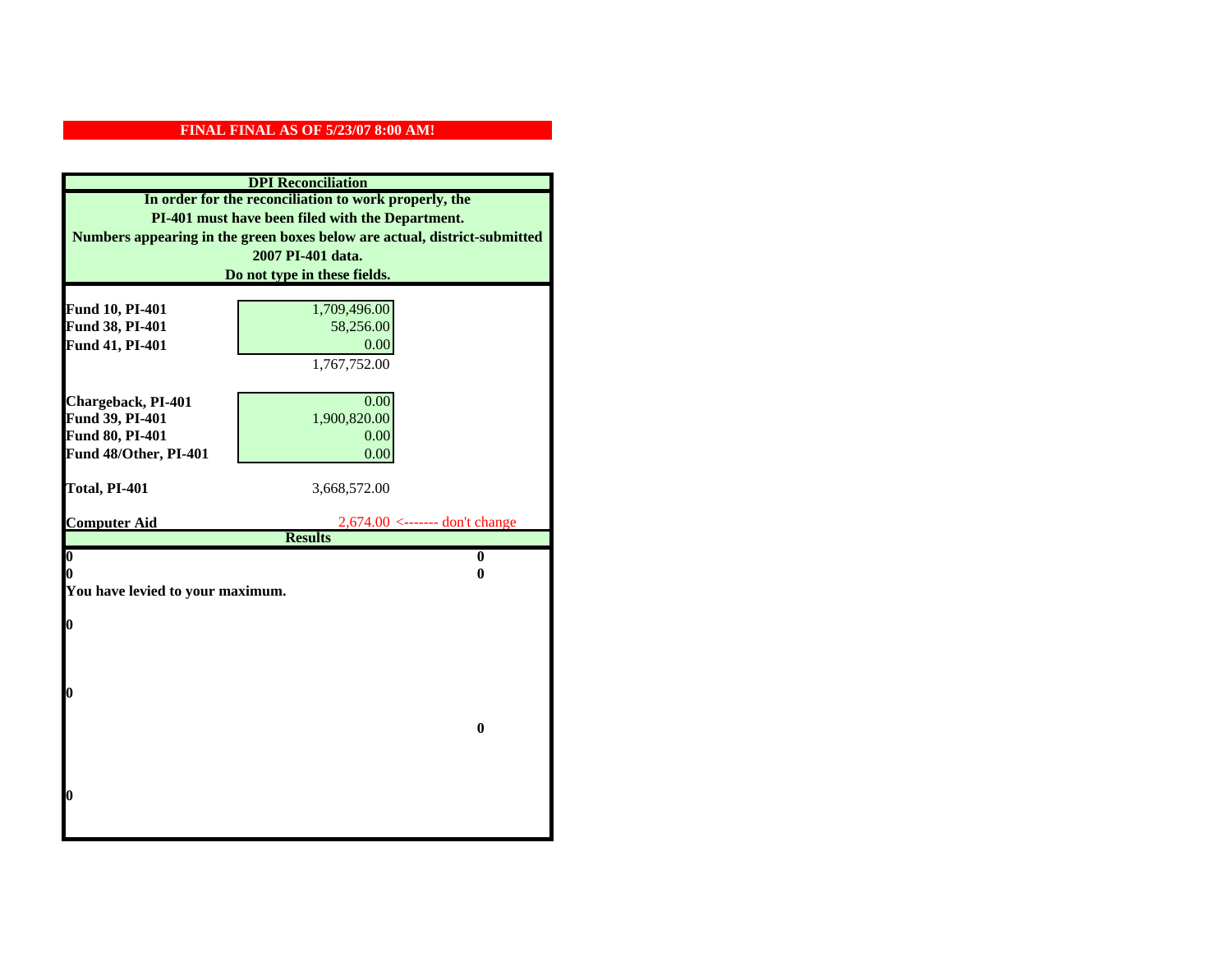**FINAL FINAL AS OF 5/23/07 8:00 AM!**

**DPI Reconciliation**

**In order for the reconciliation to work properly, the PI-401 must have been filed with the Department. Numbers appearing in the green boxes below are actual, district-submitted 2007 PI-401 data. Do not type in these fields.**

| | |
|---|---|
| **Fund 10, PI-401** | 1,709,496.00 |
| **Fund 38, PI-401** | 58,256.00 |
| **Fund 41, PI-401** | 0.00 |
| | 1,767,752.00 |
| | |
| **Chargeback, PI-401** | 0.00 |
| **Fund 39, PI-401** | 1,900,820.00 |
| **Fund 80, PI-401** | 0.00 |
| **Fund 48/Other, PI-401** | 0.00 |
| | |
| **Total, PI-401** | 3,668,572.00 |
| | |
| **Computer Aid** | 2,674.00 <------- don't change |

**Results**

| | |
|---|---|
| **0** | **0** |
| **0** | **0** |

**You have levied to your maximum.**

**0**

**0**

**0**

**0**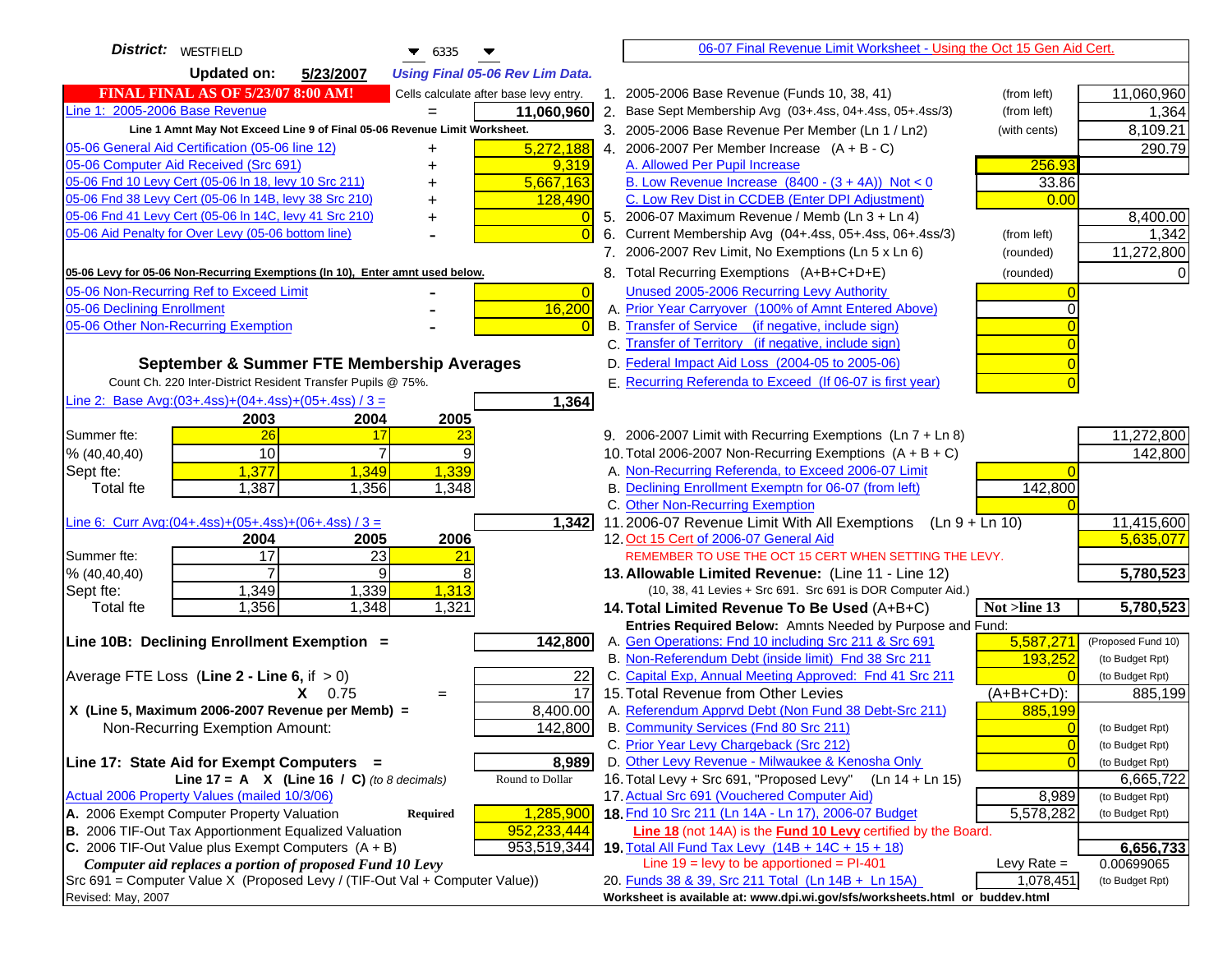**District:** WESTFIELD 6335

**Updated on:** 5/23/2007 *Using Final 05-06 Rev Lim Data.*

**FINAL FINAL AS OF 5/23/07 8:00 AM!** Cells calculate after base levy entry.

| | | |
|---|---|---|
| Line 1: 2005-2006 Base Revenue | = | 11,060,960 |

Line 1 Amnt May Not Exceed Line 9 of Final 05-06 Revenue Limit Worksheet.

| | | |
|---|---|---|
| 05-06 General Aid Certification (05-06 line 12) | + | 5,272,188 |
| 05-06 Computer Aid Received (Src 691) | + | 9,319 |
| 05-06 Fnd 10 Levy Cert (05-06 ln 18, levy 10 Src 211) | + | 5,667,163 |
| 05-06 Fnd 38 Levy Cert (05-06 ln 14B, levy 38 Src 210) | + | 128,490 |
| 05-06 Fnd 41 Levy Cert (05-06 ln 14C, levy 41 Src 210) | + | 0 |
| 05-06 Aid Penalty for Over Levy (05-06 bottom line) | - | 0 |

**05-06 Levy for 05-06 Non-Recurring Exemptions (ln 10), Enter amnt used below.**

| | | |
|---|---|---|
| 05-06 Non-Recurring Ref to Exceed Limit | - | 0 |
| 05-06 Declining Enrollment | - | 16,200 |
| 05-06 Other Non-Recurring Exemption | - | 0 |

## September & Summer FTE Membership Averages

Count Ch. 220 Inter-District Resident Transfer Pupils @ 75%.

Line 2: Base Avg:(03+.4ss)+(04+.4ss)+(05+.4ss) / 3 = **1,364**

| | 2003 | 2004 | 2005 |
|---|---|---|---|
| Summer fte: | 26 | 17 | 23 |
| % (40,40,40) | 10 | 7 | 9 |
| Sept fte: | 1,377 | 1,349 | 1,339 |
| Total fte | 1,387 | 1,356 | 1,348 |

Line 6: Curr Avg:(04+.4ss)+(05+.4ss)+(06+.4ss) / 3 = **1,342**

| | 2004 | 2005 | 2006 |
|---|---|---|---|
| Summer fte: | 17 | 23 | 21 |
| % (40,40,40) | 7 | 9 | 8 |
| Sept fte: | 1,349 | 1,339 | 1,313 |
| Total fte | 1,356 | 1,348 | 1,321 |

**Line 10B: Declining Enrollment Exemption =** **142,800**

| | | |
|---|---|---|
| Average FTE Loss (**Line 2 - Line 6**, if > 0) | | 22 |
| X 0.75 | = | 17 |
| X (Line 5, Maximum 2006-2007 Revenue per Memb) = | | 8,400.00 |
| Non-Recurring Exemption Amount: | | 142,800 |

**Line 17: State Aid for Exempt Computers =** **8,989**

Line 17 = A X (Line 16 / C) *(to 8 decimals)* Round to Dollar

Actual 2006 Property Values (mailed 10/3/06)

| | | |
|---|---|---|
| A. 2006 Exempt Computer Property Valuation | Required | 1,285,900 |
| B. 2006 TIF-Out Tax Apportionment Equalized Valuation | | 952,233,444 |
| C. 2006 TIF-Out Value plus Exempt Computers (A + B) | | 953,519,344 |

*Computer aid replaces a portion of proposed Fund 10 Levy*

Src 691 = Computer Value X (Proposed Levy / (TIF-Out Val + Computer Value))

Revised: May, 2007

---

06-07 Final Revenue Limit Worksheet - Using the Oct 15 Gen Aid Cert.

| | | | |
|---|---|---|---|
| 1. 2005-2006 Base Revenue (Funds 10, 38, 41) | (from left) | | 11,060,960 |
| 2. Base Sept Membership Avg (03+.4ss, 04+.4ss, 05+.4ss/3) | (from left) | | 1,364 |
| 3. 2005-2006 Base Revenue Per Member (Ln 1 / Ln2) | (with cents) | | 8,109.21 |
| 4. 2006-2007 Per Member Increase (A + B - C) | | | 290.79 |
| A. Allowed Per Pupil Increase | | 256.93 | |
| B. Low Revenue Increase (8400 - (3 + 4A)) Not < 0 | | 33.86 | |
| C. Low Rev Dist in CCDEB (Enter DPI Adjustment) | | 0.00 | |
| 5. 2006-07 Maximum Revenue / Memb (Ln 3 + Ln 4) | | | 8,400.00 |
| 6. Current Membership Avg (04+.4ss, 05+.4ss, 06+.4ss/3) | (from left) | | 1,342 |
| 7. 2006-2007 Rev Limit, No Exemptions (Ln 5 x Ln 6) | (rounded) | | 11,272,800 |
| 8. Total Recurring Exemptions (A+B+C+D+E) | (rounded) | | 0 |
| Unused 2005-2006 Recurring Levy Authority | | 0 | |
| A. Prior Year Carryover (100% of Amnt Entered Above) | | 0 | |
| B. Transfer of Service (if negative, include sign) | | 0 | |
| C. Transfer of Territory (if negative, include sign) | | 0 | |
| D. Federal Impact Aid Loss (2004-05 to 2005-06) | | 0 | |
| E. Recurring Referenda to Exceed (If 06-07 is first year) | | 0 | |
| 9. 2006-2007 Limit with Recurring Exemptions (Ln 7 + Ln 8) | | | 11,272,800 |
| 10. Total 2006-2007 Non-Recurring Exemptions (A + B + C) | | | 142,800 |
| A. Non-Recurring Referenda, to Exceed 2006-07 Limit | | 0 | |
| B. Declining Enrollment Exemptn for 06-07 (from left) | | 142,800 | |
| C. Other Non-Recurring Exemption | | 0 | |
| 11. 2006-07 Revenue Limit With All Exemptions (Ln 9 + Ln 10) | | | 11,415,600 |
| 12. Oct 15 Cert of 2006-07 General Aid | | | 5,635,077 |

REMEMBER TO USE THE OCT 15 CERT WHEN SETTING THE LEVY.

| | | | |
|---|---|---|---|
| **13. Allowable Limited Revenue:** (Line 11 - Line 12) | | | **5,780,523** |

(10, 38, 41 Levies + Src 691. Src 691 is DOR Computer Aid.)

| | | | |
|---|---|---|---|
| **14. Total Limited Revenue To Be Used** (A+B+C) | | **Not >line 13** | **5,780,523** |

Entries Required Below: Amnts Needed by Purpose and Fund:

| | | |
|---|---|---|
| A. Gen Operations: Fnd 10 including Src 211 & Src 691 | 5,587,271 | (Proposed Fund 10) |
| B. Non-Referendum Debt (inside limit) Fnd 38 Src 211 | 193,252 | (to Budget Rpt) |
| C. Capital Exp, Annual Meeting Approved: Fnd 41 Src 211 | 0 | (to Budget Rpt) |
| 15. Total Revenue from Other Levies | (A+B+C+D): | 885,199 |
| A. Referendum Apprvd Debt (Non Fund 38 Debt-Src 211) | 885,199 | |
| B. Community Services (Fnd 80 Src 211) | 0 | (to Budget Rpt) |
| C. Prior Year Levy Chargeback (Src 212) | 0 | (to Budget Rpt) |
| D. Other Levy Revenue - Milwaukee & Kenosha Only | 0 | (to Budget Rpt) |
| 16. Total Levy + Src 691, "Proposed Levy" (Ln 14 + Ln 15) | | 6,665,722 |
| 17. Actual Src 691 (Vouchered Computer Aid) | 8,989 | (to Budget Rpt) |
| **18.** Fnd 10 Src 211 (Ln 14A - Ln 17), 2006-07 Budget | 5,578,282 | (to Budget Rpt) |

**Line 18** (not 14A) is the **Fund 10 Levy** certified by the Board.

| | | |
|---|---|---|
| **19.** Total All Fund Tax Levy (14B + 14C + 15 + 18) | | **6,656,733** |
| Line 19 = levy to be apportioned = PI-401 | Levy Rate = | 0.00699065 |
| 20. Funds 38 & 39, Src 211 Total (Ln 14B + Ln 15A) | 1,078,451 | (to Budget Rpt) |

Worksheet is available at: www.dpi.wi.gov/sfs/worksheets.html or buddev.html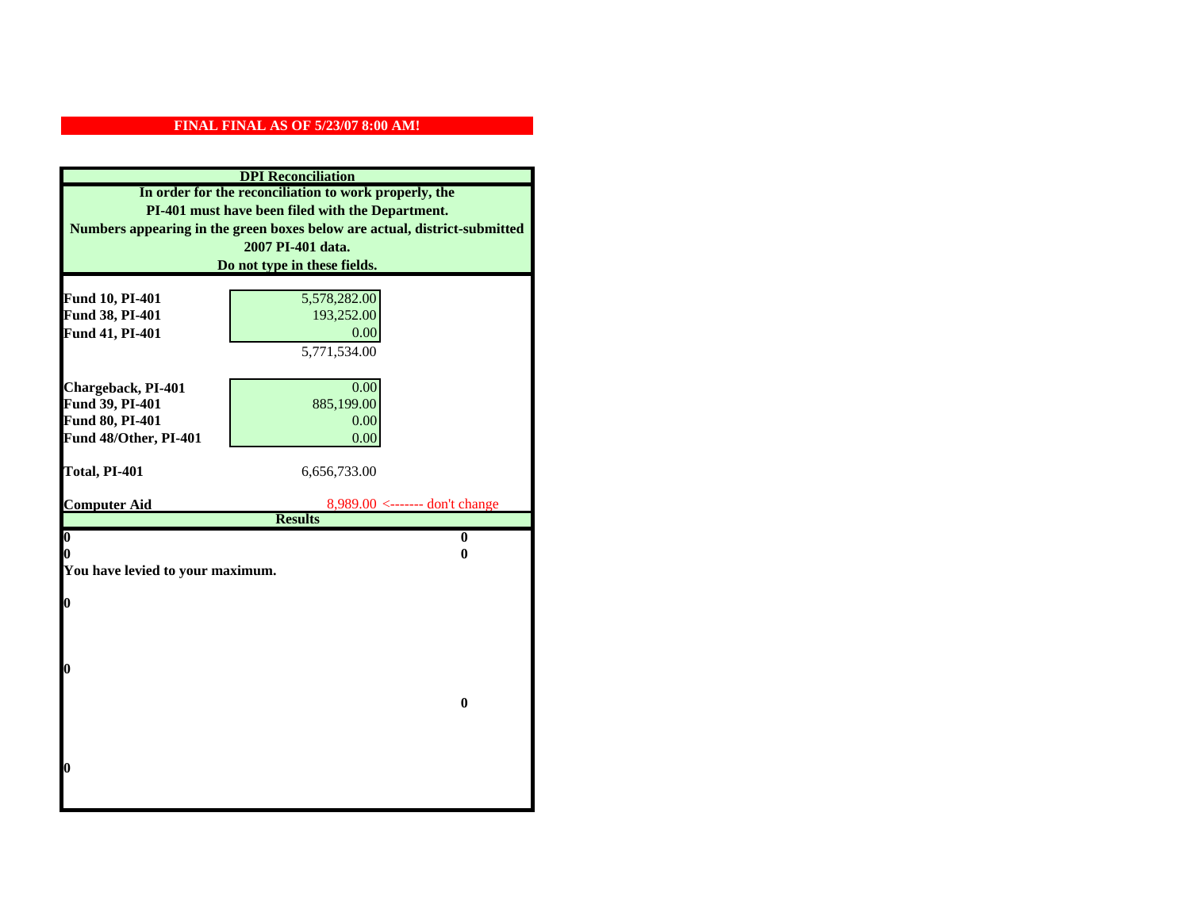**FINAL FINAL AS OF 5/23/07 8:00 AM!**

## DPI Reconciliation

**In order for the reconciliation to work properly, the PI-401 must have been filed with the Department. Numbers appearing in the green boxes below are actual, district-submitted 2007 PI-401 data. Do not type in these fields.**

| | | |
|---|---|---|
| **Fund 10, PI-401** | 5,578,282.00 | |
| **Fund 38, PI-401** | 193,252.00 | |
| **Fund 41, PI-401** | 0.00 | |
| | 5,771,534.00 | |
| | | |
| **Chargeback, PI-401** | 0.00 | |
| **Fund 39, PI-401** | 885,199.00 | |
| **Fund 80, PI-401** | 0.00 | |
| **Fund 48/Other, PI-401** | 0.00 | |
| | | |
| **Total, PI-401** | 6,656,733.00 | |
| | | |
| **Computer Aid** | 8,989.00 | <------- don't change |

## Results

| | |
|---|---|
| **0** | **0** |
| **0** | **0** |

**You have levied to your maximum.**

**0**

**0**

**0**

**0**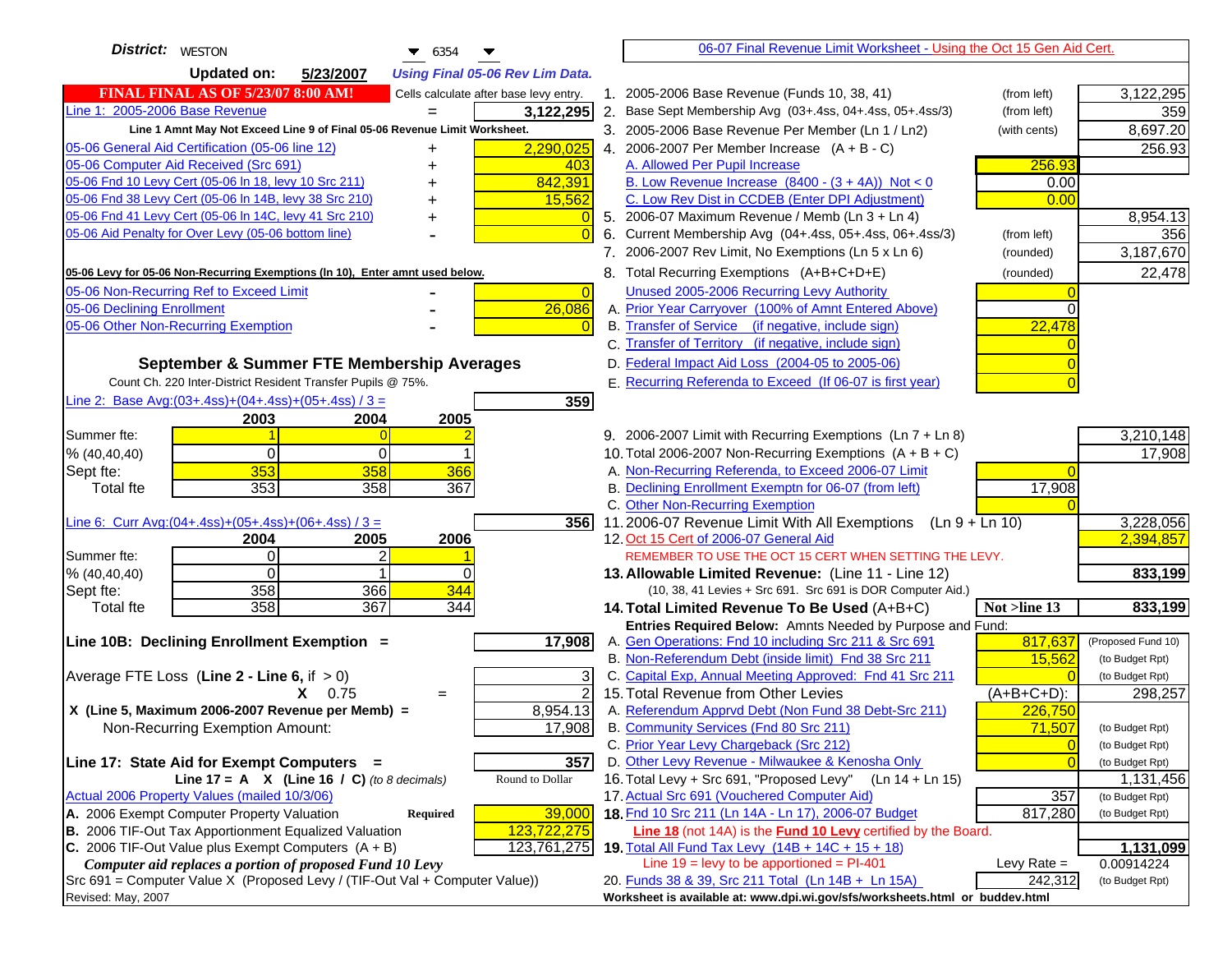**District:** WESTON 6354

**Updated on:** 5/23/2007 — *Using Final 05-06 Rev Lim Data.*

**FINAL FINAL AS OF 5/23/07 8:00 AM!** — Cells calculate after base levy entry.

| Item | | Amount |
|---|---|---|
| Line 1: 2005-2006 Base Revenue | = | 3,122,295 |

Line 1 Amnt May Not Exceed Line 9 of Final 05-06 Revenue Limit Worksheet.

| Item | | Amount |
|---|---|---|
| 05-06 General Aid Certification (05-06 line 12) | + | 2,290,025 |
| 05-06 Computer Aid Received (Src 691) | + | 403 |
| 05-06 Fnd 10 Levy Cert (05-06 ln 18, levy 10 Src 211) | + | 842,391 |
| 05-06 Fnd 38 Levy Cert (05-06 ln 14B, levy 38 Src 210) | + | 15,562 |
| 05-06 Fnd 41 Levy Cert (05-06 ln 14C, levy 41 Src 210) | + | 0 |
| 05-06 Aid Penalty for Over Levy (05-06 bottom line) | - | 0 |

**05-06 Levy for 05-06 Non-Recurring Exemptions (ln 10), Enter amnt used below.**

| Item | | Amount |
|---|---|---|
| 05-06 Non-Recurring Ref to Exceed Limit | - | 0 |
| 05-06 Declining Enrollment | - | 26,086 |
| 05-06 Other Non-Recurring Exemption | - | 0 |

### September & Summer FTE Membership Averages

Count Ch. 220 Inter-District Resident Transfer Pupils @ 75%.

Line 2: Base Avg:(03+.4ss)+(04+.4ss)+(05+.4ss) / 3 = **359**

| | 2003 | 2004 | 2005 |
|---|---|---|---|
| Summer fte: | 1 | 0 | 2 |
| % (40,40,40) | 0 | 0 | 1 |
| Sept fte: | 353 | 358 | 366 |
| Total fte | 353 | 358 | 367 |

Line 6: Curr Avg:(04+.4ss)+(05+.4ss)+(06+.4ss) / 3 = **356**

| | 2004 | 2005 | 2006 |
|---|---|---|---|
| Summer fte: | 0 | 2 | 1 |
| % (40,40,40) | 0 | 1 | 0 |
| Sept fte: | 358 | 366 | 344 |
| Total fte | 358 | 367 | 344 |

**Line 10B: Declining Enrollment Exemption =** **17,908**

| | | |
|---|---|---|
| Average FTE Loss (Line 2 - Line 6, if > 0) | | 3 |
| X 0.75 | = | 2 |
| X (Line 5, Maximum 2006-2007 Revenue per Memb) = | | 8,954.13 |
| Non-Recurring Exemption Amount: | | 17,908 |

**Line 17: State Aid for Exempt Computers =** **357**

Line 17 = A X (Line 16 / C) *(to 8 decimals)* — Round to Dollar

Actual 2006 Property Values (mailed 10/3/06)

| | | |
|---|---|---|
| A. 2006 Exempt Computer Property Valuation | Required | 39,000 |
| B. 2006 TIF-Out Tax Apportionment Equalized Valuation | | 123,722,275 |
| C. 2006 TIF-Out Value plus Exempt Computers (A + B) | | 123,761,275 |

*Computer aid replaces a portion of proposed Fund 10 Levy*

Src 691 = Computer Value X (Proposed Levy / (TIF-Out Val + Computer Value))

Revised: May, 2007

---

## 06-07 Final Revenue Limit Worksheet - Using the Oct 15 Gen Aid Cert.

| Line | Description | | Amount |
|---|---|---|---|
| 1. | 2005-2006 Base Revenue (Funds 10, 38, 41) | (from left) | 3,122,295 |
| 2. | Base Sept Membership Avg (03+.4ss, 04+.4ss, 05+.4ss/3) | (from left) | 359 |
| 3. | 2005-2006 Base Revenue Per Member (Ln 1 / Ln2) | (with cents) | 8,697.20 |
| 4. | 2006-2007 Per Member Increase (A + B - C) | | 256.93 |
| | A. Allowed Per Pupil Increase | 256.93 | |
| | B. Low Revenue Increase (8400 - (3 + 4A)) Not < 0 | 0.00 | |
| | C. Low Rev Dist in CCDEB (Enter DPI Adjustment) | 0.00 | |
| 5. | 2006-07 Maximum Revenue / Memb (Ln 3 + Ln 4) | | 8,954.13 |
| 6. | Current Membership Avg (04+.4ss, 05+.4ss, 06+.4ss/3) | (from left) | 356 |
| 7. | 2006-2007 Rev Limit, No Exemptions (Ln 5 x Ln 6) | (rounded) | 3,187,670 |
| 8. | Total Recurring Exemptions (A+B+C+D+E) | (rounded) | 22,478 |
| | Unused 2005-2006 Recurring Levy Authority | 0 | |
| | A. Prior Year Carryover (100% of Amnt Entered Above) | 0 | |
| | B. Transfer of Service (if negative, include sign) | 22,478 | |
| | C. Transfer of Territory (if negative, include sign) | 0 | |
| | D. Federal Impact Aid Loss (2004-05 to 2005-06) | 0 | |
| | E. Recurring Referenda to Exceed (If 06-07 is first year) | 0 | |
| 9. | 2006-2007 Limit with Recurring Exemptions (Ln 7 + Ln 8) | | 3,210,148 |
| 10. | Total 2006-2007 Non-Recurring Exemptions (A + B + C) | | 17,908 |
| | A. Non-Recurring Referenda, to Exceed 2006-07 Limit | 0 | |
| | B. Declining Enrollment Exemptn for 06-07 (from left) | 17,908 | |
| | C. Other Non-Recurring Exemption | 0 | |
| 11. | 2006-07 Revenue Limit With All Exemptions (Ln 9 + Ln 10) | | 3,228,056 |
| 12. | Oct 15 Cert of 2006-07 General Aid | | 2,394,857 |
| | REMEMBER TO USE THE OCT 15 CERT WHEN SETTING THE LEVY. | | |
| 13. | **Allowable Limited Revenue:** (Line 11 - Line 12) (10, 38, 41 Levies + Src 691. Src 691 is DOR Computer Aid.) | | **833,199** |
| 14. | **Total Limited Revenue To Be Used (A+B+C)** | Not >line 13 | **833,199** |
| | Entries Required Below: Amnts Needed by Purpose and Fund: | | |
| | A. Gen Operations: Fnd 10 including Src 211 & Src 691 | 817,637 | (Proposed Fund 10) |
| | B. Non-Referendum Debt (inside limit) Fnd 38 Src 211 | 15,562 | (to Budget Rpt) |
| | C. Capital Exp, Annual Meeting Approved: Fnd 41 Src 211 | 0 | (to Budget Rpt) |
| 15. | Total Revenue from Other Levies | (A+B+C+D): | 298,257 |
| | A. Referendum Apprvd Debt (Non Fund 38 Debt-Src 211) | 226,750 | |
| | B. Community Services (Fnd 80 Src 211) | 71,507 | (to Budget Rpt) |
| | C. Prior Year Levy Chargeback (Src 212) | 0 | (to Budget Rpt) |
| | D. Other Levy Revenue - Milwaukee & Kenosha Only | 0 | (to Budget Rpt) |
| 16. | Total Levy + Src 691, "Proposed Levy" (Ln 14 + Ln 15) | | 1,131,456 |
| 17. | Actual Src 691 (Vouchered Computer Aid) | 357 | (to Budget Rpt) |
| 18. | Fnd 10 Src 211 (Ln 14A - Ln 17), 2006-07 Budget | 817,280 | (to Budget Rpt) |
| | **Line 18** (not 14A) is the **Fund 10 Levy** certified by the Board. | | |
| 19. | **Total All Fund Tax Levy (14B + 14C + 15 + 18)** | | **1,131,099** |
| | Line 19 = levy to be apportioned = PI-401 | Levy Rate = | 0.00914224 |
| 20. | Funds 38 & 39, Src 211 Total (Ln 14B + Ln 15A) | 242,312 | (to Budget Rpt) |

Worksheet is available at: www.dpi.wi.gov/sfs/worksheets.html or buddev.html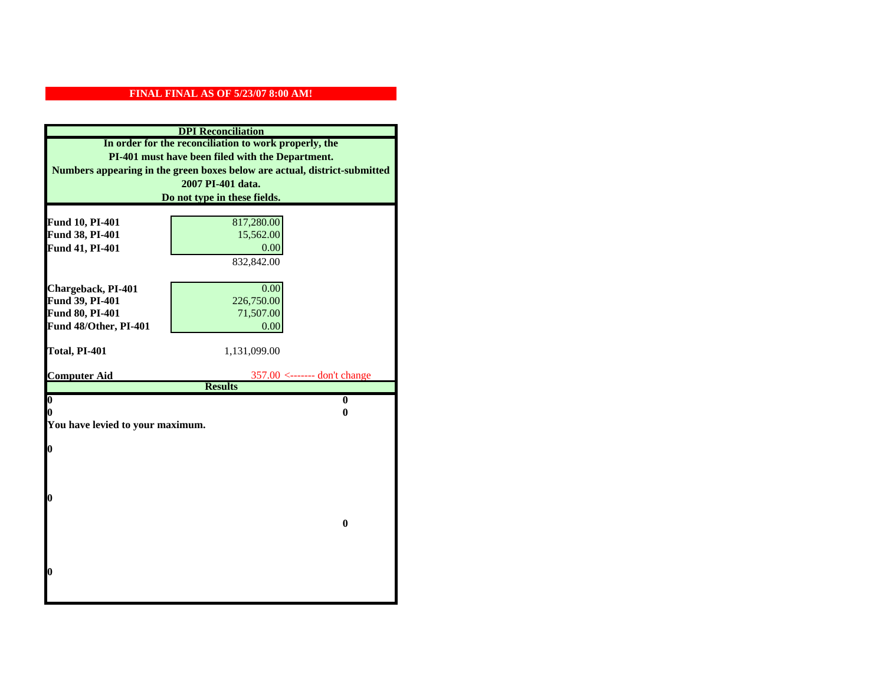**FINAL FINAL AS OF 5/23/07 8:00 AM!**

**DPI Reconciliation**

**In order for the reconciliation to work properly, the PI-401 must have been filed with the Department. Numbers appearing in the green boxes below are actual, district-submitted 2007 PI-401 data. Do not type in these fields.**

| | | |
|---|---|---|
| **Fund 10, PI-401** | 817,280.00 | |
| **Fund 38, PI-401** | 15,562.00 | |
| **Fund 41, PI-401** | 0.00 | |
| | 832,842.00 | |
| **Chargeback, PI-401** | 0.00 | |
| **Fund 39, PI-401** | 226,750.00 | |
| **Fund 80, PI-401** | 71,507.00 | |
| **Fund 48/Other, PI-401** | 0.00 | |
| **Total, PI-401** | 1,131,099.00 | |
| **Computer Aid** | 357.00 | <------- don't change |

**Results**

| | |
|---|---|
| **0** | **0** |
| **0** | **0** |

**You have levied to your maximum.**

**0**

**0**

**0**

**0**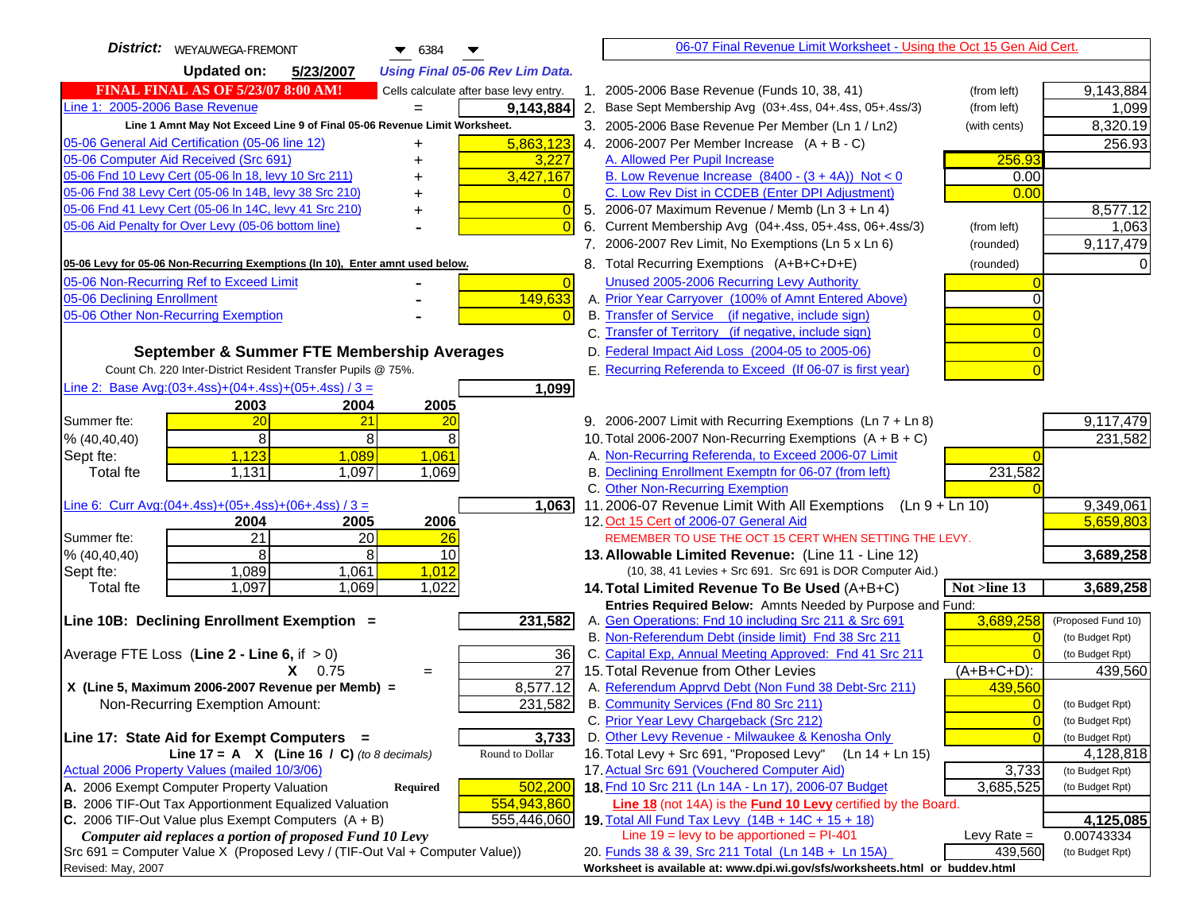**District:** WEYAUWEGA-FREMONT 6384

**Updated on:** 5/23/2007 *Using Final 05-06 Rev Lim Data.*

06-07 Final Revenue Limit Worksheet - Using the Oct 15 Gen Aid Cert.

**FINAL FINAL AS OF 5/23/07 8:00 AM!** Cells calculate after base levy entry.

| | | |
|---|---|---|
| Line 1: 2005-2006 Base Revenue | = | 9,143,884 |

Line 1 Amnt May Not Exceed Line 9 of Final 05-06 Revenue Limit Worksheet.

| | | |
|---|---|---|
| 05-06 General Aid Certification (05-06 line 12) | + | 5,863,123 |
| 05-06 Computer Aid Received (Src 691) | + | 3,227 |
| 05-06 Fnd 10 Levy Cert (05-06 ln 18, levy 10 Src 211) | + | 3,427,167 |
| 05-06 Fnd 38 Levy Cert (05-06 ln 14B, levy 38 Src 210) | + | 0 |
| 05-06 Fnd 41 Levy Cert (05-06 ln 14C, levy 41 Src 210) | + | 0 |
| 05-06 Aid Penalty for Over Levy (05-06 bottom line) | - | 0 |

**05-06 Levy for 05-06 Non-Recurring Exemptions (ln 10), Enter amnt used below.**

| | | |
|---|---|---|
| 05-06 Non-Recurring Ref to Exceed Limit | - | 0 |
| 05-06 Declining Enrollment | - | 149,633 |
| 05-06 Other Non-Recurring Exemption | - | 0 |

**September & Summer FTE Membership Averages**

Count Ch. 220 Inter-District Resident Transfer Pupils @ 75%.

Line 2: Base Avg:(03+.4ss)+(04+.4ss)+(05+.4ss) / 3 = **1,099**

| | 2003 | 2004 | 2005 |
|---|---|---|---|
| Summer fte: | 20 | 21 | 20 |
| % (40,40,40) | 8 | 8 | 8 |
| Sept fte: | 1,123 | 1,089 | 1,061 |
| Total fte | 1,131 | 1,097 | 1,069 |

Line 6: Curr Avg:(04+.4ss)+(05+.4ss)+(06+.4ss) / 3 = **1,063**

| | 2004 | 2005 | 2006 |
|---|---|---|---|
| Summer fte: | 21 | 20 | 26 |
| % (40,40,40) | 8 | 8 | 10 |
| Sept fte: | 1,089 | 1,061 | 1,012 |
| Total fte | 1,097 | 1,069 | 1,022 |

**Line 10B: Declining Enrollment Exemption =** **231,582**

| | |
|---|---|
| Average FTE Loss (Line 2 - Line 6, if > 0) | 36 |
| X 0.75 = | 27 |
| X (Line 5, Maximum 2006-2007 Revenue per Memb) = | 8,577.12 |
| Non-Recurring Exemption Amount: | 231,582 |

**Line 17: State Aid for Exempt Computers =** **3,733**

Line 17 = A X (Line 16 / C) *(to 8 decimals)* Round to Dollar

Actual 2006 Property Values (mailed 10/3/06)

| | | |
|---|---|---|
| A. 2006 Exempt Computer Property Valuation | Required | 502,200 |
| B. 2006 TIF-Out Tax Apportionment Equalized Valuation | | 554,943,860 |
| C. 2006 TIF-Out Value plus Exempt Computers (A + B) | | 555,446,060 |

*Computer aid replaces a portion of proposed Fund 10 Levy*

Src 691 = Computer Value X (Proposed Levy / (TIF-Out Val + Computer Value))

Revised: May, 2007

| | | | |
|---|---|---|---|
| 1. 2005-2006 Base Revenue (Funds 10, 38, 41) | (from left) | | 9,143,884 |
| 2. Base Sept Membership Avg (03+.4ss, 04+.4ss, 05+.4ss/3) | (from left) | | 1,099 |
| 3. 2005-2006 Base Revenue Per Member (Ln 1 / Ln2) | (with cents) | | 8,320.19 |
| 4. 2006-2007 Per Member Increase (A + B - C) | | | 256.93 |
| A. Allowed Per Pupil Increase | | 256.93 | |
| B. Low Revenue Increase (8400 - (3 + 4A)) Not < 0 | | 0.00 | |
| C. Low Rev Dist in CCDEB (Enter DPI Adjustment) | | 0.00 | |
| 5. 2006-07 Maximum Revenue / Memb (Ln 3 + Ln 4) | | | 8,577.12 |
| 6. Current Membership Avg (04+.4ss, 05+.4ss, 06+.4ss/3) | (from left) | | 1,063 |
| 7. 2006-2007 Rev Limit, No Exemptions (Ln 5 x Ln 6) | (rounded) | | 9,117,479 |
| 8. Total Recurring Exemptions (A+B+C+D+E) | (rounded) | | 0 |
| Unused 2005-2006 Recurring Levy Authority | | 0 | |
| A. Prior Year Carryover (100% of Amnt Entered Above) | | 0 | |
| B. Transfer of Service (if negative, include sign) | | 0 | |
| C. Transfer of Territory (if negative, include sign) | | 0 | |
| D. Federal Impact Aid Loss (2004-05 to 2005-06) | | 0 | |
| E. Recurring Referenda to Exceed (If 06-07 is first year) | | 0 | |
| 9. 2006-2007 Limit with Recurring Exemptions (Ln 7 + Ln 8) | | | 9,117,479 |
| 10. Total 2006-2007 Non-Recurring Exemptions (A + B + C) | | | 231,582 |
| A. Non-Recurring Referenda, to Exceed 2006-07 Limit | | 0 | |
| B. Declining Enrollment Exemptn for 06-07 (from left) | | 231,582 | |
| C. Other Non-Recurring Exemption | | 0 | |
| 11. 2006-07 Revenue Limit With All Exemptions (Ln 9 + Ln 10) | | | 9,349,061 |
| 12. Oct 15 Cert of 2006-07 General Aid | | | 5,659,803 |
| REMEMBER TO USE THE OCT 15 CERT WHEN SETTING THE LEVY. | | | |
| **13. Allowable Limited Revenue:** (Line 11 - Line 12) | | | **3,689,258** |
| (10, 38, 41 Levies + Src 691. Src 691 is DOR Computer Aid.) | | | |
| **14. Total Limited Revenue To Be Used** (A+B+C) | | Not >line 13 | **3,689,258** |
| Entries Required Below: Amnts Needed by Purpose and Fund: | | | |
| A. Gen Operations: Fnd 10 including Src 211 & Src 691 | | 3,689,258 | (Proposed Fund 10) |
| B. Non-Referendum Debt (inside limit) Fnd 38 Src 211 | | 0 | (to Budget Rpt) |
| C. Capital Exp, Annual Meeting Approved: Fnd 41 Src 211 | | 0 | (to Budget Rpt) |
| 15. Total Revenue from Other Levies | | (A+B+C+D): | 439,560 |
| A. Referendum Apprvd Debt (Non Fund 38 Debt-Src 211) | | 439,560 | |
| B. Community Services (Fnd 80 Src 211) | | 0 | (to Budget Rpt) |
| C. Prior Year Levy Chargeback (Src 212) | | 0 | (to Budget Rpt) |
| D. Other Levy Revenue - Milwaukee & Kenosha Only | | 0 | (to Budget Rpt) |
| 16. Total Levy + Src 691, "Proposed Levy" (Ln 14 + Ln 15) | | | 4,128,818 |
| 17. Actual Src 691 (Vouchered Computer Aid) | | 3,733 | (to Budget Rpt) |
| **18.** Fnd 10 Src 211 (Ln 14A - Ln 17), 2006-07 Budget | | 3,685,525 | (to Budget Rpt) |
| **Line 18** (not 14A) is the **Fund 10 Levy** certified by the Board. | | | |
| **19.** Total All Fund Tax Levy (14B + 14C + 15 + 18) | | | **4,125,085** |
| Line 19 = levy to be apportioned = PI-401 | | Levy Rate = | 0.00743334 |
| 20. Funds 38 & 39, Src 211 Total (Ln 14B + Ln 15A) | | 439,560 | (to Budget Rpt) |

Worksheet is available at: www.dpi.wi.gov/sfs/worksheets.html or buddev.html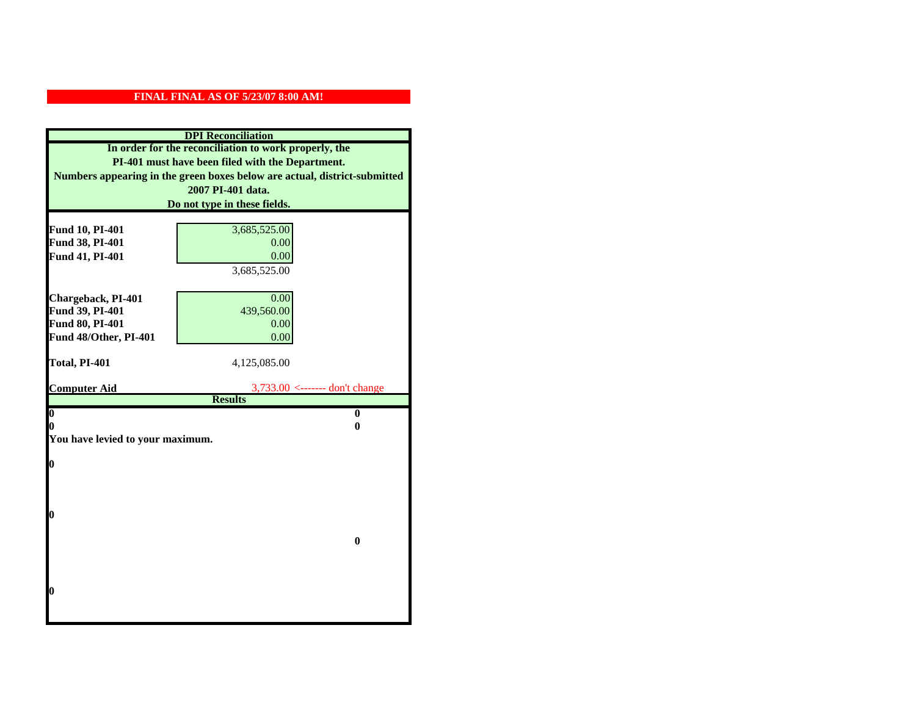**FINAL FINAL AS OF 5/23/07 8:00 AM!**

## DPI Reconciliation

**In order for the reconciliation to work properly, the PI-401 must have been filed with the Department. Numbers appearing in the green boxes below are actual, district-submitted 2007 PI-401 data. Do not type in these fields.**

| | | |
|---|---|---|
| **Fund 10, PI-401** | 3,685,525.00 | |
| **Fund 38, PI-401** | 0.00 | |
| **Fund 41, PI-401** | 0.00 | |
| | 3,685,525.00 | |
| | | |
| **Chargeback, PI-401** | 0.00 | |
| **Fund 39, PI-401** | 439,560.00 | |
| **Fund 80, PI-401** | 0.00 | |
| **Fund 48/Other, PI-401** | 0.00 | |
| | | |
| **Total, PI-401** | 4,125,085.00 | |
| | | |
| **Computer Aid** | 3,733.00 | <------- don't change |

## Results

| | |
|---|---|
| **0** | **0** |
| **0** | **0** |

**You have levied to your maximum.**

**0**

**0**

**0**

**0**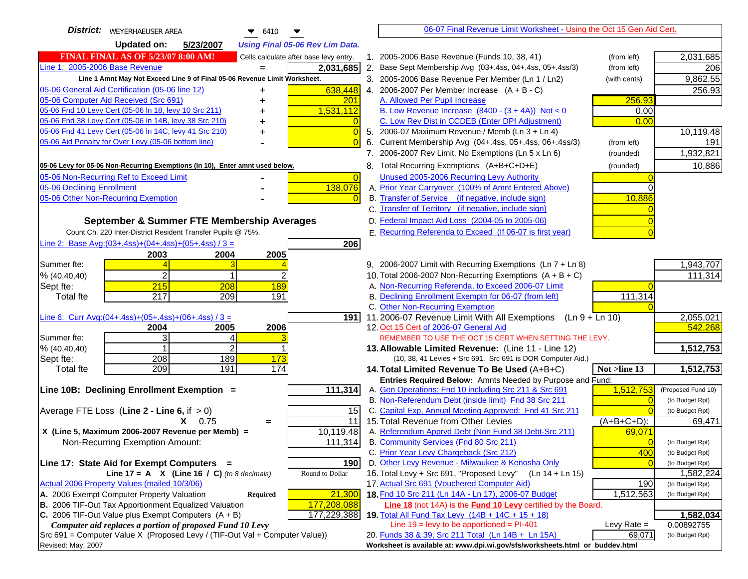**District:** WEYERHAEUSER AREA 6410

**Updated on:** 5/23/2007 *Using Final 05-06 Rev Lim Data.*

**FINAL FINAL AS OF 5/23/07 8:00 AM!** Cells calculate after base levy entry.

| | | |
|---|---|---|
| Line 1: 2005-2006 Base Revenue | = | 2,031,685 |
| Line 1 Amnt May Not Exceed Line 9 of Final 05-06 Revenue Limit Worksheet. | | |
| 05-06 General Aid Certification (05-06 line 12) | + | 638,448 |
| 05-06 Computer Aid Received (Src 691) | + | 201 |
| 05-06 Fnd 10 Levy Cert (05-06 ln 18, levy 10 Src 211) | + | 1,531,112 |
| 05-06 Fnd 38 Levy Cert (05-06 ln 14B, levy 38 Src 210) | + | 0 |
| 05-06 Fnd 41 Levy Cert (05-06 ln 14C, levy 41 Src 210) | + | 0 |
| 05-06 Aid Penalty for Over Levy (05-06 bottom line) | - | 0 |

**05-06 Levy for 05-06 Non-Recurring Exemptions (ln 10), Enter amnt used below.**

| | | |
|---|---|---|
| 05-06 Non-Recurring Ref to Exceed Limit | - | 0 |
| 05-06 Declining Enrollment | - | 138,076 |
| 05-06 Other Non-Recurring Exemption | - | 0 |

## September & Summer FTE Membership Averages

Count Ch. 220 Inter-District Resident Transfer Pupils @ 75%.

Line 2: Base Avg:(03+.4ss)+(04+.4ss)+(05+.4ss) / 3 = **206**

| | 2003 | 2004 | 2005 |
|---|---|---|---|
| Summer fte: | 4 | 3 | 4 |
| % (40,40,40) | 2 | 1 | 2 |
| Sept fte: | 215 | 208 | 189 |
| Total fte | 217 | 209 | 191 |

Line 6: Curr Avg:(04+.4ss)+(05+.4ss)+(06+.4ss) / 3 = **191**

| | 2004 | 2005 | 2006 |
|---|---|---|---|
| Summer fte: | 3 | 4 | 3 |
| % (40,40,40) | 1 | 2 | 1 |
| Sept fte: | 208 | 189 | 173 |
| Total fte | 209 | 191 | 174 |

**Line 10B: Declining Enrollment Exemption =** 111,314

| | | |
|---|---|---|
| Average FTE Loss (Line 2 - Line 6, if > 0) | | 15 |
| X 0.75 | = | 11 |
| X (Line 5, Maximum 2006-2007 Revenue per Memb) = | | 10,119.48 |
| Non-Recurring Exemption Amount: | | 111,314 |

**Line 17: State Aid for Exempt Computers =** 190

Line 17 = A X (Line 16 / C) *(to 8 decimals)* — Round to Dollar

Actual 2006 Property Values (mailed 10/3/06)

| | | |
|---|---|---|
| A. 2006 Exempt Computer Property Valuation | Required | 21,300 |
| B. 2006 TIF-Out Tax Apportionment Equalized Valuation | | 177,208,088 |
| C. 2006 TIF-Out Value plus Exempt Computers (A + B) | | 177,229,388 |

*Computer aid replaces a portion of proposed Fund 10 Levy*

Src 691 = Computer Value X (Proposed Levy / (TIF-Out Val + Computer Value))

Revised: May, 2007

## 06-07 Final Revenue Limit Worksheet - Using the Oct 15 Gen Aid Cert.

| | | | |
|---|---|---|---|
| 1. 2005-2006 Base Revenue (Funds 10, 38, 41) | (from left) | | 2,031,685 |
| 2. Base Sept Membership Avg (03+.4ss, 04+.4ss, 05+.4ss/3) | (from left) | | 206 |
| 3. 2005-2006 Base Revenue Per Member (Ln 1 / Ln2) | (with cents) | | 9,862.55 |
| 4. 2006-2007 Per Member Increase (A + B - C) | | | 256.93 |
| A. Allowed Per Pupil Increase | | 256.93 | |
| B. Low Revenue Increase (8400 - (3 + 4A)) Not < 0 | | 0.00 | |
| C. Low Rev Dist in CCDEB (Enter DPI Adjustment) | | 0.00 | |
| 5. 2006-07 Maximum Revenue / Memb (Ln 3 + Ln 4) | | | 10,119.48 |
| 6. Current Membership Avg (04+.4ss, 05+.4ss, 06+.4ss/3) | (from left) | | 191 |
| 7. 2006-2007 Rev Limit, No Exemptions (Ln 5 x Ln 6) | (rounded) | | 1,932,821 |
| 8. Total Recurring Exemptions (A+B+C+D+E) | (rounded) | | 10,886 |
| Unused 2005-2006 Recurring Levy Authority | | 0 | |
| A. Prior Year Carryover (100% of Amnt Entered Above) | | 0 | |
| B. Transfer of Service (if negative, include sign) | | 10,886 | |
| C. Transfer of Territory (if negative, include sign) | | 0 | |
| D. Federal Impact Aid Loss (2004-05 to 2005-06) | | 0 | |
| E. Recurring Referenda to Exceed (If 06-07 is first year) | | 0 | |
| 9. 2006-2007 Limit with Recurring Exemptions (Ln 7 + Ln 8) | | | 1,943,707 |
| 10. Total 2006-2007 Non-Recurring Exemptions (A + B + C) | | | 111,314 |
| A. Non-Recurring Referenda, to Exceed 2006-07 Limit | | 0 | |
| B. Declining Enrollment Exemptn for 06-07 (from left) | | 111,314 | |
| C. Other Non-Recurring Exemption | | 0 | |
| 11. 2006-07 Revenue Limit With All Exemptions (Ln 9 + Ln 10) | | | 2,055,021 |
| 12. Oct 15 Cert of 2006-07 General Aid | | | 542,268 |
| REMEMBER TO USE THE OCT 15 CERT WHEN SETTING THE LEVY. | | | |
| **13. Allowable Limited Revenue:** (Line 11 - Line 12) | | | **1,512,753** |
| (10, 38, 41 Levies + Src 691. Src 691 is DOR Computer Aid.) | | | |
| **14. Total Limited Revenue To Be Used** (A+B+C) | | Not >line 13 | **1,512,753** |
| Entries Required Below: Amnts Needed by Purpose and Fund: | | | |
| A. Gen Operations: Fnd 10 including Src 211 & Src 691 | | 1,512,753 | (Proposed Fund 10) |
| B. Non-Referendum Debt (inside limit) Fnd 38 Src 211 | | 0 | (to Budget Rpt) |
| C. Capital Exp, Annual Meeting Approved: Fnd 41 Src 211 | | 0 | (to Budget Rpt) |
| 15. Total Revenue from Other Levies | | (A+B+C+D): | 69,471 |
| A. Referendum Apprvd Debt (Non Fund 38 Debt-Src 211) | | 69,071 | |
| B. Community Services (Fnd 80 Src 211) | | 0 | (to Budget Rpt) |
| C. Prior Year Levy Chargeback (Src 212) | | 400 | (to Budget Rpt) |
| D. Other Levy Revenue - Milwaukee & Kenosha Only | | 0 | (to Budget Rpt) |
| 16. Total Levy + Src 691, "Proposed Levy" (Ln 14 + Ln 15) | | | 1,582,224 |
| 17. Actual Src 691 (Vouchered Computer Aid) | | 190 | (to Budget Rpt) |
| **18.** Fnd 10 Src 211 (Ln 14A - Ln 17), 2006-07 Budget | | 1,512,563 | (to Budget Rpt) |
| Line 18 (not 14A) is the **Fund 10 Levy** certified by the Board. | | | |
| **19.** Total All Fund Tax Levy (14B + 14C + 15 + 18) | | | **1,582,034** |
| Line 19 = levy to be apportioned = PI-401 | | Levy Rate = | 0.00892755 |
| 20. Funds 38 & 39, Src 211 Total (Ln 14B + Ln 15A) | | 69,071 | (to Budget Rpt) |

Worksheet is available at: www.dpi.wi.gov/sfs/worksheets.html or buddev.html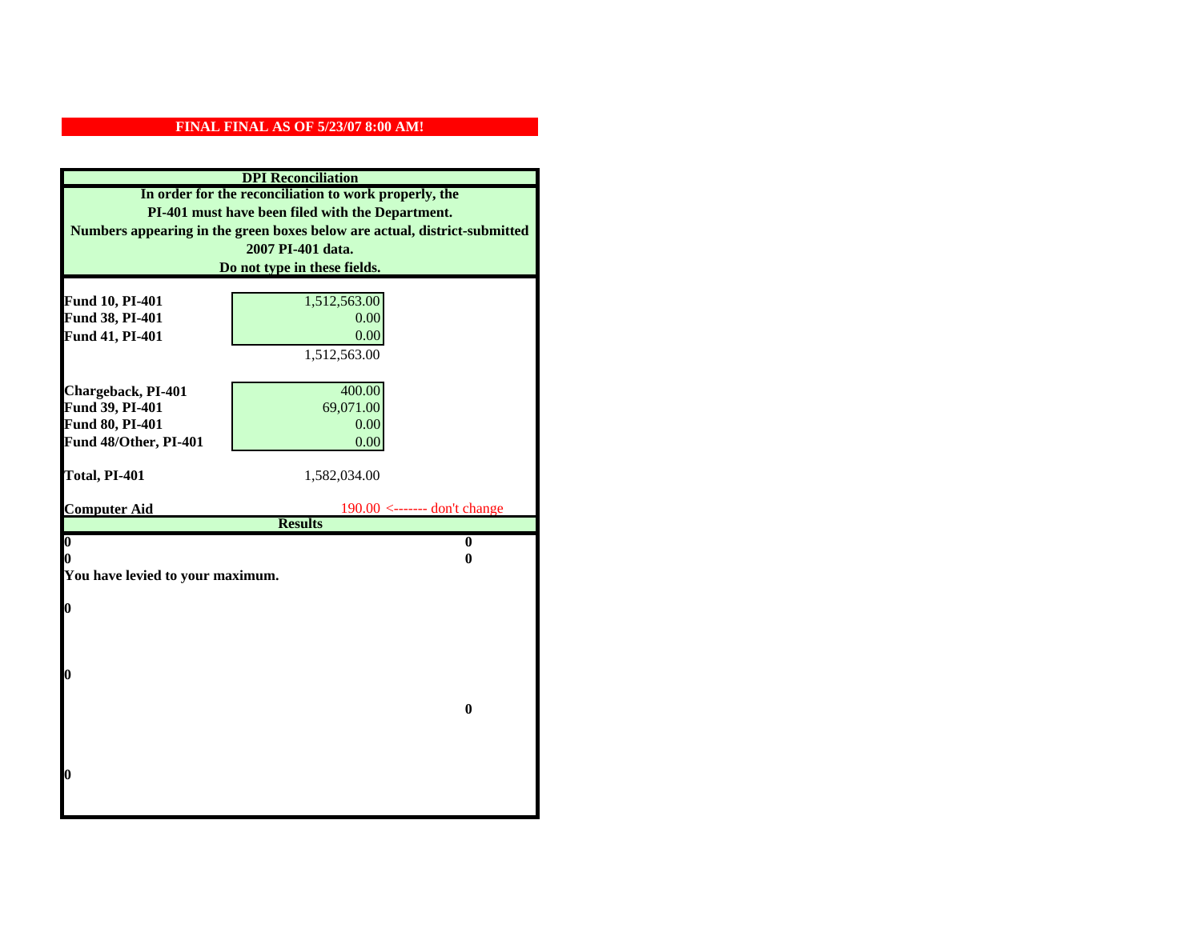**FINAL FINAL AS OF 5/23/07 8:00 AM!**

## DPI Reconciliation

**In order for the reconciliation to work properly, the PI-401 must have been filed with the Department. Numbers appearing in the green boxes below are actual, district-submitted 2007 PI-401 data. Do not type in these fields.**

| | | |
|---|---|---|
| **Fund 10, PI-401** | 1,512,563.00 | |
| **Fund 38, PI-401** | 0.00 | |
| **Fund 41, PI-401** | 0.00 | |
| | 1,512,563.00 | |
| | | |
| **Chargeback, PI-401** | 400.00 | |
| **Fund 39, PI-401** | 69,071.00 | |
| **Fund 80, PI-401** | 0.00 | |
| **Fund 48/Other, PI-401** | 0.00 | |
| | | |
| **Total, PI-401** | 1,582,034.00 | |
| | | |
| **Computer Aid** | 190.00 | <------- don't change |

**Results**

| | |
|---|---|
| **0** | **0** |
| **0** | **0** |

**You have levied to your maximum.**

**0**

**0**

**0**

**0**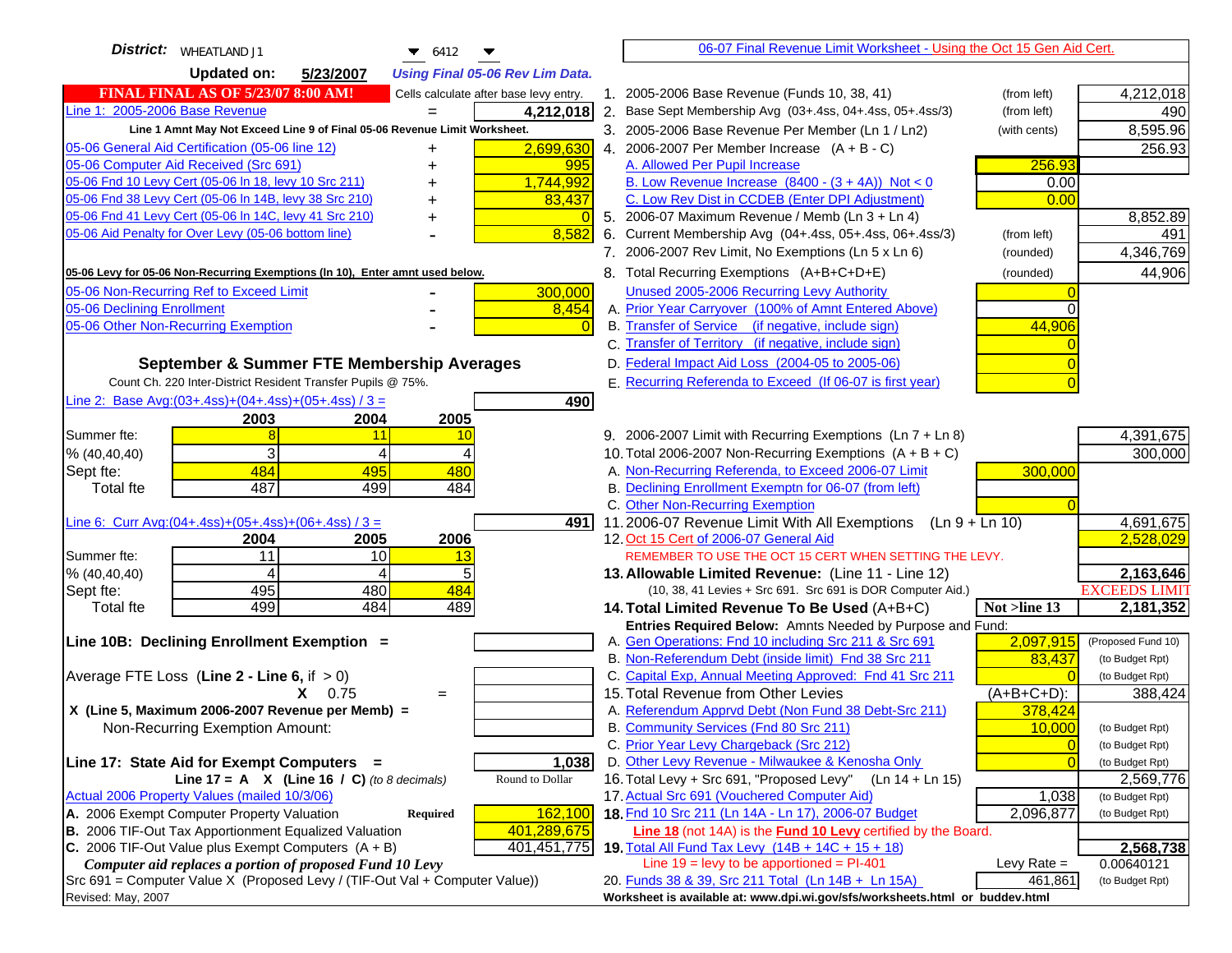**District:** WHEATLAND J1 &nbsp;&nbsp; 6412

**Updated on:** 5/23/2007 &nbsp;&nbsp; *Using Final 05-06 Rev Lim Data.*

**FINAL FINAL AS OF 5/23/07 8:00 AM!** &nbsp;&nbsp; Cells calculate after base levy entry.

| | | |
|---|---|---|
| Line 1: 2005-2006 Base Revenue | = | 4,212,018 |

Line 1 Amnt May Not Exceed Line 9 of Final 05-06 Revenue Limit Worksheet.

| | | |
|---|---|---|
| 05-06 General Aid Certification (05-06 line 12) | + | 2,699,630 |
| 05-06 Computer Aid Received (Src 691) | + | 995 |
| 05-06 Fnd 10 Levy Cert (05-06 ln 18, levy 10 Src 211) | + | 1,744,992 |
| 05-06 Fnd 38 Levy Cert (05-06 ln 14B, levy 38 Src 210) | + | 83,437 |
| 05-06 Fnd 41 Levy Cert (05-06 ln 14C, levy 41 Src 210) | + | 0 |
| 05-06 Aid Penalty for Over Levy (05-06 bottom line) | - | 8,582 |

**05-06 Levy for 05-06 Non-Recurring Exemptions (ln 10), Enter amnt used below.**

| | | |
|---|---|---|
| 05-06 Non-Recurring Ref to Exceed Limit | - | 300,000 |
| 05-06 Declining Enrollment | - | 8,454 |
| 05-06 Other Non-Recurring Exemption | - | 0 |

### September & Summer FTE Membership Averages

Count Ch. 220 Inter-District Resident Transfer Pupils @ 75%.

Line 2: Base Avg:(03+.4ss)+(04+.4ss)+(05+.4ss) / 3 = **490**

| | 2003 | 2004 | 2005 |
|---|---|---|---|
| Summer fte: | 8 | 11 | 10 |
| % (40,40,40) | 3 | 4 | 4 |
| Sept fte: | 484 | 495 | 480 |
| Total fte | 487 | 499 | 484 |

Line 6: Curr Avg:(04+.4ss)+(05+.4ss)+(06+.4ss) / 3 = **491**

| | 2004 | 2005 | 2006 |
|---|---|---|---|
| Summer fte: | 11 | 10 | 13 |
| % (40,40,40) | 4 | 4 | 5 |
| Sept fte: | 495 | 480 | 484 |
| Total fte | 499 | 484 | 489 |

**Line 10B: Declining Enrollment Exemption =**

Average FTE Loss (**Line 2 - Line 6**, if > 0)

X 0.75 =

**X (Line 5, Maximum 2006-2007 Revenue per Memb) =**

Non-Recurring Exemption Amount:

**Line 17: State Aid for Exempt Computers =** **1,038**

**Line 17 = A X (Line 16 / C)** *(to 8 decimals)* &nbsp;&nbsp; Round to Dollar

Actual 2006 Property Values (mailed 10/3/06)

| | | |
|---|---|---|
| A. 2006 Exempt Computer Property Valuation | **Required** | 162,100 |
| B. 2006 TIF-Out Tax Apportionment Equalized Valuation | | 401,289,675 |
| C. 2006 TIF-Out Value plus Exempt Computers (A + B) | | 401,451,775 |

***Computer aid replaces a portion of proposed Fund 10 Levy***

Src 691 = Computer Value X (Proposed Levy / (TIF-Out Val + Computer Value))

Revised: May, 2007

---

## 06-07 Final Revenue Limit Worksheet - Using the Oct 15 Gen Aid Cert.

| | | | |
|---|---|---|---|
| 1. 2005-2006 Base Revenue (Funds 10, 38, 41) | (from left) | | 4,212,018 |
| 2. Base Sept Membership Avg (03+.4ss, 04+.4ss, 05+.4ss/3) | (from left) | | 490 |
| 3. 2005-2006 Base Revenue Per Member (Ln 1 / Ln2) | (with cents) | | 8,595.96 |
| 4. 2006-2007 Per Member Increase (A + B - C) | | | 256.93 |
| A. Allowed Per Pupil Increase | | 256.93 | |
| B. Low Revenue Increase (8400 - (3 + 4A)) Not < 0 | | 0.00 | |
| C. Low Rev Dist in CCDEB (Enter DPI Adjustment) | | 0.00 | |
| 5. 2006-07 Maximum Revenue / Memb (Ln 3 + Ln 4) | | | 8,852.89 |
| 6. Current Membership Avg (04+.4ss, 05+.4ss, 06+.4ss/3) | (from left) | | 491 |
| 7. 2006-2007 Rev Limit, No Exemptions (Ln 5 x Ln 6) | (rounded) | | 4,346,769 |
| 8. Total Recurring Exemptions (A+B+C+D+E) | (rounded) | | 44,906 |
| Unused 2005-2006 Recurring Levy Authority | | 0 | |
| A. Prior Year Carryover (100% of Amnt Entered Above) | | 0 | |
| B. Transfer of Service (if negative, include sign) | | 44,906 | |
| C. Transfer of Territory (if negative, include sign) | | 0 | |
| D. Federal Impact Aid Loss (2004-05 to 2005-06) | | 0 | |
| E. Recurring Referenda to Exceed (If 06-07 is first year) | | 0 | |
| 9. 2006-2007 Limit with Recurring Exemptions (Ln 7 + Ln 8) | | | 4,391,675 |
| 10. Total 2006-2007 Non-Recurring Exemptions (A + B + C) | | | 300,000 |
| A. Non-Recurring Referenda, to Exceed 2006-07 Limit | | 300,000 | |
| B. Declining Enrollment Exemptn for 06-07 (from left) | | | |
| C. Other Non-Recurring Exemption | | 0 | |
| 11. 2006-07 Revenue Limit With All Exemptions (Ln 9 + Ln 10) | | | 4,691,675 |
| 12. Oct 15 Cert of 2006-07 General Aid | | | 2,528,029 |
| REMEMBER TO USE THE OCT 15 CERT WHEN SETTING THE LEVY. | | | |
| **13. Allowable Limited Revenue:** (Line 11 - Line 12) | | | **2,163,646** |
| (10, 38, 41 Levies + Src 691. Src 691 is DOR Computer Aid.) | | | EXCEEDS LIMIT |
| **14. Total Limited Revenue To Be Used** (A+B+C) | | **Not >line 13** | **2,181,352** |
| Entries Required Below: Amnts Needed by Purpose and Fund: | | | |
| A. Gen Operations: Fnd 10 including Src 211 & Src 691 | | 2,097,915 | (Proposed Fund 10) |
| B. Non-Referendum Debt (inside limit) Fnd 38 Src 211 | | 83,437 | (to Budget Rpt) |
| C. Capital Exp, Annual Meeting Approved: Fnd 41 Src 211 | | 0 | (to Budget Rpt) |
| 15. Total Revenue from Other Levies | | (A+B+C+D): | 388,424 |
| A. Referendum Apprvd Debt (Non Fund 38 Debt-Src 211) | | 378,424 | |
| B. Community Services (Fnd 80 Src 211) | | 10,000 | (to Budget Rpt) |
| C. Prior Year Levy Chargeback (Src 212) | | 0 | (to Budget Rpt) |
| D. Other Levy Revenue - Milwaukee & Kenosha Only | | 0 | (to Budget Rpt) |
| 16. Total Levy + Src 691, "Proposed Levy" (Ln 14 + Ln 15) | | | 2,569,776 |
| 17. Actual Src 691 (Vouchered Computer Aid) | | 1,038 | (to Budget Rpt) |
| **18.** Fnd 10 Src 211 (Ln 14A - Ln 17), 2006-07 Budget | | 2,096,877 | (to Budget Rpt) |
| **Line 18** (not 14A) is the **Fund 10 Levy** certified by the Board. | | | |
| **19.** Total All Fund Tax Levy (14B + 14C + 15 + 18) | | | **2,568,738** |
| Line 19 = levy to be apportioned = PI-401 | | Levy Rate = | 0.00640121 |
| 20. Funds 38 & 39, Src 211 Total (Ln 14B + Ln 15A) | | 461,861 | (to Budget Rpt) |

**Worksheet is available at: www.dpi.wi.gov/sfs/worksheets.html or buddev.html**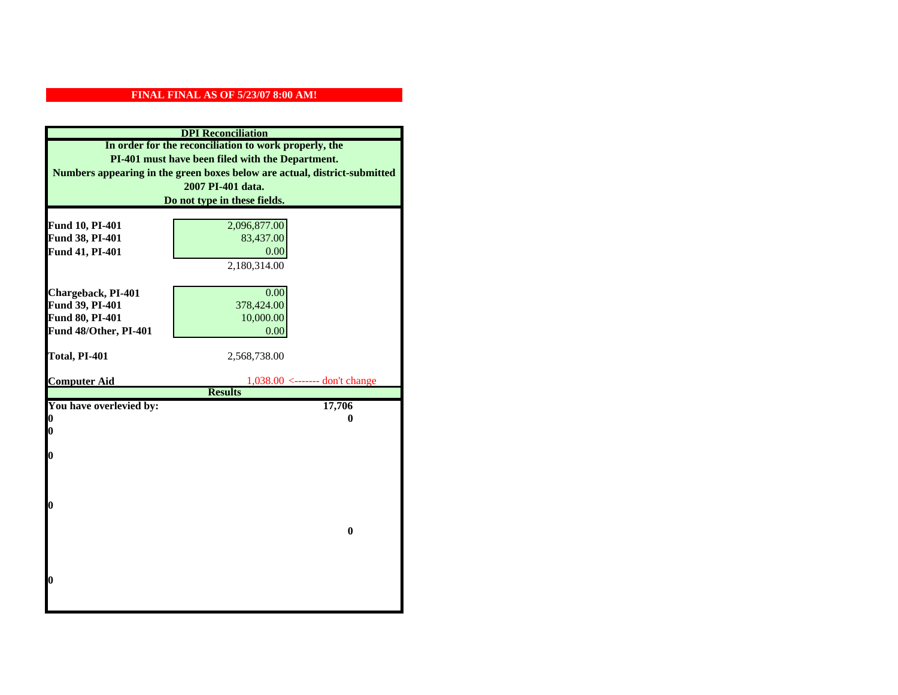**FINAL FINAL AS OF 5/23/07 8:00 AM!**

**DPI Reconciliation**

**In order for the reconciliation to work properly, the PI-401 must have been filed with the Department. Numbers appearing in the green boxes below are actual, district-submitted 2007 PI-401 data. Do not type in these fields.**

| | | |
|---|---|---|
| **Fund 10, PI-401** | 2,096,877.00 | |
| **Fund 38, PI-401** | 83,437.00 | |
| **Fund 41, PI-401** | 0.00 | |
| | 2,180,314.00 | |
| **Chargeback, PI-401** | 0.00 | |
| **Fund 39, PI-401** | 378,424.00 | |
| **Fund 80, PI-401** | 10,000.00 | |
| **Fund 48/Other, PI-401** | 0.00 | |
| **Total, PI-401** | 2,568,738.00 | |
| **Computer Aid** | 1,038.00 | <------- don't change |

**Results**

| | |
|---|---|
| **You have overlevied by:** | **17,706** |
| **0** | **0** |
| **0** | |
| **0** | |
| **0** | |
| | **0** |
| **0** | |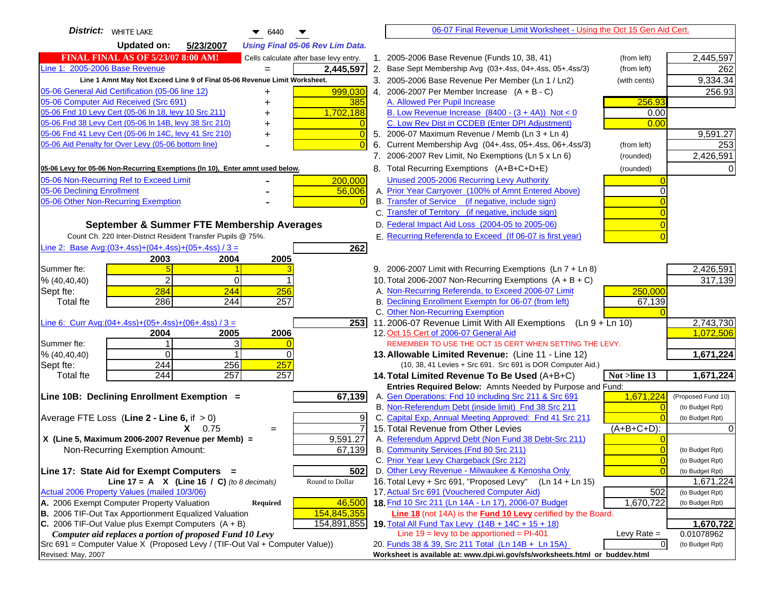**District:** WHITE LAKE 6440

**Updated on:** 5/23/2007 *Using Final 05-06 Rev Lim Data.*

**FINAL FINAL AS OF 5/23/07 8:00 AM!** Cells calculate after base levy entry.

06-07 Final Revenue Limit Worksheet - Using the Oct 15 Gen Aid Cert.

| Line 1: 2005-2006 Base Revenue | = | 2,445,597 |
|---|---|---|
| **Line 1 Amnt May Not Exceed Line 9 of Final 05-06 Revenue Limit Worksheet.** | | |
| 05-06 General Aid Certification (05-06 line 12) | + | 999,030 |
| 05-06 Computer Aid Received (Src 691) | + | 385 |
| 05-06 Fnd 10 Levy Cert (05-06 ln 18, levy 10 Src 211) | + | 1,702,188 |
| 05-06 Fnd 38 Levy Cert (05-06 ln 14B, levy 38 Src 210) | + | 0 |
| 05-06 Fnd 41 Levy Cert (05-06 ln 14C, levy 41 Src 210) | + | 0 |
| 05-06 Aid Penalty for Over Levy (05-06 bottom line) | - | 0 |
| **05-06 Levy for 05-06 Non-Recurring Exemptions (ln 10), Enter amnt used below.** | | |
| 05-06 Non-Recurring Ref to Exceed Limit | - | 200,000 |
| 05-06 Declining Enrollment | - | 56,006 |
| 05-06 Other Non-Recurring Exemption | - | 0 |

**September & Summer FTE Membership Averages**

Count Ch. 220 Inter-District Resident Transfer Pupils @ 75%.

Line 2: Base Avg:(03+.4ss)+(04+.4ss)+(05+.4ss) / 3 = **262**

| | 2003 | 2004 | 2005 |
|---|---|---|---|
| Summer fte: | 5 | 1 | 3 |
| % (40,40,40) | 2 | 0 | 1 |
| Sept fte: | 284 | 244 | 256 |
| Total fte | 286 | 244 | 257 |

Line 6: Curr Avg:(04+.4ss)+(05+.4ss)+(06+.4ss) / 3 = **253**

| | 2004 | 2005 | 2006 |
|---|---|---|---|
| Summer fte: | 1 | 3 | 0 |
| % (40,40,40) | 0 | 1 | 0 |
| Sept fte: | 244 | 256 | 257 |
| Total fte | 244 | 257 | 257 |

| **Line 10B: Declining Enrollment Exemption =** | | **67,139** |
|---|---|---|
| Average FTE Loss (**Line 2 - Line 6**, if > 0) | | 9 |
| X 0.75 | = | 7 |
| X (Line 5, Maximum 2006-2007 Revenue per Memb) = | | 9,591.27 |
| Non-Recurring Exemption Amount: | | 67,139 |
| **Line 17: State Aid for Exempt Computers =** | | **502** |
| Line 17 = A X (Line 16 / C) *(to 8 decimals)* | | Round to Dollar |
| Actual 2006 Property Values (mailed 10/3/06) | | |
| A. 2006 Exempt Computer Property Valuation | **Required** | 46,500 |
| B. 2006 TIF-Out Tax Apportionment Equalized Valuation | | 154,845,355 |
| C. 2006 TIF-Out Value plus Exempt Computers (A + B) | | 154,891,855 |

***Computer aid replaces a portion of proposed Fund 10 Levy***

Src 691 = Computer Value X (Proposed Levy / (TIF-Out Val + Computer Value))

| Line | Description | | | Amount |
|---|---|---|---|---|
| 1. | 2005-2006 Base Revenue (Funds 10, 38, 41) | (from left) | | 2,445,597 |
| 2. | Base Sept Membership Avg (03+.4ss, 04+.4ss, 05+.4ss/3) | (from left) | | 262 |
| 3. | 2005-2006 Base Revenue Per Member (Ln 1 / Ln2) | (with cents) | | 9,334.34 |
| 4. | 2006-2007 Per Member Increase (A + B - C) | | | 256.93 |
| | A. Allowed Per Pupil Increase | | 256.93 | |
| | B. Low Revenue Increase (8400 - (3 + 4A)) Not < 0 | | 0.00 | |
| | C. Low Rev Dist in CCDEB (Enter DPI Adjustment) | | 0.00 | |
| 5. | 2006-07 Maximum Revenue / Memb (Ln 3 + Ln 4) | | | 9,591.27 |
| 6. | Current Membership Avg (04+.4ss, 05+.4ss, 06+.4ss/3) | (from left) | | 253 |
| 7. | 2006-2007 Rev Limit, No Exemptions (Ln 5 x Ln 6) | (rounded) | | 2,426,591 |
| 8. | Total Recurring Exemptions (A+B+C+D+E) | (rounded) | | 0 |
| | Unused 2005-2006 Recurring Levy Authority | | 0 | |
| | A. Prior Year Carryover (100% of Amnt Entered Above) | | 0 | |
| | B. Transfer of Service (if negative, include sign) | | 0 | |
| | C. Transfer of Territory (if negative, include sign) | | 0 | |
| | D. Federal Impact Aid Loss (2004-05 to 2005-06) | | 0 | |
| | E. Recurring Referenda to Exceed (If 06-07 is first year) | | 0 | |
| 9. | 2006-2007 Limit with Recurring Exemptions (Ln 7 + Ln 8) | | | 2,426,591 |
| 10. | Total 2006-2007 Non-Recurring Exemptions (A + B + C) | | | 317,139 |
| | A. Non-Recurring Referenda, to Exceed 2006-07 Limit | | 250,000 | |
| | B. Declining Enrollment Exemptn for 06-07 (from left) | | 67,139 | |
| | C. Other Non-Recurring Exemption | | 0 | |
| 11. | 2006-07 Revenue Limit With All Exemptions (Ln 9 + Ln 10) | | | 2,743,730 |
| 12. | Oct 15 Cert of 2006-07 General Aid | | | 1,072,506 |
| | REMEMBER TO USE THE OCT 15 CERT WHEN SETTING THE LEVY. | | | |
| **13.** | **Allowable Limited Revenue:** (Line 11 - Line 12) | | | **1,671,224** |
| | (10, 38, 41 Levies + Src 691. Src 691 is DOR Computer Aid.) | | | |
| **14.** | **Total Limited Revenue To Be Used** (A+B+C) | | **Not >line 13** | **1,671,224** |
| | **Entries Required Below:** Amnts Needed by Purpose and Fund: | | | |
| | A. Gen Operations: Fnd 10 including Src 211 & Src 691 | | 1,671,224 | (Proposed Fund 10) |
| | B. Non-Referendum Debt (inside limit) Fnd 38 Src 211 | | 0 | (to Budget Rpt) |
| | C. Capital Exp, Annual Meeting Approved: Fnd 41 Src 211 | | 0 | (to Budget Rpt) |
| 15. | Total Revenue from Other Levies | | (A+B+C+D): | 0 |
| | A. Referendum Apprvd Debt (Non Fund 38 Debt-Src 211) | | 0 | |
| | B. Community Services (Fnd 80 Src 211) | | 0 | (to Budget Rpt) |
| | C. Prior Year Levy Chargeback (Src 212) | | 0 | (to Budget Rpt) |
| | D. Other Levy Revenue - Milwaukee & Kenosha Only | | 0 | (to Budget Rpt) |
| 16. | Total Levy + Src 691, "Proposed Levy" (Ln 14 + Ln 15) | | | 1,671,224 |
| 17. | Actual Src 691 (Vouchered Computer Aid) | | 502 | (to Budget Rpt) |
| **18.** | Fnd 10 Src 211 (Ln 14A - Ln 17), 2006-07 Budget | | 1,670,722 | (to Budget Rpt) |
| | **Line 18** (not 14A) is the **Fund 10 Levy** certified by the Board. | | | |
| **19.** | Total All Fund Tax Levy (14B + 14C + 15 + 18) | | | **1,670,722** |
| | Line 19 = levy to be apportioned = PI-401 | | Levy Rate = | 0.01078962 |
| 20. | Funds 38 & 39, Src 211 Total (Ln 14B + Ln 15A) | | 0 | (to Budget Rpt) |

Revised: May, 2007

**Worksheet is available at: www.dpi.wi.gov/sfs/worksheets.html or buddev.html**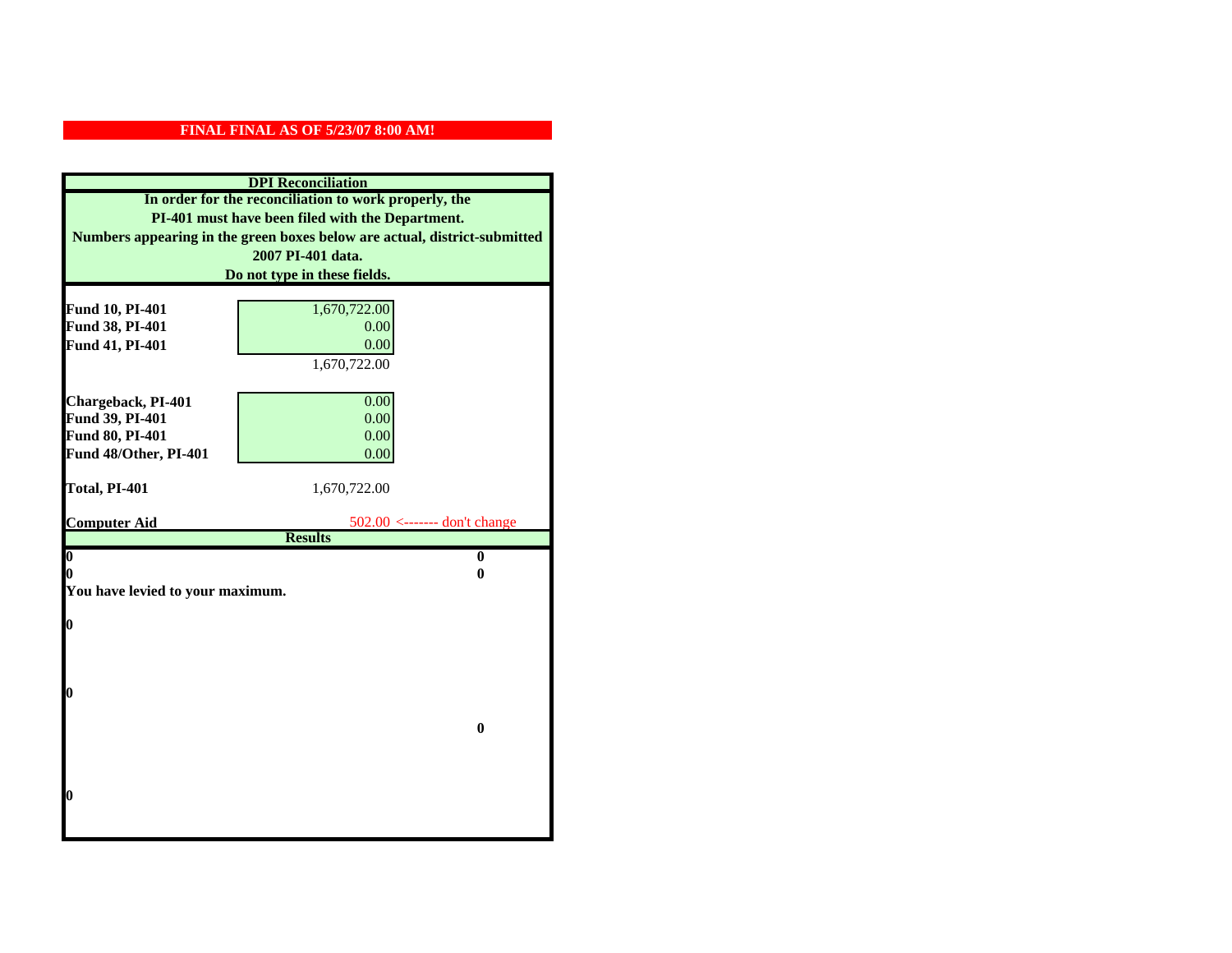**FINAL FINAL AS OF 5/23/07 8:00 AM!**

**DPI Reconciliation**

**In order for the reconciliation to work properly, the PI-401 must have been filed with the Department. Numbers appearing in the green boxes below are actual, district-submitted 2007 PI-401 data. Do not type in these fields.**

| | | |
|---|---|---|
| **Fund 10, PI-401** | 1,670,722.00 | |
| **Fund 38, PI-401** | 0.00 | |
| **Fund 41, PI-401** | 0.00 | |
| | 1,670,722.00 | |
| **Chargeback, PI-401** | 0.00 | |
| **Fund 39, PI-401** | 0.00 | |
| **Fund 80, PI-401** | 0.00 | |
| **Fund 48/Other, PI-401** | 0.00 | |
| **Total, PI-401** | 1,670,722.00 | |
| **Computer Aid** | 502.00 | <------- don't change |

**Results**

| | |
|---|---|
| **0** | **0** |
| **0** | **0** |

**You have levied to your maximum.**

**0**

**0**

**0**

**0**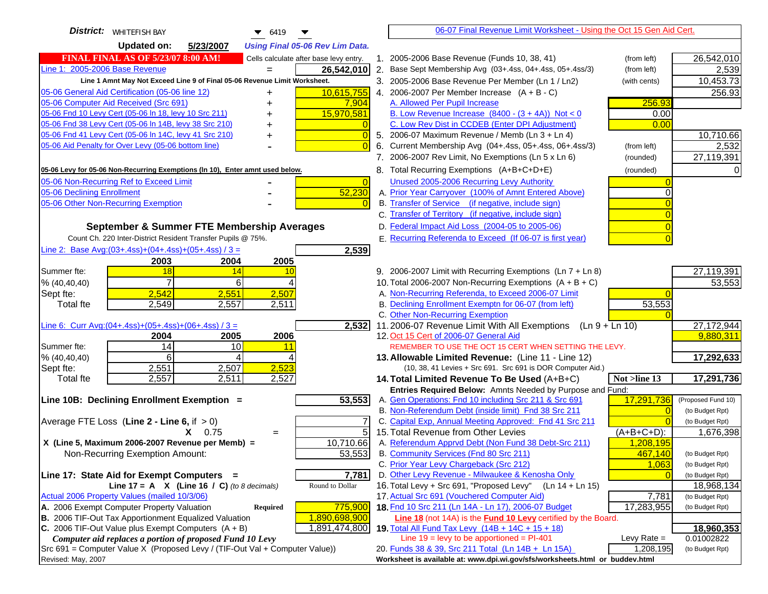**District:** WHITEFISH BAY 6419

**Updated on:** 5/23/2007 *Using Final 05-06 Rev Lim Data.*

06-07 Final Revenue Limit Worksheet - Using the Oct 15 Gen Aid Cert.

**FINAL FINAL AS OF 5/23/07 8:00 AM!** Cells calculate after base levy entry.

| | | |
|---|---|---|
| Line 1: 2005-2006 Base Revenue | = | 26,542,010 |
| **Line 1 Amnt May Not Exceed Line 9 of Final 05-06 Revenue Limit Worksheet.** | | |
| 05-06 General Aid Certification (05-06 line 12) | + | 10,615,755 |
| 05-06 Computer Aid Received (Src 691) | + | 7,904 |
| 05-06 Fnd 10 Levy Cert (05-06 ln 18, levy 10 Src 211) | + | 15,970,581 |
| 05-06 Fnd 38 Levy Cert (05-06 ln 14B, levy 38 Src 210) | + | 0 |
| 05-06 Fnd 41 Levy Cert (05-06 ln 14C, levy 41 Src 210) | + | 0 |
| 05-06 Aid Penalty for Over Levy (05-06 bottom line) | - | 0 |

**05-06 Levy for 05-06 Non-Recurring Exemptions (ln 10), Enter amnt used below.**

| | | |
|---|---|---|
| 05-06 Non-Recurring Ref to Exceed Limit | - | 0 |
| 05-06 Declining Enrollment | - | 52,230 |
| 05-06 Other Non-Recurring Exemption | - | 0 |

## September & Summer FTE Membership Averages

Count Ch. 220 Inter-District Resident Transfer Pupils @ 75%.

Line 2: Base Avg:(03+.4ss)+(04+.4ss)+(05+.4ss) / 3 = **2,539**

| | 2003 | 2004 | 2005 |
|---|---|---|---|
| Summer fte: | 18 | 14 | 10 |
| % (40,40,40) | 7 | 6 | 4 |
| Sept fte: | 2,542 | 2,551 | 2,507 |
| Total fte | 2,549 | 2,557 | 2,511 |

Line 6: Curr Avg:(04+.4ss)+(05+.4ss)+(06+.4ss) / 3 = **2,532**

| | 2004 | 2005 | 2006 |
|---|---|---|---|
| Summer fte: | 14 | 10 | 11 |
| % (40,40,40) | 6 | 4 | 4 |
| Sept fte: | 2,551 | 2,507 | 2,523 |
| Total fte | 2,557 | 2,511 | 2,527 |

**Line 10B: Declining Enrollment Exemption = 53,553**

| | | |
|---|---|---|
| Average FTE Loss (Line 2 - Line 6, if > 0) | | 7 |
| X 0.75 | = | 5 |
| X (Line 5, Maximum 2006-2007 Revenue per Memb) = | | 10,710.66 |
| Non-Recurring Exemption Amount: | | 53,553 |

**Line 17: State Aid for Exempt Computers = 7,781**

Line 17 = A X (Line 16 / C) *(to 8 decimals)* Round to Dollar

Actual 2006 Property Values (mailed 10/3/06)

| | | |
|---|---|---|
| A. 2006 Exempt Computer Property Valuation | Required | 775,900 |
| B. 2006 TIF-Out Tax Apportionment Equalized Valuation | | 1,890,698,900 |
| C. 2006 TIF-Out Value plus Exempt Computers (A + B) | | 1,891,474,800 |

*Computer aid replaces a portion of proposed Fund 10 Levy*

Src 691 = Computer Value X (Proposed Levy / (TIF-Out Val + Computer Value))

Revised: May, 2007

| | | | |
|---|---|---|---|
| 1. 2005-2006 Base Revenue (Funds 10, 38, 41) | (from left) | | 26,542,010 |
| 2. Base Sept Membership Avg (03+.4ss, 04+.4ss, 05+.4ss/3) | (from left) | | 2,539 |
| 3. 2005-2006 Base Revenue Per Member (Ln 1 / Ln2) | (with cents) | | 10,453.73 |
| 4. 2006-2007 Per Member Increase (A + B - C) | | | 256.93 |
| A. Allowed Per Pupil Increase | | 256.93 | |
| B. Low Revenue Increase (8400 - (3 + 4A)) Not < 0 | | 0.00 | |
| C. Low Rev Dist in CCDEB (Enter DPI Adjustment) | | 0.00 | |
| 5. 2006-07 Maximum Revenue / Memb (Ln 3 + Ln 4) | | | 10,710.66 |
| 6. Current Membership Avg (04+.4ss, 05+.4ss, 06+.4ss/3) | (from left) | | 2,532 |
| 7. 2006-2007 Rev Limit, No Exemptions (Ln 5 x Ln 6) | (rounded) | | 27,119,391 |
| 8. Total Recurring Exemptions (A+B+C+D+E) | (rounded) | | 0 |
| Unused 2005-2006 Recurring Levy Authority | | 0 | |
| A. Prior Year Carryover (100% of Amnt Entered Above) | | 0 | |
| B. Transfer of Service (if negative, include sign) | | 0 | |
| C. Transfer of Territory (if negative, include sign) | | 0 | |
| D. Federal Impact Aid Loss (2004-05 to 2005-06) | | 0 | |
| E. Recurring Referenda to Exceed (If 06-07 is first year) | | 0 | |
| 9. 2006-2007 Limit with Recurring Exemptions (Ln 7 + Ln 8) | | | 27,119,391 |
| 10. Total 2006-2007 Non-Recurring Exemptions (A + B + C) | | | 53,553 |
| A. Non-Recurring Referenda, to Exceed 2006-07 Limit | | 0 | |
| B. Declining Enrollment Exemptn for 06-07 (from left) | | 53,553 | |
| C. Other Non-Recurring Exemption | | 0 | |
| 11. 2006-07 Revenue Limit With All Exemptions (Ln 9 + Ln 10) | | | 27,172,944 |
| 12. Oct 15 Cert of 2006-07 General Aid | | | 9,880,311 |
| REMEMBER TO USE THE OCT 15 CERT WHEN SETTING THE LEVY. | | | |
| **13. Allowable Limited Revenue:** (Line 11 - Line 12) | | | **17,292,633** |
| (10, 38, 41 Levies + Src 691. Src 691 is DOR Computer Aid.) | | | |
| **14. Total Limited Revenue To Be Used** (A+B+C) | | Not >line 13 | **17,291,736** |
| Entries Required Below: Amnts Needed by Purpose and Fund: | | | |
| A. Gen Operations: Fnd 10 including Src 211 & Src 691 | | 17,291,736 | (Proposed Fund 10) |
| B. Non-Referendum Debt (inside limit) Fnd 38 Src 211 | | 0 | (to Budget Rpt) |
| C. Capital Exp, Annual Meeting Approved: Fnd 41 Src 211 | | 0 | (to Budget Rpt) |
| 15. Total Revenue from Other Levies | | (A+B+C+D): | 1,676,398 |
| A. Referendum Apprvd Debt (Non Fund 38 Debt-Src 211) | | 1,208,195 | |
| B. Community Services (Fnd 80 Src 211) | | 467,140 | (to Budget Rpt) |
| C. Prior Year Levy Chargeback (Src 212) | | 1,063 | (to Budget Rpt) |
| D. Other Levy Revenue - Milwaukee & Kenosha Only | | 0 | (to Budget Rpt) |
| 16. Total Levy + Src 691, "Proposed Levy" (Ln 14 + Ln 15) | | | 18,968,134 |
| 17. Actual Src 691 (Vouchered Computer Aid) | | 7,781 | (to Budget Rpt) |
| **18.** Fnd 10 Src 211 (Ln 14A - Ln 17), 2006-07 Budget | | 17,283,955 | (to Budget Rpt) |
| **Line 18** (not 14A) is the **Fund 10 Levy** certified by the Board. | | | |
| **19.** Total All Fund Tax Levy (14B + 14C + 15 + 18) | | | **18,960,353** |
| Line 19 = levy to be apportioned = PI-401 | | Levy Rate = | 0.01002822 |
| 20. Funds 38 & 39, Src 211 Total (Ln 14B + Ln 15A) | | 1,208,195 | (to Budget Rpt) |

Worksheet is available at: www.dpi.wi.gov/sfs/worksheets.html or buddev.html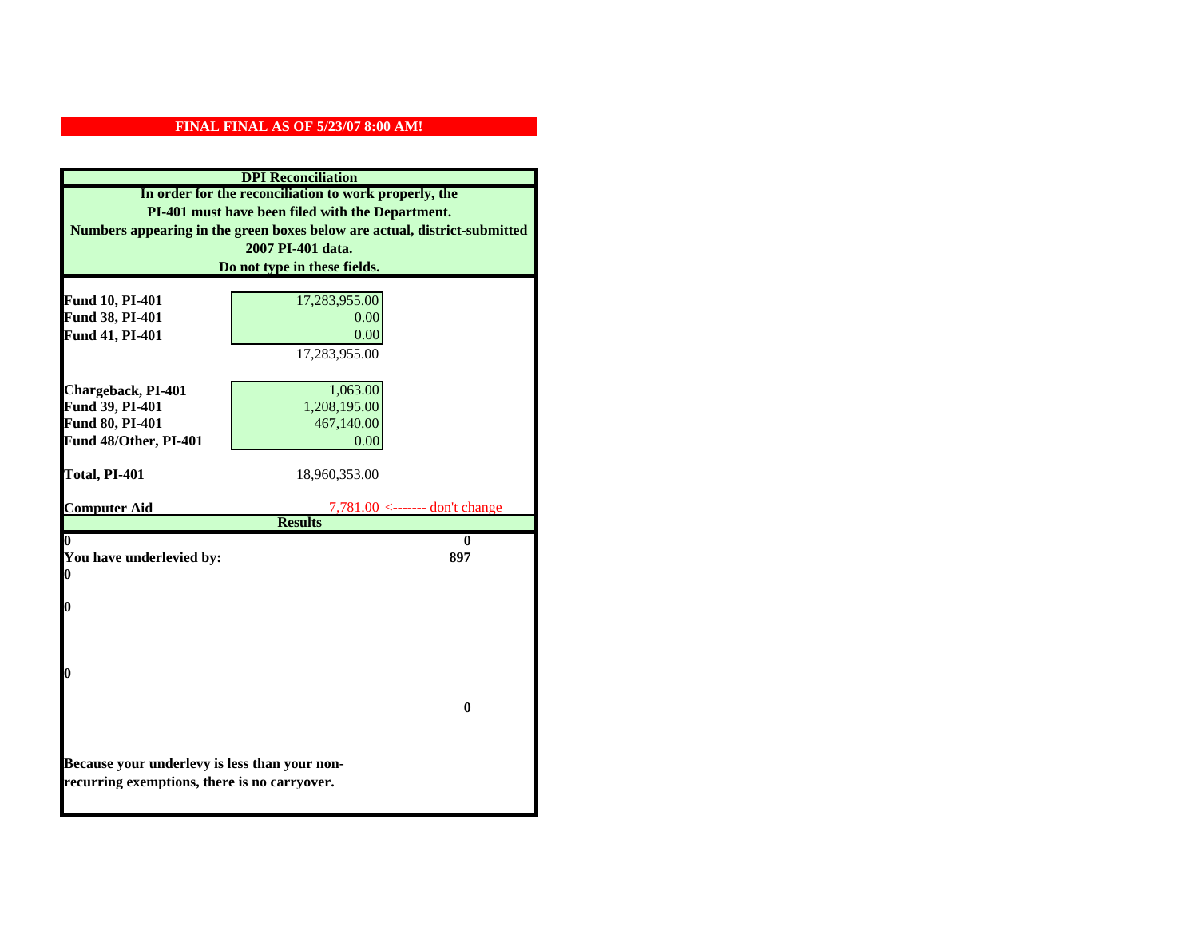**FINAL FINAL AS OF 5/23/07 8:00 AM!**

**DPI Reconciliation**

**In order for the reconciliation to work properly, the PI-401 must have been filed with the Department. Numbers appearing in the green boxes below are actual, district-submitted 2007 PI-401 data. Do not type in these fields.**

| | | |
|---|---|---|
| **Fund 10, PI-401** | 17,283,955.00 | |
| **Fund 38, PI-401** | 0.00 | |
| **Fund 41, PI-401** | 0.00 | |
| | 17,283,955.00 | |
| **Chargeback, PI-401** | 1,063.00 | |
| **Fund 39, PI-401** | 1,208,195.00 | |
| **Fund 80, PI-401** | 467,140.00 | |
| **Fund 48/Other, PI-401** | 0.00 | |
| **Total, PI-401** | 18,960,353.00 | |
| **Computer Aid** | 7,781.00 | <------- don't change |

**Results**

| | |
|---|---|
| **0** | **0** |
| **You have underlevied by:** | **897** |
| **0** | |
| **0** | |
| **0** | |
| | **0** |

**Because your underlevy is less than your non-recurring exemptions, there is no carryover.**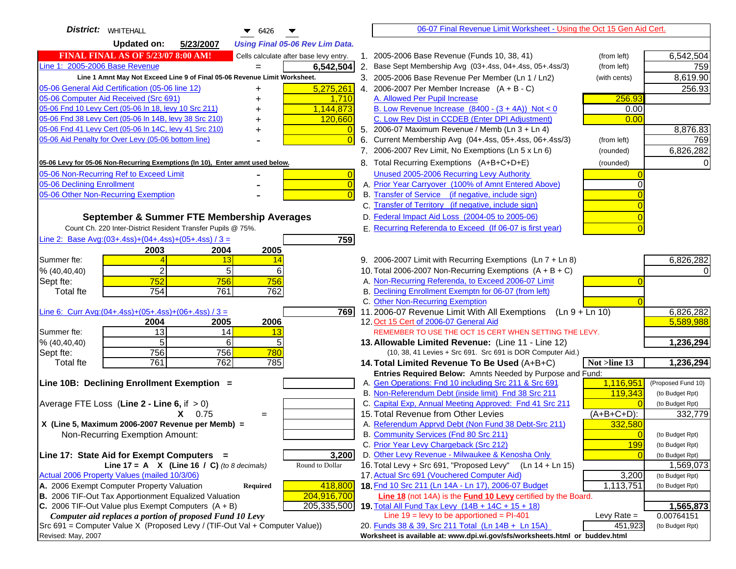**District:** WHITEHALL 6426

**Updated on:** 5/23/2007 *Using Final 05-06 Rev Lim Data.*

**FINAL FINAL AS OF 5/23/07 8:00 AM!** Cells calculate after base levy entry.

| | | |
|---|---|---|
| Line 1: 2005-2006 Base Revenue | = | 6,542,504 |

Line 1 Amnt May Not Exceed Line 9 of Final 05-06 Revenue Limit Worksheet.

| | | |
|---|---|---|
| 05-06 General Aid Certification (05-06 line 12) | + | 5,275,261 |
| 05-06 Computer Aid Received (Src 691) | + | 1,710 |
| 05-06 Fnd 10 Levy Cert (05-06 ln 18, levy 10 Src 211) | + | 1,144,873 |
| 05-06 Fnd 38 Levy Cert (05-06 ln 14B, levy 38 Src 210) | + | 120,660 |
| 05-06 Fnd 41 Levy Cert (05-06 ln 14C, levy 41 Src 210) | + | 0 |
| 05-06 Aid Penalty for Over Levy (05-06 bottom line) | - | 0 |

**05-06 Levy for 05-06 Non-Recurring Exemptions (ln 10), Enter amnt used below.**

| | | |
|---|---|---|
| 05-06 Non-Recurring Ref to Exceed Limit | - | 0 |
| 05-06 Declining Enrollment | - | 0 |
| 05-06 Other Non-Recurring Exemption | - | 0 |

### September & Summer FTE Membership Averages

Count Ch. 220 Inter-District Resident Transfer Pupils @ 75%.

Line 2: Base Avg:(03+.4ss)+(04+.4ss)+(05+.4ss) / 3 = **759**

| | 2003 | 2004 | 2005 |
|---|---|---|---|
| Summer fte: | 4 | 13 | 14 |
| % (40,40,40) | 2 | 5 | 6 |
| Sept fte: | 752 | 756 | 756 |
| Total fte | 754 | 761 | 762 |

Line 6: Curr Avg:(04+.4ss)+(05+.4ss)+(06+.4ss) / 3 = **769**

| | 2004 | 2005 | 2006 |
|---|---|---|---|
| Summer fte: | 13 | 14 | 13 |
| % (40,40,40) | 5 | 6 | 5 |
| Sept fte: | 756 | 756 | 780 |
| Total fte | 761 | 762 | 785 |

**Line 10B: Declining Enrollment Exemption =**

Average FTE Loss (**Line 2 - Line 6**, if > 0)

X 0.75 =

X (Line 5, Maximum 2006-2007 Revenue per Memb) =

Non-Recurring Exemption Amount:

**Line 17: State Aid for Exempt Computers =** 3,200

Line 17 = A X (Line 16 / C) *(to 8 decimals)* Round to Dollar

Actual 2006 Property Values (mailed 10/3/06)

| | | |
|---|---|---|
| A. 2006 Exempt Computer Property Valuation | Required | 418,800 |
| B. 2006 TIF-Out Tax Apportionment Equalized Valuation | | 204,916,700 |
| C. 2006 TIF-Out Value plus Exempt Computers (A + B) | | 205,335,500 |

*Computer aid replaces a portion of proposed Fund 10 Levy*

Src 691 = Computer Value X (Proposed Levy / (TIF-Out Val + Computer Value))

Revised: May, 2007

## 06-07 Final Revenue Limit Worksheet - Using the Oct 15 Gen Aid Cert.

| | | | |
|---|---|---|---|
| 1. 2005-2006 Base Revenue (Funds 10, 38, 41) | (from left) | | 6,542,504 |
| 2. Base Sept Membership Avg (03+.4ss, 04+.4ss, 05+.4ss/3) | (from left) | | 759 |
| 3. 2005-2006 Base Revenue Per Member (Ln 1 / Ln2) | (with cents) | | 8,619.90 |
| 4. 2006-2007 Per Member Increase (A + B - C) | | | 256.93 |
| A. Allowed Per Pupil Increase | | 256.93 | |
| B. Low Revenue Increase (8400 - (3 + 4A)) Not < 0 | | 0.00 | |
| C. Low Rev Dist in CCDEB (Enter DPI Adjustment) | | 0.00 | |
| 5. 2006-07 Maximum Revenue / Memb (Ln 3 + Ln 4) | | | 8,876.83 |
| 6. Current Membership Avg (04+.4ss, 05+.4ss, 06+.4ss/3) | (from left) | | 769 |
| 7. 2006-2007 Rev Limit, No Exemptions (Ln 5 x Ln 6) | (rounded) | | 6,826,282 |
| 8. Total Recurring Exemptions (A+B+C+D+E) | (rounded) | | 0 |
| Unused 2005-2006 Recurring Levy Authority | | 0 | |
| A. Prior Year Carryover (100% of Amnt Entered Above) | | 0 | |
| B. Transfer of Service (if negative, include sign) | | 0 | |
| C. Transfer of Territory (if negative, include sign) | | 0 | |
| D. Federal Impact Aid Loss (2004-05 to 2005-06) | | 0 | |
| E. Recurring Referenda to Exceed (If 06-07 is first year) | | 0 | |
| 9. 2006-2007 Limit with Recurring Exemptions (Ln 7 + Ln 8) | | | 6,826,282 |
| 10. Total 2006-2007 Non-Recurring Exemptions (A + B + C) | | | 0 |
| A. Non-Recurring Referenda, to Exceed 2006-07 Limit | | 0 | |
| B. Declining Enrollment Exemptn for 06-07 (from left) | | | |
| C. Other Non-Recurring Exemption | | 0 | |
| 11. 2006-07 Revenue Limit With All Exemptions (Ln 9 + Ln 10) | | | 6,826,282 |
| 12. Oct 15 Cert of 2006-07 General Aid | | | 5,589,988 |
| REMEMBER TO USE THE OCT 15 CERT WHEN SETTING THE LEVY. | | | |
| **13. Allowable Limited Revenue:** (Line 11 - Line 12) | | | **1,236,294** |
| (10, 38, 41 Levies + Src 691. Src 691 is DOR Computer Aid.) | | | |
| **14. Total Limited Revenue To Be Used** (A+B+C) | | **Not >line 13** | **1,236,294** |
| Entries Required Below: Amnts Needed by Purpose and Fund: | | | |
| A. Gen Operations: Fnd 10 including Src 211 & Src 691 | | 1,116,951 | (Proposed Fund 10) |
| B. Non-Referendum Debt (inside limit) Fnd 38 Src 211 | | 119,343 | (to Budget Rpt) |
| C. Capital Exp, Annual Meeting Approved: Fnd 41 Src 211 | | 0 | (to Budget Rpt) |
| 15. Total Revenue from Other Levies | | (A+B+C+D): | 332,779 |
| A. Referendum Apprvd Debt (Non Fund 38 Debt-Src 211) | | 332,580 | |
| B. Community Services (Fnd 80 Src 211) | | 0 | (to Budget Rpt) |
| C. Prior Year Levy Chargeback (Src 212) | | 199 | (to Budget Rpt) |
| D. Other Levy Revenue - Milwaukee & Kenosha Only | | 0 | (to Budget Rpt) |
| 16. Total Levy + Src 691, "Proposed Levy" (Ln 14 + Ln 15) | | | 1,569,073 |
| 17. Actual Src 691 (Vouchered Computer Aid) | | 3,200 | (to Budget Rpt) |
| **18.** Fnd 10 Src 211 (Ln 14A - Ln 17), 2006-07 Budget | | 1,113,751 | (to Budget Rpt) |
| **Line 18** (not 14A) is the **Fund 10 Levy** certified by the Board. | | | |
| **19.** Total All Fund Tax Levy (14B + 14C + 15 + 18) | | | **1,565,873** |
| Line 19 = levy to be apportioned = PI-401 | | Levy Rate = | 0.00764151 |
| 20. Funds 38 & 39, Src 211 Total (Ln 14B + Ln 15A) | | 451,923 | (to Budget Rpt) |

Worksheet is available at: www.dpi.wi.gov/sfs/worksheets.html or buddev.html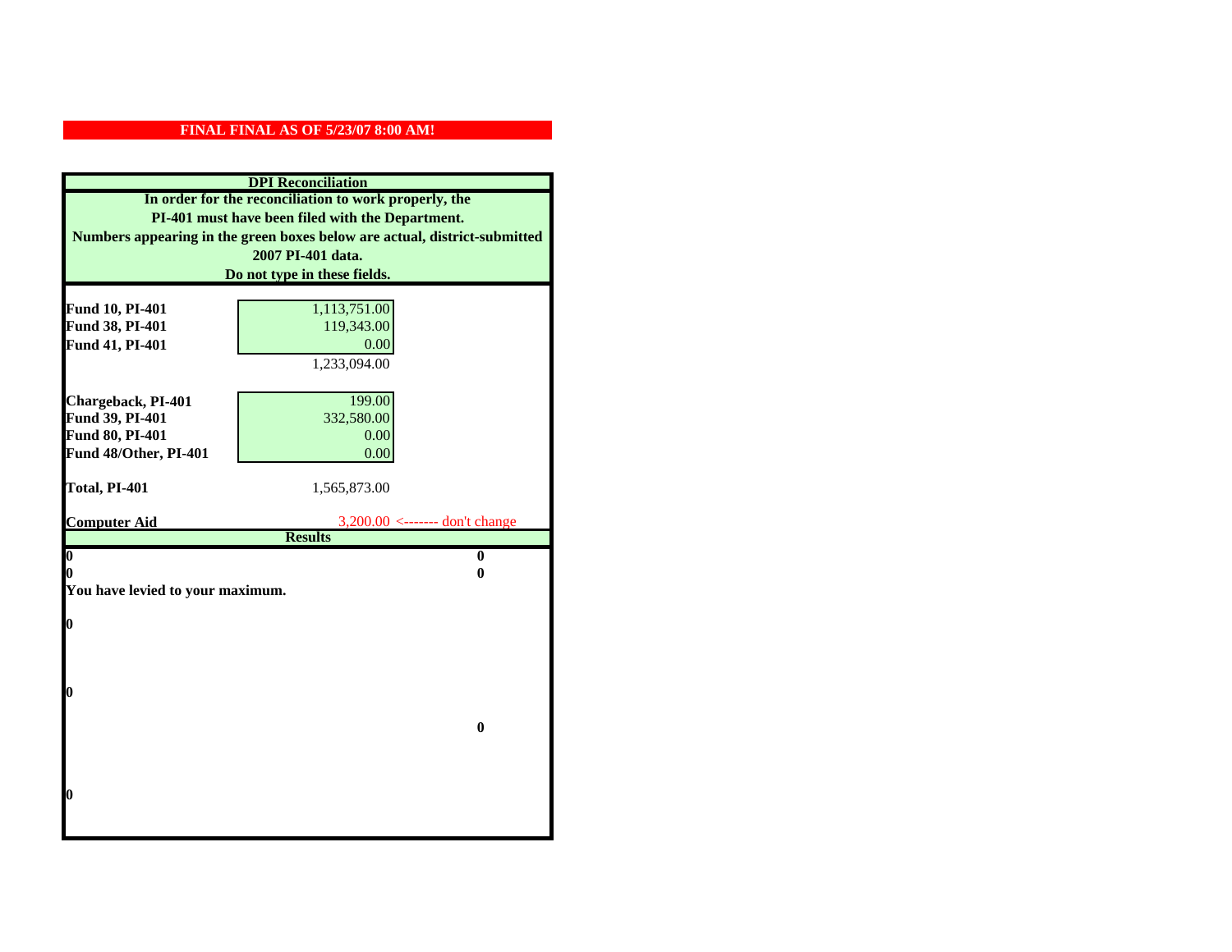**FINAL FINAL AS OF 5/23/07 8:00 AM!**

## DPI Reconciliation

**In order for the reconciliation to work properly, the PI-401 must have been filed with the Department. Numbers appearing in the green boxes below are actual, district-submitted 2007 PI-401 data. Do not type in these fields.**

| | | |
|---|---|---|
| **Fund 10, PI-401** | 1,113,751.00 | |
| **Fund 38, PI-401** | 119,343.00 | |
| **Fund 41, PI-401** | 0.00 | |
| | 1,233,094.00 | |
| **Chargeback, PI-401** | 199.00 | |
| **Fund 39, PI-401** | 332,580.00 | |
| **Fund 80, PI-401** | 0.00 | |
| **Fund 48/Other, PI-401** | 0.00 | |
| **Total, PI-401** | 1,565,873.00 | |
| **Computer Aid** | 3,200.00 | <------- don't change |

**Results**

| | |
|---|---|
| **0** | **0** |
| **0** | **0** |

**You have levied to your maximum.**

**0**

**0**

**0**

**0**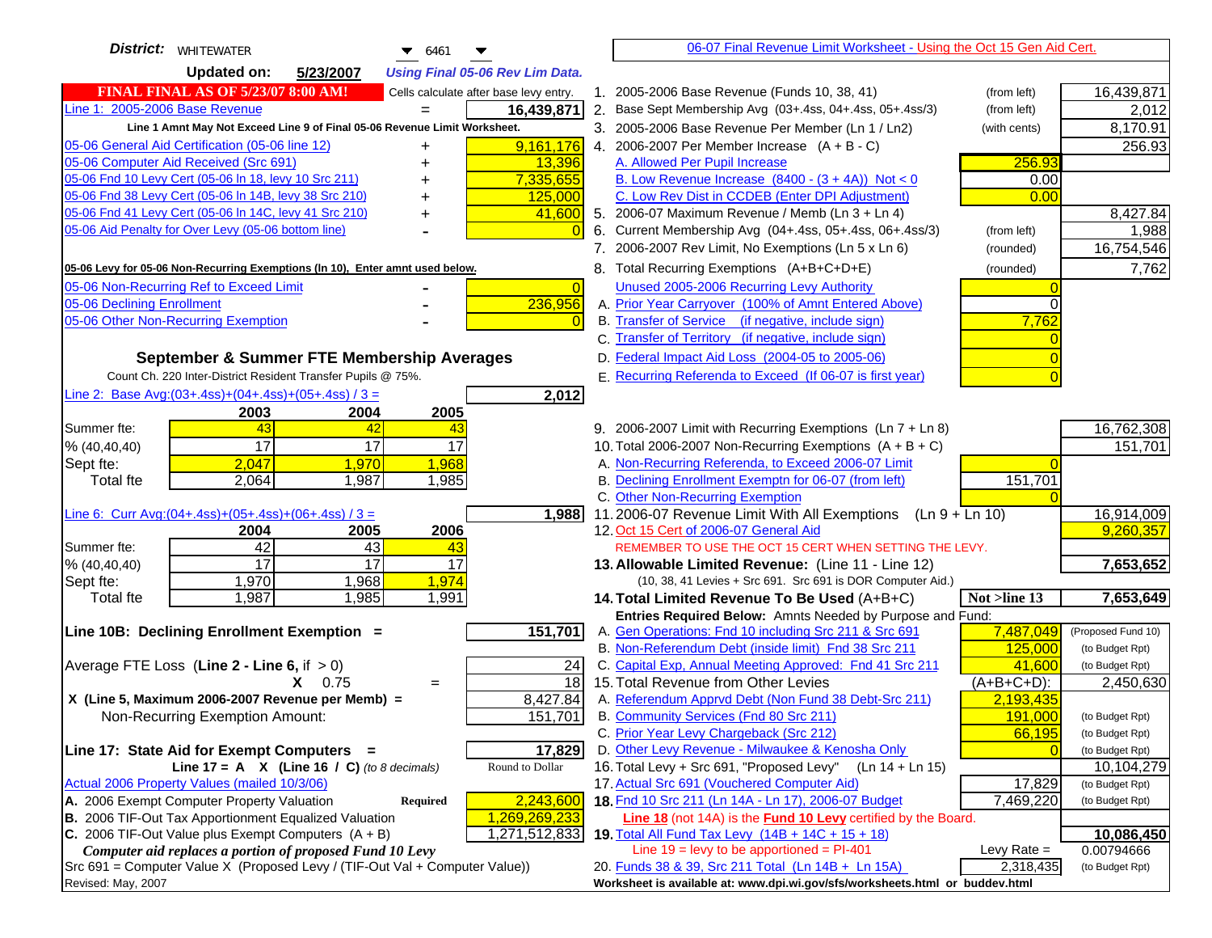**District:** WHITEWATER 6461

**Updated on:** 5/23/2007 *Using Final 05-06 Rev Lim Data.*

**FINAL FINAL AS OF 5/23/07 8:00 AM!** Cells calculate after base levy entry.

| | | |
|---|---|---|
| Line 1: 2005-2006 Base Revenue | = | 16,439,871 |

Line 1 Amnt May Not Exceed Line 9 of Final 05-06 Revenue Limit Worksheet.

| | | |
|---|---|---|
| 05-06 General Aid Certification (05-06 line 12) | + | 9,161,176 |
| 05-06 Computer Aid Received (Src 691) | + | 13,396 |
| 05-06 Fnd 10 Levy Cert (05-06 ln 18, levy 10 Src 211) | + | 7,335,655 |
| 05-06 Fnd 38 Levy Cert (05-06 ln 14B, levy 38 Src 210) | + | 125,000 |
| 05-06 Fnd 41 Levy Cert (05-06 ln 14C, levy 41 Src 210) | + | 41,600 |
| 05-06 Aid Penalty for Over Levy (05-06 bottom line) | - | 0 |

**05-06 Levy for 05-06 Non-Recurring Exemptions (ln 10), Enter amnt used below.**

| | | |
|---|---|---|
| 05-06 Non-Recurring Ref to Exceed Limit | - | 0 |
| 05-06 Declining Enrollment | - | 236,956 |
| 05-06 Other Non-Recurring Exemption | - | 0 |

## September & Summer FTE Membership Averages

Count Ch. 220 Inter-District Resident Transfer Pupils @ 75%.

Line 2: Base Avg:(03+.4ss)+(04+.4ss)+(05+.4ss) / 3 = **2,012**

| | 2003 | 2004 | 2005 |
|---|---|---|---|
| Summer fte: | 43 | 42 | 43 |
| % (40,40,40) | 17 | 17 | 17 |
| Sept fte: | 2,047 | 1,970 | 1,968 |
| Total fte | 2,064 | 1,987 | 1,985 |

Line 6: Curr Avg:(04+.4ss)+(05+.4ss)+(06+.4ss) / 3 = **1,988**

| | 2004 | 2005 | 2006 |
|---|---|---|---|
| Summer fte: | 42 | 43 | 43 |
| % (40,40,40) | 17 | 17 | 17 |
| Sept fte: | 1,970 | 1,968 | 1,974 |
| Total fte | 1,987 | 1,985 | 1,991 |

**Line 10B: Declining Enrollment Exemption =** **151,701**

| | | |
|---|---|---|
| Average FTE Loss (**Line 2 - Line 6**, if > 0) | | 24 |
| X 0.75 | = | 18 |
| X (Line 5, Maximum 2006-2007 Revenue per Memb) = | | 8,427.84 |
| Non-Recurring Exemption Amount: | | 151,701 |

**Line 17: State Aid for Exempt Computers =** **17,829**

Line 17 = A X (Line 16 / C) *(to 8 decimals)* Round to Dollar

Actual 2006 Property Values (mailed 10/3/06)

| | | |
|---|---|---|
| A. 2006 Exempt Computer Property Valuation | **Required** | 2,243,600 |
| B. 2006 TIF-Out Tax Apportionment Equalized Valuation | | 1,269,269,233 |
| C. 2006 TIF-Out Value plus Exempt Computers (A + B) | | 1,271,512,833 |

*Computer aid replaces a portion of proposed Fund 10 Levy*

Src 691 = Computer Value X (Proposed Levy / (TIF-Out Val + Computer Value))

Revised: May, 2007

06-07 Final Revenue Limit Worksheet - Using the Oct 15 Gen Aid Cert.

| | | | |
|---|---|---|---|
| 1. 2005-2006 Base Revenue (Funds 10, 38, 41) | (from left) | | 16,439,871 |
| 2. Base Sept Membership Avg (03+.4ss, 04+.4ss, 05+.4ss/3) | (from left) | | 2,012 |
| 3. 2005-2006 Base Revenue Per Member (Ln 1 / Ln2) | (with cents) | | 8,170.91 |
| 4. 2006-2007 Per Member Increase (A + B - C) | | | 256.93 |
| A. Allowed Per Pupil Increase | | 256.93 | |
| B. Low Revenue Increase (8400 - (3 + 4A)) Not < 0 | | 0.00 | |
| C. Low Rev Dist in CCDEB (Enter DPI Adjustment) | | 0.00 | |
| 5. 2006-07 Maximum Revenue / Memb (Ln 3 + Ln 4) | | | 8,427.84 |
| 6. Current Membership Avg (04+.4ss, 05+.4ss, 06+.4ss/3) | (from left) | | 1,988 |
| 7. 2006-2007 Rev Limit, No Exemptions (Ln 5 x Ln 6) | (rounded) | | 16,754,546 |
| 8. Total Recurring Exemptions (A+B+C+D+E) | (rounded) | | 7,762 |
| Unused 2005-2006 Recurring Levy Authority | | 0 | |
| A. Prior Year Carryover (100% of Amnt Entered Above) | | 0 | |
| B. Transfer of Service (if negative, include sign) | | 7,762 | |
| C. Transfer of Territory (if negative, include sign) | | 0 | |
| D. Federal Impact Aid Loss (2004-05 to 2005-06) | | 0 | |
| E. Recurring Referenda to Exceed (If 06-07 is first year) | | 0 | |
| 9. 2006-2007 Limit with Recurring Exemptions (Ln 7 + Ln 8) | | | 16,762,308 |
| 10. Total 2006-2007 Non-Recurring Exemptions (A + B + C) | | | 151,701 |
| A. Non-Recurring Referenda, to Exceed 2006-07 Limit | | 0 | |
| B. Declining Enrollment Exemptn for 06-07 (from left) | | 151,701 | |
| C. Other Non-Recurring Exemption | | 0 | |
| 11. 2006-07 Revenue Limit With All Exemptions (Ln 9 + Ln 10) | | | 16,914,009 |
| 12. Oct 15 Cert of 2006-07 General Aid | | | 9,260,357 |
| REMEMBER TO USE THE OCT 15 CERT WHEN SETTING THE LEVY. | | | |
| **13. Allowable Limited Revenue:** (Line 11 - Line 12) | | | **7,653,652** |
| (10, 38, 41 Levies + Src 691. Src 691 is DOR Computer Aid.) | | | |
| **14. Total Limited Revenue To Be Used** (A+B+C) | | **Not >line 13** | **7,653,649** |
| **Entries Required Below:** Amnts Needed by Purpose and Fund: | | | |
| A. Gen Operations: Fnd 10 including Src 211 & Src 691 | | 7,487,049 | (Proposed Fund 10) |
| B. Non-Referendum Debt (inside limit) Fnd 38 Src 211 | | 125,000 | (to Budget Rpt) |
| C. Capital Exp, Annual Meeting Approved: Fnd 41 Src 211 | | 41,600 | (to Budget Rpt) |
| 15. Total Revenue from Other Levies | | (A+B+C+D): | 2,450,630 |
| A. Referendum Apprvd Debt (Non Fund 38 Debt-Src 211) | | 2,193,435 | |
| B. Community Services (Fnd 80 Src 211) | | 191,000 | (to Budget Rpt) |
| C. Prior Year Levy Chargeback (Src 212) | | 66,195 | (to Budget Rpt) |
| D. Other Levy Revenue - Milwaukee & Kenosha Only | | 0 | (to Budget Rpt) |
| 16. Total Levy + Src 691, "Proposed Levy" (Ln 14 + Ln 15) | | | 10,104,279 |
| 17. Actual Src 691 (Vouchered Computer Aid) | | 17,829 | (to Budget Rpt) |
| **18.** Fnd 10 Src 211 (Ln 14A - Ln 17), 2006-07 Budget | | 7,469,220 | (to Budget Rpt) |
| **Line 18** (not 14A) is the **Fund 10 Levy** certified by the Board. | | | |
| **19.** Total All Fund Tax Levy (14B + 14C + 15 + 18) | | | **10,086,450** |
| Line 19 = levy to be apportioned = PI-401 | | Levy Rate = | 0.00794666 |
| 20. Funds 38 & 39, Src 211 Total (Ln 14B + Ln 15A) | | 2,318,435 | (to Budget Rpt) |

**Worksheet is available at: www.dpi.wi.gov/sfs/worksheets.html or buddev.html**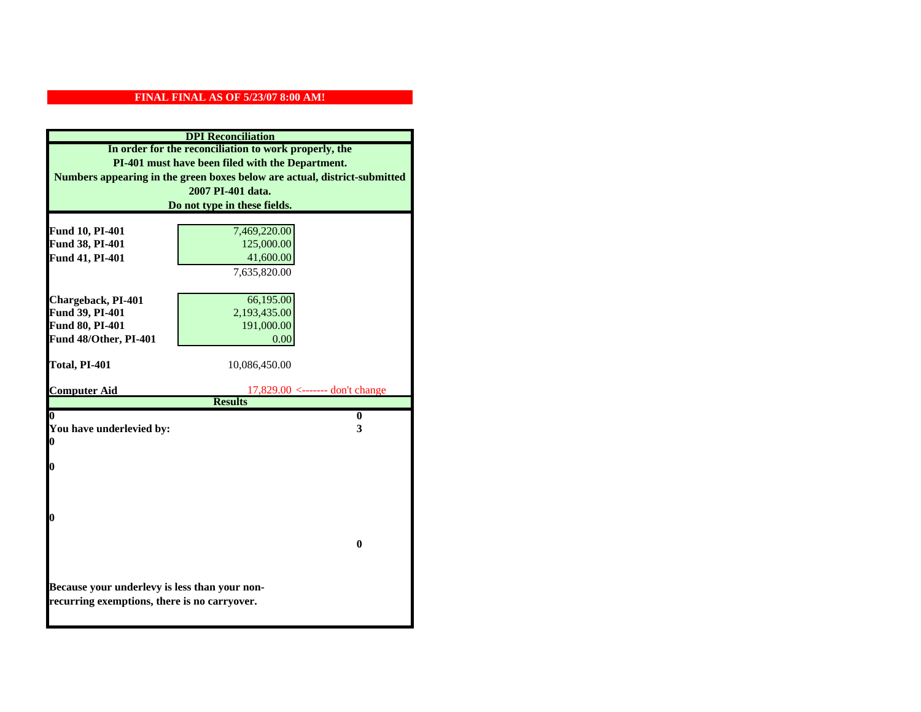**FINAL FINAL AS OF 5/23/07 8:00 AM!**

| **DPI Reconciliation** | | |
|---|---|---|
| **In order for the reconciliation to work properly, the PI-401 must have been filed with the Department. Numbers appearing in the green boxes below are actual, district-submitted 2007 PI-401 data. Do not type in these fields.** | | |
| **Fund 10, PI-401** | 7,469,220.00 | |
| **Fund 38, PI-401** | 125,000.00 | |
| **Fund 41, PI-401** | 41,600.00 | |
| | 7,635,820.00 | |
| **Chargeback, PI-401** | 66,195.00 | |
| **Fund 39, PI-401** | 2,193,435.00 | |
| **Fund 80, PI-401** | 191,000.00 | |
| **Fund 48/Other, PI-401** | 0.00 | |
| **Total, PI-401** | 10,086,450.00 | |
| **Computer Aid** | 17,829.00 | <------- don't change |

| **Results** | |
|---|---|
| **0** | **0** |
| **You have underlevied by:** | **3** |
| **0** | |
| **0** | |
| **0** | |
| | **0** |

**Because your underlevy is less than your non-recurring exemptions, there is no carryover.**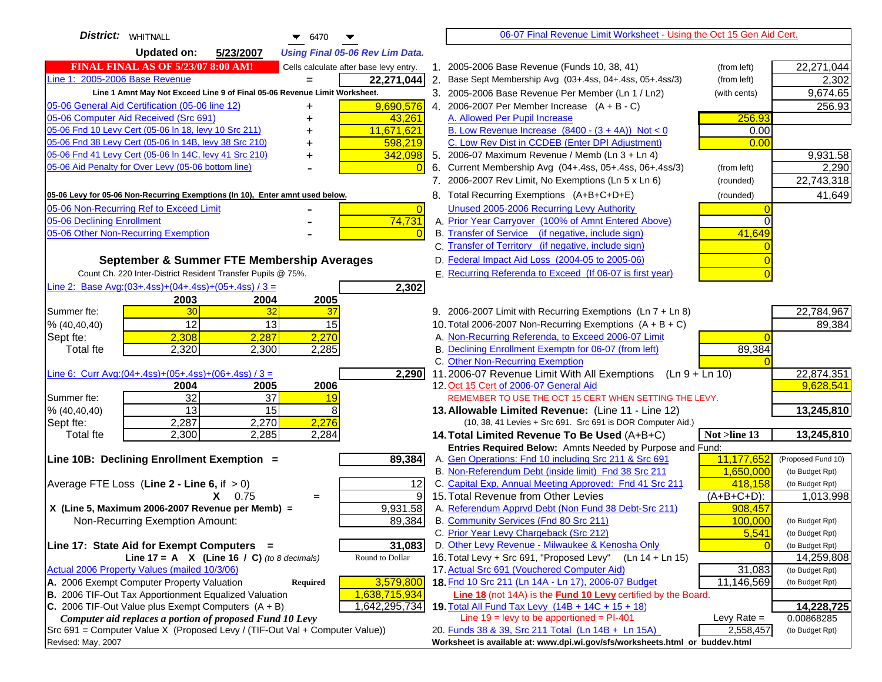**District:** WHITNALL 6470

**Updated on:** 5/23/2007 *Using Final 05-06 Rev Lim Data.*

**FINAL FINAL AS OF 5/23/07 8:00 AM!** Cells calculate after base levy entry.

| | | |
|---|---|---|
| Line 1: 2005-2006 Base Revenue | = | 22,271,044 |

Line 1 Amnt May Not Exceed Line 9 of Final 05-06 Revenue Limit Worksheet.

| | | |
|---|---|---|
| 05-06 General Aid Certification (05-06 line 12) | + | 9,690,576 |
| 05-06 Computer Aid Received (Src 691) | + | 43,261 |
| 05-06 Fnd 10 Levy Cert (05-06 ln 18, levy 10 Src 211) | + | 11,671,621 |
| 05-06 Fnd 38 Levy Cert (05-06 ln 14B, levy 38 Src 210) | + | 598,219 |
| 05-06 Fnd 41 Levy Cert (05-06 ln 14C, levy 41 Src 210) | + | 342,098 |
| 05-06 Aid Penalty for Over Levy (05-06 bottom line) | - | 0 |

**05-06 Levy for 05-06 Non-Recurring Exemptions (ln 10), Enter amnt used below.**

| | | |
|---|---|---|
| 05-06 Non-Recurring Ref to Exceed Limit | - | 0 |
| 05-06 Declining Enrollment | - | 74,731 |
| 05-06 Other Non-Recurring Exemption | - | 0 |

### September & Summer FTE Membership Averages

Count Ch. 220 Inter-District Resident Transfer Pupils @ 75%.

Line 2: Base Avg:(03+.4ss)+(04+.4ss)+(05+.4ss) / 3 = **2,302**

| | 2003 | 2004 | 2005 |
|---|---|---|---|
| Summer fte: | 30 | 32 | 37 |
| % (40,40,40) | 12 | 13 | 15 |
| Sept fte: | 2,308 | 2,287 | 2,270 |
| Total fte | 2,320 | 2,300 | 2,285 |

Line 6: Curr Avg:(04+.4ss)+(05+.4ss)+(06+.4ss) / 3 = **2,290**

| | 2004 | 2005 | 2006 |
|---|---|---|---|
| Summer fte: | 32 | 37 | 19 |
| % (40,40,40) | 13 | 15 | 8 |
| Sept fte: | 2,287 | 2,270 | 2,276 |
| Total fte | 2,300 | 2,285 | 2,284 |

**Line 10B: Declining Enrollment Exemption =** **89,384**

| | | |
|---|---|---|
| Average FTE Loss (Line 2 - Line 6, if > 0) | | 12 |
| X 0.75 | = | 9 |
| X (Line 5, Maximum 2006-2007 Revenue per Memb) = | | 9,931.58 |
| Non-Recurring Exemption Amount: | | 89,384 |

**Line 17: State Aid for Exempt Computers =** **31,083**

Line 17 = A X (Line 16 / C) *(to 8 decimals)* Round to Dollar

Actual 2006 Property Values (mailed 10/3/06)

| | | |
|---|---|---|
| A. 2006 Exempt Computer Property Valuation | Required | 3,579,800 |
| B. 2006 TIF-Out Tax Apportionment Equalized Valuation | | 1,638,715,934 |
| C. 2006 TIF-Out Value plus Exempt Computers (A + B) | | 1,642,295,734 |

*Computer aid replaces a portion of proposed Fund 10 Levy*

Src 691 = Computer Value X (Proposed Levy / (TIF-Out Val + Computer Value))

Revised: May, 2007

---

## 06-07 Final Revenue Limit Worksheet - Using the Oct 15 Gen Aid Cert.

| | | | |
|---|---|---|---|
| 1. 2005-2006 Base Revenue (Funds 10, 38, 41) | (from left) | | 22,271,044 |
| 2. Base Sept Membership Avg (03+.4ss, 04+.4ss, 05+.4ss/3) | (from left) | | 2,302 |
| 3. 2005-2006 Base Revenue Per Member (Ln 1 / Ln2) | (with cents) | | 9,674.65 |
| 4. 2006-2007 Per Member Increase (A + B - C) | | | 256.93 |
| A. Allowed Per Pupil Increase | | 256.93 | |
| B. Low Revenue Increase (8400 - (3 + 4A)) Not < 0 | | 0.00 | |
| C. Low Rev Dist in CCDEB (Enter DPI Adjustment) | | 0.00 | |
| 5. 2006-07 Maximum Revenue / Memb (Ln 3 + Ln 4) | | | 9,931.58 |
| 6. Current Membership Avg (04+.4ss, 05+.4ss, 06+.4ss/3) | (from left) | | 2,290 |
| 7. 2006-2007 Rev Limit, No Exemptions (Ln 5 x Ln 6) | (rounded) | | 22,743,318 |
| 8. Total Recurring Exemptions (A+B+C+D+E) | (rounded) | | 41,649 |
| Unused 2005-2006 Recurring Levy Authority | | 0 | |
| A. Prior Year Carryover (100% of Amnt Entered Above) | | 0 | |
| B. Transfer of Service (if negative, include sign) | | 41,649 | |
| C. Transfer of Territory (if negative, include sign) | | 0 | |
| D. Federal Impact Aid Loss (2004-05 to 2005-06) | | 0 | |
| E. Recurring Referenda to Exceed (If 06-07 is first year) | | 0 | |
| 9. 2006-2007 Limit with Recurring Exemptions (Ln 7 + Ln 8) | | | 22,784,967 |
| 10. Total 2006-2007 Non-Recurring Exemptions (A + B + C) | | | 89,384 |
| A. Non-Recurring Referenda, to Exceed 2006-07 Limit | | 0 | |
| B. Declining Enrollment Exemptn for 06-07 (from left) | | 89,384 | |
| C. Other Non-Recurring Exemption | | 0 | |
| 11. 2006-07 Revenue Limit With All Exemptions (Ln 9 + Ln 10) | | | 22,874,351 |
| 12. Oct 15 Cert of 2006-07 General Aid | | | 9,628,541 |
| REMEMBER TO USE THE OCT 15 CERT WHEN SETTING THE LEVY. | | | |
| **13. Allowable Limited Revenue:** (Line 11 - Line 12) | | | **13,245,810** |
| (10, 38, 41 Levies + Src 691. Src 691 is DOR Computer Aid.) | | | |
| **14. Total Limited Revenue To Be Used** (A+B+C) | | Not >line 13 | **13,245,810** |
| Entries Required Below: Amnts Needed by Purpose and Fund: | | | |
| A. Gen Operations: Fnd 10 including Src 211 & Src 691 | | 11,177,652 | (Proposed Fund 10) |
| B. Non-Referendum Debt (inside limit) Fnd 38 Src 211 | | 1,650,000 | (to Budget Rpt) |
| C. Capital Exp, Annual Meeting Approved: Fnd 41 Src 211 | | 418,158 | (to Budget Rpt) |
| 15. Total Revenue from Other Levies | | (A+B+C+D): | 1,013,998 |
| A. Referendum Apprvd Debt (Non Fund 38 Debt-Src 211) | | 908,457 | |
| B. Community Services (Fnd 80 Src 211) | | 100,000 | (to Budget Rpt) |
| C. Prior Year Levy Chargeback (Src 212) | | 5,541 | (to Budget Rpt) |
| D. Other Levy Revenue - Milwaukee & Kenosha Only | | 0 | (to Budget Rpt) |
| 16. Total Levy + Src 691, "Proposed Levy" (Ln 14 + Ln 15) | | | 14,259,808 |
| 17. Actual Src 691 (Vouchered Computer Aid) | | 31,083 | (to Budget Rpt) |
| **18.** Fnd 10 Src 211 (Ln 14A - Ln 17), 2006-07 Budget | | 11,146,569 | (to Budget Rpt) |
| Line 18 (not 14A) is the **Fund 10 Levy** certified by the Board. | | | |
| **19.** Total All Fund Tax Levy (14B + 14C + 15 + 18) | | | **14,228,725** |
| Line 19 = levy to be apportioned = PI-401 | | Levy Rate = | 0.00868285 |
| 20. Funds 38 & 39, Src 211 Total (Ln 14B + Ln 15A) | | 2,558,457 | (to Budget Rpt) |

Worksheet is available at: www.dpi.wi.gov/sfs/worksheets.html or buddev.html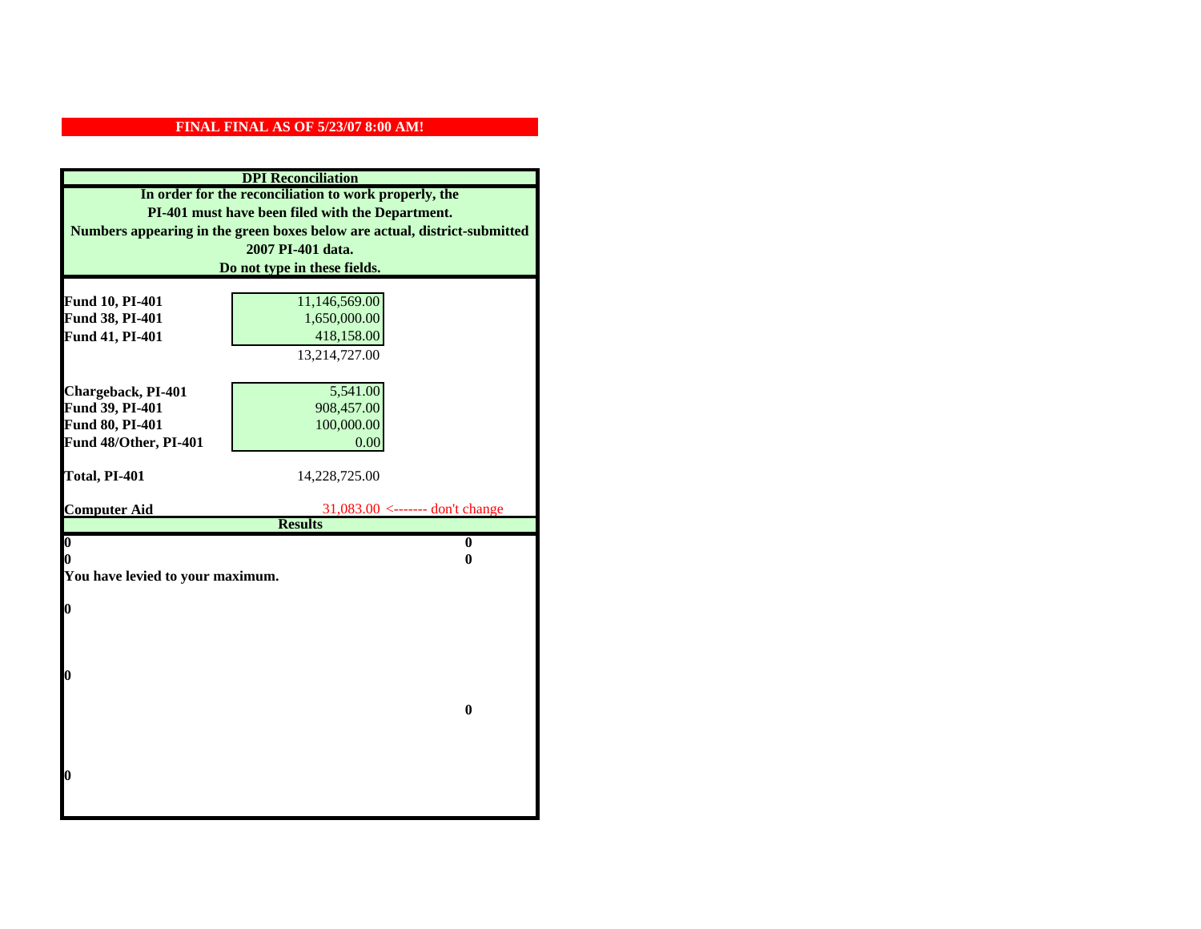**FINAL FINAL AS OF 5/23/07 8:00 AM!**

**DPI Reconciliation**

**In order for the reconciliation to work properly, the PI-401 must have been filed with the Department. Numbers appearing in the green boxes below are actual, district-submitted 2007 PI-401 data. Do not type in these fields.**

| | | |
|---|---|---|
| **Fund 10, PI-401** | 11,146,569.00 | |
| **Fund 38, PI-401** | 1,650,000.00 | |
| **Fund 41, PI-401** | 418,158.00 | |
| | 13,214,727.00 | |
| | | |
| **Chargeback, PI-401** | 5,541.00 | |
| **Fund 39, PI-401** | 908,457.00 | |
| **Fund 80, PI-401** | 100,000.00 | |
| **Fund 48/Other, PI-401** | 0.00 | |
| | | |
| **Total, PI-401** | 14,228,725.00 | |
| | | |
| **Computer Aid** | 31,083.00 | <------- don't change |

**Results**

| | |
|---|---|
| **0** | **0** |
| **0** | **0** |

**You have levied to your maximum.**

**0**

**0**

**0**

**0**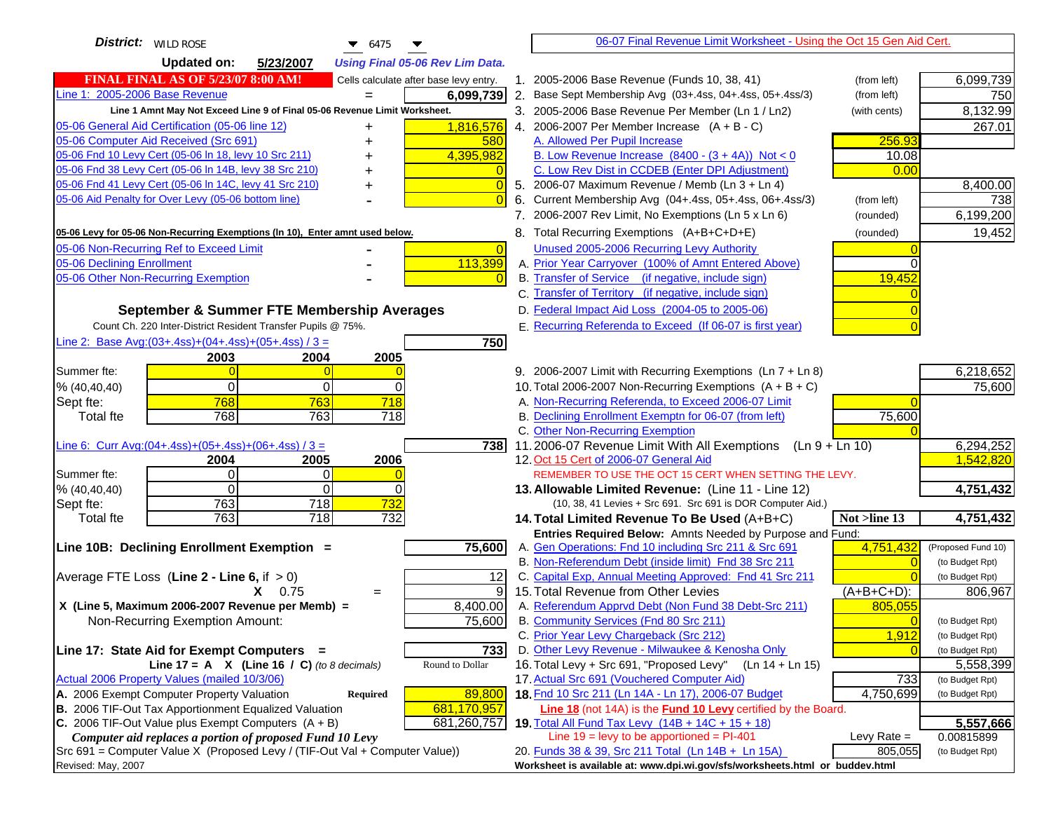**District:** WILD ROSE 6475

**Updated on:** 5/23/2007 *Using Final 05-06 Rev Lim Data.*

**FINAL FINAL AS OF 5/23/07 8:00 AM!** Cells calculate after base levy entry.

| | | |
|---|---|---|
| Line 1: 2005-2006 Base Revenue | = | 6,099,739 |

Line 1 Amnt May Not Exceed Line 9 of Final 05-06 Revenue Limit Worksheet.

| | | |
|---|---|---|
| 05-06 General Aid Certification (05-06 line 12) | + | 1,816,576 |
| 05-06 Computer Aid Received (Src 691) | + | 580 |
| 05-06 Fnd 10 Levy Cert (05-06 ln 18, levy 10 Src 211) | + | 4,395,982 |
| 05-06 Fnd 38 Levy Cert (05-06 ln 14B, levy 38 Src 210) | + | 0 |
| 05-06 Fnd 41 Levy Cert (05-06 ln 14C, levy 41 Src 210) | + | 0 |
| 05-06 Aid Penalty for Over Levy (05-06 bottom line) | - | 0 |

**05-06 Levy for 05-06 Non-Recurring Exemptions (ln 10), Enter amnt used below.**

| | | |
|---|---|---|
| 05-06 Non-Recurring Ref to Exceed Limit | - | 0 |
| 05-06 Declining Enrollment | - | 113,399 |
| 05-06 Other Non-Recurring Exemption | - | 0 |

## September & Summer FTE Membership Averages

Count Ch. 220 Inter-District Resident Transfer Pupils @ 75%.

Line 2: Base Avg:(03+.4ss)+(04+.4ss)+(05+.4ss) / 3 = **750**

| | 2003 | 2004 | 2005 |
|---|---|---|---|
| Summer fte: | 0 | 0 | 0 |
| % (40,40,40) | 0 | 0 | 0 |
| Sept fte: | 768 | 763 | 718 |
| Total fte | 768 | 763 | 718 |

Line 6: Curr Avg:(04+.4ss)+(05+.4ss)+(06+.4ss) / 3 = **738**

| | 2004 | 2005 | 2006 |
|---|---|---|---|
| Summer fte: | 0 | 0 | 0 |
| % (40,40,40) | 0 | 0 | 0 |
| Sept fte: | 763 | 718 | 732 |
| Total fte | 763 | 718 | 732 |

**Line 10B: Declining Enrollment Exemption =** **75,600**

| | | |
|---|---|---|
| Average FTE Loss (**Line 2 - Line 6**, if > 0) | | 12 |
| X 0.75 | = | 9 |
| **X (Line 5, Maximum 2006-2007 Revenue per Memb) =** | | 8,400.00 |
| Non-Recurring Exemption Amount: | | 75,600 |

**Line 17: State Aid for Exempt Computers =** **733**

**Line 17 = A X (Line 16 / C)** *(to 8 decimals)* Round to Dollar

| | | |
|---|---|---|
| Actual 2006 Property Values (mailed 10/3/06) | | |
| A. 2006 Exempt Computer Property Valuation | **Required** | 89,800 |
| B. 2006 TIF-Out Tax Apportionment Equalized Valuation | | 681,170,957 |
| C. 2006 TIF-Out Value plus Exempt Computers (A + B) | | 681,260,757 |

***Computer aid replaces a portion of proposed Fund 10 Levy***

Src 691 = Computer Value X (Proposed Levy / (TIF-Out Val + Computer Value))

Revised: May, 2007

---

06-07 Final Revenue Limit Worksheet - Using the Oct 15 Gen Aid Cert.

| | | | |
|---|---|---|---|
| 1. 2005-2006 Base Revenue (Funds 10, 38, 41) | (from left) | | 6,099,739 |
| 2. Base Sept Membership Avg (03+.4ss, 04+.4ss, 05+.4ss/3) | (from left) | | 750 |
| 3. 2005-2006 Base Revenue Per Member (Ln 1 / Ln2) | (with cents) | | 8,132.99 |
| 4. 2006-2007 Per Member Increase (A + B - C) | | | 267.01 |
| A. Allowed Per Pupil Increase | | 256.93 | |
| B. Low Revenue Increase (8400 - (3 + 4A)) Not < 0 | | 10.08 | |
| C. Low Rev Dist in CCDEB (Enter DPI Adjustment) | | 0.00 | |
| 5. 2006-07 Maximum Revenue / Memb (Ln 3 + Ln 4) | | | 8,400.00 |
| 6. Current Membership Avg (04+.4ss, 05+.4ss, 06+.4ss/3) | (from left) | | 738 |
| 7. 2006-2007 Rev Limit, No Exemptions (Ln 5 x Ln 6) | (rounded) | | 6,199,200 |
| 8. Total Recurring Exemptions (A+B+C+D+E) | (rounded) | | 19,452 |
| Unused 2005-2006 Recurring Levy Authority | | 0 | |
| A. Prior Year Carryover (100% of Amnt Entered Above) | | 0 | |
| B. Transfer of Service (if negative, include sign) | | 19,452 | |
| C. Transfer of Territory (if negative, include sign) | | 0 | |
| D. Federal Impact Aid Loss (2004-05 to 2005-06) | | 0 | |
| E. Recurring Referenda to Exceed (If 06-07 is first year) | | 0 | |
| 9. 2006-2007 Limit with Recurring Exemptions (Ln 7 + Ln 8) | | | 6,218,652 |
| 10. Total 2006-2007 Non-Recurring Exemptions (A + B + C) | | | 75,600 |
| A. Non-Recurring Referenda, to Exceed 2006-07 Limit | | 0 | |
| B. Declining Enrollment Exemptn for 06-07 (from left) | | 75,600 | |
| C. Other Non-Recurring Exemption | | 0 | |
| 11. 2006-07 Revenue Limit With All Exemptions (Ln 9 + Ln 10) | | | 6,294,252 |
| 12. Oct 15 Cert of 2006-07 General Aid | | | 1,542,820 |

REMEMBER TO USE THE OCT 15 CERT WHEN SETTING THE LEVY.

| | | | |
|---|---|---|---|
| **13. Allowable Limited Revenue:** (Line 11 - Line 12) | | | **4,751,432** |
| (10, 38, 41 Levies + Src 691. Src 691 is DOR Computer Aid.) | | | |
| **14. Total Limited Revenue To Be Used** (A+B+C) | | **Not >line 13** | **4,751,432** |
| Entries Required Below: Amnts Needed by Purpose and Fund: | | | |
| A. Gen Operations: Fnd 10 including Src 211 & Src 691 | | 4,751,432 | (Proposed Fund 10) |
| B. Non-Referendum Debt (inside limit) Fnd 38 Src 211 | | 0 | (to Budget Rpt) |
| C. Capital Exp, Annual Meeting Approved: Fnd 41 Src 211 | | 0 | (to Budget Rpt) |
| 15. Total Revenue from Other Levies | | (A+B+C+D): | 806,967 |
| A. Referendum Apprvd Debt (Non Fund 38 Debt-Src 211) | | 805,055 | |
| B. Community Services (Fnd 80 Src 211) | | 0 | (to Budget Rpt) |
| C. Prior Year Levy Chargeback (Src 212) | | 1,912 | (to Budget Rpt) |
| D. Other Levy Revenue - Milwaukee & Kenosha Only | | 0 | (to Budget Rpt) |
| 16. Total Levy + Src 691, "Proposed Levy" (Ln 14 + Ln 15) | | | 5,558,399 |
| 17. Actual Src 691 (Vouchered Computer Aid) | | 733 | (to Budget Rpt) |
| **18.** Fnd 10 Src 211 (Ln 14A - Ln 17), 2006-07 Budget | | 4,750,699 | (to Budget Rpt) |
| **Line 18** (not 14A) is the **Fund 10 Levy** certified by the Board. | | | |
| **19.** Total All Fund Tax Levy (14B + 14C + 15 + 18) | | | **5,557,666** |
| Line 19 = levy to be apportioned = PI-401 | | Levy Rate = | 0.00815899 |
| 20. Funds 38 & 39, Src 211 Total (Ln 14B + Ln 15A) | | 805,055 | (to Budget Rpt) |

Worksheet is available at: www.dpi.wi.gov/sfs/worksheets.html or buddev.html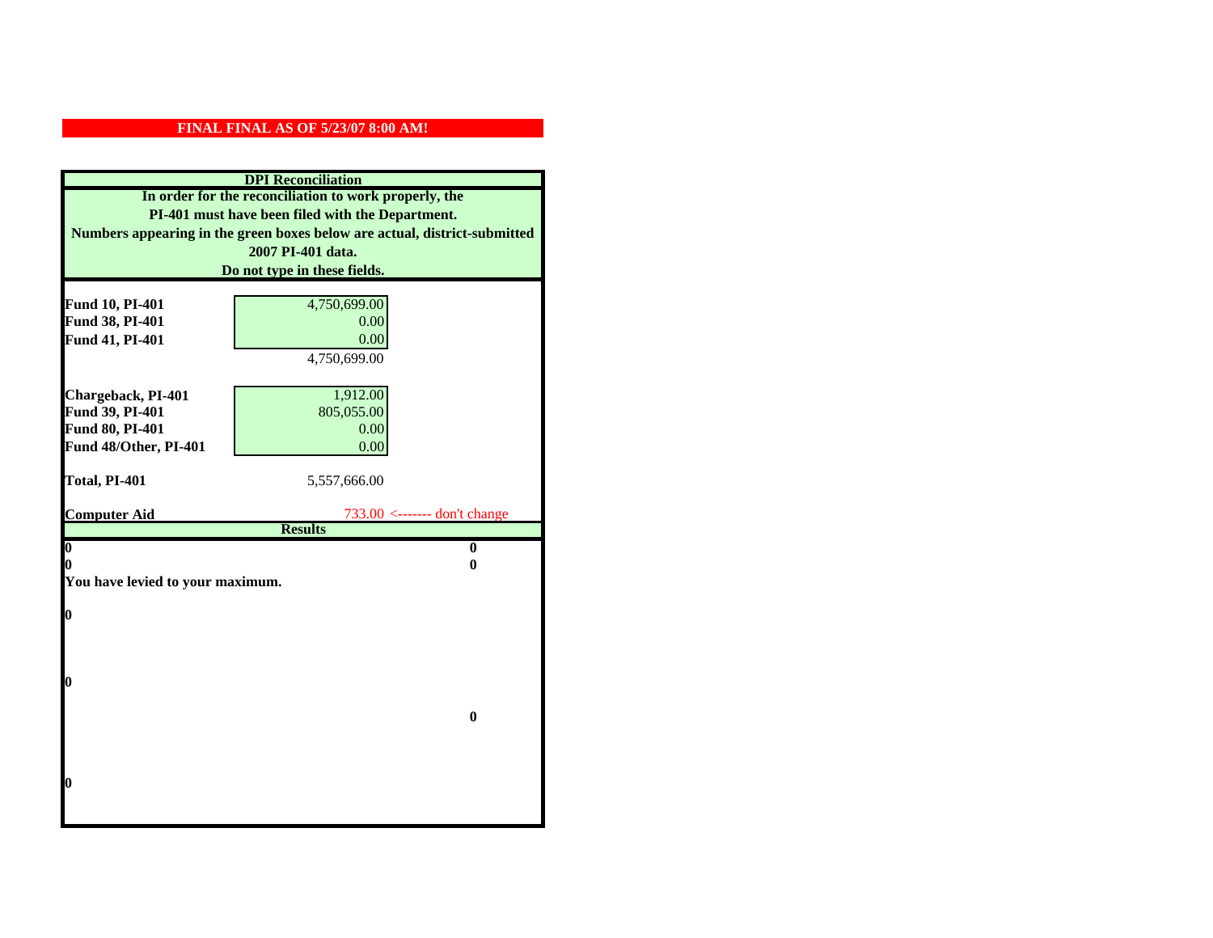**FINAL FINAL AS OF 5/23/07 8:00 AM!**

## DPI Reconciliation

**In order for the reconciliation to work properly, the PI-401 must have been filed with the Department. Numbers appearing in the green boxes below are actual, district-submitted 2007 PI-401 data. Do not type in these fields.**

| | | |
|---|---|---|
| **Fund 10, PI-401** | 4,750,699.00 | |
| **Fund 38, PI-401** | 0.00 | |
| **Fund 41, PI-401** | 0.00 | |
| | 4,750,699.00 | |
| | | |
| **Chargeback, PI-401** | 1,912.00 | |
| **Fund 39, PI-401** | 805,055.00 | |
| **Fund 80, PI-401** | 0.00 | |
| **Fund 48/Other, PI-401** | 0.00 | |
| | | |
| **Total, PI-401** | 5,557,666.00 | |
| | | |
| **Computer Aid** | 733.00 | <------- don't change |

**Results**

| | |
|---|---|
| **0** | **0** |
| **0** | **0** |
| **You have levied to your maximum.** | |
| **0** | |
| **0** | |
| | **0** |
| **0** | |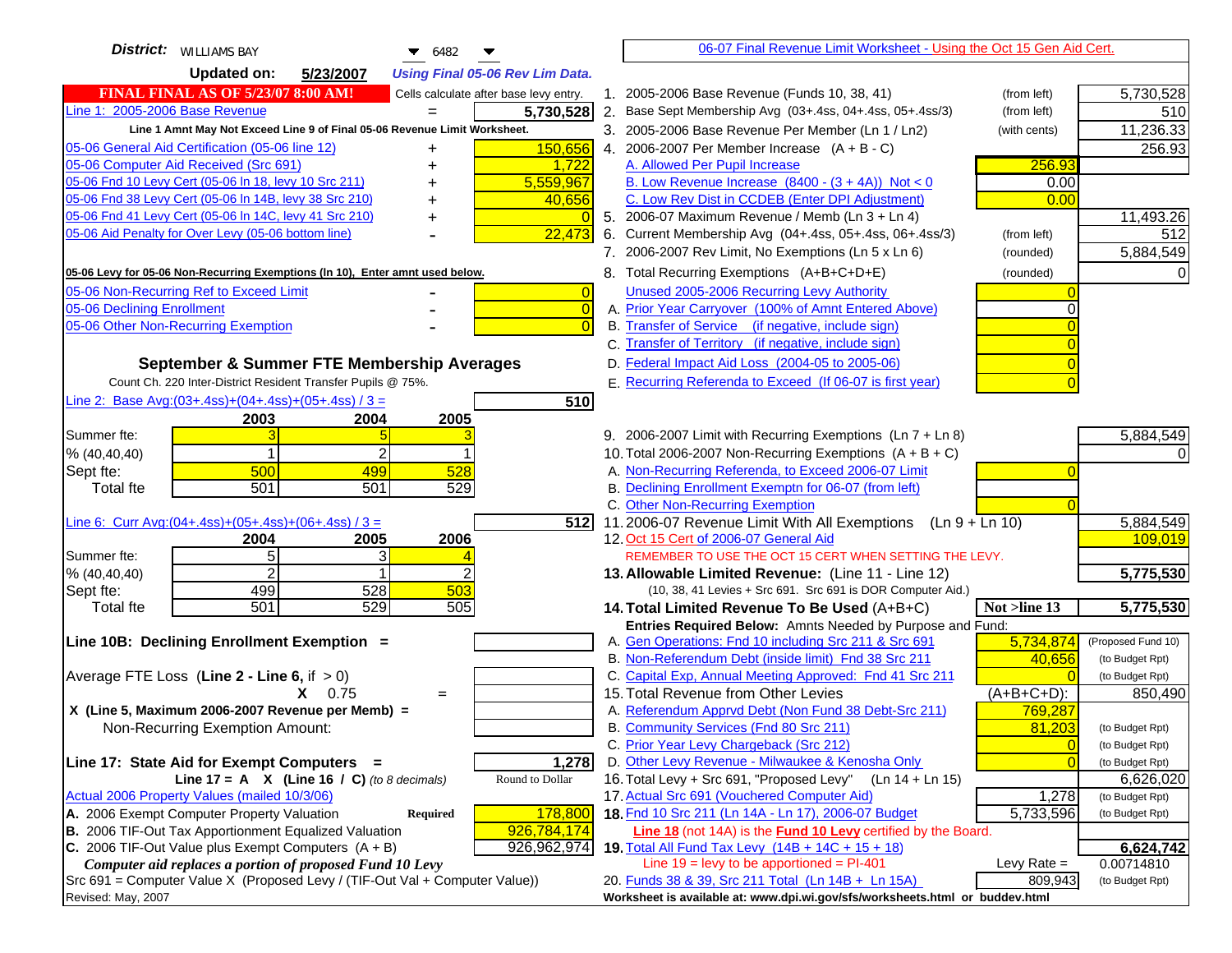**District:** WILLIAMS BAY 6482

**Updated on:** 5/23/2007 *Using Final 05-06 Rev Lim Data.*

**FINAL FINAL AS OF 5/23/07 8:00 AM!** Cells calculate after base levy entry.

| | | |
|---|---|---|
| Line 1: 2005-2006 Base Revenue | = | 5,730,528 |

Line 1 Amnt May Not Exceed Line 9 of Final 05-06 Revenue Limit Worksheet.

| | | |
|---|---|---|
| 05-06 General Aid Certification (05-06 line 12) | + | 150,656 |
| 05-06 Computer Aid Received (Src 691) | + | 1,722 |
| 05-06 Fnd 10 Levy Cert (05-06 ln 18, levy 10 Src 211) | + | 5,559,967 |
| 05-06 Fnd 38 Levy Cert (05-06 ln 14B, levy 38 Src 210) | + | 40,656 |
| 05-06 Fnd 41 Levy Cert (05-06 ln 14C, levy 41 Src 210) | + | 0 |
| 05-06 Aid Penalty for Over Levy (05-06 bottom line) | - | 22,473 |

**05-06 Levy for 05-06 Non-Recurring Exemptions (ln 10), Enter amnt used below.**

| | | |
|---|---|---|
| 05-06 Non-Recurring Ref to Exceed Limit | - | 0 |
| 05-06 Declining Enrollment | - | 0 |
| 05-06 Other Non-Recurring Exemption | - | 0 |

## September & Summer FTE Membership Averages

Count Ch. 220 Inter-District Resident Transfer Pupils @ 75%.

Line 2: Base Avg:(03+.4ss)+(04+.4ss)+(05+.4ss) / 3 = **510**

| | 2003 | 2004 | 2005 |
|---|---|---|---|
| Summer fte: | 3 | 5 | 3 |
| % (40,40,40) | 1 | 2 | 1 |
| Sept fte: | 500 | 499 | 528 |
| Total fte | 501 | 501 | 529 |

Line 6: Curr Avg:(04+.4ss)+(05+.4ss)+(06+.4ss) / 3 = **512**

| | 2004 | 2005 | 2006 |
|---|---|---|---|
| Summer fte: | 5 | 3 | 4 |
| % (40,40,40) | 2 | 1 | 2 |
| Sept fte: | 499 | 528 | 503 |
| Total fte | 501 | 529 | 505 |

**Line 10B: Declining Enrollment Exemption =**

Average FTE Loss (**Line 2 - Line 6**, if > 0)

X 0.75 =

X (Line 5, Maximum 2006-2007 Revenue per Memb) =

Non-Recurring Exemption Amount:

**Line 17: State Aid for Exempt Computers =** 1,278

Line 17 = A X (Line 16 / C) *(to 8 decimals)* Round to Dollar

Actual 2006 Property Values (mailed 10/3/06)

| | | |
|---|---|---|
| A. 2006 Exempt Computer Property Valuation | Required | 178,800 |
| B. 2006 TIF-Out Tax Apportionment Equalized Valuation | | 926,784,174 |
| C. 2006 TIF-Out Value plus Exempt Computers (A + B) | | 926,962,974 |

*Computer aid replaces a portion of proposed Fund 10 Levy*

Src 691 = Computer Value X (Proposed Levy / (TIF-Out Val + Computer Value))

Revised: May, 2007

---

06-07 Final Revenue Limit Worksheet - Using the Oct 15 Gen Aid Cert.

| | | | |
|---|---|---|---|
| 1. 2005-2006 Base Revenue (Funds 10, 38, 41) | (from left) | | 5,730,528 |
| 2. Base Sept Membership Avg (03+.4ss, 04+.4ss, 05+.4ss/3) | (from left) | | 510 |
| 3. 2005-2006 Base Revenue Per Member (Ln 1 / Ln2) | (with cents) | | 11,236.33 |
| 4. 2006-2007 Per Member Increase (A + B - C) | | | 256.93 |
| A. Allowed Per Pupil Increase | | 256.93 | |
| B. Low Revenue Increase (8400 - (3 + 4A)) Not < 0 | | 0.00 | |
| C. Low Rev Dist in CCDEB (Enter DPI Adjustment) | | 0.00 | |
| 5. 2006-07 Maximum Revenue / Memb (Ln 3 + Ln 4) | | | 11,493.26 |
| 6. Current Membership Avg (04+.4ss, 05+.4ss, 06+.4ss/3) | (from left) | | 512 |
| 7. 2006-2007 Rev Limit, No Exemptions (Ln 5 x Ln 6) | (rounded) | | 5,884,549 |
| 8. Total Recurring Exemptions (A+B+C+D+E) | (rounded) | | 0 |
| Unused 2005-2006 Recurring Levy Authority | | 0 | |
| A. Prior Year Carryover (100% of Amnt Entered Above) | | 0 | |
| B. Transfer of Service (if negative, include sign) | | 0 | |
| C. Transfer of Territory (if negative, include sign) | | 0 | |
| D. Federal Impact Aid Loss (2004-05 to 2005-06) | | 0 | |
| E. Recurring Referenda to Exceed (If 06-07 is first year) | | 0 | |
| 9. 2006-2007 Limit with Recurring Exemptions (Ln 7 + Ln 8) | | | 5,884,549 |
| 10. Total 2006-2007 Non-Recurring Exemptions (A + B + C) | | | 0 |
| A. Non-Recurring Referenda, to Exceed 2006-07 Limit | | 0 | |
| B. Declining Enrollment Exemptn for 06-07 (from left) | | | |
| C. Other Non-Recurring Exemption | | 0 | |
| 11. 2006-07 Revenue Limit With All Exemptions (Ln 9 + Ln 10) | | | 5,884,549 |
| 12. Oct 15 Cert of 2006-07 General Aid | | | 109,019 |

REMEMBER TO USE THE OCT 15 CERT WHEN SETTING THE LEVY.

| | | | |
|---|---|---|---|
| **13. Allowable Limited Revenue:** (Line 11 - Line 12) | | | **5,775,530** |

(10, 38, 41 Levies + Src 691. Src 691 is DOR Computer Aid.)

| | | | |
|---|---|---|---|
| **14. Total Limited Revenue To Be Used** (A+B+C) | | Not >line 13 | **5,775,530** |

Entries Required Below: Amnts Needed by Purpose and Fund:

| | | |
|---|---|---|
| A. Gen Operations: Fnd 10 including Src 211 & Src 691 | 5,734,874 | (Proposed Fund 10) |
| B. Non-Referendum Debt (inside limit) Fnd 38 Src 211 | 40,656 | (to Budget Rpt) |
| C. Capital Exp, Annual Meeting Approved: Fnd 41 Src 211 | 0 | (to Budget Rpt) |
| 15. Total Revenue from Other Levies | (A+B+C+D): | 850,490 |
| A. Referendum Apprvd Debt (Non Fund 38 Debt-Src 211) | 769,287 | |
| B. Community Services (Fnd 80 Src 211) | 81,203 | (to Budget Rpt) |
| C. Prior Year Levy Chargeback (Src 212) | 0 | (to Budget Rpt) |
| D. Other Levy Revenue - Milwaukee & Kenosha Only | 0 | (to Budget Rpt) |
| 16. Total Levy + Src 691, "Proposed Levy" (Ln 14 + Ln 15) | | 6,626,020 |
| 17. Actual Src 691 (Vouchered Computer Aid) | 1,278 | (to Budget Rpt) |
| **18.** Fnd 10 Src 211 (Ln 14A - Ln 17), 2006-07 Budget | 5,733,596 | (to Budget Rpt) |

**Line 18** (not 14A) is the **Fund 10 Levy** certified by the Board.

| | | |
|---|---|---|
| **19.** Total All Fund Tax Levy (14B + 14C + 15 + 18) | | **6,624,742** |
| Line 19 = levy to be apportioned = PI-401 | Levy Rate = | 0.00714810 |
| 20. Funds 38 & 39, Src 211 Total (Ln 14B + Ln 15A) | 809,943 | (to Budget Rpt) |

Worksheet is available at: www.dpi.wi.gov/sfs/worksheets.html or buddev.html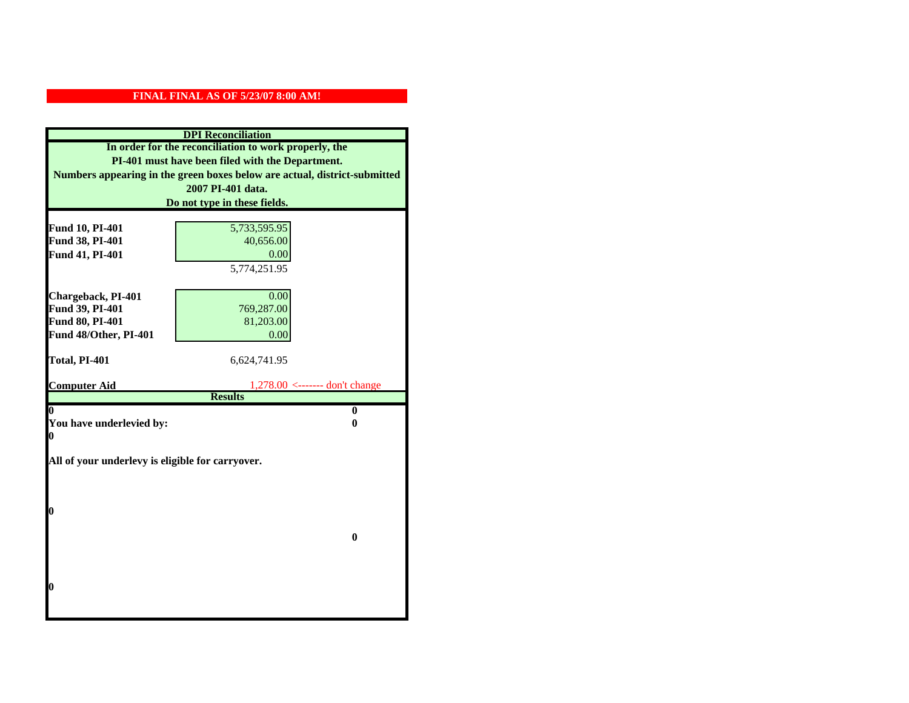**FINAL FINAL AS OF 5/23/07 8:00 AM!**

| DPI Reconciliation | | |
|---|---|---|
| In order for the reconciliation to work properly, the PI-401 must have been filed with the Department. Numbers appearing in the green boxes below are actual, district-submitted 2007 PI-401 data. Do not type in these fields. | | |
| **Fund 10, PI-401** | 5,733,595.95 | |
| **Fund 38, PI-401** | 40,656.00 | |
| **Fund 41, PI-401** | 0.00 | |
| | 5,774,251.95 | |
| **Chargeback, PI-401** | 0.00 | |
| **Fund 39, PI-401** | 769,287.00 | |
| **Fund 80, PI-401** | 81,203.00 | |
| **Fund 48/Other, PI-401** | 0.00 | |
| **Total, PI-401** | 6,624,741.95 | |
| **Computer Aid** | 1,278.00 <------- don't change | |
| **Results** | | |
| 0 | | 0 |
| **You have underlevied by:** | | 0 |
| 0 | | |
| **All of your underlevy is eligible for carryover.** | | |
| 0 | | |
| | | 0 |
| 0 | | |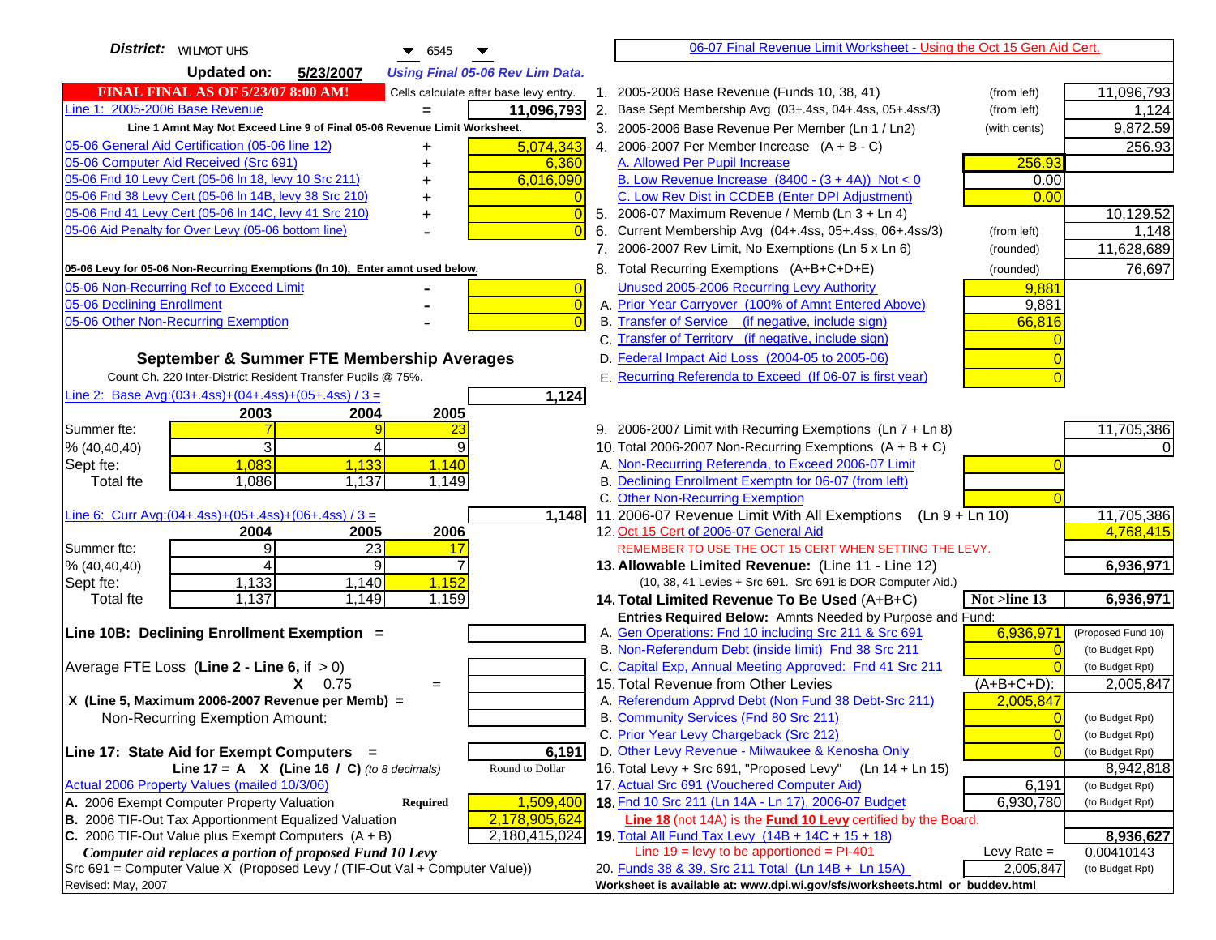**District:** WILMOT UHS 6545

**Updated on:** 5/23/2007 *Using Final 05-06 Rev Lim Data.*

**FINAL FINAL AS OF 5/23/07 8:00 AM!** Cells calculate after base levy entry.

| | | |
|---|---|---|
| Line 1: 2005-2006 Base Revenue | = | 11,096,793 |

Line 1 Amnt May Not Exceed Line 9 of Final 05-06 Revenue Limit Worksheet.

| | | |
|---|---|---|
| 05-06 General Aid Certification (05-06 line 12) | + | 5,074,343 |
| 05-06 Computer Aid Received (Src 691) | + | 6,360 |
| 05-06 Fnd 10 Levy Cert (05-06 ln 18, levy 10 Src 211) | + | 6,016,090 |
| 05-06 Fnd 38 Levy Cert (05-06 ln 14B, levy 38 Src 210) | + | 0 |
| 05-06 Fnd 41 Levy Cert (05-06 ln 14C, levy 41 Src 210) | + | 0 |
| 05-06 Aid Penalty for Over Levy (05-06 bottom line) | - | 0 |

**05-06 Levy for 05-06 Non-Recurring Exemptions (ln 10), Enter amnt used below.**

| | | |
|---|---|---|
| 05-06 Non-Recurring Ref to Exceed Limit | - | 0 |
| 05-06 Declining Enrollment | - | 0 |
| 05-06 Other Non-Recurring Exemption | - | 0 |

**September & Summer FTE Membership Averages**

Count Ch. 220 Inter-District Resident Transfer Pupils @ 75%.

Line 2: Base Avg:(03+.4ss)+(04+.4ss)+(05+.4ss) / 3 = **1,124**

| | 2003 | 2004 | 2005 |
|---|---|---|---|
| Summer fte: | 7 | 9 | 23 |
| % (40,40,40) | 3 | 4 | 9 |
| Sept fte: | 1,083 | 1,133 | 1,140 |
| Total fte | 1,086 | 1,137 | 1,149 |

Line 6: Curr Avg:(04+.4ss)+(05+.4ss)+(06+.4ss) / 3 = **1,148**

| | 2004 | 2005 | 2006 |
|---|---|---|---|
| Summer fte: | 9 | 23 | 17 |
| % (40,40,40) | 4 | 9 | 7 |
| Sept fte: | 1,133 | 1,140 | 1,152 |
| Total fte | 1,137 | 1,149 | 1,159 |

**Line 10B: Declining Enrollment Exemption =**

Average FTE Loss (**Line 2 - Line 6**, if > 0)

X 0.75 =

**X (Line 5, Maximum 2006-2007 Revenue per Memb) =**

Non-Recurring Exemption Amount:

**Line 17: State Aid for Exempt Computers =** **6,191**

**Line 17 = A X (Line 16 / C)** *(to 8 decimals)* Round to Dollar

Actual 2006 Property Values (mailed 10/3/06)

| | | |
|---|---|---|
| A. 2006 Exempt Computer Property Valuation | **Required** | 1,509,400 |
| B. 2006 TIF-Out Tax Apportionment Equalized Valuation | | 2,178,905,624 |
| C. 2006 TIF-Out Value plus Exempt Computers (A + B) | | 2,180,415,024 |

***Computer aid replaces a portion of proposed Fund 10 Levy***

Src 691 = Computer Value X (Proposed Levy / (TIF-Out Val + Computer Value))

Revised: May, 2007

---

06-07 Final Revenue Limit Worksheet - Using the Oct 15 Gen Aid Cert.

| | | | |
|---|---|---|---|
| 1. 2005-2006 Base Revenue (Funds 10, 38, 41) | (from left) | | 11,096,793 |
| 2. Base Sept Membership Avg (03+.4ss, 04+.4ss, 05+.4ss/3) | (from left) | | 1,124 |
| 3. 2005-2006 Base Revenue Per Member (Ln 1 / Ln2) | (with cents) | | 9,872.59 |
| 4. 2006-2007 Per Member Increase (A + B - C) | | | 256.93 |
| A. Allowed Per Pupil Increase | | 256.93 | |
| B. Low Revenue Increase (8400 - (3 + 4A)) Not < 0 | | 0.00 | |
| C. Low Rev Dist in CCDEB (Enter DPI Adjustment) | | 0.00 | |
| 5. 2006-07 Maximum Revenue / Memb (Ln 3 + Ln 4) | | | 10,129.52 |
| 6. Current Membership Avg (04+.4ss, 05+.4ss, 06+.4ss/3) | (from left) | | 1,148 |
| 7. 2006-2007 Rev Limit, No Exemptions (Ln 5 x Ln 6) | (rounded) | | 11,628,689 |
| 8. Total Recurring Exemptions (A+B+C+D+E) | (rounded) | | 76,697 |
| Unused 2005-2006 Recurring Levy Authority | | 9,881 | |
| A. Prior Year Carryover (100% of Amnt Entered Above) | | 9,881 | |
| B. Transfer of Service (if negative, include sign) | | 66,816 | |
| C. Transfer of Territory (if negative, include sign) | | 0 | |
| D. Federal Impact Aid Loss (2004-05 to 2005-06) | | 0 | |
| E. Recurring Referenda to Exceed (If 06-07 is first year) | | 0 | |
| 9. 2006-2007 Limit with Recurring Exemptions (Ln 7 + Ln 8) | | | 11,705,386 |
| 10. Total 2006-2007 Non-Recurring Exemptions (A + B + C) | | | 0 |
| A. Non-Recurring Referenda, to Exceed 2006-07 Limit | | 0 | |
| B. Declining Enrollment Exemptn for 06-07 (from left) | | | |
| C. Other Non-Recurring Exemption | | 0 | |
| 11. 2006-07 Revenue Limit With All Exemptions (Ln 9 + Ln 10) | | | 11,705,386 |
| 12. Oct 15 Cert of 2006-07 General Aid | | | 4,768,415 |
| REMEMBER TO USE THE OCT 15 CERT WHEN SETTING THE LEVY. | | | |
| **13. Allowable Limited Revenue:** (Line 11 - Line 12) | | | **6,936,971** |
| (10, 38, 41 Levies + Src 691. Src 691 is DOR Computer Aid.) | | | |
| **14. Total Limited Revenue To Be Used** (A+B+C) | | **Not >line 13** | **6,936,971** |
| **Entries Required Below:** Amnts Needed by Purpose and Fund: | | | |
| A. Gen Operations: Fnd 10 including Src 211 & Src 691 | | 6,936,971 | (Proposed Fund 10) |
| B. Non-Referendum Debt (inside limit) Fnd 38 Src 211 | | 0 | (to Budget Rpt) |
| C. Capital Exp, Annual Meeting Approved: Fnd 41 Src 211 | | 0 | (to Budget Rpt) |
| 15. Total Revenue from Other Levies | | (A+B+C+D): | 2,005,847 |
| A. Referendum Apprvd Debt (Non Fund 38 Debt-Src 211) | | 2,005,847 | |
| B. Community Services (Fnd 80 Src 211) | | 0 | (to Budget Rpt) |
| C. Prior Year Levy Chargeback (Src 212) | | 0 | (to Budget Rpt) |
| D. Other Levy Revenue - Milwaukee & Kenosha Only | | 0 | (to Budget Rpt) |
| 16. Total Levy + Src 691, "Proposed Levy" (Ln 14 + Ln 15) | | | 8,942,818 |
| 17. Actual Src 691 (Vouchered Computer Aid) | | 6,191 | (to Budget Rpt) |
| **18.** Fnd 10 Src 211 (Ln 14A - Ln 17), 2006-07 Budget | | 6,930,780 | (to Budget Rpt) |
| **Line 18** (not 14A) is the **Fund 10 Levy** certified by the Board. | | | |
| **19.** Total All Fund Tax Levy (14B + 14C + 15 + 18) | | | **8,936,627** |
| Line 19 = levy to be apportioned = PI-401 | | Levy Rate = | 0.00410143 |
| 20. Funds 38 & 39, Src 211 Total (Ln 14B + Ln 15A) | | 2,005,847 | (to Budget Rpt) |

**Worksheet is available at: www.dpi.wi.gov/sfs/worksheets.html or buddev.html**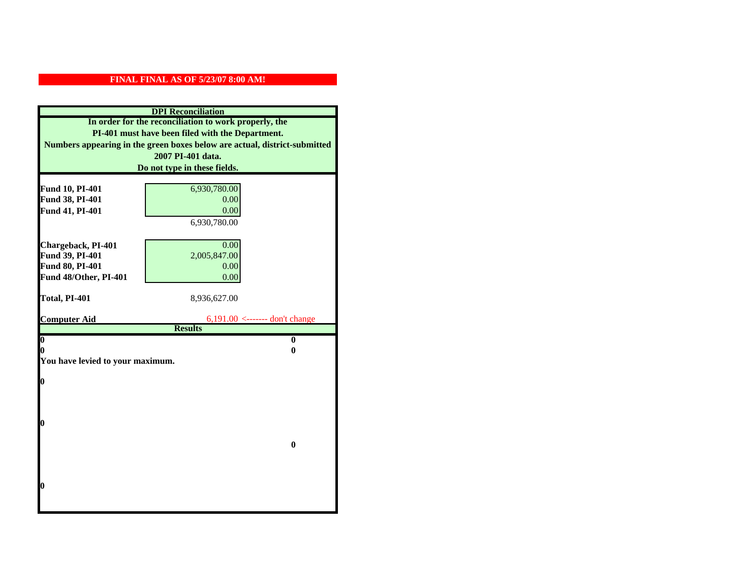**FINAL FINAL AS OF 5/23/07 8:00 AM!**

## DPI Reconciliation

**In order for the reconciliation to work properly, the PI-401 must have been filed with the Department. Numbers appearing in the green boxes below are actual, district-submitted 2007 PI-401 data. Do not type in these fields.**

| | | |
|---|---|---|
| **Fund 10, PI-401** | 6,930,780.00 | |
| **Fund 38, PI-401** | 0.00 | |
| **Fund 41, PI-401** | 0.00 | |
| | 6,930,780.00 | |
| **Chargeback, PI-401** | 0.00 | |
| **Fund 39, PI-401** | 2,005,847.00 | |
| **Fund 80, PI-401** | 0.00 | |
| **Fund 48/Other, PI-401** | 0.00 | |
| **Total, PI-401** | 8,936,627.00 | |
| **Computer Aid** | 6,191.00 | <------- don't change |

## Results

| | |
|---|---|
| **0** | **0** |
| **0** | **0** |

**You have levied to your maximum.**

**0**

**0**

**0**

**0**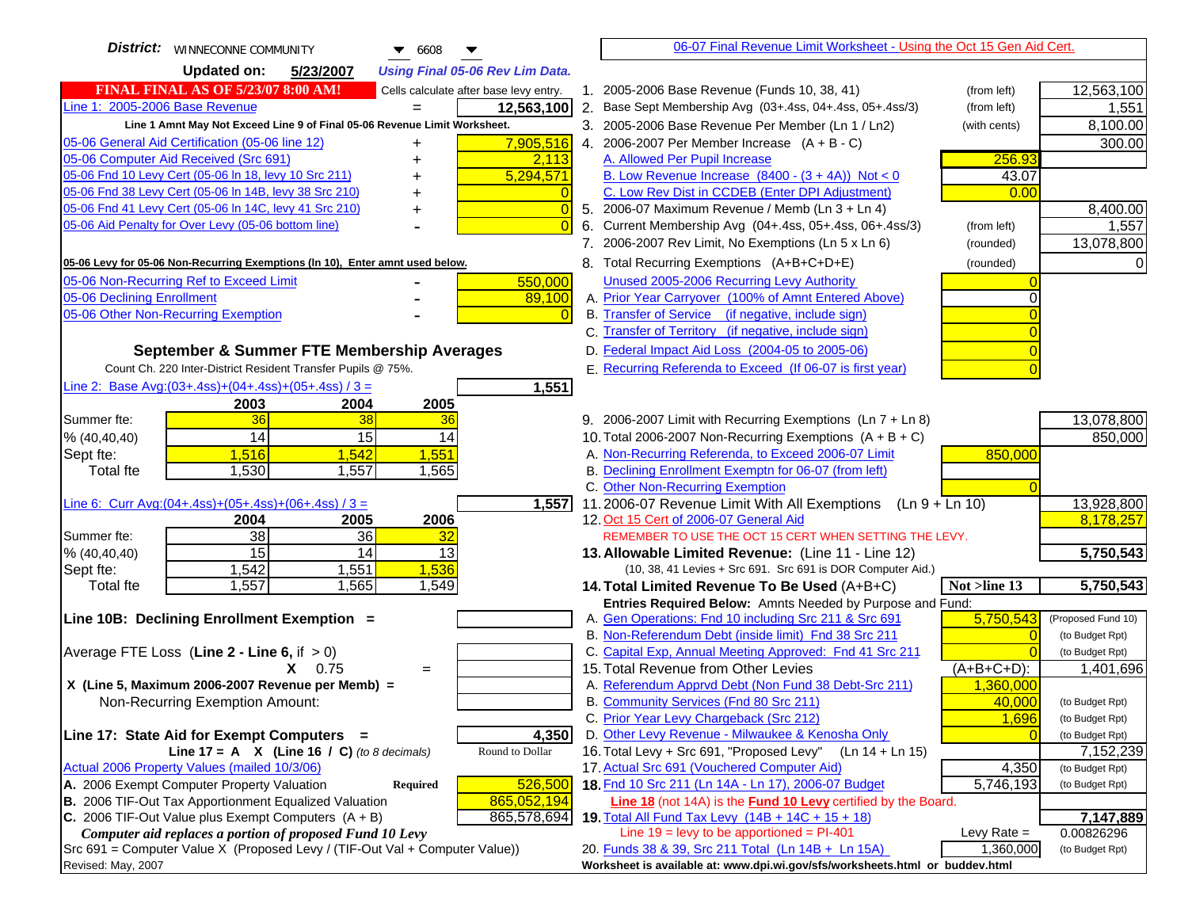**District:** WINNECONNE COMMUNITY 6608

**Updated on:** 5/23/2007 *Using Final 05-06 Rev Lim Data.*

**FINAL FINAL AS OF 5/23/07 8:00 AM!** Cells calculate after base levy entry.

| | | |
|---|---|---|
| Line 1: 2005-2006 Base Revenue | = | 12,563,100 |
| Line 1 Amnt May Not Exceed Line 9 of Final 05-06 Revenue Limit Worksheet. | | |
| 05-06 General Aid Certification (05-06 line 12) | + | 7,905,516 |
| 05-06 Computer Aid Received (Src 691) | + | 2,113 |
| 05-06 Fnd 10 Levy Cert (05-06 ln 18, levy 10 Src 211) | + | 5,294,571 |
| 05-06 Fnd 38 Levy Cert (05-06 ln 14B, levy 38 Src 210) | + | 0 |
| 05-06 Fnd 41 Levy Cert (05-06 ln 14C, levy 41 Src 210) | + | 0 |
| 05-06 Aid Penalty for Over Levy (05-06 bottom line) | - | 0 |

**05-06 Levy for 05-06 Non-Recurring Exemptions (ln 10), Enter amnt used below.**

| | | |
|---|---|---|
| 05-06 Non-Recurring Ref to Exceed Limit | - | 550,000 |
| 05-06 Declining Enrollment | - | 89,100 |
| 05-06 Other Non-Recurring Exemption | - | 0 |

### September & Summer FTE Membership Averages

Count Ch. 220 Inter-District Resident Transfer Pupils @ 75%.

Line 2: Base Avg:(03+.4ss)+(04+.4ss)+(05+.4ss) / 3 = **1,551**

| | 2003 | 2004 | 2005 |
|---|---|---|---|
| Summer fte: | 36 | 38 | 36 |
| % (40,40,40) | 14 | 15 | 14 |
| Sept fte: | 1,516 | 1,542 | 1,551 |
| Total fte | 1,530 | 1,557 | 1,565 |

Line 6: Curr Avg:(04+.4ss)+(05+.4ss)+(06+.4ss) / 3 = **1,557**

| | 2004 | 2005 | 2006 |
|---|---|---|---|
| Summer fte: | 38 | 36 | 32 |
| % (40,40,40) | 15 | 14 | 13 |
| Sept fte: | 1,542 | 1,551 | 1,536 |
| Total fte | 1,557 | 1,565 | 1,549 |

**Line 10B: Declining Enrollment Exemption =**

Average FTE Loss (**Line 2 - Line 6**, if > 0)

X 0.75 =

**X (Line 5, Maximum 2006-2007 Revenue per Memb) =**

Non-Recurring Exemption Amount:

**Line 17: State Aid for Exempt Computers =** 4,350

Line 17 = A X (Line 16 / C) *(to 8 decimals)* Round to Dollar

Actual 2006 Property Values (mailed 10/3/06)

| | | |
|---|---|---|
| A. 2006 Exempt Computer Property Valuation | Required | 526,500 |
| B. 2006 TIF-Out Tax Apportionment Equalized Valuation | | 865,052,194 |
| C. 2006 TIF-Out Value plus Exempt Computers (A + B) | | 865,578,694 |

*Computer aid replaces a portion of proposed Fund 10 Levy*

Src 691 = Computer Value X (Proposed Levy / (TIF-Out Val + Computer Value))

Revised: May, 2007

## 06-07 Final Revenue Limit Worksheet - Using the Oct 15 Gen Aid Cert.

| | | | |
|---|---|---|---|
| 1. 2005-2006 Base Revenue (Funds 10, 38, 41) | (from left) | | 12,563,100 |
| 2. Base Sept Membership Avg (03+.4ss, 04+.4ss, 05+.4ss/3) | (from left) | | 1,551 |
| 3. 2005-2006 Base Revenue Per Member (Ln 1 / Ln2) | (with cents) | | 8,100.00 |
| 4. 2006-2007 Per Member Increase (A + B - C) | | | 300.00 |
| A. Allowed Per Pupil Increase | | 256.93 | |
| B. Low Revenue Increase (8400 - (3 + 4A)) Not < 0 | | 43.07 | |
| C. Low Rev Dist in CCDEB (Enter DPI Adjustment) | | 0.00 | |
| 5. 2006-07 Maximum Revenue / Memb (Ln 3 + Ln 4) | | | 8,400.00 |
| 6. Current Membership Avg (04+.4ss, 05+.4ss, 06+.4ss/3) | (from left) | | 1,557 |
| 7. 2006-2007 Rev Limit, No Exemptions (Ln 5 x Ln 6) | (rounded) | | 13,078,800 |
| 8. Total Recurring Exemptions (A+B+C+D+E) | (rounded) | | 0 |
| Unused 2005-2006 Recurring Levy Authority | | 0 | |
| A. Prior Year Carryover (100% of Amnt Entered Above) | | 0 | |
| B. Transfer of Service (if negative, include sign) | | 0 | |
| C. Transfer of Territory (if negative, include sign) | | 0 | |
| D. Federal Impact Aid Loss (2004-05 to 2005-06) | | 0 | |
| E. Recurring Referenda to Exceed (If 06-07 is first year) | | 0 | |
| 9. 2006-2007 Limit with Recurring Exemptions (Ln 7 + Ln 8) | | | 13,078,800 |
| 10. Total 2006-2007 Non-Recurring Exemptions (A + B + C) | | | 850,000 |
| A. Non-Recurring Referenda, to Exceed 2006-07 Limit | | 850,000 | |
| B. Declining Enrollment Exemptn for 06-07 (from left) | | | |
| C. Other Non-Recurring Exemption | | 0 | |
| 11. 2006-07 Revenue Limit With All Exemptions (Ln 9 + Ln 10) | | | 13,928,800 |
| 12. Oct 15 Cert of 2006-07 General Aid | | | 8,178,257 |
| REMEMBER TO USE THE OCT 15 CERT WHEN SETTING THE LEVY. | | | |
| **13. Allowable Limited Revenue:** (Line 11 - Line 12) | | | **5,750,543** |
| (10, 38, 41 Levies + Src 691. Src 691 is DOR Computer Aid.) | | | |
| **14. Total Limited Revenue To Be Used** (A+B+C) | | Not >line 13 | **5,750,543** |
| Entries Required Below: Amnts Needed by Purpose and Fund: | | | |
| A. Gen Operations: Fnd 10 including Src 211 & Src 691 | | 5,750,543 | (Proposed Fund 10) |
| B. Non-Referendum Debt (inside limit) Fnd 38 Src 211 | | 0 | (to Budget Rpt) |
| C. Capital Exp, Annual Meeting Approved: Fnd 41 Src 211 | | 0 | (to Budget Rpt) |
| 15. Total Revenue from Other Levies | | (A+B+C+D): | 1,401,696 |
| A. Referendum Apprvd Debt (Non Fund 38 Debt-Src 211) | | 1,360,000 | |
| B. Community Services (Fnd 80 Src 211) | | 40,000 | (to Budget Rpt) |
| C. Prior Year Levy Chargeback (Src 212) | | 1,696 | (to Budget Rpt) |
| D. Other Levy Revenue - Milwaukee & Kenosha Only | | 0 | (to Budget Rpt) |
| 16. Total Levy + Src 691, "Proposed Levy" (Ln 14 + Ln 15) | | | 7,152,239 |
| 17. Actual Src 691 (Vouchered Computer Aid) | | 4,350 | (to Budget Rpt) |
| **18.** Fnd 10 Src 211 (Ln 14A - Ln 17), 2006-07 Budget | | 5,746,193 | (to Budget Rpt) |
| Line 18 (not 14A) is the **Fund 10 Levy** certified by the Board. | | | |
| **19.** Total All Fund Tax Levy (14B + 14C + 15 + 18) | | | **7,147,889** |
| Line 19 = levy to be apportioned = PI-401 | | Levy Rate = | 0.00826296 |
| 20. Funds 38 & 39, Src 211 Total (Ln 14B + Ln 15A) | | 1,360,000 | (to Budget Rpt) |

Worksheet is available at: www.dpi.wi.gov/sfs/worksheets.html or buddev.html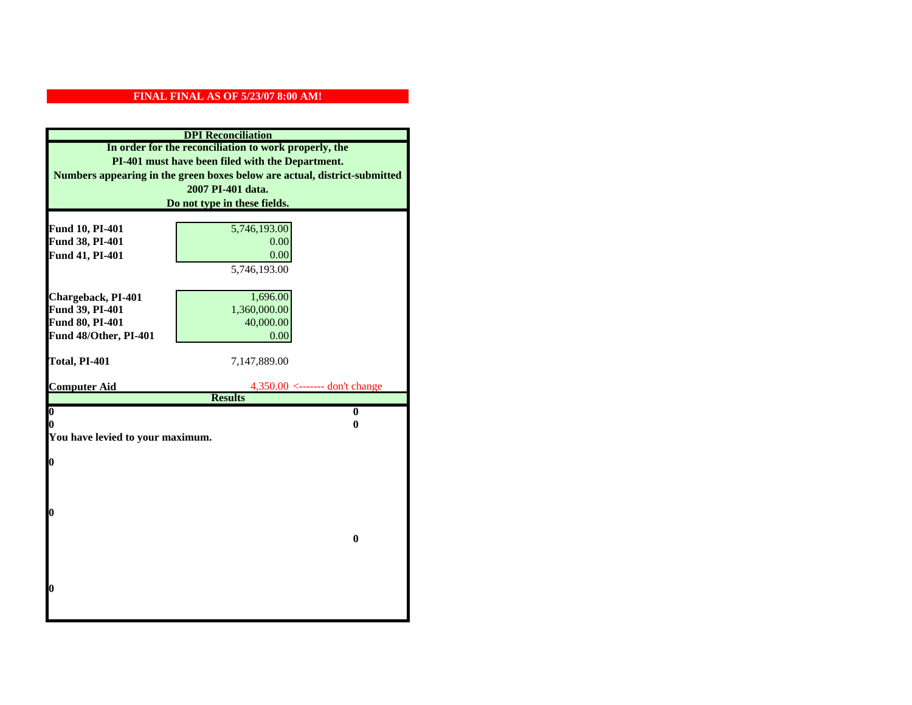**FINAL FINAL AS OF 5/23/07 8:00 AM!**

**DPI Reconciliation**

**In order for the reconciliation to work properly, the PI-401 must have been filed with the Department. Numbers appearing in the green boxes below are actual, district-submitted 2007 PI-401 data. Do not type in these fields.**

| | | |
|---|---|---|
| **Fund 10, PI-401** | 5,746,193.00 | |
| **Fund 38, PI-401** | 0.00 | |
| **Fund 41, PI-401** | 0.00 | |
| | 5,746,193.00 | |
| | | |
| **Chargeback, PI-401** | 1,696.00 | |
| **Fund 39, PI-401** | 1,360,000.00 | |
| **Fund 80, PI-401** | 40,000.00 | |
| **Fund 48/Other, PI-401** | 0.00 | |
| | | |
| **Total, PI-401** | 7,147,889.00 | |
| | | |
| **Computer Aid** | 4,350.00 | <------- don't change |

**Results**

| | |
|---|---|
| **0** | **0** |
| **0** | **0** |
| **You have levied to your maximum.** | |
| **0** | |
| **0** | |
| | **0** |
| **0** | |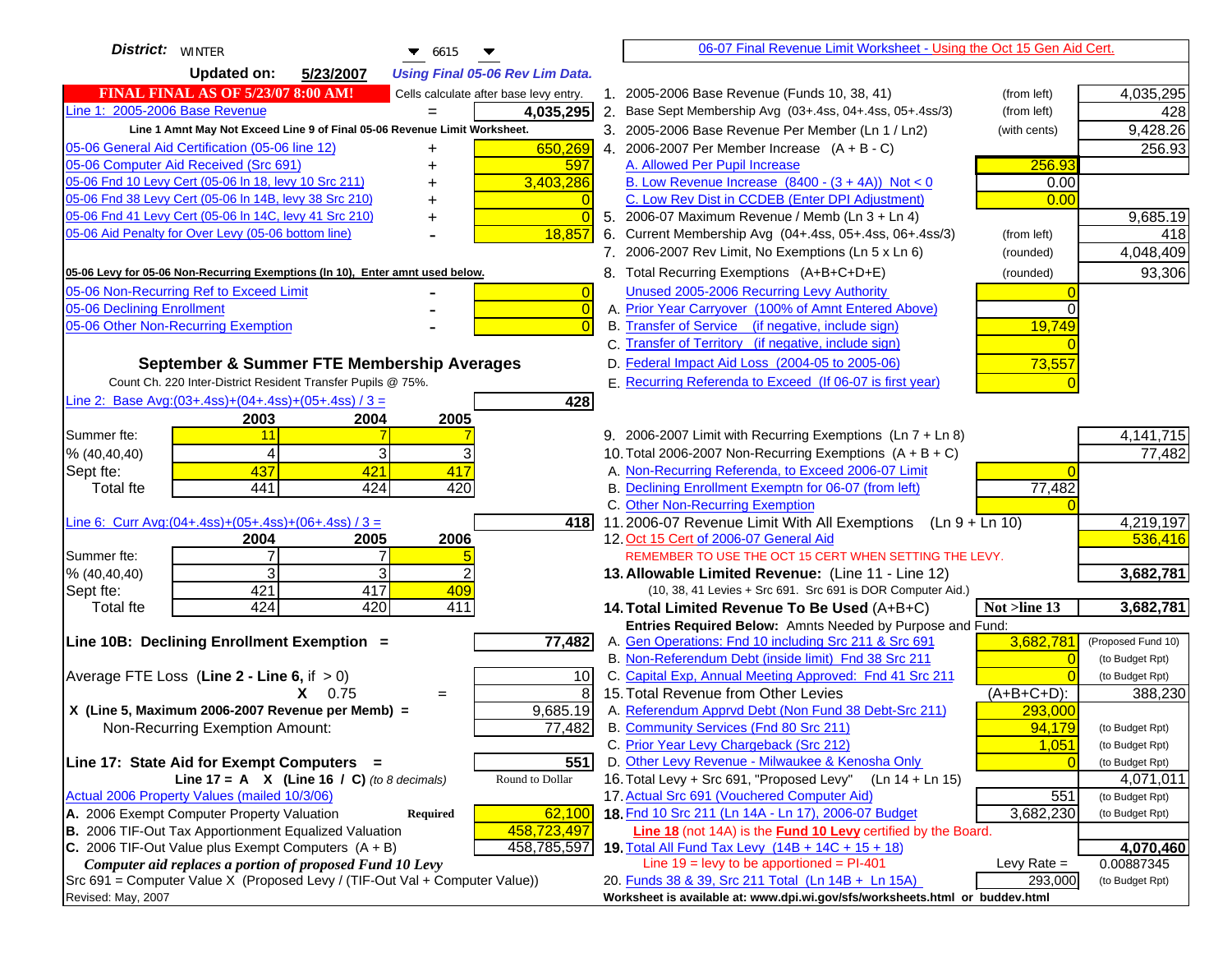**District:** WINTER 6615

**Updated on:** 5/23/2007 *Using Final 05-06 Rev Lim Data.*

**FINAL FINAL AS OF 5/23/07 8:00 AM!** Cells calculate after base levy entry.

06-07 Final Revenue Limit Worksheet - Using the Oct 15 Gen Aid Cert.

| | | |
|---|---|---|
| Line 1: 2005-2006 Base Revenue | = | 4,035,295 |
| Line 1 Amnt May Not Exceed Line 9 of Final 05-06 Revenue Limit Worksheet. | | |
| 05-06 General Aid Certification (05-06 line 12) | + | 650,269 |
| 05-06 Computer Aid Received (Src 691) | + | 597 |
| 05-06 Fnd 10 Levy Cert (05-06 ln 18, levy 10 Src 211) | + | 3,403,286 |
| 05-06 Fnd 38 Levy Cert (05-06 ln 14B, levy 38 Src 210) | + | 0 |
| 05-06 Fnd 41 Levy Cert (05-06 ln 14C, levy 41 Src 210) | + | 0 |
| 05-06 Aid Penalty for Over Levy (05-06 bottom line) | - | 18,857 |
| **05-06 Levy for 05-06 Non-Recurring Exemptions (ln 10), Enter amnt used below.** | | |
| 05-06 Non-Recurring Ref to Exceed Limit | - | 0 |
| 05-06 Declining Enrollment | - | 0 |
| 05-06 Other Non-Recurring Exemption | - | 0 |

**September & Summer FTE Membership Averages**

Count Ch. 220 Inter-District Resident Transfer Pupils @ 75%.

Line 2: Base Avg:(03+.4ss)+(04+.4ss)+(05+.4ss) / 3 = **428**

| | 2003 | 2004 | 2005 |
|---|---|---|---|
| Summer fte: | 11 | 7 | 7 |
| % (40,40,40) | 4 | 3 | 3 |
| Sept fte: | 437 | 421 | 417 |
| Total fte | 441 | 424 | 420 |

Line 6: Curr Avg:(04+.4ss)+(05+.4ss)+(06+.4ss) / 3 = **418**

| | 2004 | 2005 | 2006 |
|---|---|---|---|
| Summer fte: | 7 | 7 | 5 |
| % (40,40,40) | 3 | 3 | 2 |
| Sept fte: | 421 | 417 | 409 |
| Total fte | 424 | 420 | 411 |

**Line 10B: Declining Enrollment Exemption =** 77,482

| | | |
|---|---|---|
| Average FTE Loss (Line 2 - Line 6, if > 0) | | 10 |
| X 0.75 | = | 8 |
| X (Line 5, Maximum 2006-2007 Revenue per Memb) = | | 9,685.19 |
| Non-Recurring Exemption Amount: | | 77,482 |

**Line 17: State Aid for Exempt Computers =** 551

Line 17 = A X (Line 16 / C) *(to 8 decimals)* — Round to Dollar

Actual 2006 Property Values (mailed 10/3/06)

| | | |
|---|---|---|
| A. 2006 Exempt Computer Property Valuation | Required | 62,100 |
| B. 2006 TIF-Out Tax Apportionment Equalized Valuation | | 458,723,497 |
| C. 2006 TIF-Out Value plus Exempt Computers (A + B) | | 458,785,597 |

*Computer aid replaces a portion of proposed Fund 10 Levy*

Src 691 = Computer Value X (Proposed Levy / (TIF-Out Val + Computer Value))

Revised: May, 2007

| Line | Description | | | Amount |
|---|---|---|---|---|
| 1. | 2005-2006 Base Revenue (Funds 10, 38, 41) | (from left) | | 4,035,295 |
| 2. | Base Sept Membership Avg (03+.4ss, 04+.4ss, 05+.4ss/3) | (from left) | | 428 |
| 3. | 2005-2006 Base Revenue Per Member (Ln 1 / Ln2) | (with cents) | | 9,428.26 |
| 4. | 2006-2007 Per Member Increase (A + B - C) | | | 256.93 |
| | A. Allowed Per Pupil Increase | | 256.93 | |
| | B. Low Revenue Increase (8400 - (3 + 4A)) Not < 0 | | 0.00 | |
| | C. Low Rev Dist in CCDEB (Enter DPI Adjustment) | | 0.00 | |
| 5. | 2006-07 Maximum Revenue / Memb (Ln 3 + Ln 4) | | | 9,685.19 |
| 6. | Current Membership Avg (04+.4ss, 05+.4ss, 06+.4ss/3) | (from left) | | 418 |
| 7. | 2006-2007 Rev Limit, No Exemptions (Ln 5 x Ln 6) | (rounded) | | 4,048,409 |
| 8. | Total Recurring Exemptions (A+B+C+D+E) | (rounded) | | 93,306 |
| | Unused 2005-2006 Recurring Levy Authority | | 0 | |
| | A. Prior Year Carryover (100% of Amnt Entered Above) | | 0 | |
| | B. Transfer of Service (if negative, include sign) | | 19,749 | |
| | C. Transfer of Territory (if negative, include sign) | | 0 | |
| | D. Federal Impact Aid Loss (2004-05 to 2005-06) | | 73,557 | |
| | E. Recurring Referenda to Exceed (If 06-07 is first year) | | 0 | |
| 9. | 2006-2007 Limit with Recurring Exemptions (Ln 7 + Ln 8) | | | 4,141,715 |
| 10. | Total 2006-2007 Non-Recurring Exemptions (A + B + C) | | | 77,482 |
| | A. Non-Recurring Referenda, to Exceed 2006-07 Limit | | 0 | |
| | B. Declining Enrollment Exemptn for 06-07 (from left) | | 77,482 | |
| | C. Other Non-Recurring Exemption | | 0 | |
| 11. | 2006-07 Revenue Limit With All Exemptions (Ln 9 + Ln 10) | | | 4,219,197 |
| 12. | Oct 15 Cert of 2006-07 General Aid | | | 536,416 |
| | REMEMBER TO USE THE OCT 15 CERT WHEN SETTING THE LEVY. | | | |
| 13. | **Allowable Limited Revenue:** (Line 11 - Line 12) (10, 38, 41 Levies + Src 691. Src 691 is DOR Computer Aid.) | | | **3,682,781** |
| 14. | **Total Limited Revenue To Be Used** (A+B+C) | | Not >line 13 | **3,682,781** |
| | Entries Required Below: Amnts Needed by Purpose and Fund: | | | |
| | A. Gen Operations: Fnd 10 including Src 211 & Src 691 | | 3,682,781 | (Proposed Fund 10) |
| | B. Non-Referendum Debt (inside limit) Fnd 38 Src 211 | | 0 | (to Budget Rpt) |
| | C. Capital Exp, Annual Meeting Approved: Fnd 41 Src 211 | | 0 | (to Budget Rpt) |
| 15. | Total Revenue from Other Levies | | (A+B+C+D): | 388,230 |
| | A. Referendum Apprvd Debt (Non Fund 38 Debt-Src 211) | | 293,000 | |
| | B. Community Services (Fnd 80 Src 211) | | 94,179 | (to Budget Rpt) |
| | C. Prior Year Levy Chargeback (Src 212) | | 1,051 | (to Budget Rpt) |
| | D. Other Levy Revenue - Milwaukee & Kenosha Only | | 0 | (to Budget Rpt) |
| 16. | Total Levy + Src 691, "Proposed Levy" (Ln 14 + Ln 15) | | | 4,071,011 |
| 17. | Actual Src 691 (Vouchered Computer Aid) | | 551 | (to Budget Rpt) |
| 18. | Fnd 10 Src 211 (Ln 14A - Ln 17), 2006-07 Budget | | 3,682,230 | (to Budget Rpt) |
| | Line 18 (not 14A) is the **Fund 10 Levy** certified by the Board. | | | |
| 19. | **Total All Fund Tax Levy (14B + 14C + 15 + 18)** | | | **4,070,460** |
| | Line 19 = levy to be apportioned = PI-401 | | Levy Rate = | 0.00887345 |
| 20. | Funds 38 & 39, Src 211 Total (Ln 14B + Ln 15A) | | 293,000 | (to Budget Rpt) |

Worksheet is available at: www.dpi.wi.gov/sfs/worksheets.html or buddev.html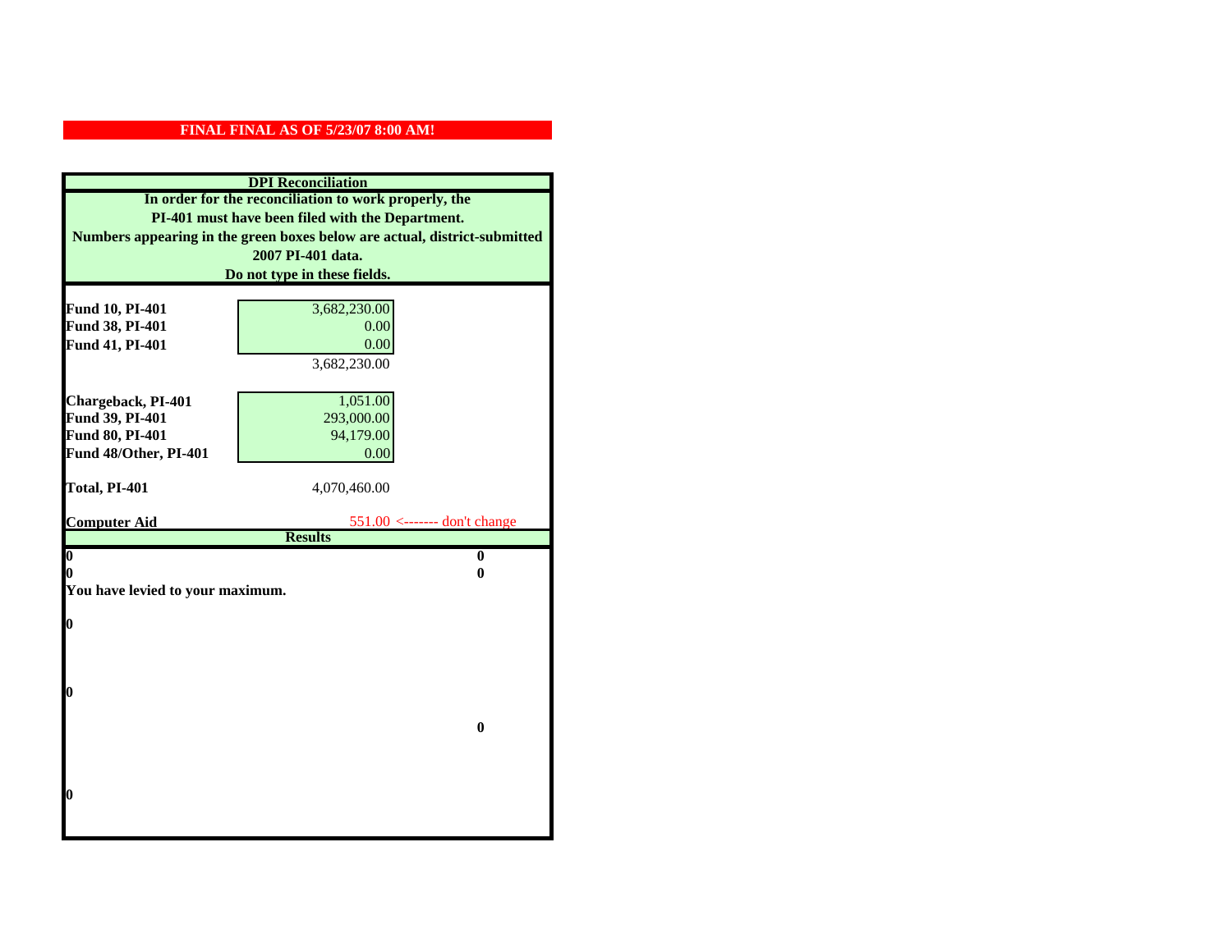**FINAL FINAL AS OF 5/23/07 8:00 AM!**

**DPI Reconciliation**

**In order for the reconciliation to work properly, the PI-401 must have been filed with the Department. Numbers appearing in the green boxes below are actual, district-submitted 2007 PI-401 data. Do not type in these fields.**

| | |
|---|---|
| **Fund 10, PI-401** | 3,682,230.00 |
| **Fund 38, PI-401** | 0.00 |
| **Fund 41, PI-401** | 0.00 |
| | 3,682,230.00 |
| **Chargeback, PI-401** | 1,051.00 |
| **Fund 39, PI-401** | 293,000.00 |
| **Fund 80, PI-401** | 94,179.00 |
| **Fund 48/Other, PI-401** | 0.00 |
| **Total, PI-401** | 4,070,460.00 |
| **Computer Aid** | 551.00 <------- don't change |

**Results**

| | |
|---|---|
| **0** | **0** |
| **0** | **0** |

**You have levied to your maximum.**

**0**

**0**

**0**

**0**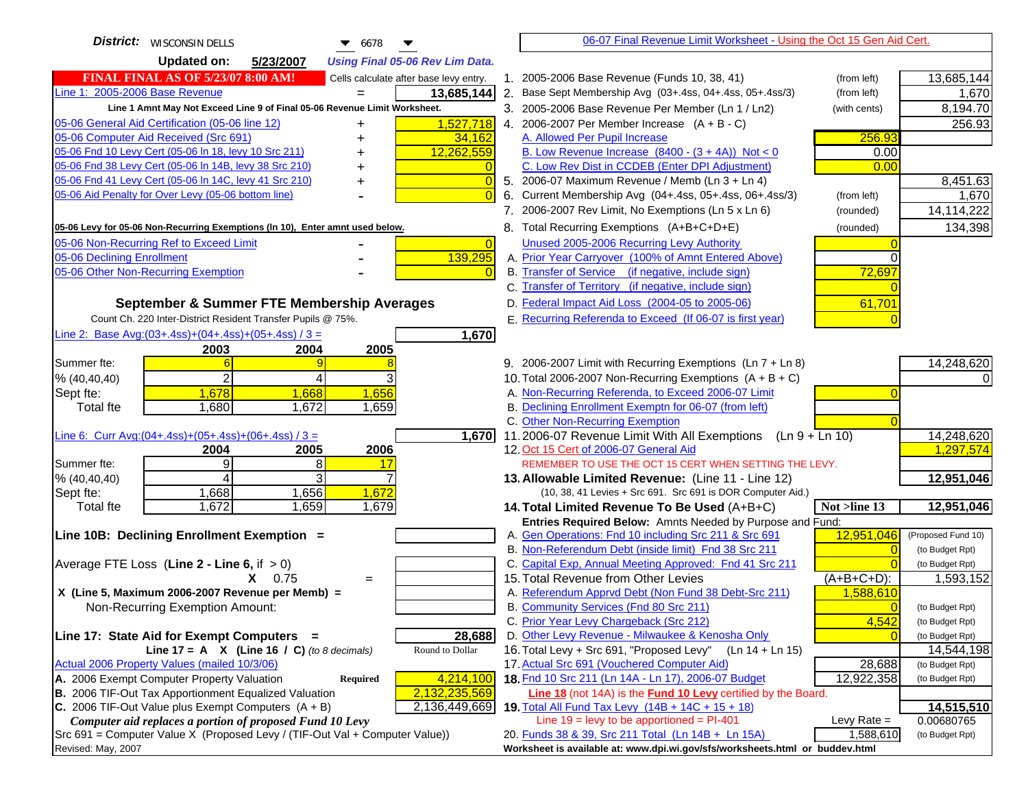**District:** WISCONSIN DELLS 6678

**Updated on:** 5/23/2007 *Using Final 05-06 Rev Lim Data.*

06-07 Final Revenue Limit Worksheet - Using the Oct 15 Gen Aid Cert.

**FINAL FINAL AS OF 5/23/07 8:00 AM!** Cells calculate after base levy entry.

| | | |
|---|---|---|
| Line 1: 2005-2006 Base Revenue | = | 13,685,144 |

Line 1 Amnt May Not Exceed Line 9 of Final 05-06 Revenue Limit Worksheet.

| | | |
|---|---|---|
| 05-06 General Aid Certification (05-06 line 12) | + | 1,527,718 |
| 05-06 Computer Aid Received (Src 691) | + | 34,162 |
| 05-06 Fnd 10 Levy Cert (05-06 ln 18, levy 10 Src 211) | + | 12,262,559 |
| 05-06 Fnd 38 Levy Cert (05-06 ln 14B, levy 38 Src 210) | + | 0 |
| 05-06 Fnd 41 Levy Cert (05-06 ln 14C, levy 41 Src 210) | + | 0 |
| 05-06 Aid Penalty for Over Levy (05-06 bottom line) | - | 0 |

**05-06 Levy for 05-06 Non-Recurring Exemptions (ln 10), Enter amnt used below.**

| | | |
|---|---|---|
| 05-06 Non-Recurring Ref to Exceed Limit | - | 0 |
| 05-06 Declining Enrollment | - | 139,295 |
| 05-06 Other Non-Recurring Exemption | - | 0 |

**September & Summer FTE Membership Averages**

Count Ch. 220 Inter-District Resident Transfer Pupils @ 75%.

Line 2: Base Avg:(03+.4ss)+(04+.4ss)+(05+.4ss) / 3 = **1,670**

| | 2003 | 2004 | 2005 |
|---|---|---|---|
| Summer fte: | 6 | 9 | 8 |
| % (40,40,40) | 2 | 4 | 3 |
| Sept fte: | 1,678 | 1,668 | 1,656 |
| Total fte | 1,680 | 1,672 | 1,659 |

Line 6: Curr Avg:(04+.4ss)+(05+.4ss)+(06+.4ss) / 3 = **1,670**

| | 2004 | 2005 | 2006 |
|---|---|---|---|
| Summer fte: | 9 | 8 | 17 |
| % (40,40,40) | 4 | 3 | 7 |
| Sept fte: | 1,668 | 1,656 | 1,672 |
| Total fte | 1,672 | 1,659 | 1,679 |

**Line 10B: Declining Enrollment Exemption =**

Average FTE Loss (Line 2 - Line 6, if > 0)

X 0.75 =

X (Line 5, Maximum 2006-2007 Revenue per Memb) =

Non-Recurring Exemption Amount:

**Line 17: State Aid for Exempt Computers =** **28,688**

Line 17 = A X (Line 16 / C) *(to 8 decimals)* Round to Dollar

Actual 2006 Property Values (mailed 10/3/06)

| | | |
|---|---|---|
| A. 2006 Exempt Computer Property Valuation | Required | 4,214,100 |
| B. 2006 TIF-Out Tax Apportionment Equalized Valuation | | 2,132,235,569 |
| C. 2006 TIF-Out Value plus Exempt Computers (A + B) | | 2,136,449,669 |

*Computer aid replaces a portion of proposed Fund 10 Levy*

Src 691 = Computer Value X (Proposed Levy / (TIF-Out Val + Computer Value))

Revised: May, 2007

| | | | |
|---|---|---|---|
| 1. 2005-2006 Base Revenue (Funds 10, 38, 41) | (from left) | | 13,685,144 |
| 2. Base Sept Membership Avg (03+.4ss, 04+.4ss, 05+.4ss/3) | (from left) | | 1,670 |
| 3. 2005-2006 Base Revenue Per Member (Ln 1 / Ln2) | (with cents) | | 8,194.70 |
| 4. 2006-2007 Per Member Increase (A + B - C) | | | 256.93 |
| A. Allowed Per Pupil Increase | | 256.93 | |
| B. Low Revenue Increase (8400 - (3 + 4A)) Not < 0 | | 0.00 | |
| C. Low Rev Dist in CCDEB (Enter DPI Adjustment) | | 0.00 | |
| 5. 2006-07 Maximum Revenue / Memb (Ln 3 + Ln 4) | | | 8,451.63 |
| 6. Current Membership Avg (04+.4ss, 05+.4ss, 06+.4ss/3) | (from left) | | 1,670 |
| 7. 2006-2007 Rev Limit, No Exemptions (Ln 5 x Ln 6) | (rounded) | | 14,114,222 |
| 8. Total Recurring Exemptions (A+B+C+D+E) | (rounded) | | 134,398 |
| Unused 2005-2006 Recurring Levy Authority | | 0 | |
| A. Prior Year Carryover (100% of Amnt Entered Above) | | 0 | |
| B. Transfer of Service (if negative, include sign) | | 72,697 | |
| C. Transfer of Territory (if negative, include sign) | | 0 | |
| D. Federal Impact Aid Loss (2004-05 to 2005-06) | | 61,701 | |
| E. Recurring Referenda to Exceed (If 06-07 is first year) | | 0 | |
| 9. 2006-2007 Limit with Recurring Exemptions (Ln 7 + Ln 8) | | | 14,248,620 |
| 10. Total 2006-2007 Non-Recurring Exemptions (A + B + C) | | | 0 |
| A. Non-Recurring Referenda, to Exceed 2006-07 Limit | | 0 | |
| B. Declining Enrollment Exemptn for 06-07 (from left) | | | |
| C. Other Non-Recurring Exemption | | 0 | |
| 11. 2006-07 Revenue Limit With All Exemptions (Ln 9 + Ln 10) | | | 14,248,620 |
| 12. Oct 15 Cert of 2006-07 General Aid | | | 1,297,574 |
| REMEMBER TO USE THE OCT 15 CERT WHEN SETTING THE LEVY. | | | |
| **13. Allowable Limited Revenue:** (Line 11 - Line 12) | | | **12,951,046** |
| (10, 38, 41 Levies + Src 691. Src 691 is DOR Computer Aid.) | | | |
| **14. Total Limited Revenue To Be Used** (A+B+C) | | Not >line 13 | **12,951,046** |
| Entries Required Below: Amnts Needed by Purpose and Fund: | | | |
| A. Gen Operations: Fnd 10 including Src 211 & Src 691 | | 12,951,046 | (Proposed Fund 10) |
| B. Non-Referendum Debt (inside limit) Fnd 38 Src 211 | | 0 | (to Budget Rpt) |
| C. Capital Exp, Annual Meeting Approved: Fnd 41 Src 211 | | 0 | (to Budget Rpt) |
| 15. Total Revenue from Other Levies | | (A+B+C+D): | 1,593,152 |
| A. Referendum Apprvd Debt (Non Fund 38 Debt-Src 211) | | 1,588,610 | |
| B. Community Services (Fnd 80 Src 211) | | 0 | (to Budget Rpt) |
| C. Prior Year Levy Chargeback (Src 212) | | 4,542 | (to Budget Rpt) |
| D. Other Levy Revenue - Milwaukee & Kenosha Only | | 0 | (to Budget Rpt) |
| 16. Total Levy + Src 691, "Proposed Levy" (Ln 14 + Ln 15) | | | 14,544,198 |
| 17. Actual Src 691 (Vouchered Computer Aid) | | 28,688 | (to Budget Rpt) |
| **18.** Fnd 10 Src 211 (Ln 14A - Ln 17), 2006-07 Budget | | 12,922,358 | (to Budget Rpt) |
| **Line 18** (not 14A) is the **Fund 10 Levy** certified by the Board. | | | |
| **19.** Total All Fund Tax Levy (14B + 14C + 15 + 18) | | | **14,515,510** |
| Line 19 = levy to be apportioned = PI-401 | | Levy Rate = | 0.00680765 |
| 20. Funds 38 & 39, Src 211 Total (Ln 14B + Ln 15A) | | 1,588,610 | (to Budget Rpt) |

Worksheet is available at: www.dpi.wi.gov/sfs/worksheets.html or buddev.html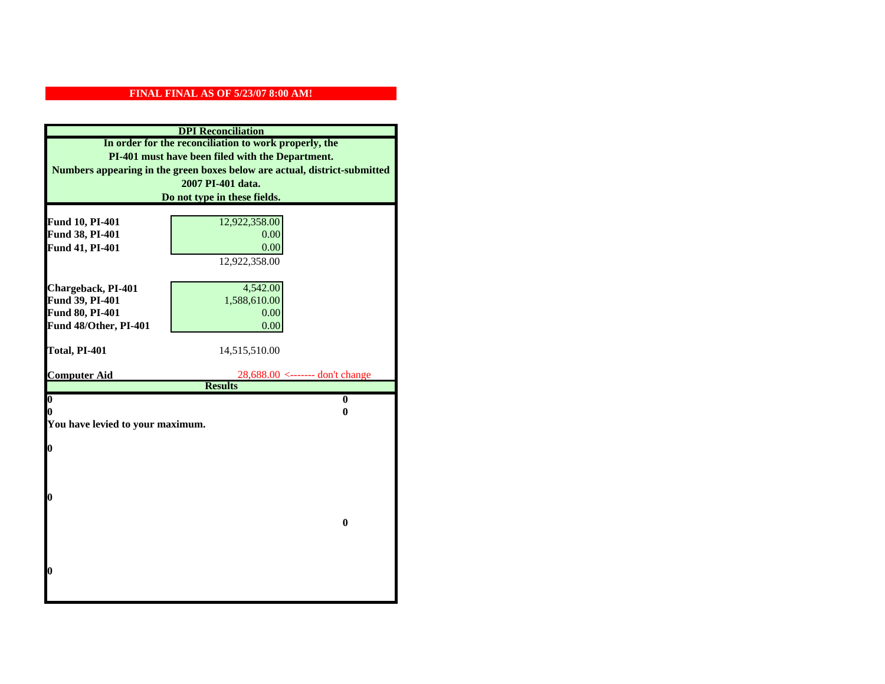**FINAL FINAL AS OF 5/23/07 8:00 AM!**

**DPI Reconciliation**

**In order for the reconciliation to work properly, the PI-401 must have been filed with the Department. Numbers appearing in the green boxes below are actual, district-submitted 2007 PI-401 data. Do not type in these fields.**

| | | |
|---|---|---|
| **Fund 10, PI-401** | 12,922,358.00 | |
| **Fund 38, PI-401** | 0.00 | |
| **Fund 41, PI-401** | 0.00 | |
| | 12,922,358.00 | |
| **Chargeback, PI-401** | 4,542.00 | |
| **Fund 39, PI-401** | 1,588,610.00 | |
| **Fund 80, PI-401** | 0.00 | |
| **Fund 48/Other, PI-401** | 0.00 | |
| **Total, PI-401** | 14,515,510.00 | |
| **Computer Aid** | 28,688.00 | <------- don't change |

**Results**

| | |
|---|---|
| **0** | **0** |
| **0** | **0** |

**You have levied to your maximum.**

**0**

**0**

**0**

**0**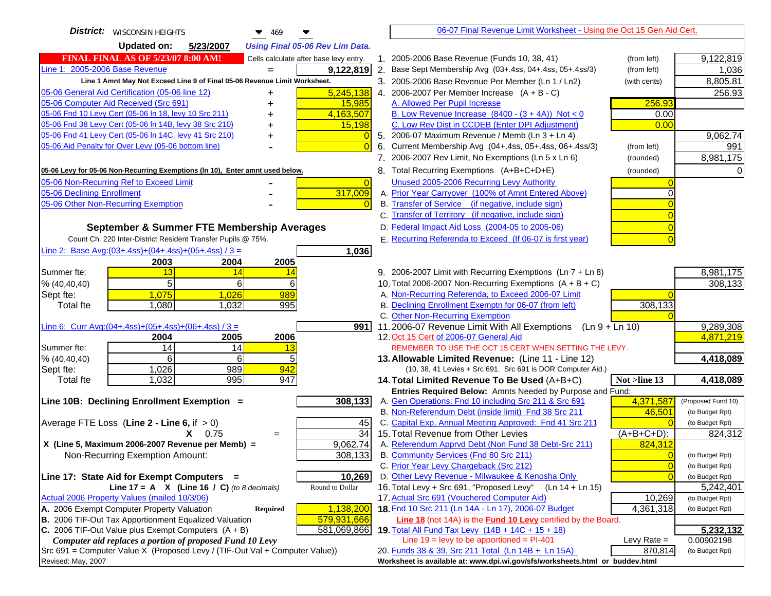**District:** WISCONSIN HEIGHTS 469

**Updated on:** 5/23/2007 *Using Final 05-06 Rev Lim Data.*

06-07 Final Revenue Limit Worksheet - Using the Oct 15 Gen Aid Cert.

**FINAL FINAL AS OF 5/23/07 8:00 AM!** Cells calculate after base levy entry.

| Item | | Amount |
|---|---|---|
| Line 1: 2005-2006 Base Revenue | = | 9,122,819 |

Line 1 Amnt May Not Exceed Line 9 of Final 05-06 Revenue Limit Worksheet.

| Item | | Amount |
|---|---|---|
| 05-06 General Aid Certification (05-06 line 12) | + | 5,245,138 |
| 05-06 Computer Aid Received (Src 691) | + | 15,985 |
| 05-06 Fnd 10 Levy Cert (05-06 ln 18, levy 10 Src 211) | + | 4,163,507 |
| 05-06 Fnd 38 Levy Cert (05-06 ln 14B, levy 38 Src 210) | + | 15,198 |
| 05-06 Fnd 41 Levy Cert (05-06 ln 14C, levy 41 Src 210) | + | 0 |
| 05-06 Aid Penalty for Over Levy (05-06 bottom line) | - | 0 |

**05-06 Levy for 05-06 Non-Recurring Exemptions (ln 10), Enter amnt used below.**

| Item | | Amount |
|---|---|---|
| 05-06 Non-Recurring Ref to Exceed Limit | - | 0 |
| 05-06 Declining Enrollment | - | 317,009 |
| 05-06 Other Non-Recurring Exemption | - | 0 |

### September & Summer FTE Membership Averages

Count Ch. 220 Inter-District Resident Transfer Pupils @ 75%.

Line 2: Base Avg:(03+.4ss)+(04+.4ss)+(05+.4ss) / 3 = **1,036**

| | 2003 | 2004 | 2005 |
|---|---|---|---|
| Summer fte: | 13 | 14 | 14 |
| % (40,40,40) | 5 | 6 | 6 |
| Sept fte: | 1,075 | 1,026 | 989 |
| Total fte | 1,080 | 1,032 | 995 |

Line 6: Curr Avg:(04+.4ss)+(05+.4ss)+(06+.4ss) / 3 = **991**

| | 2004 | 2005 | 2006 |
|---|---|---|---|
| Summer fte: | 14 | 14 | 13 |
| % (40,40,40) | 6 | 6 | 5 |
| Sept fte: | 1,026 | 989 | 942 |
| Total fte | 1,032 | 995 | 947 |

**Line 10B: Declining Enrollment Exemption =** **308,133**

| | | |
|---|---|---|
| Average FTE Loss (Line 2 - Line 6, if > 0) | | 45 |
| X 0.75 | = | 34 |
| X (Line 5, Maximum 2006-2007 Revenue per Memb) = | | 9,062.74 |
| Non-Recurring Exemption Amount: | | 308,133 |

**Line 17: State Aid for Exempt Computers =** **10,269**

Line 17 = A X (Line 16 / C) *(to 8 decimals)* Round to Dollar

Actual 2006 Property Values (mailed 10/3/06)

| | | |
|---|---|---|
| A. 2006 Exempt Computer Property Valuation | Required | 1,138,200 |
| B. 2006 TIF-Out Tax Apportionment Equalized Valuation | | 579,931,666 |
| C. 2006 TIF-Out Value plus Exempt Computers (A + B) | | 581,069,866 |

*Computer aid replaces a portion of proposed Fund 10 Levy*

Src 691 = Computer Value X (Proposed Levy / (TIF-Out Val + Computer Value))

Revised: May, 2007

| Line | Description | | Amount |
|---|---|---|---|
| 1. | 2005-2006 Base Revenue (Funds 10, 38, 41) | (from left) | 9,122,819 |
| 2. | Base Sept Membership Avg (03+.4ss, 04+.4ss, 05+.4ss/3) | (from left) | 1,036 |
| 3. | 2005-2006 Base Revenue Per Member (Ln 1 / Ln2) | (with cents) | 8,805.81 |
| 4. | 2006-2007 Per Member Increase (A + B - C) | | 256.93 |
| | A. Allowed Per Pupil Increase | 256.93 | |
| | B. Low Revenue Increase (8400 - (3 + 4A)) Not < 0 | 0.00 | |
| | C. Low Rev Dist in CCDEB (Enter DPI Adjustment) | 0.00 | |
| 5. | 2006-07 Maximum Revenue / Memb (Ln 3 + Ln 4) | | 9,062.74 |
| 6. | Current Membership Avg (04+.4ss, 05+.4ss, 06+.4ss/3) | (from left) | 991 |
| 7. | 2006-2007 Rev Limit, No Exemptions (Ln 5 x Ln 6) | (rounded) | 8,981,175 |
| 8. | Total Recurring Exemptions (A+B+C+D+E) | (rounded) | 0 |
| | Unused 2005-2006 Recurring Levy Authority | 0 | |
| | A. Prior Year Carryover (100% of Amnt Entered Above) | 0 | |
| | B. Transfer of Service (if negative, include sign) | 0 | |
| | C. Transfer of Territory (if negative, include sign) | 0 | |
| | D. Federal Impact Aid Loss (2004-05 to 2005-06) | 0 | |
| | E. Recurring Referenda to Exceed (If 06-07 is first year) | 0 | |
| 9. | 2006-2007 Limit with Recurring Exemptions (Ln 7 + Ln 8) | | 8,981,175 |
| 10. | Total 2006-2007 Non-Recurring Exemptions (A + B + C) | | 308,133 |
| | A. Non-Recurring Referenda, to Exceed 2006-07 Limit | 0 | |
| | B. Declining Enrollment Exemptn for 06-07 (from left) | 308,133 | |
| | C. Other Non-Recurring Exemption | 0 | |
| 11. | 2006-07 Revenue Limit With All Exemptions (Ln 9 + Ln 10) | | 9,289,308 |
| 12. | Oct 15 Cert of 2006-07 General Aid | | 4,871,219 |
| | REMEMBER TO USE THE OCT 15 CERT WHEN SETTING THE LEVY. | | |
| 13. | **Allowable Limited Revenue:** (Line 11 - Line 12) (10, 38, 41 Levies + Src 691. Src 691 is DOR Computer Aid.) | | **4,418,089** |
| 14. | **Total Limited Revenue To Be Used** (A+B+C) | Not >line 13 | **4,418,089** |
| | Entries Required Below: Amnts Needed by Purpose and Fund: | | |
| | A. Gen Operations: Fnd 10 including Src 211 & Src 691 | 4,371,587 | (Proposed Fund 10) |
| | B. Non-Referendum Debt (inside limit) Fnd 38 Src 211 | 46,501 | (to Budget Rpt) |
| | C. Capital Exp, Annual Meeting Approved: Fnd 41 Src 211 | 0 | (to Budget Rpt) |
| 15. | Total Revenue from Other Levies | (A+B+C+D): | 824,312 |
| | A. Referendum Apprvd Debt (Non Fund 38 Debt-Src 211) | 824,312 | |
| | B. Community Services (Fnd 80 Src 211) | 0 | (to Budget Rpt) |
| | C. Prior Year Levy Chargeback (Src 212) | 0 | (to Budget Rpt) |
| | D. Other Levy Revenue - Milwaukee & Kenosha Only | 0 | (to Budget Rpt) |
| 16. | Total Levy + Src 691, "Proposed Levy" (Ln 14 + Ln 15) | | 5,242,401 |
| 17. | Actual Src 691 (Vouchered Computer Aid) | 10,269 | (to Budget Rpt) |
| 18. | Fnd 10 Src 211 (Ln 14A - Ln 17), 2006-07 Budget | 4,361,318 | (to Budget Rpt) |
| | **Line 18** (not 14A) is the **Fund 10 Levy** certified by the Board. | | |
| 19. | **Total All Fund Tax Levy (14B + 14C + 15 + 18)** | | **5,232,132** |
| | Line 19 = levy to be apportioned = PI-401 | Levy Rate = | 0.00902198 |
| 20. | Funds 38 & 39, Src 211 Total (Ln 14B + Ln 15A) | 870,814 | (to Budget Rpt) |

Worksheet is available at: www.dpi.wi.gov/sfs/worksheets.html or buddev.html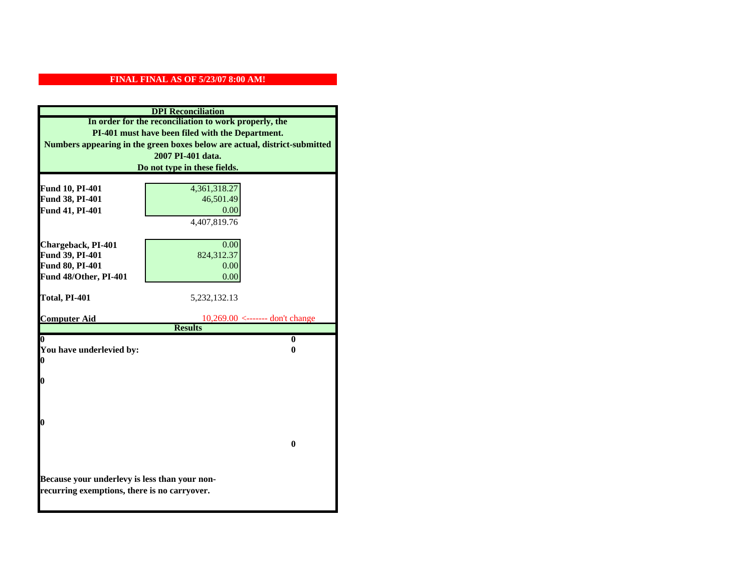**FINAL FINAL AS OF 5/23/07 8:00 AM!**

| DPI Reconciliation | | |
|---|---|---|
| In order for the reconciliation to work properly, the PI-401 must have been filed with the Department. Numbers appearing in the green boxes below are actual, district-submitted 2007 PI-401 data. Do not type in these fields. | | |
| **Fund 10, PI-401** | 4,361,318.27 | |
| **Fund 38, PI-401** | 46,501.49 | |
| **Fund 41, PI-401** | 0.00 | |
| | 4,407,819.76 | |
| **Chargeback, PI-401** | 0.00 | |
| **Fund 39, PI-401** | 824,312.37 | |
| **Fund 80, PI-401** | 0.00 | |
| **Fund 48/Other, PI-401** | 0.00 | |
| **Total, PI-401** | 5,232,132.13 | |
| **Computer Aid** | 10,269.00 | <------- don't change |
| **Results** | | |
| **0** | | **0** |
| **You have underlevied by:** | | **0** |
| **0** | | |
| **0** | | |
| **0** | | |
| | | **0** |
| **Because your underlevy is less than your non-recurring exemptions, there is no carryover.** | | |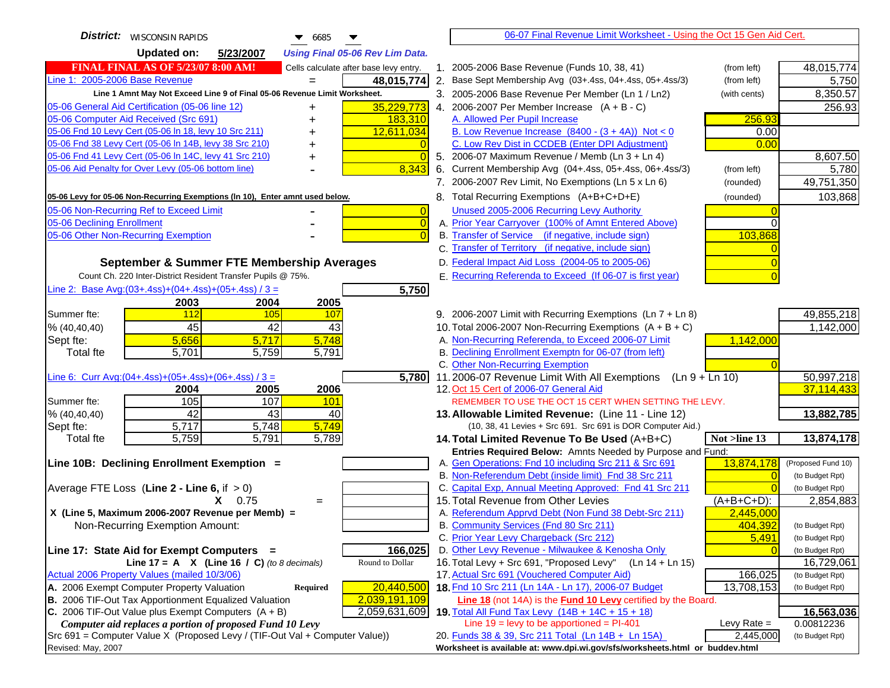**District:** WISCONSIN RAPIDS 6685

**Updated on:** 5/23/2007 *Using Final 05-06 Rev Lim Data.*

**FINAL FINAL AS OF 5/23/07 8:00 AM!** Cells calculate after base levy entry.

| | | |
|---|---|---|
| Line 1: 2005-2006 Base Revenue | = | 48,015,774 |

Line 1 Amnt May Not Exceed Line 9 of Final 05-06 Revenue Limit Worksheet.

| | | |
|---|---|---|
| 05-06 General Aid Certification (05-06 line 12) | + | 35,229,773 |
| 05-06 Computer Aid Received (Src 691) | + | 183,310 |
| 05-06 Fnd 10 Levy Cert (05-06 ln 18, levy 10 Src 211) | + | 12,611,034 |
| 05-06 Fnd 38 Levy Cert (05-06 ln 14B, levy 38 Src 210) | + | 0 |
| 05-06 Fnd 41 Levy Cert (05-06 ln 14C, levy 41 Src 210) | + | 0 |
| 05-06 Aid Penalty for Over Levy (05-06 bottom line) | - | 8,343 |

**05-06 Levy for 05-06 Non-Recurring Exemptions (ln 10), Enter amnt used below.**

| | | |
|---|---|---|
| 05-06 Non-Recurring Ref to Exceed Limit | - | 0 |
| 05-06 Declining Enrollment | - | 0 |
| 05-06 Other Non-Recurring Exemption | - | 0 |

## September & Summer FTE Membership Averages

Count Ch. 220 Inter-District Resident Transfer Pupils @ 75%.

Line 2: Base Avg:(03+.4ss)+(04+.4ss)+(05+.4ss) / 3 = **5,750**

| | 2003 | 2004 | 2005 |
|---|---|---|---|
| Summer fte: | 112 | 105 | 107 |
| % (40,40,40) | 45 | 42 | 43 |
| Sept fte: | 5,656 | 5,717 | 5,748 |
| Total fte | 5,701 | 5,759 | 5,791 |

Line 6: Curr Avg:(04+.4ss)+(05+.4ss)+(06+.4ss) / 3 = **5,780**

| | 2004 | 2005 | 2006 |
|---|---|---|---|
| Summer fte: | 105 | 107 | 101 |
| % (40,40,40) | 42 | 43 | 40 |
| Sept fte: | 5,717 | 5,748 | 5,749 |
| Total fte | 5,759 | 5,791 | 5,789 |

**Line 10B: Declining Enrollment Exemption =**

Average FTE Loss (**Line 2 - Line 6**, if > 0)

X 0.75 =

**X (Line 5, Maximum 2006-2007 Revenue per Memb) =**

Non-Recurring Exemption Amount:

**Line 17: State Aid for Exempt Computers =** **166,025**

Line 17 = A X (Line 16 / C) *(to 8 decimals)* Round to Dollar

Actual 2006 Property Values (mailed 10/3/06)

| | | |
|---|---|---|
| A. 2006 Exempt Computer Property Valuation | Required | 20,440,500 |
| B. 2006 TIF-Out Tax Apportionment Equalized Valuation | | 2,039,191,109 |
| C. 2006 TIF-Out Value plus Exempt Computers (A + B) | | 2,059,631,609 |

*Computer aid replaces a portion of proposed Fund 10 Levy*

Src 691 = Computer Value X (Proposed Levy / (TIF-Out Val + Computer Value))

Revised: May, 2007

## 06-07 Final Revenue Limit Worksheet - Using the Oct 15 Gen Aid Cert.

| | | | |
|---|---|---|---|
| 1. 2005-2006 Base Revenue (Funds 10, 38, 41) | (from left) | | 48,015,774 |
| 2. Base Sept Membership Avg (03+.4ss, 04+.4ss, 05+.4ss/3) | (from left) | | 5,750 |
| 3. 2005-2006 Base Revenue Per Member (Ln 1 / Ln2) | (with cents) | | 8,350.57 |
| 4. 2006-2007 Per Member Increase (A + B - C) | | | 256.93 |
| A. Allowed Per Pupil Increase | | 256.93 | |
| B. Low Revenue Increase (8400 - (3 + 4A)) Not < 0 | | 0.00 | |
| C. Low Rev Dist in CCDEB (Enter DPI Adjustment) | | 0.00 | |
| 5. 2006-07 Maximum Revenue / Memb (Ln 3 + Ln 4) | | | 8,607.50 |
| 6. Current Membership Avg (04+.4ss, 05+.4ss, 06+.4ss/3) | (from left) | | 5,780 |
| 7. 2006-2007 Rev Limit, No Exemptions (Ln 5 x Ln 6) | (rounded) | | 49,751,350 |
| 8. Total Recurring Exemptions (A+B+C+D+E) | (rounded) | | 103,868 |
| Unused 2005-2006 Recurring Levy Authority | | 0 | |
| A. Prior Year Carryover (100% of Amnt Entered Above) | | 0 | |
| B. Transfer of Service (if negative, include sign) | | 103,868 | |
| C. Transfer of Territory (if negative, include sign) | | 0 | |
| D. Federal Impact Aid Loss (2004-05 to 2005-06) | | 0 | |
| E. Recurring Referenda to Exceed (If 06-07 is first year) | | 0 | |
| 9. 2006-2007 Limit with Recurring Exemptions (Ln 7 + Ln 8) | | | 49,855,218 |
| 10. Total 2006-2007 Non-Recurring Exemptions (A + B + C) | | | 1,142,000 |
| A. Non-Recurring Referenda, to Exceed 2006-07 Limit | | 1,142,000 | |
| B. Declining Enrollment Exemptn for 06-07 (from left) | | | |
| C. Other Non-Recurring Exemption | | 0 | |
| 11. 2006-07 Revenue Limit With All Exemptions (Ln 9 + Ln 10) | | | 50,997,218 |
| 12. Oct 15 Cert of 2006-07 General Aid | | | 37,114,433 |
| REMEMBER TO USE THE OCT 15 CERT WHEN SETTING THE LEVY. | | | |
| **13. Allowable Limited Revenue: (Line 11 - Line 12)** | | | **13,882,785** |
| (10, 38, 41 Levies + Src 691. Src 691 is DOR Computer Aid.) | | | |
| **14. Total Limited Revenue To Be Used (A+B+C)** | | **Not >line 13** | **13,874,178** |
| **Entries Required Below: Amnts Needed by Purpose and Fund:** | | | |
| A. Gen Operations: Fnd 10 including Src 211 & Src 691 | | 13,874,178 | (Proposed Fund 10) |
| B. Non-Referendum Debt (inside limit) Fnd 38 Src 211 | | 0 | (to Budget Rpt) |
| C. Capital Exp, Annual Meeting Approved: Fnd 41 Src 211 | | 0 | (to Budget Rpt) |
| 15. Total Revenue from Other Levies | | (A+B+C+D): | 2,854,883 |
| A. Referendum Apprvd Debt (Non Fund 38 Debt-Src 211) | | 2,445,000 | |
| B. Community Services (Fnd 80 Src 211) | | 404,392 | (to Budget Rpt) |
| C. Prior Year Levy Chargeback (Src 212) | | 5,491 | (to Budget Rpt) |
| D. Other Levy Revenue - Milwaukee & Kenosha Only | | 0 | (to Budget Rpt) |
| 16. Total Levy + Src 691, "Proposed Levy" (Ln 14 + Ln 15) | | | 16,729,061 |
| 17. Actual Src 691 (Vouchered Computer Aid) | | 166,025 | (to Budget Rpt) |
| **18.** Fnd 10 Src 211 (Ln 14A - Ln 17), 2006-07 Budget | | 13,708,153 | (to Budget Rpt) |
| **Line 18** (not 14A) is the **Fund 10 Levy** certified by the Board. | | | |
| **19.** Total All Fund Tax Levy (14B + 14C + 15 + 18) | | | **16,563,036** |
| Line 19 = levy to be apportioned = PI-401 | | Levy Rate = | 0.00812236 |
| 20. Funds 38 & 39, Src 211 Total (Ln 14B + Ln 15A) | | 2,445,000 | (to Budget Rpt) |

**Worksheet is available at: www.dpi.wi.gov/sfs/worksheets.html or buddev.html**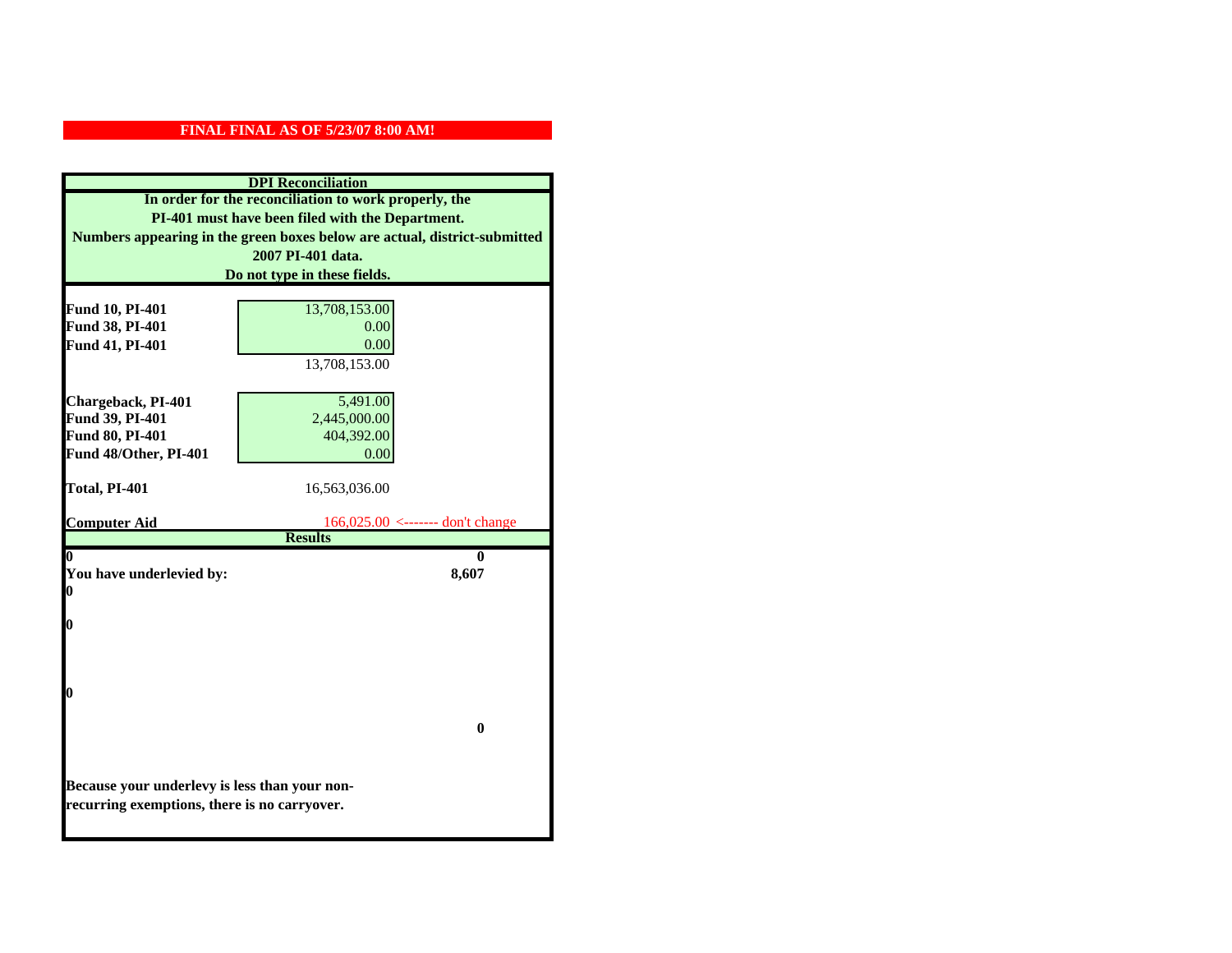**FINAL FINAL AS OF 5/23/07 8:00 AM!**

**DPI Reconciliation**

**In order for the reconciliation to work properly, the PI-401 must have been filed with the Department. Numbers appearing in the green boxes below are actual, district-submitted 2007 PI-401 data. Do not type in these fields.**

| | | |
|---|---|---|
| **Fund 10, PI-401** | 13,708,153.00 | |
| **Fund 38, PI-401** | 0.00 | |
| **Fund 41, PI-401** | 0.00 | |
| | 13,708,153.00 | |
| **Chargeback, PI-401** | 5,491.00 | |
| **Fund 39, PI-401** | 2,445,000.00 | |
| **Fund 80, PI-401** | 404,392.00 | |
| **Fund 48/Other, PI-401** | 0.00 | |
| **Total, PI-401** | 16,563,036.00 | |
| **Computer Aid** | 166,025.00 | <------- don't change |

**Results**

| | |
|---|---|
| **0** | **0** |
| **You have underlevied by:** | **8,607** |
| **0** | |
| **0** | |
| **0** | |
| | **0** |

**Because your underlevy is less than your non-recurring exemptions, there is no carryover.**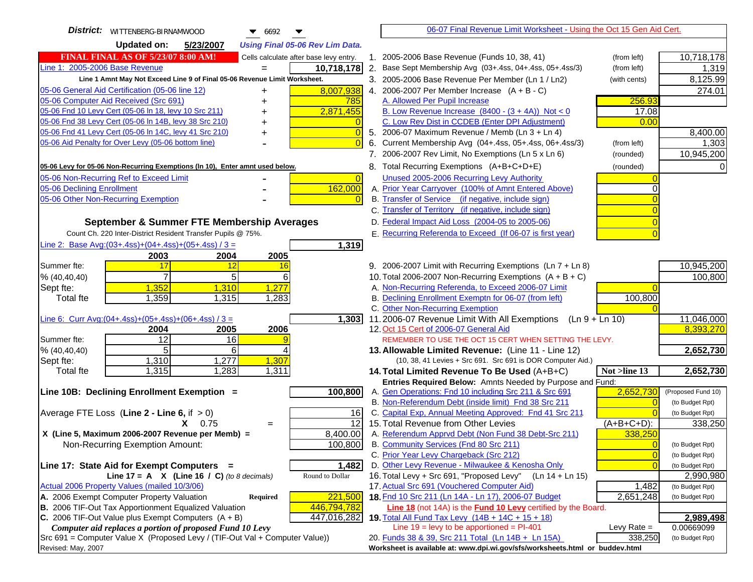**District:** WITTENBERG-BIRNAMWOOD 6692

**Updated on:** 5/23/2007 *Using Final 05-06 Rev Lim Data.*

06-07 Final Revenue Limit Worksheet - Using the Oct 15 Gen Aid Cert.

**FINAL FINAL AS OF 5/23/07 8:00 AM!** Cells calculate after base levy entry.

| | | |
|---|---|---|
| Line 1: 2005-2006 Base Revenue | = | 10,718,178 |
| Line 1 Amnt May Not Exceed Line 9 of Final 05-06 Revenue Limit Worksheet. | | |
| 05-06 General Aid Certification (05-06 line 12) | + | 8,007,938 |
| 05-06 Computer Aid Received (Src 691) | + | 785 |
| 05-06 Fnd 10 Levy Cert (05-06 ln 18, levy 10 Src 211) | + | 2,871,455 |
| 05-06 Fnd 38 Levy Cert (05-06 ln 14B, levy 38 Src 210) | + | 0 |
| 05-06 Fnd 41 Levy Cert (05-06 ln 14C, levy 41 Src 210) | + | 0 |
| 05-06 Aid Penalty for Over Levy (05-06 bottom line) | - | 0 |
| **05-06 Levy for 05-06 Non-Recurring Exemptions (ln 10), Enter amnt used below.** | | |
| 05-06 Non-Recurring Ref to Exceed Limit | - | 0 |
| 05-06 Declining Enrollment | - | 162,000 |
| 05-06 Other Non-Recurring Exemption | - | 0 |

**September & Summer FTE Membership Averages**

Count Ch. 220 Inter-District Resident Transfer Pupils @ 75%.

Line 2: Base Avg:(03+.4ss)+(04+.4ss)+(05+.4ss) / 3 = **1,319**

| | 2003 | 2004 | 2005 |
|---|---|---|---|
| Summer fte: | 17 | 12 | 16 |
| % (40,40,40) | 7 | 5 | 6 |
| Sept fte: | 1,352 | 1,310 | 1,277 |
| Total fte | 1,359 | 1,315 | 1,283 |

Line 6: Curr Avg:(04+.4ss)+(05+.4ss)+(06+.4ss) / 3 = **1,303**

| | 2004 | 2005 | 2006 |
|---|---|---|---|
| Summer fte: | 12 | 16 | 9 |
| % (40,40,40) | 5 | 6 | 4 |
| Sept fte: | 1,310 | 1,277 | 1,307 |
| Total fte | 1,315 | 1,283 | 1,311 |

**Line 10B: Declining Enrollment Exemption =** **100,800**

| | | |
|---|---|---|
| Average FTE Loss (**Line 2 - Line 6**, if > 0) | | 16 |
| X 0.75 | = | 12 |
| **X (Line 5, Maximum 2006-2007 Revenue per Memb) =** | | 8,400.00 |
| Non-Recurring Exemption Amount: | | 100,800 |

**Line 17: State Aid for Exempt Computers =** **1,482**

Line 17 = A X (Line 16 / C) *(to 8 decimals)* — Round to Dollar

| Actual 2006 Property Values (mailed 10/3/06) | | |
|---|---|---|
| A. 2006 Exempt Computer Property Valuation | Required | 221,500 |
| B. 2006 TIF-Out Tax Apportionment Equalized Valuation | | 446,794,782 |
| C. 2006 TIF-Out Value plus Exempt Computers (A + B) | | 447,016,282 |

*Computer aid replaces a portion of proposed Fund 10 Levy*

Src 691 = Computer Value X (Proposed Levy / (TIF-Out Val + Computer Value))

Revised: May, 2007

| | | | |
|---|---|---|---|
| 1. 2005-2006 Base Revenue (Funds 10, 38, 41) | (from left) | | 10,718,178 |
| 2. Base Sept Membership Avg (03+.4ss, 04+.4ss, 05+.4ss/3) | (from left) | | 1,319 |
| 3. 2005-2006 Base Revenue Per Member (Ln 1 / Ln2) | (with cents) | | 8,125.99 |
| 4. 2006-2007 Per Member Increase (A + B - C) | | | 274.01 |
| A. Allowed Per Pupil Increase | | 256.93 | |
| B. Low Revenue Increase (8400 - (3 + 4A)) Not < 0 | | 17.08 | |
| C. Low Rev Dist in CCDEB (Enter DPI Adjustment) | | 0.00 | |
| 5. 2006-07 Maximum Revenue / Memb (Ln 3 + Ln 4) | | | 8,400.00 |
| 6. Current Membership Avg (04+.4ss, 05+.4ss, 06+.4ss/3) | (from left) | | 1,303 |
| 7. 2006-2007 Rev Limit, No Exemptions (Ln 5 x Ln 6) | (rounded) | | 10,945,200 |
| 8. Total Recurring Exemptions (A+B+C+D+E) | (rounded) | | 0 |
| Unused 2005-2006 Recurring Levy Authority | | 0 | |
| A. Prior Year Carryover (100% of Amnt Entered Above) | | 0 | |
| B. Transfer of Service (if negative, include sign) | | 0 | |
| C. Transfer of Territory (if negative, include sign) | | 0 | |
| D. Federal Impact Aid Loss (2004-05 to 2005-06) | | 0 | |
| E. Recurring Referenda to Exceed (If 06-07 is first year) | | 0 | |
| 9. 2006-2007 Limit with Recurring Exemptions (Ln 7 + Ln 8) | | | 10,945,200 |
| 10. Total 2006-2007 Non-Recurring Exemptions (A + B + C) | | | 100,800 |
| A. Non-Recurring Referenda, to Exceed 2006-07 Limit | | 0 | |
| B. Declining Enrollment Exemptn for 06-07 (from left) | | 100,800 | |
| C. Other Non-Recurring Exemption | | 0 | |
| 11. 2006-07 Revenue Limit With All Exemptions (Ln 9 + Ln 10) | | | 11,046,000 |
| 12. Oct 15 Cert of 2006-07 General Aid | | | 8,393,270 |
| REMEMBER TO USE THE OCT 15 CERT WHEN SETTING THE LEVY. | | | |
| **13. Allowable Limited Revenue:** (Line 11 - Line 12) | | | **2,652,730** |
| (10, 38, 41 Levies + Src 691. Src 691 is DOR Computer Aid.) | | | |
| **14. Total Limited Revenue To Be Used** (A+B+C) | | Not >line 13 | **2,652,730** |
| Entries Required Below: Amnts Needed by Purpose and Fund: | | | |
| A. Gen Operations: Fnd 10 including Src 211 & Src 691 | | 2,652,730 | (Proposed Fund 10) |
| B. Non-Referendum Debt (inside limit) Fnd 38 Src 211 | | 0 | (to Budget Rpt) |
| C. Capital Exp, Annual Meeting Approved: Fnd 41 Src 211 | | 0 | (to Budget Rpt) |
| 15. Total Revenue from Other Levies | | (A+B+C+D): | 338,250 |
| A. Referendum Apprvd Debt (Non Fund 38 Debt-Src 211) | | 338,250 | |
| B. Community Services (Fnd 80 Src 211) | | 0 | (to Budget Rpt) |
| C. Prior Year Levy Chargeback (Src 212) | | 0 | (to Budget Rpt) |
| D. Other Levy Revenue - Milwaukee & Kenosha Only | | 0 | (to Budget Rpt) |
| 16. Total Levy + Src 691, "Proposed Levy" (Ln 14 + Ln 15) | | | 2,990,980 |
| 17. Actual Src 691 (Vouchered Computer Aid) | | 1,482 | (to Budget Rpt) |
| **18.** Fnd 10 Src 211 (Ln 14A - Ln 17), 2006-07 Budget | | 2,651,248 | (to Budget Rpt) |
| **Line 18** (not 14A) is the **Fund 10 Levy** certified by the Board. | | | |
| **19.** Total All Fund Tax Levy (14B + 14C + 15 + 18) | | | **2,989,498** |
| Line 19 = levy to be apportioned = PI-401 | | Levy Rate = | 0.00669099 |
| 20. Funds 38 & 39, Src 211 Total (Ln 14B + Ln 15A) | | 338,250 | (to Budget Rpt) |

Worksheet is available at: www.dpi.wi.gov/sfs/worksheets.html or buddev.html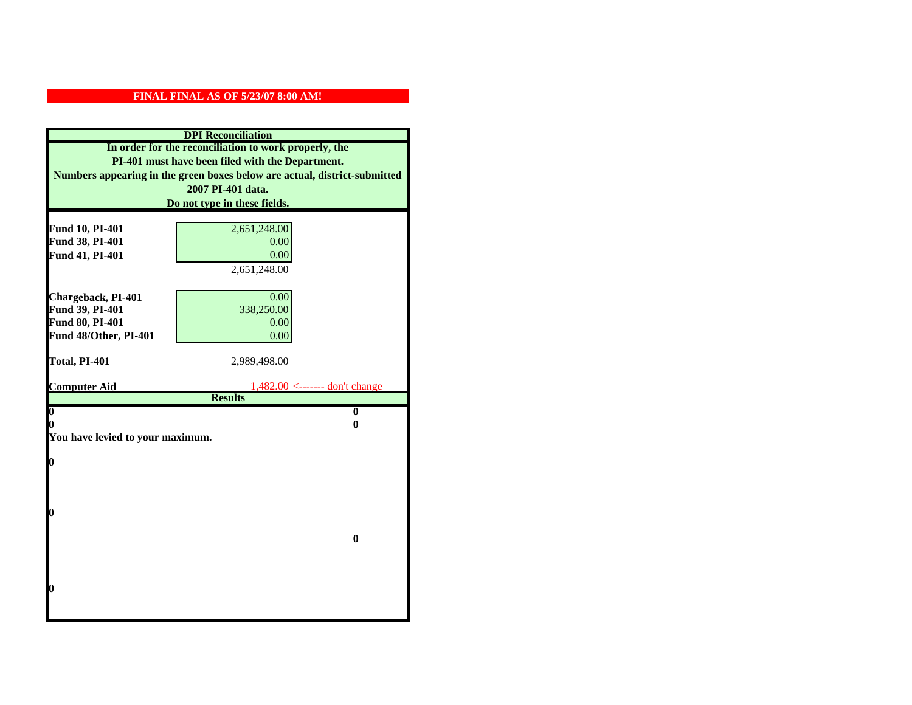**FINAL FINAL AS OF 5/23/07 8:00 AM!**

## DPI Reconciliation

**In order for the reconciliation to work properly, the PI-401 must have been filed with the Department. Numbers appearing in the green boxes below are actual, district-submitted 2007 PI-401 data. Do not type in these fields.**

| | | |
|---|---|---|
| **Fund 10, PI-401** | 2,651,248.00 | |
| **Fund 38, PI-401** | 0.00 | |
| **Fund 41, PI-401** | 0.00 | |
| | 2,651,248.00 | |
| **Chargeback, PI-401** | 0.00 | |
| **Fund 39, PI-401** | 338,250.00 | |
| **Fund 80, PI-401** | 0.00 | |
| **Fund 48/Other, PI-401** | 0.00 | |
| **Total, PI-401** | 2,989,498.00 | |
| **Computer Aid** | 1,482.00 | <------- don't change |

## Results

| | |
|---|---|
| **0** | **0** |
| **0** | **0** |

**You have levied to your maximum.**

**0**

**0**

**0**

**0**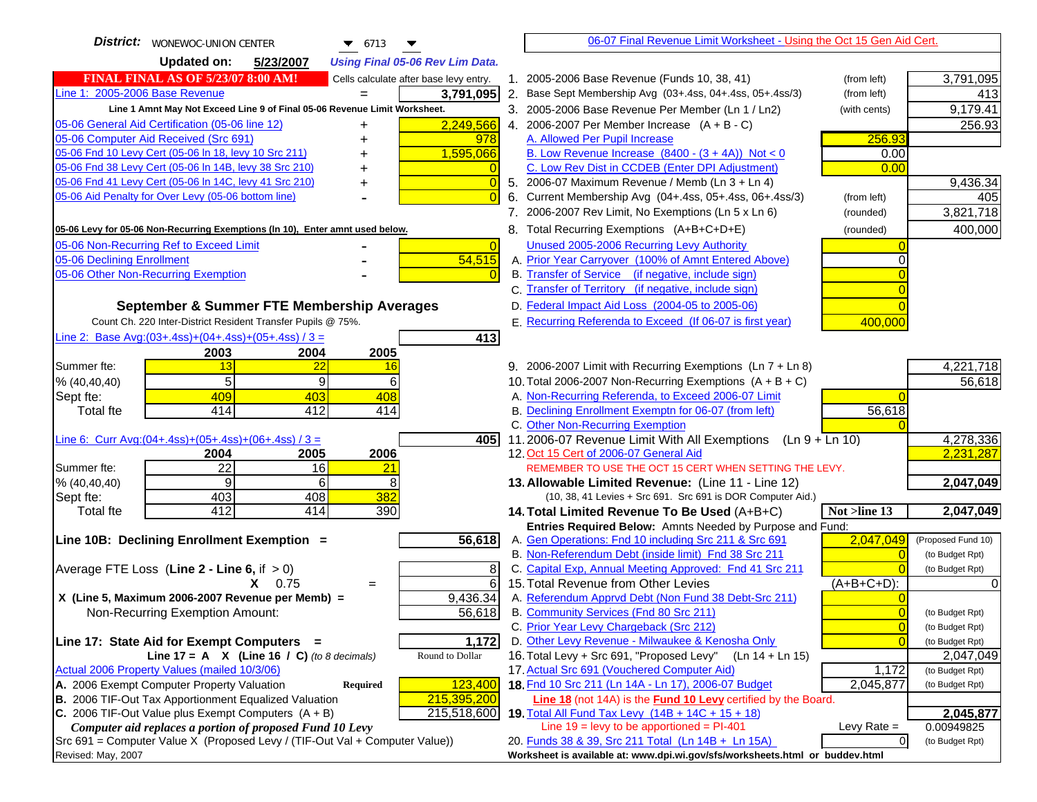**District:** WONEWOC-UNION CENTER 6713

**Updated on:** 5/23/2007 *Using Final 05-06 Rev Lim Data.*

06-07 Final Revenue Limit Worksheet - Using the Oct 15 Gen Aid Cert.

**FINAL FINAL AS OF 5/23/07 8:00 AM!** Cells calculate after base levy entry.

| | | |
|---|---|---|
| Line 1: 2005-2006 Base Revenue | = | 3,791,095 |
| Line 1 Amnt May Not Exceed Line 9 of Final 05-06 Revenue Limit Worksheet. | | |
| 05-06 General Aid Certification (05-06 line 12) | + | 2,249,566 |
| 05-06 Computer Aid Received (Src 691) | + | 978 |
| 05-06 Fnd 10 Levy Cert (05-06 ln 18, levy 10 Src 211) | + | 1,595,066 |
| 05-06 Fnd 38 Levy Cert (05-06 ln 14B, levy 38 Src 210) | + | 0 |
| 05-06 Fnd 41 Levy Cert (05-06 ln 14C, levy 41 Src 210) | + | 0 |
| 05-06 Aid Penalty for Over Levy (05-06 bottom line) | - | 0 |
| **05-06 Levy for 05-06 Non-Recurring Exemptions (ln 10), Enter amnt used below.** | | |
| 05-06 Non-Recurring Ref to Exceed Limit | - | 0 |
| 05-06 Declining Enrollment | - | 54,515 |
| 05-06 Other Non-Recurring Exemption | - | 0 |

**September & Summer FTE Membership Averages**

Count Ch. 220 Inter-District Resident Transfer Pupils @ 75%.

Line 2: Base Avg:(03+.4ss)+(04+.4ss)+(05+.4ss) / 3 = **413**

| | 2003 | 2004 | 2005 |
|---|---|---|---|
| Summer fte: | 13 | 22 | 16 |
| % (40,40,40) | 5 | 9 | 6 |
| Sept fte: | 409 | 403 | 408 |
| Total fte | 414 | 412 | 414 |

Line 6: Curr Avg:(04+.4ss)+(05+.4ss)+(06+.4ss) / 3 = **405**

| | 2004 | 2005 | 2006 |
|---|---|---|---|
| Summer fte: | 22 | 16 | 21 |
| % (40,40,40) | 9 | 6 | 8 |
| Sept fte: | 403 | 408 | 382 |
| Total fte | 412 | 414 | 390 |

**Line 10B: Declining Enrollment Exemption =** **56,618**

| | | |
|---|---|---|
| Average FTE Loss (Line 2 - Line 6, if > 0) | | 8 |
| X 0.75 | = | 6 |
| X (Line 5, Maximum 2006-2007 Revenue per Memb) = | | 9,436.34 |
| Non-Recurring Exemption Amount: | | 56,618 |

**Line 17: State Aid for Exempt Computers =** **1,172**

Line 17 = A X (Line 16 / C) *(to 8 decimals)* — Round to Dollar

Actual 2006 Property Values (mailed 10/3/06)

| | | |
|---|---|---|
| A. 2006 Exempt Computer Property Valuation | Required | 123,400 |
| B. 2006 TIF-Out Tax Apportionment Equalized Valuation | | 215,395,200 |
| C. 2006 TIF-Out Value plus Exempt Computers (A + B) | | 215,518,600 |

*Computer aid replaces a portion of proposed Fund 10 Levy*

Src 691 = Computer Value X (Proposed Levy / (TIF-Out Val + Computer Value))

Revised: May, 2007

| Line | Description | | |
|---|---|---|---|
| 1. | 2005-2006 Base Revenue (Funds 10, 38, 41) | (from left) | 3,791,095 |
| 2. | Base Sept Membership Avg (03+.4ss, 04+.4ss, 05+.4ss/3) | (from left) | 413 |
| 3. | 2005-2006 Base Revenue Per Member (Ln 1 / Ln2) | (with cents) | 9,179.41 |
| 4. | 2006-2007 Per Member Increase (A + B - C) | | 256.93 |
| | A. Allowed Per Pupil Increase | 256.93 | |
| | B. Low Revenue Increase (8400 - (3 + 4A)) Not < 0 | 0.00 | |
| | C. Low Rev Dist in CCDEB (Enter DPI Adjustment) | 0.00 | |
| 5. | 2006-07 Maximum Revenue / Memb (Ln 3 + Ln 4) | | 9,436.34 |
| 6. | Current Membership Avg (04+.4ss, 05+.4ss, 06+.4ss/3) | (from left) | 405 |
| 7. | 2006-2007 Rev Limit, No Exemptions (Ln 5 x Ln 6) | (rounded) | 3,821,718 |
| 8. | Total Recurring Exemptions (A+B+C+D+E) | (rounded) | 400,000 |
| | Unused 2005-2006 Recurring Levy Authority | 0 | |
| | A. Prior Year Carryover (100% of Amnt Entered Above) | 0 | |
| | B. Transfer of Service (if negative, include sign) | 0 | |
| | C. Transfer of Territory (if negative, include sign) | 0 | |
| | D. Federal Impact Aid Loss (2004-05 to 2005-06) | 0 | |
| | E. Recurring Referenda to Exceed (If 06-07 is first year) | 400,000 | |
| 9. | 2006-2007 Limit with Recurring Exemptions (Ln 7 + Ln 8) | | 4,221,718 |
| 10. | Total 2006-2007 Non-Recurring Exemptions (A + B + C) | | 56,618 |
| | A. Non-Recurring Referenda, to Exceed 2006-07 Limit | 0 | |
| | B. Declining Enrollment Exemptn for 06-07 (from left) | 56,618 | |
| | C. Other Non-Recurring Exemption | 0 | |
| 11. | 2006-07 Revenue Limit With All Exemptions (Ln 9 + Ln 10) | | 4,278,336 |
| 12. | Oct 15 Cert of 2006-07 General Aid | | 2,231,287 |
| | REMEMBER TO USE THE OCT 15 CERT WHEN SETTING THE LEVY. | | |
| 13. | **Allowable Limited Revenue:** (Line 11 - Line 12) | | **2,047,049** |
| | (10, 38, 41 Levies + Src 691. Src 691 is DOR Computer Aid.) | | |
| 14. | **Total Limited Revenue To Be Used** (A+B+C) | Not >line 13 | **2,047,049** |
| | Entries Required Below: Amnts Needed by Purpose and Fund: | | |
| | A. Gen Operations: Fnd 10 including Src 211 & Src 691 | 2,047,049 | (Proposed Fund 10) |
| | B. Non-Referendum Debt (inside limit) Fnd 38 Src 211 | 0 | (to Budget Rpt) |
| | C. Capital Exp, Annual Meeting Approved: Fnd 41 Src 211 | 0 | (to Budget Rpt) |
| 15. | Total Revenue from Other Levies | (A+B+C+D): | 0 |
| | A. Referendum Apprvd Debt (Non Fund 38 Debt-Src 211) | 0 | |
| | B. Community Services (Fnd 80 Src 211) | 0 | (to Budget Rpt) |
| | C. Prior Year Levy Chargeback (Src 212) | 0 | (to Budget Rpt) |
| | D. Other Levy Revenue - Milwaukee & Kenosha Only | 0 | (to Budget Rpt) |
| 16. | Total Levy + Src 691, "Proposed Levy" (Ln 14 + Ln 15) | | 2,047,049 |
| 17. | Actual Src 691 (Vouchered Computer Aid) | 1,172 | (to Budget Rpt) |
| 18. | Fnd 10 Src 211 (Ln 14A - Ln 17), 2006-07 Budget | 2,045,877 | (to Budget Rpt) |
| | Line 18 (not 14A) is the Fund 10 Levy certified by the Board. | | |
| 19. | **Total All Fund Tax Levy (14B + 14C + 15 + 18)** | | **2,045,877** |
| | Line 19 = levy to be apportioned = PI-401 | Levy Rate = | 0.00949825 |
| 20. | Funds 38 & 39, Src 211 Total (Ln 14B + Ln 15A) | 0 | (to Budget Rpt) |

Worksheet is available at: www.dpi.wi.gov/sfs/worksheets.html or buddev.html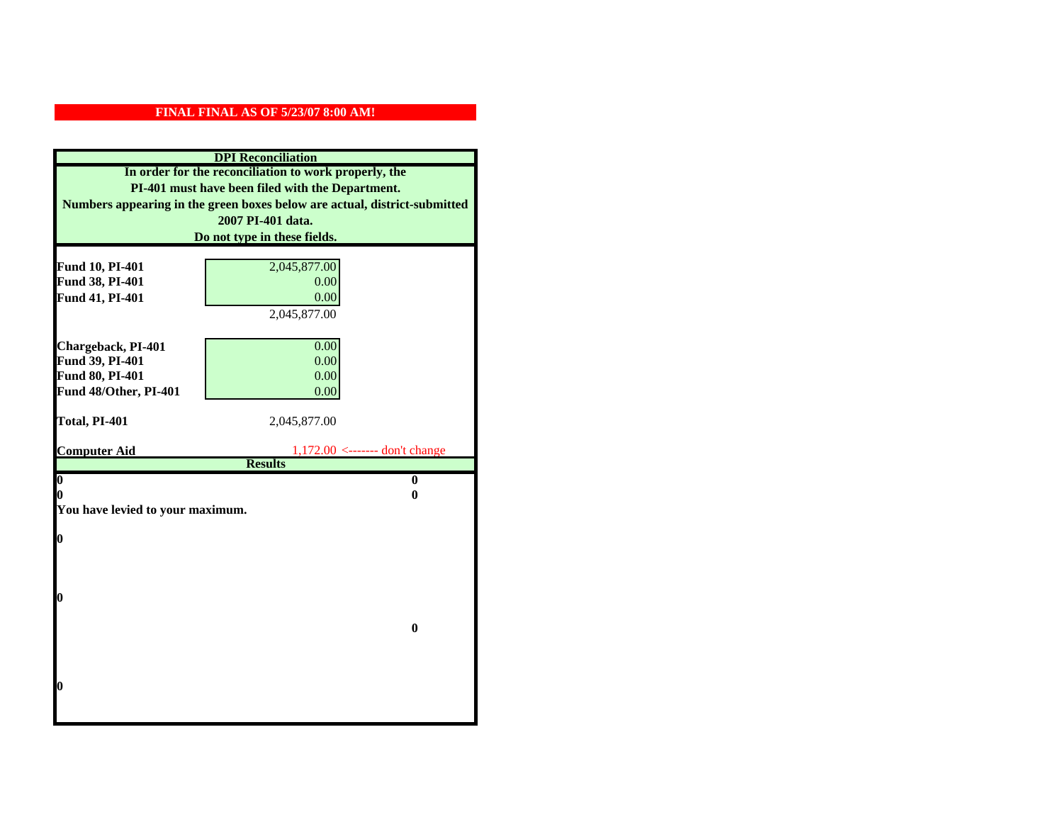**FINAL FINAL AS OF 5/23/07 8:00 AM!**

## DPI Reconciliation

**In order for the reconciliation to work properly, the PI-401 must have been filed with the Department. Numbers appearing in the green boxes below are actual, district-submitted 2007 PI-401 data. Do not type in these fields.**

| | | |
|---|---|---|
| **Fund 10, PI-401** | 2,045,877.00 | |
| **Fund 38, PI-401** | 0.00 | |
| **Fund 41, PI-401** | 0.00 | |
| | 2,045,877.00 | |
| **Chargeback, PI-401** | 0.00 | |
| **Fund 39, PI-401** | 0.00 | |
| **Fund 80, PI-401** | 0.00 | |
| **Fund 48/Other, PI-401** | 0.00 | |
| **Total, PI-401** | 2,045,877.00 | |
| **Computer Aid** | 1,172.00 | <------- don't change |

**Results**

| | |
|---|---|
| **0** | **0** |
| **0** | **0** |

**You have levied to your maximum.**

**0**

**0**

**0**

**0**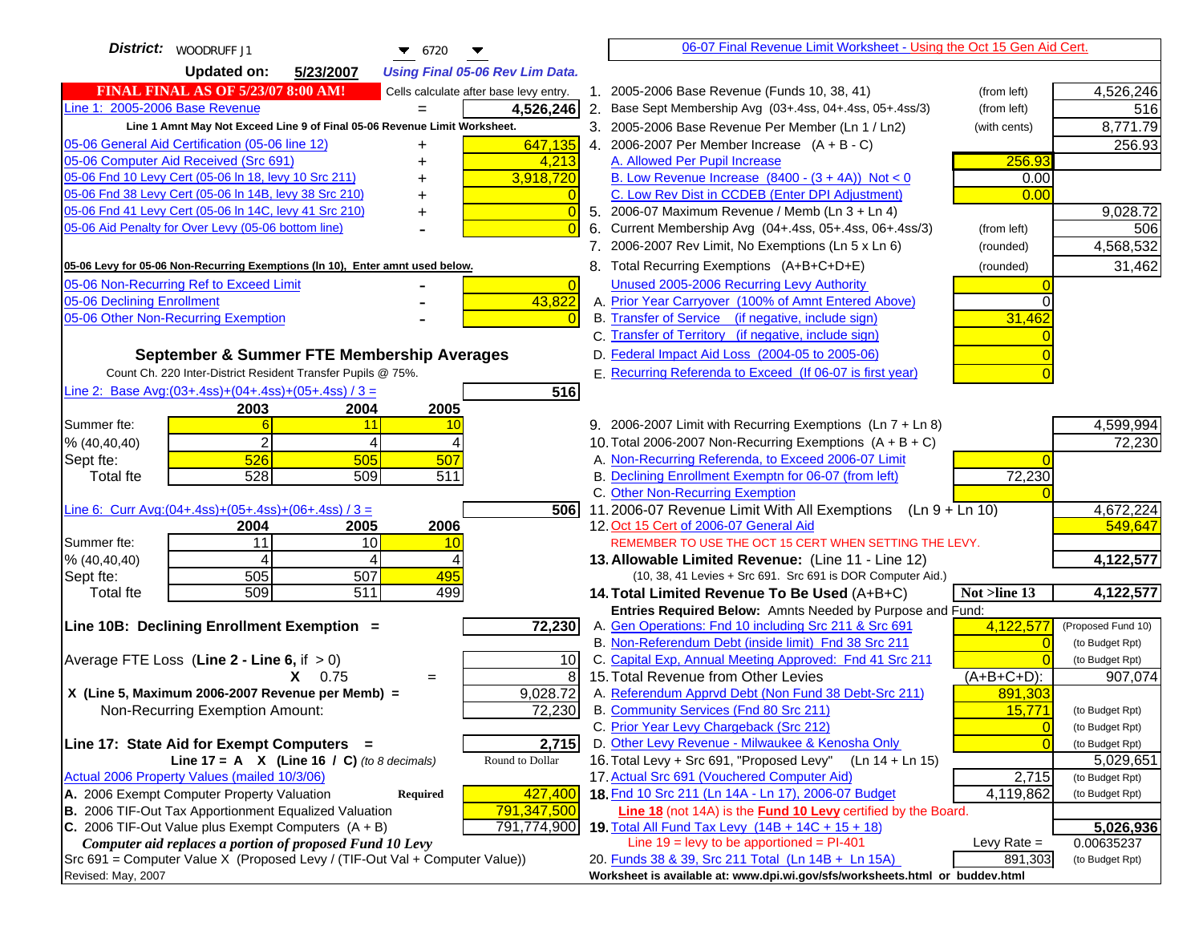**District:** WOODRUFF J1 ▼ 6720 ▼

**Updated on:** 5/23/2007 *Using Final 05-06 Rev Lim Data.*

**FINAL FINAL AS OF 5/23/07 8:00 AM!** Cells calculate after base levy entry.

| | | |
|---|---|---|
| Line 1: 2005-2006 Base Revenue | = | 4,526,246 |

Line 1 Amnt May Not Exceed Line 9 of Final 05-06 Revenue Limit Worksheet.

| | | |
|---|---|---|
| 05-06 General Aid Certification (05-06 line 12) | + | 647,135 |
| 05-06 Computer Aid Received (Src 691) | + | 4,213 |
| 05-06 Fnd 10 Levy Cert (05-06 ln 18, levy 10 Src 211) | + | 3,918,720 |
| 05-06 Fnd 38 Levy Cert (05-06 ln 14B, levy 38 Src 210) | + | 0 |
| 05-06 Fnd 41 Levy Cert (05-06 ln 14C, levy 41 Src 210) | + | 0 |
| 05-06 Aid Penalty for Over Levy (05-06 bottom line) | - | 0 |

**05-06 Levy for 05-06 Non-Recurring Exemptions (ln 10), Enter amnt used below.**

| | | |
|---|---|---|
| 05-06 Non-Recurring Ref to Exceed Limit | - | 0 |
| 05-06 Declining Enrollment | - | 43,822 |
| 05-06 Other Non-Recurring Exemption | - | 0 |

### September & Summer FTE Membership Averages

Count Ch. 220 Inter-District Resident Transfer Pupils @ 75%.

Line 2: Base Avg:(03+.4ss)+(04+.4ss)+(05+.4ss) / 3 = **516**

| | 2003 | 2004 | 2005 |
|---|---|---|---|
| Summer fte: | 6 | 11 | 10 |
| % (40,40,40) | 2 | 4 | 4 |
| Sept fte: | 526 | 505 | 507 |
| Total fte | 528 | 509 | 511 |

Line 6: Curr Avg:(04+.4ss)+(05+.4ss)+(06+.4ss) / 3 = **506**

| | 2004 | 2005 | 2006 |
|---|---|---|---|
| Summer fte: | 11 | 10 | 10 |
| % (40,40,40) | 4 | 4 | 4 |
| Sept fte: | 505 | 507 | 495 |
| Total fte | 509 | 511 | 499 |

**Line 10B: Declining Enrollment Exemption =** **72,230**

| | | |
|---|---|---|
| Average FTE Loss (Line 2 - Line 6, if > 0) | | 10 |
| X 0.75 | = | 8 |
| X (Line 5, Maximum 2006-2007 Revenue per Memb) = | | 9,028.72 |
| Non-Recurring Exemption Amount: | | 72,230 |

**Line 17: State Aid for Exempt Computers =** **2,715**

Line 17 = A X (Line 16 / C) *(to 8 decimals)* Round to Dollar

Actual 2006 Property Values (mailed 10/3/06)

| | | |
|---|---|---|
| A. 2006 Exempt Computer Property Valuation | Required | 427,400 |
| B. 2006 TIF-Out Tax Apportionment Equalized Valuation | | 791,347,500 |
| C. 2006 TIF-Out Value plus Exempt Computers (A + B) | | 791,774,900 |

*Computer aid replaces a portion of proposed Fund 10 Levy*

Src 691 = Computer Value X (Proposed Levy / (TIF-Out Val + Computer Value))

Revised: May, 2007

---

06-07 Final Revenue Limit Worksheet - Using the Oct 15 Gen Aid Cert.

| | | | |
|---|---|---|---|
| 1. 2005-2006 Base Revenue (Funds 10, 38, 41) | (from left) | | 4,526,246 |
| 2. Base Sept Membership Avg (03+.4ss, 04+.4ss, 05+.4ss/3) | (from left) | | 516 |
| 3. 2005-2006 Base Revenue Per Member (Ln 1 / Ln2) | (with cents) | | 8,771.79 |
| 4. 2006-2007 Per Member Increase (A + B - C) | | | 256.93 |
| A. Allowed Per Pupil Increase | | 256.93 | |
| B. Low Revenue Increase (8400 - (3 + 4A)) Not < 0 | | 0.00 | |
| C. Low Rev Dist in CCDEB (Enter DPI Adjustment) | | 0.00 | |
| 5. 2006-07 Maximum Revenue / Memb (Ln 3 + Ln 4) | | | 9,028.72 |
| 6. Current Membership Avg (04+.4ss, 05+.4ss, 06+.4ss/3) | (from left) | | 506 |
| 7. 2006-2007 Rev Limit, No Exemptions (Ln 5 x Ln 6) | (rounded) | | 4,568,532 |
| 8. Total Recurring Exemptions (A+B+C+D+E) | (rounded) | | 31,462 |
| Unused 2005-2006 Recurring Levy Authority | | 0 | |
| A. Prior Year Carryover (100% of Amnt Entered Above) | | 0 | |
| B. Transfer of Service (if negative, include sign) | | 31,462 | |
| C. Transfer of Territory (if negative, include sign) | | 0 | |
| D. Federal Impact Aid Loss (2004-05 to 2005-06) | | 0 | |
| E. Recurring Referenda to Exceed (If 06-07 is first year) | | 0 | |
| 9. 2006-2007 Limit with Recurring Exemptions (Ln 7 + Ln 8) | | | 4,599,994 |
| 10. Total 2006-2007 Non-Recurring Exemptions (A + B + C) | | | 72,230 |
| A. Non-Recurring Referenda, to Exceed 2006-07 Limit | | 0 | |
| B. Declining Enrollment Exemptn for 06-07 (from left) | | 72,230 | |
| C. Other Non-Recurring Exemption | | 0 | |
| 11. 2006-07 Revenue Limit With All Exemptions (Ln 9 + Ln 10) | | | 4,672,224 |
| 12. Oct 15 Cert of 2006-07 General Aid | | | 549,647 |

REMEMBER TO USE THE OCT 15 CERT WHEN SETTING THE LEVY.

| | | | |
|---|---|---|---|
| **13. Allowable Limited Revenue:** (Line 11 - Line 12) | | | **4,122,577** |
| (10, 38, 41 Levies + Src 691. Src 691 is DOR Computer Aid.) | | | |
| **14. Total Limited Revenue To Be Used** (A+B+C) | | **Not >line 13** | **4,122,577** |
| Entries Required Below: Amnts Needed by Purpose and Fund: | | | |
| A. Gen Operations: Fnd 10 including Src 211 & Src 691 | | 4,122,577 | (Proposed Fund 10) |
| B. Non-Referendum Debt (inside limit) Fnd 38 Src 211 | | 0 | (to Budget Rpt) |
| C. Capital Exp, Annual Meeting Approved: Fnd 41 Src 211 | | 0 | (to Budget Rpt) |
| 15. Total Revenue from Other Levies | | (A+B+C+D): | 907,074 |
| A. Referendum Apprvd Debt (Non Fund 38 Debt-Src 211) | | 891,303 | |
| B. Community Services (Fnd 80 Src 211) | | 15,771 | (to Budget Rpt) |
| C. Prior Year Levy Chargeback (Src 212) | | 0 | (to Budget Rpt) |
| D. Other Levy Revenue - Milwaukee & Kenosha Only | | 0 | (to Budget Rpt) |
| 16. Total Levy + Src 691, "Proposed Levy" (Ln 14 + Ln 15) | | | 5,029,651 |
| 17. Actual Src 691 (Vouchered Computer Aid) | | 2,715 | (to Budget Rpt) |
| **18.** Fnd 10 Src 211 (Ln 14A - Ln 17), 2006-07 Budget | | 4,119,862 | (to Budget Rpt) |

**Line 18** (not 14A) is the **Fund 10 Levy** certified by the Board.

| | | | |
|---|---|---|---|
| **19.** Total All Fund Tax Levy (14B + 14C + 15 + 18) | | | **5,026,936** |
| Line 19 = levy to be apportioned = PI-401 | | Levy Rate = | 0.00635237 |
| 20. Funds 38 & 39, Src 211 Total (Ln 14B + Ln 15A) | | 891,303 | (to Budget Rpt) |

Worksheet is available at: www.dpi.wi.gov/sfs/worksheets.html or buddev.html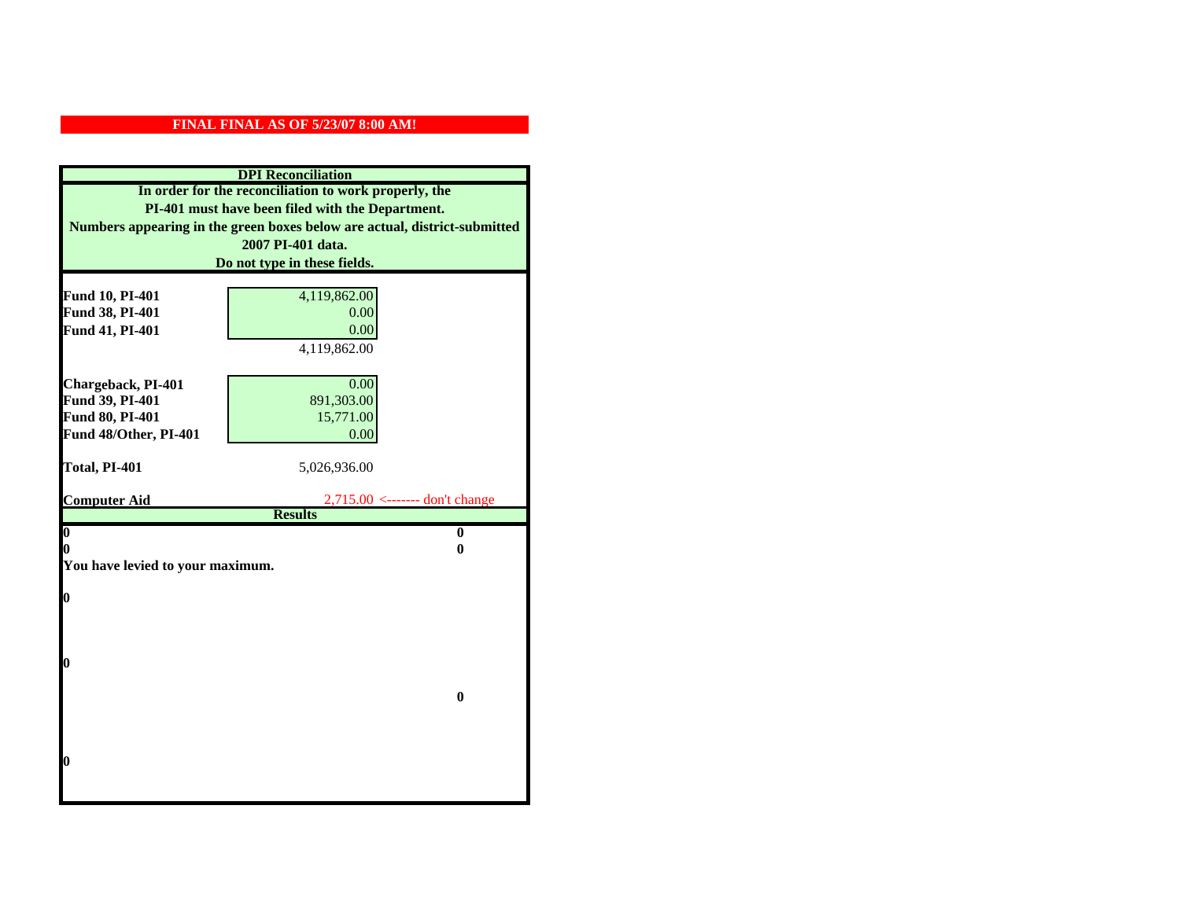**FINAL FINAL AS OF 5/23/07 8:00 AM!**

**DPI Reconciliation**

**In order for the reconciliation to work properly, the PI-401 must have been filed with the Department. Numbers appearing in the green boxes below are actual, district-submitted 2007 PI-401 data. Do not type in these fields.**

| | | |
|---|---|---|
| **Fund 10, PI-401** | 4,119,862.00 | |
| **Fund 38, PI-401** | 0.00 | |
| **Fund 41, PI-401** | 0.00 | |
| | 4,119,862.00 | |
| | | |
| **Chargeback, PI-401** | 0.00 | |
| **Fund 39, PI-401** | 891,303.00 | |
| **Fund 80, PI-401** | 15,771.00 | |
| **Fund 48/Other, PI-401** | 0.00 | |
| | | |
| **Total, PI-401** | 5,026,936.00 | |
| | | |
| **Computer Aid** | 2,715.00 | <------- don't change |

**Results**

| | |
|---|---|
| **0** | **0** |
| **0** | **0** |

**You have levied to your maximum.**

**0**

**0**

**0**

**0**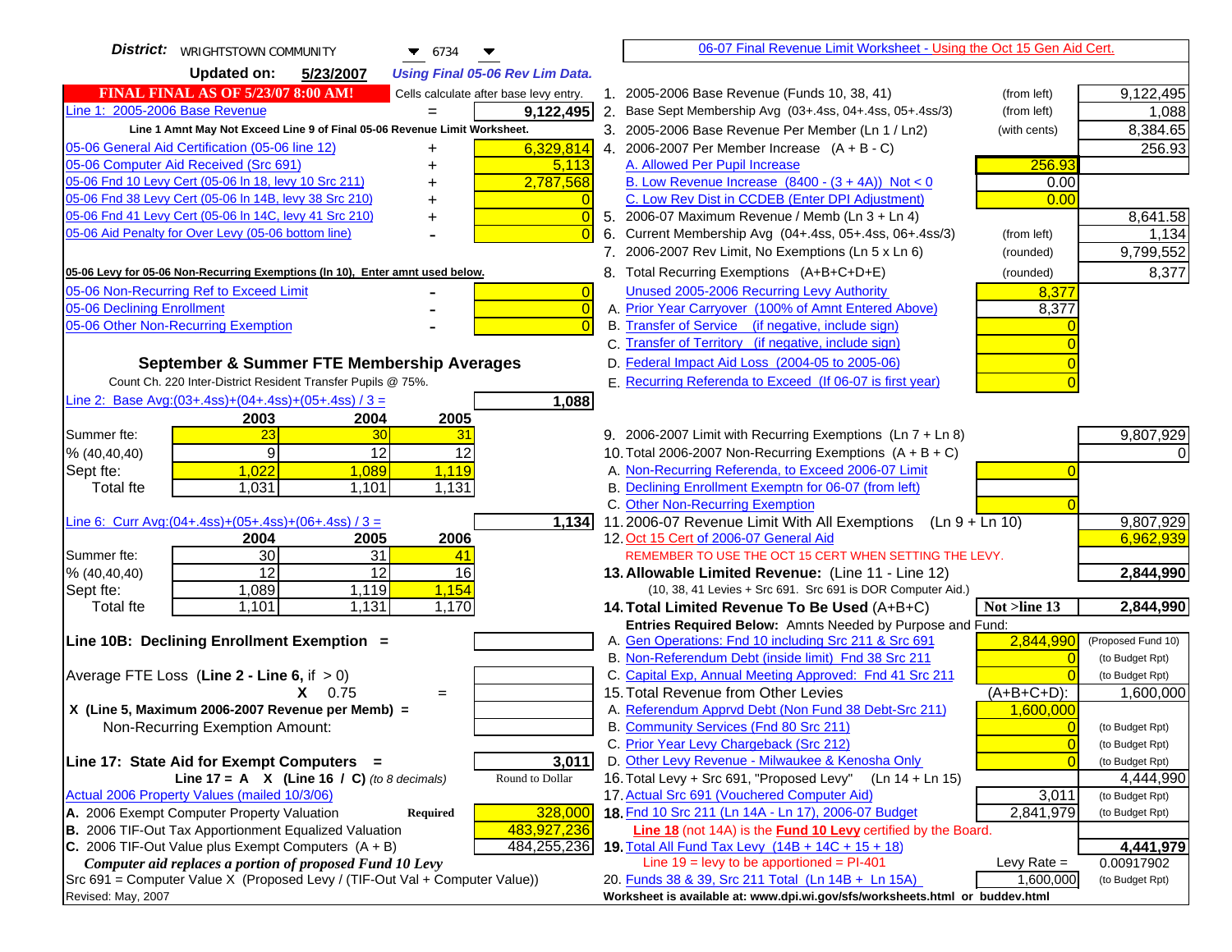**District:** WRIGHTSTOWN COMMUNITY 6734

**Updated on:** 5/23/2007 *Using Final 05-06 Rev Lim Data.*

**FINAL FINAL AS OF 5/23/07 8:00 AM!** Cells calculate after base levy entry.

| | | |
|---|---|---|
| Line 1: 2005-2006 Base Revenue | = | 9,122,495 |

Line 1 Amnt May Not Exceed Line 9 of Final 05-06 Revenue Limit Worksheet.

| | | |
|---|---|---|
| 05-06 General Aid Certification (05-06 line 12) | + | 6,329,814 |
| 05-06 Computer Aid Received (Src 691) | + | 5,113 |
| 05-06 Fnd 10 Levy Cert (05-06 ln 18, levy 10 Src 211) | + | 2,787,568 |
| 05-06 Fnd 38 Levy Cert (05-06 ln 14B, levy 38 Src 210) | + | 0 |
| 05-06 Fnd 41 Levy Cert (05-06 ln 14C, levy 41 Src 210) | + | 0 |
| 05-06 Aid Penalty for Over Levy (05-06 bottom line) | - | 0 |

05-06 Levy for 05-06 Non-Recurring Exemptions (ln 10), Enter amnt used below.

| | | |
|---|---|---|
| 05-06 Non-Recurring Ref to Exceed Limit | - | 0 |
| 05-06 Declining Enrollment | - | 0 |
| 05-06 Other Non-Recurring Exemption | - | 0 |

### September & Summer FTE Membership Averages

Count Ch. 220 Inter-District Resident Transfer Pupils @ 75%.

Line 2: Base Avg:(03+.4ss)+(04+.4ss)+(05+.4ss) / 3 = **1,088**

| | 2003 | 2004 | 2005 |
|---|---|---|---|
| Summer fte: | 23 | 30 | 31 |
| % (40,40,40) | 9 | 12 | 12 |
| Sept fte: | 1,022 | 1,089 | 1,119 |
| Total fte | 1,031 | 1,101 | 1,131 |

Line 6: Curr Avg:(04+.4ss)+(05+.4ss)+(06+.4ss) / 3 = **1,134**

| | 2004 | 2005 | 2006 |
|---|---|---|---|
| Summer fte: | 30 | 31 | 41 |
| % (40,40,40) | 12 | 12 | 16 |
| Sept fte: | 1,089 | 1,119 | 1,154 |
| Total fte | 1,101 | 1,131 | 1,170 |

**Line 10B: Declining Enrollment Exemption =**

Average FTE Loss (**Line 2 - Line 6**, if > 0)

X 0.75 =

X (Line 5, Maximum 2006-2007 Revenue per Memb) =

Non-Recurring Exemption Amount:

**Line 17: State Aid for Exempt Computers =** **3,011**

Line 17 = A X (Line 16 / C) *(to 8 decimals)* Round to Dollar

Actual 2006 Property Values (mailed 10/3/06)

| | | |
|---|---|---|
| A. 2006 Exempt Computer Property Valuation | Required | 328,000 |
| B. 2006 TIF-Out Tax Apportionment Equalized Valuation | | 483,927,236 |
| C. 2006 TIF-Out Value plus Exempt Computers (A + B) | | 484,255,236 |

*Computer aid replaces a portion of proposed Fund 10 Levy*

Src 691 = Computer Value X (Proposed Levy / (TIF-Out Val + Computer Value))

Revised: May, 2007

## 06-07 Final Revenue Limit Worksheet - Using the Oct 15 Gen Aid Cert.

| | | | |
|---|---|---|---|
| 1. 2005-2006 Base Revenue (Funds 10, 38, 41) | (from left) | | 9,122,495 |
| 2. Base Sept Membership Avg (03+.4ss, 04+.4ss, 05+.4ss/3) | (from left) | | 1,088 |
| 3. 2005-2006 Base Revenue Per Member (Ln 1 / Ln2) | (with cents) | | 8,384.65 |
| 4. 2006-2007 Per Member Increase (A + B - C) | | | 256.93 |
| A. Allowed Per Pupil Increase | | 256.93 | |
| B. Low Revenue Increase (8400 - (3 + 4A)) Not < 0 | | 0.00 | |
| C. Low Rev Dist in CCDEB (Enter DPI Adjustment) | | 0.00 | |
| 5. 2006-07 Maximum Revenue / Memb (Ln 3 + Ln 4) | | | 8,641.58 |
| 6. Current Membership Avg (04+.4ss, 05+.4ss, 06+.4ss/3) | (from left) | | 1,134 |
| 7. 2006-2007 Rev Limit, No Exemptions (Ln 5 x Ln 6) | (rounded) | | 9,799,552 |
| 8. Total Recurring Exemptions (A+B+C+D+E) | (rounded) | | 8,377 |
| Unused 2005-2006 Recurring Levy Authority | | 8,377 | |
| A. Prior Year Carryover (100% of Amnt Entered Above) | | 8,377 | |
| B. Transfer of Service (if negative, include sign) | | 0 | |
| C. Transfer of Territory (if negative, include sign) | | 0 | |
| D. Federal Impact Aid Loss (2004-05 to 2005-06) | | 0 | |
| E. Recurring Referenda to Exceed (If 06-07 is first year) | | 0 | |
| 9. 2006-2007 Limit with Recurring Exemptions (Ln 7 + Ln 8) | | | 9,807,929 |
| 10. Total 2006-2007 Non-Recurring Exemptions (A + B + C) | | | 0 |
| A. Non-Recurring Referenda, to Exceed 2006-07 Limit | | 0 | |
| B. Declining Enrollment Exemptn for 06-07 (from left) | | | |
| C. Other Non-Recurring Exemption | | 0 | |
| 11. 2006-07 Revenue Limit With All Exemptions (Ln 9 + Ln 10) | | | 9,807,929 |
| 12. Oct 15 Cert of 2006-07 General Aid | | | 6,962,939 |

REMEMBER TO USE THE OCT 15 CERT WHEN SETTING THE LEVY.

| | | | |
|---|---|---|---|
| **13. Allowable Limited Revenue:** (Line 11 - Line 12) | | | **2,844,990** |
| (10, 38, 41 Levies + Src 691. Src 691 is DOR Computer Aid.) | | | |
| **14. Total Limited Revenue To Be Used** (A+B+C) | | Not >line 13 | **2,844,990** |
| Entries Required Below: Amnts Needed by Purpose and Fund: | | | |
| A. Gen Operations: Fnd 10 including Src 211 & Src 691 | | 2,844,990 | (Proposed Fund 10) |
| B. Non-Referendum Debt (inside limit) Fnd 38 Src 211 | | 0 | (to Budget Rpt) |
| C. Capital Exp, Annual Meeting Approved: Fnd 41 Src 211 | | 0 | (to Budget Rpt) |
| 15. Total Revenue from Other Levies | | (A+B+C+D): | 1,600,000 |
| A. Referendum Apprvd Debt (Non Fund 38 Debt-Src 211) | | 1,600,000 | |
| B. Community Services (Fnd 80 Src 211) | | 0 | (to Budget Rpt) |
| C. Prior Year Levy Chargeback (Src 212) | | 0 | (to Budget Rpt) |
| D. Other Levy Revenue - Milwaukee & Kenosha Only | | 0 | (to Budget Rpt) |
| 16. Total Levy + Src 691, "Proposed Levy" (Ln 14 + Ln 15) | | | 4,444,990 |
| 17. Actual Src 691 (Vouchered Computer Aid) | | 3,011 | (to Budget Rpt) |
| **18.** Fnd 10 Src 211 (Ln 14A - Ln 17), 2006-07 Budget | | 2,841,979 | (to Budget Rpt) |
| **Line 18** (not 14A) is the **Fund 10 Levy** certified by the Board. | | | |
| **19.** Total All Fund Tax Levy (14B + 14C + 15 + 18) | | | **4,441,979** |
| Line 19 = levy to be apportioned = PI-401 | | Levy Rate = | 0.00917902 |
| 20. Funds 38 & 39, Src 211 Total (Ln 14B + Ln 15A) | | 1,600,000 | (to Budget Rpt) |

Worksheet is available at: www.dpi.wi.gov/sfs/worksheets.html or buddev.html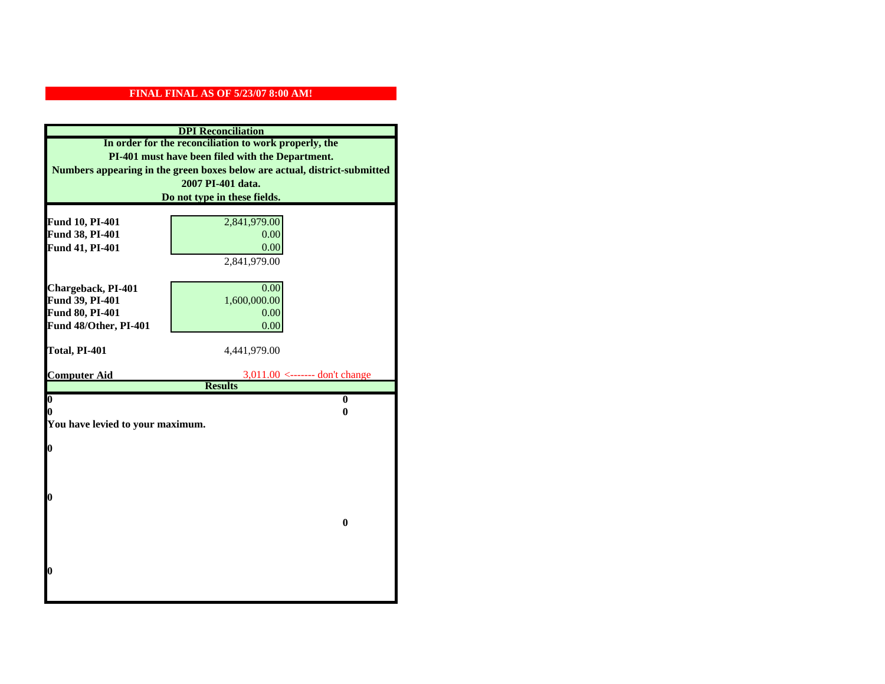**FINAL FINAL AS OF 5/23/07 8:00 AM!**

**DPI Reconciliation**

**In order for the reconciliation to work properly, the PI-401 must have been filed with the Department. Numbers appearing in the green boxes below are actual, district-submitted 2007 PI-401 data. Do not type in these fields.**

| | | |
|---|---|---|
| **Fund 10, PI-401** | 2,841,979.00 | |
| **Fund 38, PI-401** | 0.00 | |
| **Fund 41, PI-401** | 0.00 | |
| | 2,841,979.00 | |
| **Chargeback, PI-401** | 0.00 | |
| **Fund 39, PI-401** | 1,600,000.00 | |
| **Fund 80, PI-401** | 0.00 | |
| **Fund 48/Other, PI-401** | 0.00 | |
| **Total, PI-401** | 4,441,979.00 | |
| **Computer Aid** | 3,011.00 | <------- don't change |

**Results**

| | |
|---|---|
| **0** | **0** |
| **0** | **0** |

**You have levied to your maximum.**

**0**

**0**

**0**

**0**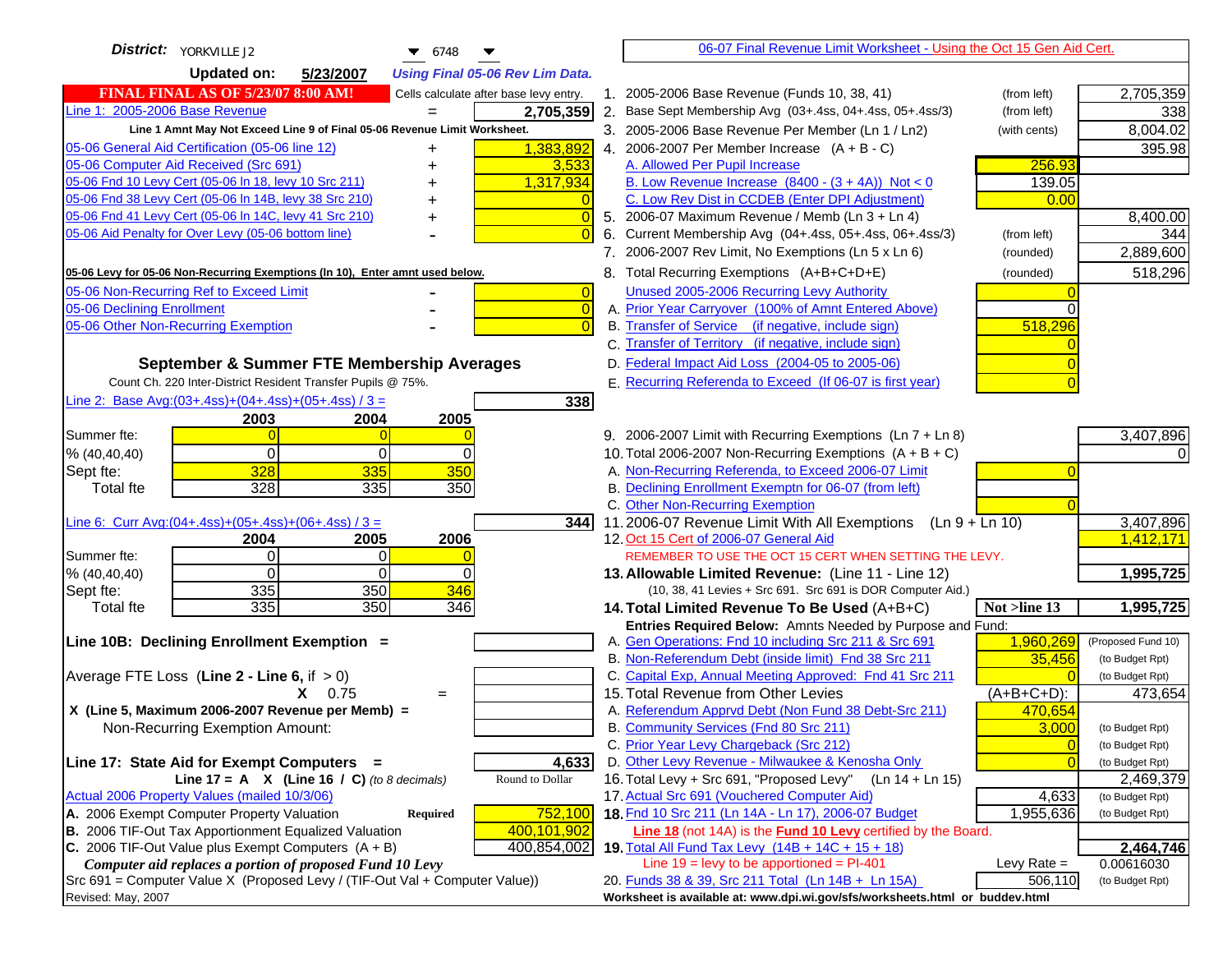**District:** YORKVILLE J2 6748

**Updated on:** 5/23/2007 *Using Final 05-06 Rev Lim Data.*

**FINAL FINAL AS OF 5/23/07 8:00 AM!** Cells calculate after base levy entry.

| Item | | Amount |
|---|---|---|
| Line 1: 2005-2006 Base Revenue | = | 2,705,359 |

Line 1 Amnt May Not Exceed Line 9 of Final 05-06 Revenue Limit Worksheet.

| Item | | Amount |
|---|---|---|
| 05-06 General Aid Certification (05-06 line 12) | + | 1,383,892 |
| 05-06 Computer Aid Received (Src 691) | + | 3,533 |
| 05-06 Fnd 10 Levy Cert (05-06 ln 18, levy 10 Src 211) | + | 1,317,934 |
| 05-06 Fnd 38 Levy Cert (05-06 ln 14B, levy 38 Src 210) | + | 0 |
| 05-06 Fnd 41 Levy Cert (05-06 ln 14C, levy 41 Src 210) | + | 0 |
| 05-06 Aid Penalty for Over Levy (05-06 bottom line) | - | 0 |

05-06 Levy for 05-06 Non-Recurring Exemptions (ln 10), Enter amnt used below.

| Item | | Amount |
|---|---|---|
| 05-06 Non-Recurring Ref to Exceed Limit | - | 0 |
| 05-06 Declining Enrollment | - | 0 |
| 05-06 Other Non-Recurring Exemption | - | 0 |

## September & Summer FTE Membership Averages

Count Ch. 220 Inter-District Resident Transfer Pupils @ 75%.

Line 2: Base Avg:(03+.4ss)+(04+.4ss)+(05+.4ss) / 3 = **338**

| | 2003 | 2004 | 2005 |
|---|---|---|---|
| Summer fte: | 0 | 0 | 0 |
| % (40,40,40) | 0 | 0 | 0 |
| Sept fte: | 328 | 335 | 350 |
| Total fte | 328 | 335 | 350 |

Line 6: Curr Avg:(04+.4ss)+(05+.4ss)+(06+.4ss) / 3 = **344**

| | 2004 | 2005 | 2006 |
|---|---|---|---|
| Summer fte: | 0 | 0 | 0 |
| % (40,40,40) | 0 | 0 | 0 |
| Sept fte: | 335 | 350 | 346 |
| Total fte | 335 | 350 | 346 |

**Line 10B: Declining Enrollment Exemption =**

Average FTE Loss (Line 2 - Line 6, if > 0)

X 0.75 =

X (Line 5, Maximum 2006-2007 Revenue per Memb) =

Non-Recurring Exemption Amount:

**Line 17: State Aid for Exempt Computers =** **4,633**

Line 17 = A X (Line 16 / C) *(to 8 decimals)* — Round to Dollar

Actual 2006 Property Values (mailed 10/3/06)

| Item | | Amount |
|---|---|---|
| A. 2006 Exempt Computer Property Valuation | Required | 752,100 |
| B. 2006 TIF-Out Tax Apportionment Equalized Valuation | | 400,101,902 |
| C. 2006 TIF-Out Value plus Exempt Computers (A + B) | | 400,854,002 |

*Computer aid replaces a portion of proposed Fund 10 Levy*

Src 691 = Computer Value X (Proposed Levy / (TIF-Out Val + Computer Value))

Revised: May, 2007

## 06-07 Final Revenue Limit Worksheet - Using the Oct 15 Gen Aid Cert.

| Line | Description | Note | Entry | Amount |
|---|---|---|---|---|
| 1. | 2005-2006 Base Revenue (Funds 10, 38, 41) | (from left) | | 2,705,359 |
| 2. | Base Sept Membership Avg (03+.4ss, 04+.4ss, 05+.4ss/3) | (from left) | | 338 |
| 3. | 2005-2006 Base Revenue Per Member (Ln 1 / Ln2) | (with cents) | | 8,004.02 |
| 4. | 2006-2007 Per Member Increase (A + B - C) | | | 395.98 |
| | A. Allowed Per Pupil Increase | | 256.93 | |
| | B. Low Revenue Increase (8400 - (3 + 4A)) Not < 0 | | 139.05 | |
| | C. Low Rev Dist in CCDEB (Enter DPI Adjustment) | | 0.00 | |
| 5. | 2006-07 Maximum Revenue / Memb (Ln 3 + Ln 4) | | | 8,400.00 |
| 6. | Current Membership Avg (04+.4ss, 05+.4ss, 06+.4ss/3) | (from left) | | 344 |
| 7. | 2006-2007 Rev Limit, No Exemptions (Ln 5 x Ln 6) | (rounded) | | 2,889,600 |
| 8. | Total Recurring Exemptions (A+B+C+D+E) | (rounded) | | 518,296 |
| | Unused 2005-2006 Recurring Levy Authority | | 0 | |
| | A. Prior Year Carryover (100% of Amnt Entered Above) | | 0 | |
| | B. Transfer of Service (if negative, include sign) | | 518,296 | |
| | C. Transfer of Territory (if negative, include sign) | | 0 | |
| | D. Federal Impact Aid Loss (2004-05 to 2005-06) | | 0 | |
| | E. Recurring Referenda to Exceed (If 06-07 is first year) | | 0 | |
| 9. | 2006-2007 Limit with Recurring Exemptions (Ln 7 + Ln 8) | | | 3,407,896 |
| 10. | Total 2006-2007 Non-Recurring Exemptions (A + B + C) | | | 0 |
| | A. Non-Recurring Referenda, to Exceed 2006-07 Limit | | 0 | |
| | B. Declining Enrollment Exemptn for 06-07 (from left) | | | |
| | C. Other Non-Recurring Exemption | | 0 | |
| 11. | 2006-07 Revenue Limit With All Exemptions (Ln 9 + Ln 10) | | | 3,407,896 |
| 12. | Oct 15 Cert of 2006-07 General Aid | | | 1,412,171 |
| | REMEMBER TO USE THE OCT 15 CERT WHEN SETTING THE LEVY. | | | |
| **13.** | **Allowable Limited Revenue:** (Line 11 - Line 12) | | | **1,995,725** |
| | (10, 38, 41 Levies + Src 691. Src 691 is DOR Computer Aid.) | | | |
| **14.** | **Total Limited Revenue To Be Used** (A+B+C) | | Not >line 13 | **1,995,725** |
| | Entries Required Below: Amnts Needed by Purpose and Fund: | | | |
| | A. Gen Operations: Fnd 10 including Src 211 & Src 691 | | 1,960,269 | (Proposed Fund 10) |
| | B. Non-Referendum Debt (inside limit) Fnd 38 Src 211 | | 35,456 | (to Budget Rpt) |
| | C. Capital Exp, Annual Meeting Approved: Fnd 41 Src 211 | | 0 | (to Budget Rpt) |
| 15. | Total Revenue from Other Levies | | (A+B+C+D): | 473,654 |
| | A. Referendum Apprvd Debt (Non Fund 38 Debt-Src 211) | | 470,654 | |
| | B. Community Services (Fnd 80 Src 211) | | 3,000 | (to Budget Rpt) |
| | C. Prior Year Levy Chargeback (Src 212) | | 0 | (to Budget Rpt) |
| | D. Other Levy Revenue - Milwaukee & Kenosha Only | | 0 | (to Budget Rpt) |
| 16. | Total Levy + Src 691, "Proposed Levy" (Ln 14 + Ln 15) | | | 2,469,379 |
| 17. | Actual Src 691 (Vouchered Computer Aid) | | 4,633 | (to Budget Rpt) |
| **18.** | Fnd 10 Src 211 (Ln 14A - Ln 17), 2006-07 Budget | | 1,955,636 | (to Budget Rpt) |
| | Line 18 (not 14A) is the Fund 10 Levy certified by the Board. | | | |
| **19.** | Total All Fund Tax Levy (14B + 14C + 15 + 18) | | | **2,464,746** |
| | Line 19 = levy to be apportioned = PI-401 | | Levy Rate = | 0.00616030 |
| 20. | Funds 38 & 39, Src 211 Total (Ln 14B + Ln 15A) | | 506,110 | (to Budget Rpt) |

Worksheet is available at: www.dpi.wi.gov/sfs/worksheets.html or buddev.html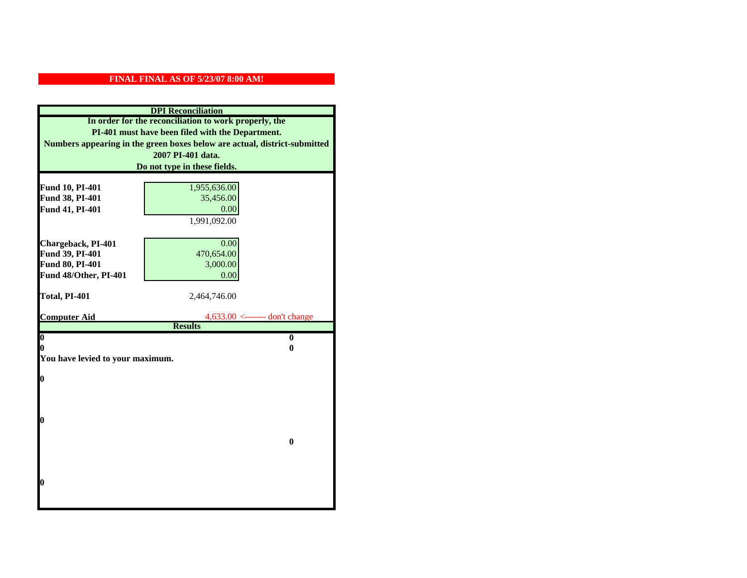**FINAL FINAL AS OF 5/23/07 8:00 AM!**

**DPI Reconciliation**

**In order for the reconciliation to work properly, the PI-401 must have been filed with the Department. Numbers appearing in the green boxes below are actual, district-submitted 2007 PI-401 data. Do not type in these fields.**

| | | |
|---|---|---|
| **Fund 10, PI-401** | 1,955,636.00 | |
| **Fund 38, PI-401** | 35,456.00 | |
| **Fund 41, PI-401** | 0.00 | |
| | 1,991,092.00 | |
| **Chargeback, PI-401** | 0.00 | |
| **Fund 39, PI-401** | 470,654.00 | |
| **Fund 80, PI-401** | 3,000.00 | |
| **Fund 48/Other, PI-401** | 0.00 | |
| **Total, PI-401** | 2,464,746.00 | |
| **Computer Aid** | 4,633.00 | <------- don't change |

**Results**

| | |
|---|---|
| **0** | **0** |
| **0** | **0** |

**You have levied to your maximum.**

**0**

**0**

**0**

**0**